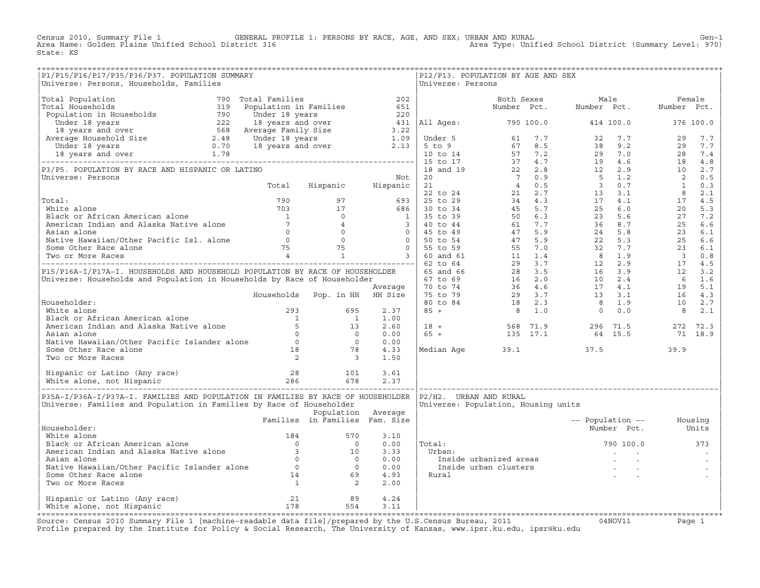Census 2010, Summary File 1 GENERAL PROFILE 1: PERSONS BY RACE, AGE, AND SEX; URBAN AND RURAL Gen-1
Area Name: Golden Plains Unified School District 316 Area Type: Unified School District (Summary Level: 970)
State: KS

## P1/P15/P16/P17/P35/P36/P37. POPULATION SUMMARY

Universe: Persons, Households, Families

| | | | |
|---|---|---|---|
| Total Population | 790 | Total Families | 202 |
| Total Households | 319 | Population in Families | 651 |
| Population in Households | 790 | Under 18 years | 220 |
| Under 18 years | 222 | 18 years and over | 431 |
| 18 years and over | 568 | Average Family Size | 3.22 |
| Average Household Size | 2.48 | Under 18 years | 1.09 |
| Under 18 years | 0.70 | 18 years and over | 2.13 |
| 18 years and over | 1.78 | | |

## P3/P5. POPULATION BY RACE AND HISPANIC OR LATINO

Universe: Persons

| | Total | Hispanic | Not Hispanic |
|---|---|---|---|
| Total: | 790 | 97 | 693 |
| White alone | 703 | 17 | 686 |
| Black or African American alone | 1 | 0 | 1 |
| American Indian and Alaska Native alone | 7 | 4 | 3 |
| Asian alone | 0 | 0 | 0 |
| Native Hawaiian/Other Pacific Isl. alone | 0 | 0 | 0 |
| Some Other Race alone | 75 | 75 | 0 |
| Two or More Races | 4 | 1 | 3 |

## P15/P16A-I/P17A-I. HOUSEHOLDS AND HOUSEHOLD POPULATION BY RACE OF HOUSEHOLDER

Universe: Households and Population in Households by Race of Householder

| Householder: | Households | Pop. in HH | Average HH Size |
|---|---|---|---|
| White alone | 293 | 695 | 2.37 |
| Black or African American alone | 1 | 1 | 1.00 |
| American Indian and Alaska Native alone | 5 | 13 | 2.60 |
| Asian alone | 0 | 0 | 0.00 |
| Native Hawaiian/Other Pacific Islander alone | 0 | 0 | 0.00 |
| Some Other Race alone | 18 | 78 | 4.33 |
| Two or More Races | 2 | 3 | 1.50 |
| Hispanic or Latino (Any race) | 28 | 101 | 3.61 |
| White alone, not Hispanic | 286 | 678 | 2.37 |

## P35A-I/P36A-I/P37A-I. FAMILIES AND POPULATION IN FAMILIES BY RACE OF HOUSEHOLDER

Universe: Families and Population in Families by Race of Householder

| Householder: | Families | Population in Families | Average Fam. Size |
|---|---|---|---|
| White alone | 184 | 570 | 3.10 |
| Black or African American alone | 0 | 0 | 0.00 |
| American Indian and Alaska Native alone | 3 | 10 | 3.33 |
| Asian alone | 0 | 0 | 0.00 |
| Native Hawaiian/Other Pacific Islander alone | 0 | 0 | 0.00 |
| Some Other Race alone | 14 | 69 | 4.93 |
| Two or More Races | 1 | 2 | 2.00 |
| Hispanic or Latino (Any race) | 21 | 89 | 4.24 |
| White alone, not Hispanic | 178 | 554 | 3.11 |

## P12/P13. POPULATION BY AGE AND SEX

Universe: Persons

| | Both Sexes Number | Both Sexes Pct. | Male Number | Male Pct. | Female Number | Female Pct. |
|---|---|---|---|---|---|---|
| All Ages: | 790 | 100.0 | 414 | 100.0 | 376 | 100.0 |
| Under 5 | 61 | 7.7 | 32 | 7.7 | 29 | 7.7 |
| 5 to 9 | 67 | 8.5 | 38 | 9.2 | 29 | 7.7 |
| 10 to 14 | 57 | 7.2 | 29 | 7.0 | 28 | 7.4 |
| 15 to 17 | 37 | 4.7 | 19 | 4.6 | 18 | 4.8 |
| 18 and 19 | 22 | 2.8 | 12 | 2.9 | 10 | 2.7 |
| 20 | 7 | 0.9 | 5 | 1.2 | 2 | 0.5 |
| 21 | 4 | 0.5 | 3 | 0.7 | 1 | 0.3 |
| 22 to 24 | 21 | 2.7 | 13 | 3.1 | 8 | 2.1 |
| 25 to 29 | 34 | 4.3 | 17 | 4.1 | 17 | 4.5 |
| 30 to 34 | 45 | 5.7 | 25 | 6.0 | 20 | 5.3 |
| 35 to 39 | 50 | 6.3 | 23 | 5.6 | 27 | 7.2 |
| 40 to 44 | 61 | 7.7 | 36 | 8.7 | 25 | 6.6 |
| 45 to 49 | 47 | 5.9 | 24 | 5.8 | 23 | 6.1 |
| 50 to 54 | 47 | 5.9 | 22 | 5.3 | 25 | 6.6 |
| 55 to 59 | 55 | 7.0 | 32 | 7.7 | 23 | 6.1 |
| 60 and 61 | 11 | 1.4 | 8 | 1.9 | 3 | 0.8 |
| 62 to 64 | 29 | 3.7 | 12 | 2.9 | 17 | 4.5 |
| 65 and 66 | 28 | 3.5 | 16 | 3.9 | 12 | 3.2 |
| 67 to 69 | 16 | 2.0 | 10 | 2.4 | 6 | 1.6 |
| 70 to 74 | 36 | 4.6 | 17 | 4.1 | 19 | 5.1 |
| 75 to 79 | 29 | 3.7 | 13 | 3.1 | 16 | 4.3 |
| 80 to 84 | 18 | 2.3 | 8 | 1.9 | 10 | 2.7 |
| 85 + | 8 | 1.0 | 0 | 0.0 | 8 | 2.1 |
| 18 + | 568 | 71.9 | 296 | 71.5 | 272 | 72.3 |
| 65 + | 135 | 17.1 | 64 | 15.5 | 71 | 18.9 |
| Median Age | 39.1 | | 37.5 | | 39.9 | |

## P2/H2. URBAN AND RURAL

Universe: Population, Housing units

| | Population Number | Population Pct. | Housing Units |
|---|---|---|---|
| Total: | 790 | 100.0 | 373 |
| Urban: | . | . | . |
| Inside urbanized areas | . | . | . |
| Inside urban clusters | . | . | . |
| Rural | . | . | . |

Source: Census 2010 Summary File 1 [machine-readable data file]/prepared by the U.S.Census Bureau, 2011 04NOV11
Profile prepared by the Institute for Policy & Social Research, The University of Kansas, www.ipsr.ku.edu, ipsr@ku.edu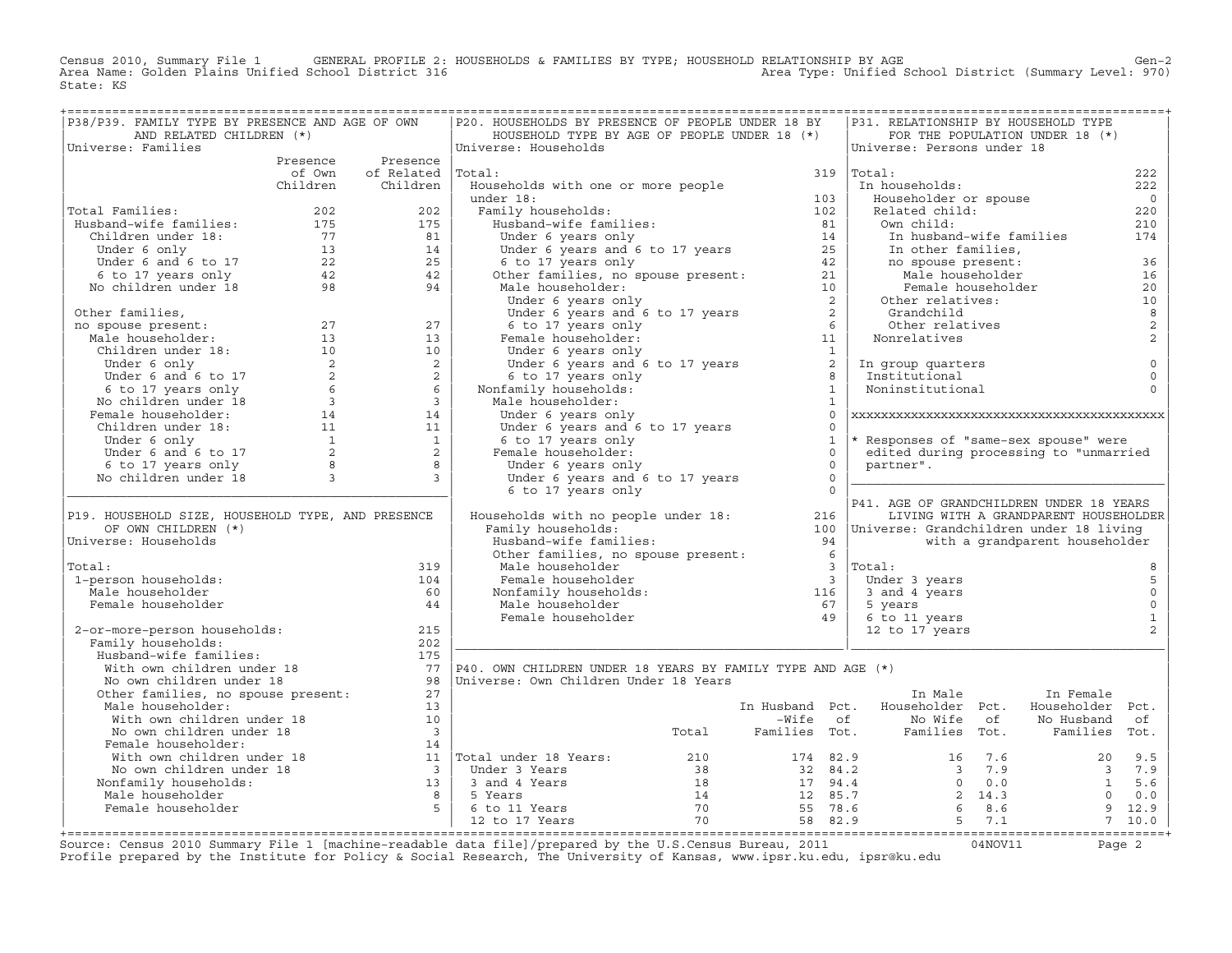Census 2010, Summary File 1 GENERAL PROFILE 2: HOUSEHOLDS & FAMILIES BY TYPE; HOUSEHOLD RELATIONSHIP BY AGE
Area Name: Golden Plains Unified School District 316 — Area Type: Unified School District (Summary Level: 970)
State: KS

## P38/P39. FAMILY TYPE BY PRESENCE AND AGE OF OWN AND RELATED CHILDREN (*)

Universe: Families

| | Presence of Own Children | Presence of Related Children |
|---|---|---|
| Total Families: | 202 | 202 |
| Husband-wife families: | 175 | 175 |
| Children under 18: | 77 | 81 |
| Under 6 only | 13 | 14 |
| Under 6 and 6 to 17 | 22 | 25 |
| 6 to 17 years only | 42 | 42 |
| No children under 18 | 98 | 94 |
| Other families, no spouse present: | 27 | 27 |
| Male householder: | 13 | 13 |
| Children under 18: | 10 | 10 |
| Under 6 only | 2 | 2 |
| Under 6 and 6 to 17 | 2 | 2 |
| 6 to 17 years only | 6 | 6 |
| No children under 18 | 3 | 3 |
| Female householder: | 14 | 14 |
| Children under 18: | 11 | 11 |
| Under 6 only | 1 | 1 |
| Under 6 and 6 to 17 | 2 | 2 |
| 6 to 17 years only | 8 | 8 |
| No children under 18 | 3 | 3 |

## P19. HOUSEHOLD SIZE, HOUSEHOLD TYPE, AND PRESENCE OF OWN CHILDREN (*)

Universe: Households

| | |
|---|---|
| Total: | 319 |
| 1-person households: | 104 |
| Male householder | 60 |
| Female householder | 44 |
| 2-or-more-person households: | 215 |
| Family households: | 202 |
| Husband-wife families: | 175 |
| With own children under 18 | 77 |
| No own children under 18 | 98 |
| Other families, no spouse present: | 27 |
| Male householder: | 13 |
| With own children under 18 | 10 |
| No own children under 18 | 3 |
| Female householder: | 14 |
| With own children under 18 | 11 |
| No own children under 18 | 3 |
| Nonfamily households: | 13 |
| Male householder | 8 |
| Female householder | 5 |

## P20. HOUSEHOLDS BY PRESENCE OF PEOPLE UNDER 18 BY HOUSEHOLD TYPE BY AGE OF PEOPLE UNDER 18 (*)

Universe: Households

| | |
|---|---|
| Total: | 319 |
| Households with one or more people under 18: | 103 |
| Family households: | 102 |
| Husband-wife families: | 81 |
| Under 6 years only | 14 |
| Under 6 years and 6 to 17 years | 25 |
| 6 to 17 years only | 42 |
| Other families, no spouse present: | 21 |
| Male householder: | 10 |
| Under 6 years only | 2 |
| Under 6 years and 6 to 17 years | 2 |
| 6 to 17 years only | 6 |
| Female householder: | 11 |
| Under 6 years only | 1 |
| Under 6 years and 6 to 17 years | 2 |
| 6 to 17 years only | 8 |
| Nonfamily households: | 1 |
| Male householder: | 1 |
| Under 6 years only | 0 |
| Under 6 years and 6 to 17 years | 0 |
| 6 to 17 years only | 1 |
| Female householder: | 0 |
| Under 6 years only | 0 |
| Under 6 years and 6 to 17 years | 0 |
| 6 to 17 years only | 0 |
| Households with no people under 18: | 216 |
| Family households: | 100 |
| Husband-wife families: | 94 |
| Other families, no spouse present: | 6 |
| Male householder | 3 |
| Female householder | 3 |
| Nonfamily households: | 116 |
| Male householder | 67 |
| Female householder | 49 |

## P31. RELATIONSHIP BY HOUSEHOLD TYPE FOR THE POPULATION UNDER 18 (*)

Universe: Persons under 18

| | |
|---|---|
| Total: | 222 |
| In households: | 222 |
| Householder or spouse | 0 |
| Related child: | 220 |
| Own child: | 210 |
| In husband-wife families | 174 |
| In other families, no spouse present: | 36 |
| Male householder | 16 |
| Female householder | 20 |
| Other relatives: | 10 |
| Grandchild | 8 |
| Other relatives | 2 |
| Nonrelatives | 2 |
| In group quarters | 0 |
| Institutional | 0 |
| Noninstitutional | 0 |

\* Responses of "same-sex spouse" were edited during processing to "unmarried partner".

## P41. AGE OF GRANDCHILDREN UNDER 18 YEARS LIVING WITH A GRANDPARENT HOUSEHOLDER

Universe: Grandchildren under 18 living with a grandparent householder

| | |
|---|---|
| Total: | 8 |
| Under 3 years | 5 |
| 3 and 4 years | 0 |
| 5 years | 0 |
| 6 to 11 years | 1 |
| 12 to 17 years | 2 |

## P40. OWN CHILDREN UNDER 18 YEARS BY FAMILY TYPE AND AGE (*)

Universe: Own Children Under 18 Years

| | Total | In Husband-Wife Families | Pct. of Tot. | In Male Householder No Wife Families | Pct. of Tot. | In Female Householder No Husband Families | Pct. of Tot. |
|---|---|---|---|---|---|---|---|
| Total under 18 Years: | 210 | 174 | 82.9 | 16 | 7.6 | 20 | 9.5 |
| Under 3 Years | 38 | 32 | 84.2 | 3 | 7.9 | 3 | 7.9 |
| 3 and 4 Years | 18 | 17 | 94.4 | 0 | 0.0 | 1 | 5.6 |
| 5 Years | 14 | 12 | 85.7 | 2 | 14.3 | 0 | 0.0 |
| 6 to 11 Years | 70 | 55 | 78.6 | 6 | 8.6 | 9 | 12.9 |
| 12 to 17 Years | 70 | 58 | 82.9 | 5 | 7.1 | 7 | 10.0 |

Source: Census 2010 Summary File 1 [machine-readable data file]/prepared by the U.S.Census Bureau, 2011 04NOV11
Profile prepared by the Institute for Policy & Social Research, The University of Kansas, www.ipsr.ku.edu, ipsr@ku.edu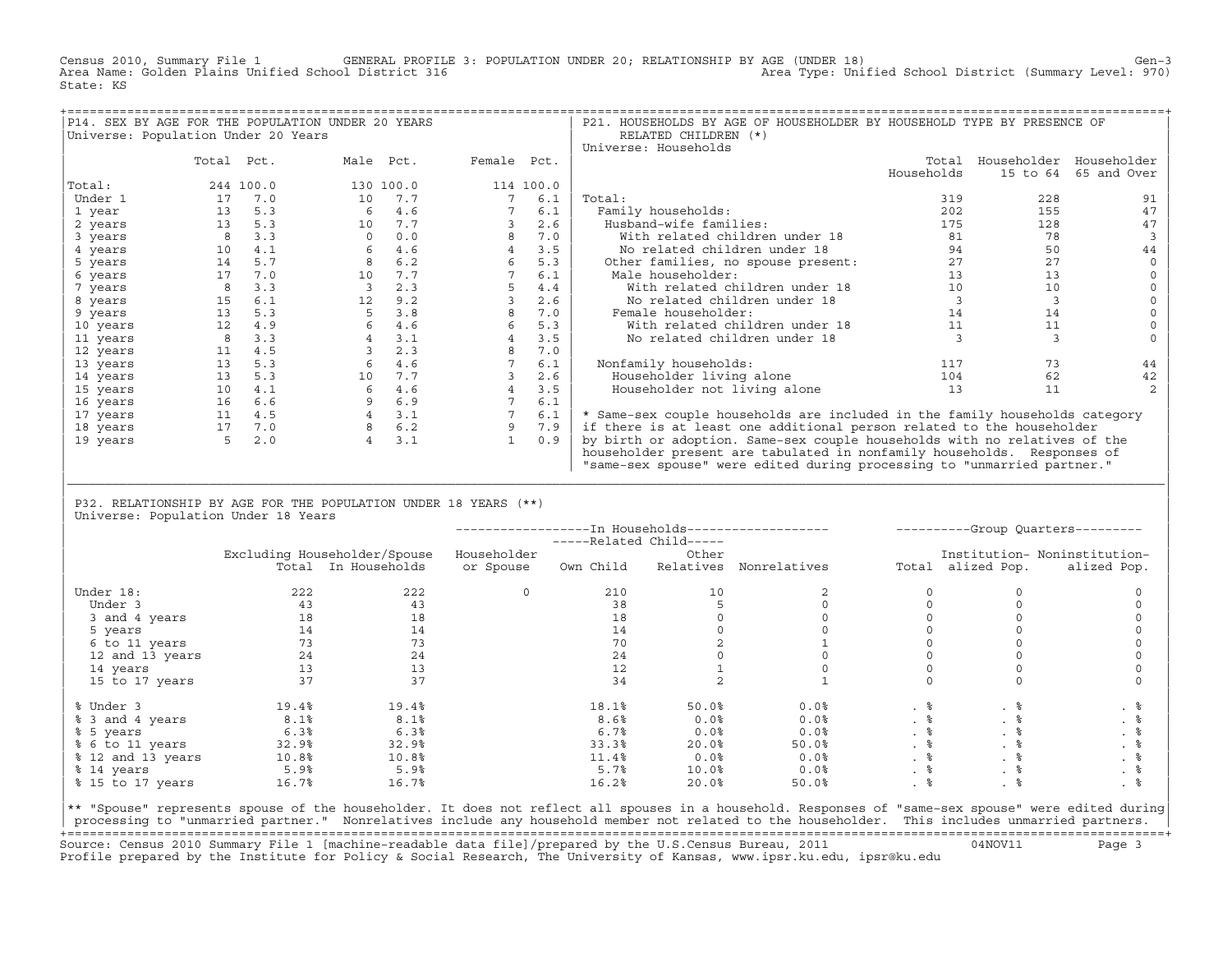Census 2010, Summary File 1 GENERAL PROFILE 3: POPULATION UNDER 20; RELATIONSHIP BY AGE (UNDER 18)
Area Name: Golden Plains Unified School District 316 Area Type: Unified School District (Summary Level: 970)
State: KS

## P14. SEX BY AGE FOR THE POPULATION UNDER 20 YEARS

Universe: Population Under 20 Years

| | Total | Pct. | Male | Pct. | Female | Pct. |
|---|---|---|---|---|---|---|
| Total: | 244 | 100.0 | 130 | 100.0 | 114 | 100.0 |
| Under 1 | 17 | 7.0 | 10 | 7.7 | 7 | 6.1 |
| 1 year | 13 | 5.3 | 6 | 4.6 | 7 | 6.1 |
| 2 years | 13 | 5.3 | 10 | 7.7 | 3 | 2.6 |
| 3 years | 8 | 3.3 | 0 | 0.0 | 8 | 7.0 |
| 4 years | 10 | 4.1 | 6 | 4.6 | 4 | 3.5 |
| 5 years | 14 | 5.7 | 8 | 6.2 | 6 | 5.3 |
| 6 years | 17 | 7.0 | 10 | 7.7 | 7 | 6.1 |
| 7 years | 8 | 3.3 | 3 | 2.3 | 5 | 4.4 |
| 8 years | 15 | 6.1 | 12 | 9.2 | 3 | 2.6 |
| 9 years | 13 | 5.3 | 5 | 3.8 | 8 | 7.0 |
| 10 years | 12 | 4.9 | 6 | 4.6 | 6 | 5.3 |
| 11 years | 8 | 3.3 | 4 | 3.1 | 4 | 3.5 |
| 12 years | 11 | 4.5 | 3 | 2.3 | 8 | 7.0 |
| 13 years | 13 | 5.3 | 6 | 4.6 | 7 | 6.1 |
| 14 years | 13 | 5.3 | 10 | 7.7 | 3 | 2.6 |
| 15 years | 10 | 4.1 | 6 | 4.6 | 4 | 3.5 |
| 16 years | 16 | 6.6 | 9 | 6.9 | 7 | 6.1 |
| 17 years | 11 | 4.5 | 4 | 3.1 | 7 | 6.1 |
| 18 years | 17 | 7.0 | 8 | 6.2 | 9 | 7.9 |
| 19 years | 5 | 2.0 | 4 | 3.1 | 1 | 0.9 |

## P21. HOUSEHOLDS BY AGE OF HOUSEHOLDER BY HOUSEHOLD TYPE BY PRESENCE OF RELATED CHILDREN (*)

Universe: Households

| | Total Households | Householder 15 to 64 | Householder 65 and Over |
|---|---|---|---|
| Total: | 319 | 228 | 91 |
| Family households: | 202 | 155 | 47 |
| Husband-wife families: | 175 | 128 | 47 |
| With related children under 18 | 81 | 78 | 3 |
| No related children under 18 | 94 | 50 | 44 |
| Other families, no spouse present: | 27 | 27 | 0 |
| Male householder: | 13 | 13 | 0 |
| With related children under 18 | 10 | 10 | 0 |
| No related children under 18 | 3 | 3 | 0 |
| Female householder: | 14 | 14 | 0 |
| With related children under 18 | 11 | 11 | 0 |
| No related children under 18 | 3 | 3 | 0 |
| Nonfamily households: | 117 | 73 | 44 |
| Householder living alone | 104 | 62 | 42 |
| Householder not living alone | 13 | 11 | 2 |

\* Same-sex couple households are included in the family households category if there is at least one additional person related to the householder by birth or adoption. Same-sex couple households with no relatives of the householder present are tabulated in nonfamily households. Responses of "same-sex spouse" were edited during processing to "unmarried partner."

## P32. RELATIONSHIP BY AGE FOR THE POPULATION UNDER 18 YEARS (**)

Universe: Population Under 18 Years

| | Excluding Householder/Spouse Total | In Households | Householder or Spouse | In Households: Related Child: Own Child | In Households: Related Child: Other Relatives | In Households: Nonrelatives | Group Quarters: Total | Group Quarters: Institutionalized Pop. | Group Quarters: Noninstitutionalized Pop. |
|---|---|---|---|---|---|---|---|---|---|
| Under 18: | 222 | 222 | 0 | 210 | 10 | 2 | 0 | 0 | 0 |
| Under 3 | 43 | 43 | | 38 | 5 | 0 | 0 | 0 | 0 |
| 3 and 4 years | 18 | 18 | | 18 | 0 | 0 | 0 | 0 | 0 |
| 5 years | 14 | 14 | | 14 | 0 | 0 | 0 | 0 | 0 |
| 6 to 11 years | 73 | 73 | | 70 | 2 | 1 | 0 | 0 | 0 |
| 12 and 13 years | 24 | 24 | | 24 | 0 | 0 | 0 | 0 | 0 |
| 14 years | 13 | 13 | | 12 | 1 | 0 | 0 | 0 | 0 |
| 15 to 17 years | 37 | 37 | | 34 | 2 | 1 | 0 | 0 | 0 |
| % Under 3 | 19.4% | 19.4% | | 18.1% | 50.0% | 0.0% | . % | . % | . % |
| % 3 and 4 years | 8.1% | 8.1% | | 8.6% | 0.0% | 0.0% | . % | . % | . % |
| % 5 years | 6.3% | 6.3% | | 6.7% | 0.0% | 0.0% | . % | . % | . % |
| % 6 to 11 years | 32.9% | 32.9% | | 33.3% | 20.0% | 50.0% | . % | . % | . % |
| % 12 and 13 years | 10.8% | 10.8% | | 11.4% | 0.0% | 0.0% | . % | . % | . % |
| % 14 years | 5.9% | 5.9% | | 5.7% | 10.0% | 0.0% | . % | . % | . % |
| % 15 to 17 years | 16.7% | 16.7% | | 16.2% | 20.0% | 50.0% | . % | . % | . % |

** "Spouse" represents spouse of the householder. It does not reflect all spouses in a household. Responses of "same-sex spouse" were edited during processing to "unmarried partner." Nonrelatives include any household member not related to the householder. This includes unmarried partners.

Source: Census 2010 Summary File 1 [machine-readable data file]/prepared by the U.S.Census Bureau, 2011 04NOV11
Profile prepared by the Institute for Policy & Social Research, The University of Kansas, www.ipsr.ku.edu, ipsr@ku.edu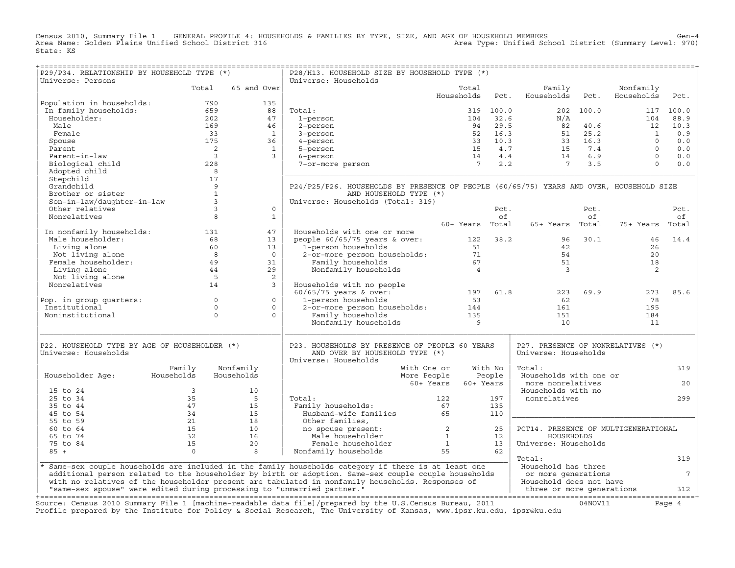Census 2010, Summary File 1 GENERAL PROFILE 4: HOUSEHOLDS & FAMILIES BY TYPE, SIZE, AND AGE OF HOUSEHOLD MEMBERS Gen-4
Area Name: Golden Plains Unified School District 316 Area Type: Unified School District (Summary Level: 970)
State: KS

## P29/P34. RELATIONSHIP BY HOUSEHOLD TYPE (*)

Universe: Persons

| | Total | 65 and Over |
|---|---|---|
| Population in households: | 790 | 135 |
| In family households: | 659 | 88 |
| Householder: | 202 | 47 |
| Male | 169 | 46 |
| Female | 33 | 1 |
| Spouse | 175 | 36 |
| Parent | 2 | 1 |
| Parent-in-law | 3 | 3 |
| Biological child | 228 | |
| Adopted child | 8 | |
| Stepchild | 17 | |
| Grandchild | 9 | |
| Brother or sister | 1 | |
| Son-in-law/daughter-in-law | 3 | |
| Other relatives | 3 | 0 |
| Nonrelatives | 8 | 1 |
| In nonfamily households: | 131 | 47 |
| Male householder: | 68 | 13 |
| Living alone | 60 | 13 |
| Not living alone | 8 | 0 |
| Female householder: | 49 | 31 |
| Living alone | 44 | 29 |
| Not living alone | 5 | 2 |
| Nonrelatives | 14 | 3 |
| Pop. in group quarters: | 0 | 0 |
| Institutional | 0 | 0 |
| Noninstitutional | 0 | 0 |

## P28/H13. HOUSEHOLD SIZE BY HOUSEHOLD TYPE (*)

Universe: Households

| | Total Households | Pct. | Family Households | Pct. | Nonfamily Households | Pct. |
|---|---|---|---|---|---|---|
| Total: | 319 | 100.0 | 202 | 100.0 | 117 | 100.0 |
| 1-person | 104 | 32.6 | N/A | | 104 | 88.9 |
| 2-person | 94 | 29.5 | 82 | 40.6 | 12 | 10.3 |
| 3-person | 52 | 16.3 | 51 | 25.2 | 1 | 0.9 |
| 4-person | 33 | 10.3 | 33 | 16.3 | 0 | 0.0 |
| 5-person | 15 | 4.7 | 15 | 7.4 | 0 | 0.0 |
| 6-person | 14 | 4.4 | 14 | 6.9 | 0 | 0.0 |
| 7-or-more person | 7 | 2.2 | 7 | 3.5 | 0 | 0.0 |

## P24/P25/P26. HOUSEHOLDS BY PRESENCE OF PEOPLE (60/65/75) YEARS AND OVER, HOUSEHOLD SIZE AND HOUSEHOLD TYPE (*)

Universe: Households (Total: 319)

| | 60+ Years | Pct. of Total | 65+ Years | Pct. of Total | 75+ Years | Pct. of Total |
|---|---|---|---|---|---|---|
| Households with one or more people 60/65/75 years & over: | 122 | 38.2 | 96 | 30.1 | 46 | 14.4 |
| 1-person households | 51 | | 42 | | 26 | |
| 2-or-more person households: | 71 | | 54 | | 20 | |
| Family households | 67 | | 51 | | 18 | |
| Nonfamily households | 4 | | 3 | | 2 | |
| Households with no people 60/65/75 years & over: | 197 | 61.8 | 223 | 69.9 | 273 | 85.6 |
| 1-person households | 53 | | 62 | | 78 | |
| 2-or-more person households: | 144 | | 161 | | 195 | |
| Family households | 135 | | 151 | | 184 | |
| Nonfamily households | 9 | | 10 | | 11 | |

## P22. HOUSEHOLD TYPE BY AGE OF HOUSEHOLDER (*)

Universe: Households

| Householder Age: | Family Households | Nonfamily Households |
|---|---|---|
| 15 to 24 | 3 | 10 |
| 25 to 34 | 35 | 5 |
| 35 to 44 | 47 | 15 |
| 45 to 54 | 34 | 15 |
| 55 to 59 | 21 | 18 |
| 60 to 64 | 15 | 10 |
| 65 to 74 | 32 | 16 |
| 75 to 84 | 15 | 20 |
| 85 + | 0 | 8 |

## P23. HOUSEHOLDS BY PRESENCE OF PEOPLE 60 YEARS AND OVER BY HOUSEHOLD TYPE (*)

Universe: Households

| | With One or More People 60+ Years | With No People 60+ Years |
|---|---|---|
| Total: | 122 | 197 |
| Family households: | 67 | 135 |
| Husband-wife families | 65 | 110 |
| Other families, no spouse present: | 2 | 25 |
| Male householder | 1 | 12 |
| Female householder | 1 | 13 |
| Nonfamily households | 55 | 62 |

## P27. PRESENCE OF NONRELATIVES (*)

Universe: Households

| | |
|---|---|
| Total: | 319 |
| Households with one or more nonrelatives | 20 |
| Households with no nonrelatives | 299 |

## PCT14. PRESENCE OF MULTIGENERATIONAL HOUSEHOLDS

Universe: Households

| | |
|---|---|
| Total: | 319 |
| Household has three or more generations | 7 |
| Household does not have three or more generations | 312 |

* Same-sex couple households are included in the family households category if there is at least one additional person related to the householder by birth or adoption. Same-sex couple couple households with no relatives of the householder present are tabulated in nonfamily households. Responses of "same-sex spouse" were edited during processing to "unmarried partner."

Source: Census 2010 Summary File 1 [machine-readable data file]/prepared by the U.S.Census Bureau, 2011 04NOV11
Profile prepared by the Institute for Policy & Social Research, The University of Kansas, www.ipsr.ku.edu, ipsr@ku.edu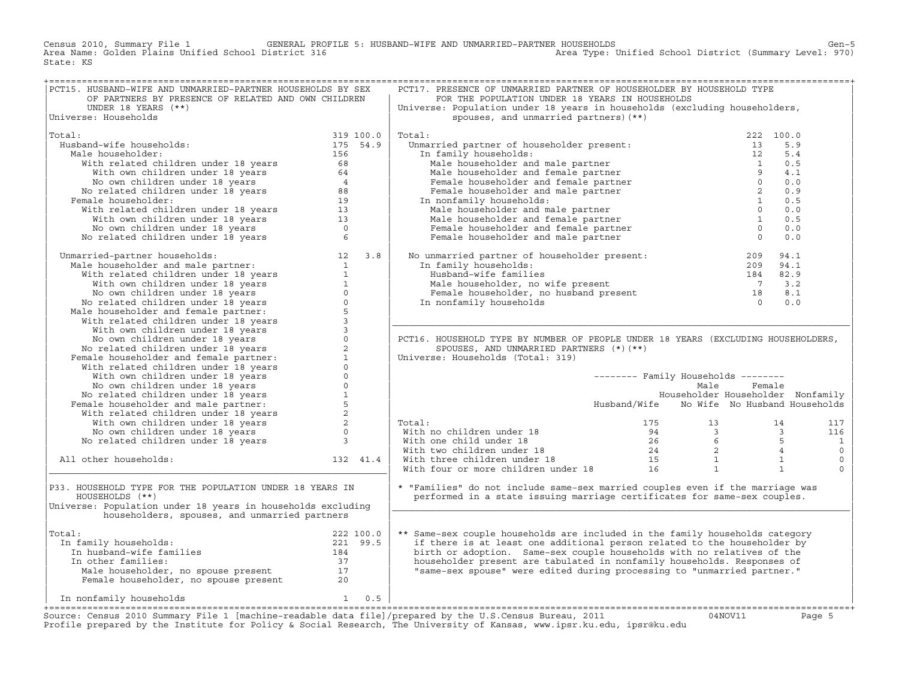Census 2010, Summary File 1 — GENERAL PROFILE 5: HUSBAND-WIFE AND UNMARRIED-PARTNER HOUSEHOLDS

Area Name: Golden Plains Unified School District 316
Area Type: Unified School District (Summary Level: 970)
State: KS

## PCT15. HUSBAND-WIFE AND UNMARRIED-PARTNER HOUSEHOLDS BY SEX OF PARTNERS BY PRESENCE OF RELATED AND OWN CHILDREN UNDER 18 YEARS (**)

Universe: Households

| | Number | Percent |
|---|---|---|
| Total: | 319 | 100.0 |
| Husband-wife households: | 175 | 54.9 |
| Male householder: | 156 | |
| With related children under 18 years | 68 | |
| With own children under 18 years | 64 | |
| No own children under 18 years | 4 | |
| No related children under 18 years | 88 | |
| Female householder: | 19 | |
| With related children under 18 years | 13 | |
| With own children under 18 years | 13 | |
| No own children under 18 years | 0 | |
| No related children under 18 years | 6 | |
| Unmarried-partner households: | 12 | 3.8 |
| Male householder and male partner: | 1 | |
| With related children under 18 years | 1 | |
| With own children under 18 years | 1 | |
| No own children under 18 years | 0 | |
| No related children under 18 years | 0 | |
| Male householder and female partner: | 5 | |
| With related children under 18 years | 3 | |
| With own children under 18 years | 3 | |
| No own children under 18 years | 0 | |
| No related children under 18 years | 2 | |
| Female householder and female partner: | 1 | |
| With related children under 18 years | 0 | |
| With own children under 18 years | 0 | |
| No own children under 18 years | 0 | |
| No related children under 18 years | 1 | |
| Female householder and male partner: | 5 | |
| With related children under 18 years | 2 | |
| With own children under 18 years | 2 | |
| No own children under 18 years | 0 | |
| No related children under 18 years | 3 | |
| All other households: | 132 | 41.4 |

## P33. HOUSEHOLD TYPE FOR THE POPULATION UNDER 18 YEARS IN HOUSEHOLDS (**)

Universe: Population under 18 years in households excluding householders, spouses, and unmarried partners

| | Number | Percent |
|---|---|---|
| Total: | 222 | 100.0 |
| In family households: | 221 | 99.5 |
| In husband-wife families | 184 | |
| In other families: | 37 | |
| Male householder, no spouse present | 17 | |
| Female householder, no spouse present | 20 | |
| In nonfamily households | 1 | 0.5 |

## PCT17. PRESENCE OF UNMARRIED PARTNER OF HOUSEHOLDER BY HOUSEHOLD TYPE FOR THE POPULATION UNDER 18 YEARS IN HOUSEHOLDS

Universe: Population under 18 years in households (excluding householders, spouses, and unmarried partners)(**)

| | Number | Percent |
|---|---|---|
| Total: | 222 | 100.0 |
| Unmarried partner of householder present: | 13 | 5.9 |
| In family households: | 12 | 5.4 |
| Male householder and male partner | 1 | 0.5 |
| Male householder and female partner | 9 | 4.1 |
| Female householder and female partner | 0 | 0.0 |
| Female householder and male partner | 2 | 0.9 |
| In nonfamily households: | 1 | 0.5 |
| Male householder and male partner | 0 | 0.0 |
| Male householder and female partner | 1 | 0.5 |
| Female householder and female partner | 0 | 0.0 |
| Female householder and male partner | 0 | 0.0 |
| No unmarried partner of householder present: | 209 | 94.1 |
| In family households: | 209 | 94.1 |
| Husband-wife families | 184 | 82.9 |
| Male householder, no wife present | 7 | 3.2 |
| Female householder, no husband present | 18 | 8.1 |
| In nonfamily households | 0 | 0.0 |

## PCT16. HOUSEHOLD TYPE BY NUMBER OF PEOPLE UNDER 18 YEARS (EXCLUDING HOUSEHOLDERS, SPOUSES, AND UNMARRIED PARTNERS (*)(**)

Universe: Households (Total: 319)

| | Family Households: Husband/Wife | Family Households: Male Householder No Wife | Family Households: Female Householder No Husband | Nonfamily Households |
|---|---|---|---|---|
| Total: | 175 | 13 | 14 | 117 |
| With no children under 18 | 94 | 3 | 3 | 116 |
| With one child under 18 | 26 | 6 | 5 | 1 |
| With two children under 18 | 24 | 2 | 4 | 0 |
| With three children under 18 | 15 | 1 | 1 | 0 |
| With four or more children under 18 | 16 | 1 | 1 | 0 |

\* "Families" do not include same-sex married couples even if the marriage was performed in a state issuing marriage certificates for same-sex couples.

** Same-sex couple households are included in the family households category if there is at least one additional person related to the householder by birth or adoption. Same-sex couple households with no relatives of the householder present are tabulated in nonfamily households. Responses of "same-sex spouse" were edited during processing to "unmarried partner."

Source: Census 2010 Summary File 1 [machine-readable data file]/prepared by the U.S.Census Bureau, 2011 — 04NOV11

Profile prepared by the Institute for Policy & Social Research, The University of Kansas, www.ipsr.ku.edu, ipsr@ku.edu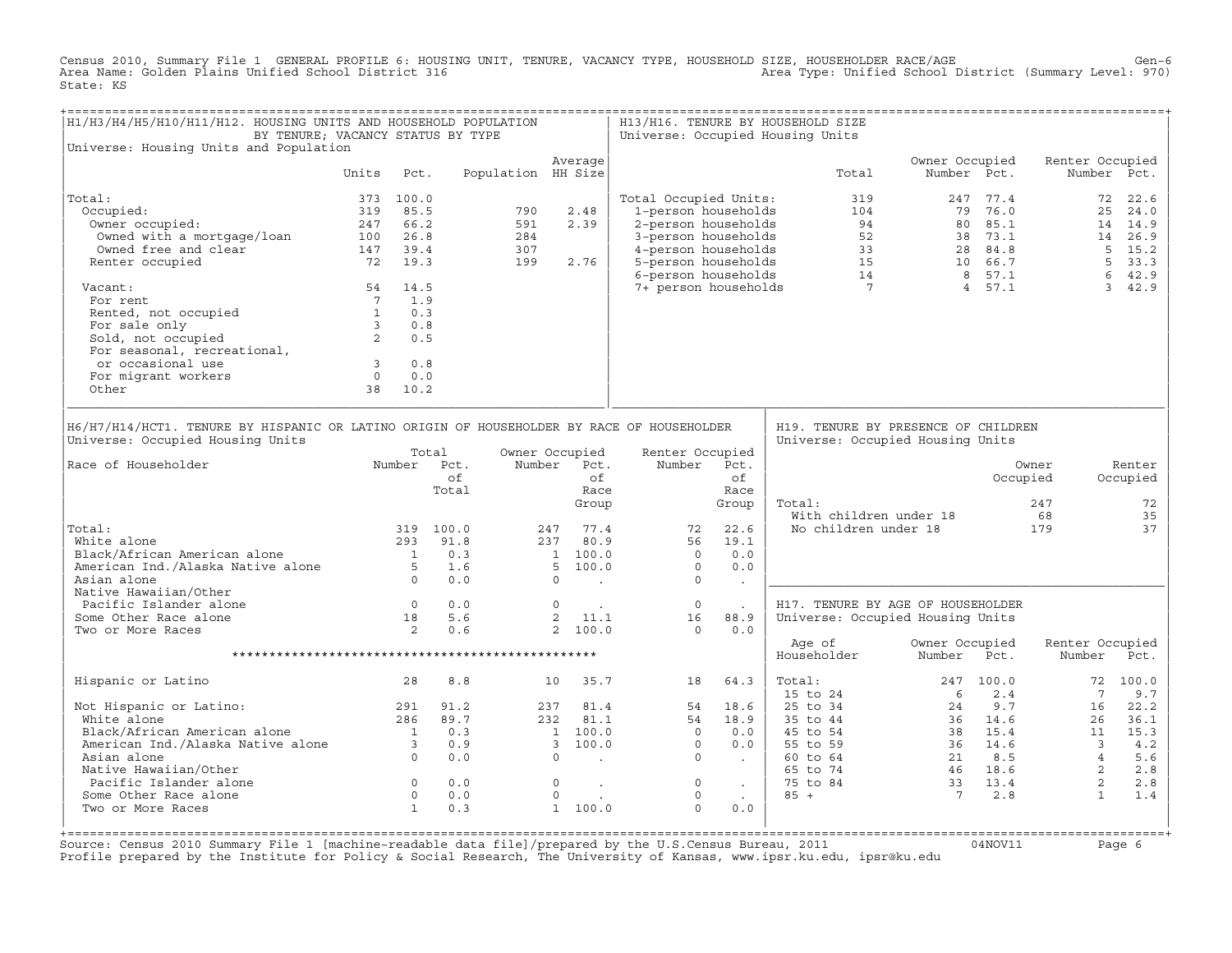Census 2010, Summary File 1 GENERAL PROFILE 6: HOUSING UNIT, TENURE, VACANCY TYPE, HOUSEHOLD SIZE, HOUSEHOLDER RACE/AGE Gen-6
Area Name: Golden Plains Unified School District 316 Area Type: Unified School District (Summary Level: 970)
State: KS

## H1/H3/H4/H5/H10/H11/H12. HOUSING UNITS AND HOUSEHOLD POPULATION BY TENURE; VACANCY STATUS BY TYPE

Universe: Housing Units and Population

| | Units | Pct. | Population | Average HH Size |
|---|---|---|---|---|
| Total: | 373 | 100.0 | | |
| Occupied: | 319 | 85.5 | 790 | 2.48 |
| Owner occupied: | 247 | 66.2 | 591 | 2.39 |
| Owned with a mortgage/loan | 100 | 26.8 | 284 | |
| Owned free and clear | 147 | 39.4 | 307 | |
| Renter occupied | 72 | 19.3 | 199 | 2.76 |
| Vacant: | 54 | 14.5 | | |
| For rent | 7 | 1.9 | | |
| Rented, not occupied | 1 | 0.3 | | |
| For sale only | 3 | 0.8 | | |
| Sold, not occupied | 2 | 0.5 | | |
| For seasonal, recreational, or occasional use | 3 | 0.8 | | |
| For migrant workers | 0 | 0.0 | | |
| Other | 38 | 10.2 | | |

## H13/H16. TENURE BY HOUSEHOLD SIZE

Universe: Occupied Housing Units

| | Total | Owner Occupied Number | Owner Occupied Pct. | Renter Occupied Number | Renter Occupied Pct. |
|---|---|---|---|---|---|
| Total Occupied Units: | 319 | 247 | 77.4 | 72 | 22.6 |
| 1-person households | 104 | 79 | 76.0 | 25 | 24.0 |
| 2-person households | 94 | 80 | 85.1 | 14 | 14.9 |
| 3-person households | 52 | 38 | 73.1 | 14 | 26.9 |
| 4-person households | 33 | 28 | 84.8 | 5 | 15.2 |
| 5-person households | 15 | 10 | 66.7 | 5 | 33.3 |
| 6-person households | 14 | 8 | 57.1 | 6 | 42.9 |
| 7+ person households | 7 | 4 | 57.1 | 3 | 42.9 |

## H6/H7/H14/HCT1. TENURE BY HISPANIC OR LATINO ORIGIN OF HOUSEHOLDER BY RACE OF HOUSEHOLDER

Universe: Occupied Housing Units

| Race of Householder | Total Number | Total Pct. of Total | Owner Occupied Number | Owner Occupied Pct. of Race Group | Renter Occupied Number | Renter Occupied Pct. of Race Group |
|---|---|---|---|---|---|---|
| Total: | 319 | 100.0 | 247 | 77.4 | 72 | 22.6 |
| White alone | 293 | 91.8 | 237 | 80.9 | 56 | 19.1 |
| Black/African American alone | 1 | 0.3 | 1 | 100.0 | 0 | 0.0 |
| American Ind./Alaska Native alone | 5 | 1.6 | 5 | 100.0 | 0 | 0.0 |
| Asian alone | 0 | 0.0 | 0 | . | 0 | . |
| Native Hawaiian/Other Pacific Islander alone | 0 | 0.0 | 0 | . | 0 | . |
| Some Other Race alone | 18 | 5.6 | 2 | 11.1 | 16 | 88.9 |
| Two or More Races | 2 | 0.6 | 2 | 100.0 | 0 | 0.0 |
| Hispanic or Latino | 28 | 8.8 | 10 | 35.7 | 18 | 64.3 |
| Not Hispanic or Latino: | 291 | 91.2 | 237 | 81.4 | 54 | 18.6 |
| White alone | 286 | 89.7 | 232 | 81.1 | 54 | 18.9 |
| Black/African American alone | 1 | 0.3 | 1 | 100.0 | 0 | 0.0 |
| American Ind./Alaska Native alone | 3 | 0.9 | 3 | 100.0 | 0 | 0.0 |
| Asian alone | 0 | 0.0 | 0 | . | 0 | . |
| Native Hawaiian/Other Pacific Islander alone | 0 | 0.0 | 0 | . | 0 | . |
| Some Other Race alone | 0 | 0.0 | 0 | . | 0 | . |
| Two or More Races | 1 | 0.3 | 1 | 100.0 | 0 | 0.0 |

## H19. TENURE BY PRESENCE OF CHILDREN

Universe: Occupied Housing Units

| | Owner Occupied | Renter Occupied |
|---|---|---|
| Total: | 247 | 72 |
| With children under 18 | 68 | 35 |
| No children under 18 | 179 | 37 |

## H17. TENURE BY AGE OF HOUSEHOLDER

Universe: Occupied Housing Units

| Age of Householder | Owner Occupied Number | Owner Occupied Pct. | Renter Occupied Number | Renter Occupied Pct. |
|---|---|---|---|---|
| Total: | 247 | 100.0 | 72 | 100.0 |
| 15 to 24 | 6 | 2.4 | 7 | 9.7 |
| 25 to 34 | 24 | 9.7 | 16 | 22.2 |
| 35 to 44 | 36 | 14.6 | 26 | 36.1 |
| 45 to 54 | 38 | 15.4 | 11 | 15.3 |
| 55 to 59 | 36 | 14.6 | 3 | 4.2 |
| 60 to 64 | 21 | 8.5 | 4 | 5.6 |
| 65 to 74 | 46 | 18.6 | 2 | 2.8 |
| 75 to 84 | 33 | 13.4 | 2 | 2.8 |
| 85 + | 7 | 2.8 | 1 | 1.4 |

Source: Census 2010 Summary File 1 [machine-readable data file]/prepared by the U.S.Census Bureau, 2011 04NOV11
Profile prepared by the Institute for Policy & Social Research, The University of Kansas, www.ipsr.ku.edu, ipsr@ku.edu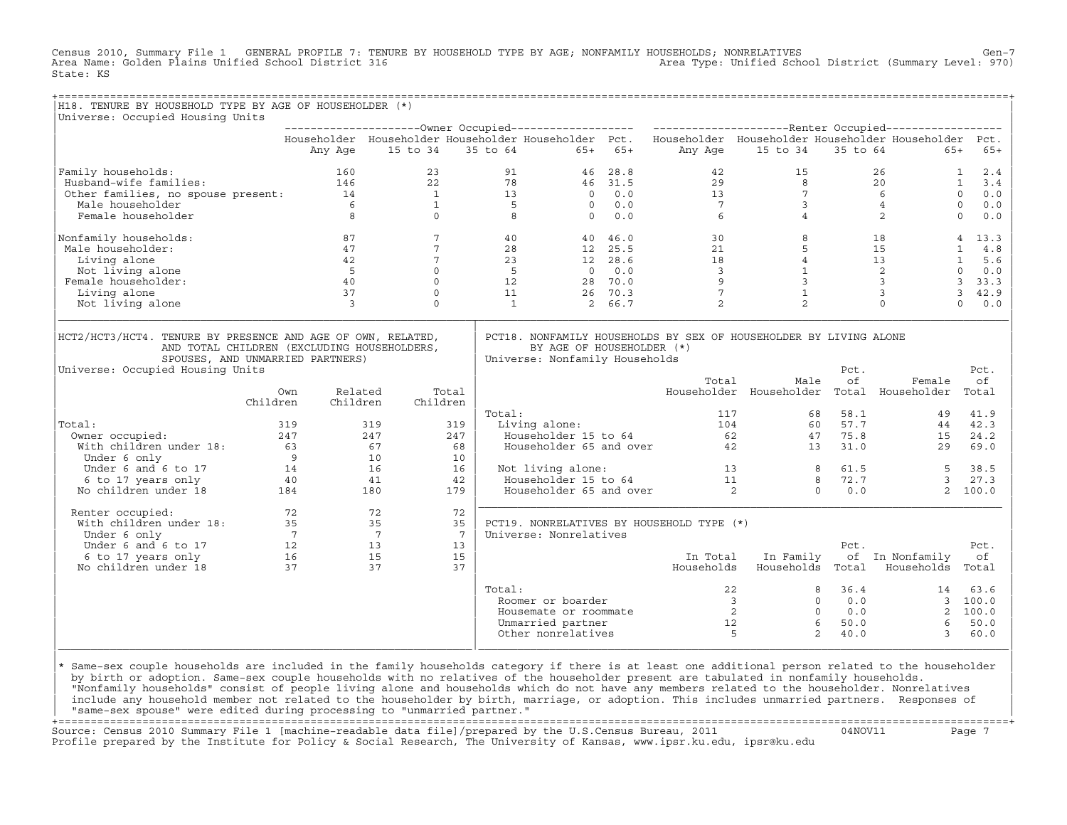Census 2010, Summary File 1 GENERAL PROFILE 7: TENURE BY HOUSEHOLD TYPE BY AGE; NONFAMILY HOUSEHOLDS; NONRELATIVES Gen-7
Area Name: Golden Plains Unified School District 316 Area Type: Unified School District (Summary Level: 970)
State: KS

## H18. TENURE BY HOUSEHOLD TYPE BY AGE OF HOUSEHOLDER (*)

Universe: Occupied Housing Units

| | Owner Occupied | | | | | Renter Occupied | | | | |
|---|---|---|---|---|---|---|---|---|---|---|
| | Householder Any Age | Householder 15 to 34 | Householder 35 to 64 | Householder 65+ | Pct. 65+ | Householder Any Age | Householder 15 to 34 | Householder 35 to 64 | Householder 65+ | Pct. 65+ |
| Family households: | 160 | 23 | 91 | 46 | 28.8 | 42 | 15 | 26 | 1 | 2.4 |
| Husband-wife families: | 146 | 22 | 78 | 46 | 31.5 | 29 | 8 | 20 | 1 | 3.4 |
| Other families, no spouse present: | 14 | 1 | 13 | 0 | 0.0 | 13 | 7 | 6 | 0 | 0.0 |
| Male householder | 6 | 1 | 5 | 0 | 0.0 | 7 | 3 | 4 | 0 | 0.0 |
| Female householder | 8 | 0 | 8 | 0 | 0.0 | 6 | 4 | 2 | 0 | 0.0 |
| Nonfamily households: | 87 | 7 | 40 | 40 | 46.0 | 30 | 8 | 18 | 4 | 13.3 |
| Male householder: | 47 | 7 | 28 | 12 | 25.5 | 21 | 5 | 15 | 1 | 4.8 |
| Living alone | 42 | 7 | 23 | 12 | 28.6 | 18 | 4 | 13 | 1 | 5.6 |
| Not living alone | 5 | 0 | 5 | 0 | 0.0 | 3 | 1 | 2 | 0 | 0.0 |
| Female householder: | 40 | 0 | 12 | 28 | 70.0 | 9 | 3 | 3 | 3 | 33.3 |
| Living alone | 37 | 0 | 11 | 26 | 70.3 | 7 | 1 | 3 | 3 | 42.9 |
| Not living alone | 3 | 0 | 1 | 2 | 66.7 | 2 | 2 | 0 | 0 | 0.0 |

## HCT2/HCT3/HCT4. TENURE BY PRESENCE AND AGE OF OWN, RELATED, AND TOTAL CHILDREN (EXCLUDING HOUSEHOLDERS, SPOUSES, AND UNMARRIED PARTNERS)

Universe: Occupied Housing Units

| | Own Children | Related Children | Total Children |
|---|---|---|---|
| Total: | 319 | 319 | 319 |
| Owner occupied: | 247 | 247 | 247 |
| With children under 18: | 63 | 67 | 68 |
| Under 6 only | 9 | 10 | 10 |
| Under 6 and 6 to 17 | 14 | 16 | 16 |
| 6 to 17 years only | 40 | 41 | 42 |
| No children under 18 | 184 | 180 | 179 |
| Renter occupied: | 72 | 72 | 72 |
| With children under 18: | 35 | 35 | 35 |
| Under 6 only | 7 | 7 | 7 |
| Under 6 and 6 to 17 | 12 | 13 | 13 |
| 6 to 17 years only | 16 | 15 | 15 |
| No children under 18 | 37 | 37 | 37 |

## PCT18. NONFAMILY HOUSEHOLDS BY SEX OF HOUSEHOLDER BY LIVING ALONE BY AGE OF HOUSEHOLDER (*)

Universe: Nonfamily Households

| | Total Householder | Male Householder | Pct. of Total | Female Householder | Pct. of Total |
|---|---|---|---|---|---|
| Total: | 117 | 68 | 58.1 | 49 | 41.9 |
| Living alone: | 104 | 60 | 57.7 | 44 | 42.3 |
| Householder 15 to 64 | 62 | 47 | 75.8 | 15 | 24.2 |
| Householder 65 and over | 42 | 13 | 31.0 | 29 | 69.0 |
| Not living alone: | 13 | 8 | 61.5 | 5 | 38.5 |
| Householder 15 to 64 | 11 | 8 | 72.7 | 3 | 27.3 |
| Householder 65 and over | 2 | 0 | 0.0 | 2 | 100.0 |

## PCT19. NONRELATIVES BY HOUSEHOLD TYPE (*)

Universe: Nonrelatives

| | In Total Households | In Family Households | Pct. of Total | In Nonfamily Households | Pct. of Total |
|---|---|---|---|---|---|
| Total: | 22 | 8 | 36.4 | 14 | 63.6 |
| Roomer or boarder | 3 | 0 | 0.0 | 3 | 100.0 |
| Housemate or roommate | 2 | 0 | 0.0 | 2 | 100.0 |
| Unmarried partner | 12 | 6 | 50.0 | 6 | 50.0 |
| Other nonrelatives | 5 | 2 | 40.0 | 3 | 60.0 |

* Same-sex couple households are included in the family households category if there is at least one additional person related to the householder by birth or adoption. Same-sex couple households with no relatives of the householder present are tabulated in nonfamily households. "Nonfamily households" consist of people living alone and households which do not have any members related to the householder. Nonrelatives include any household member not related to the householder by birth, marriage, or adoption. This includes unmarried partners. Responses of "same-sex spouse" were edited during processing to "unmarried partner."

Source: Census 2010 Summary File 1 [machine-readable data file]/prepared by the U.S.Census Bureau, 2011 04NOV11
Profile prepared by the Institute for Policy & Social Research, The University of Kansas, www.ipsr.ku.edu, ipsr@ku.edu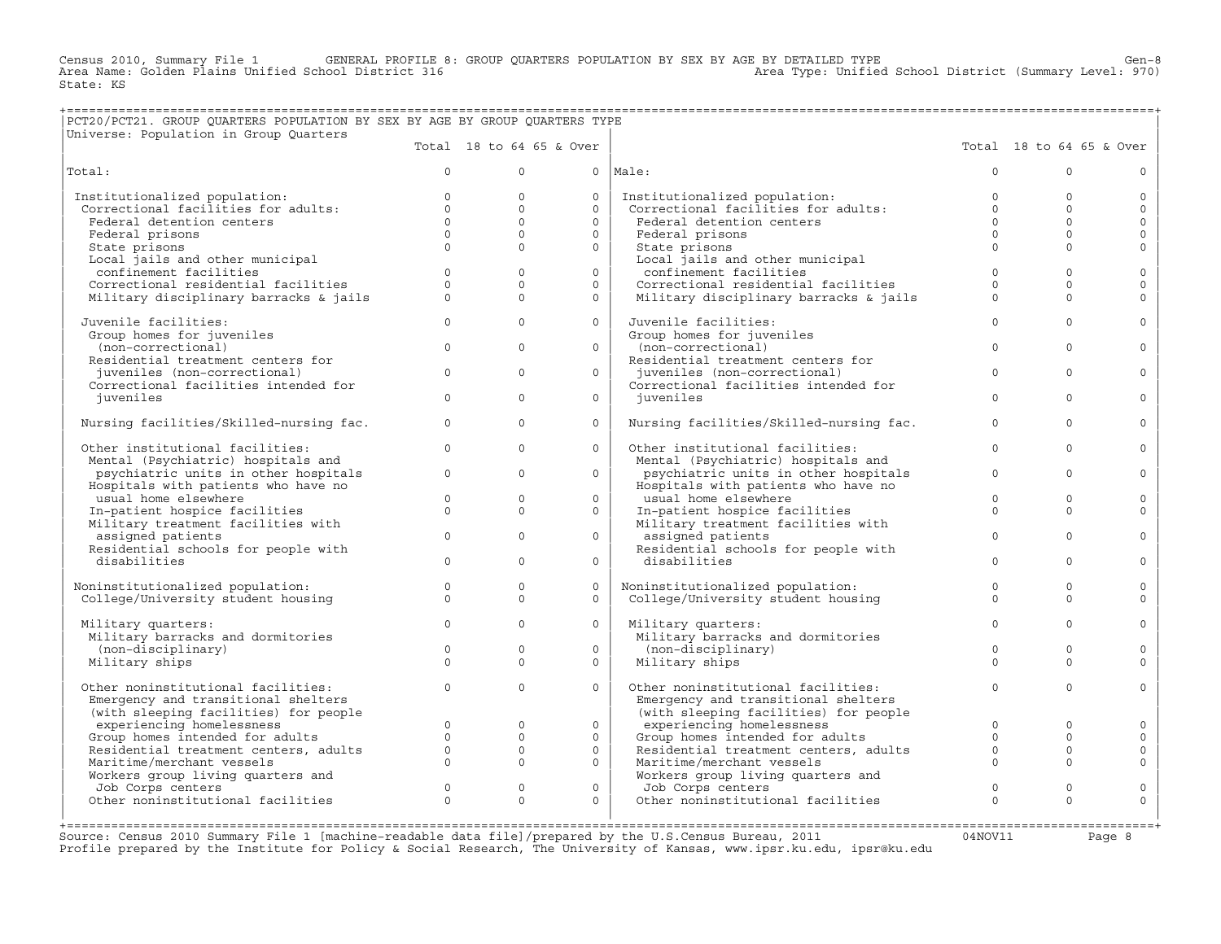Census 2010, Summary File 1 GENERAL PROFILE 8: GROUP QUARTERS POPULATION BY SEX BY AGE BY DETAILED TYPE Gen-8
Area Name: Golden Plains Unified School District 316 Area Type: Unified School District (Summary Level: 970)
State: KS

## PCT20/PCT21. GROUP QUARTERS POPULATION BY SEX BY AGE BY GROUP QUARTERS TYPE

Universe: Population in Group Quarters

| | Total | 18 to 64 | 65 & Over | | Total | 18 to 64 | 65 & Over |
|---|---|---|---|---|---|---|---|
| Total: | 0 | 0 | 0 | Male: | 0 | 0 | 0 |
| Institutionalized population: | 0 | 0 | 0 | Institutionalized population: | 0 | 0 | 0 |
| Correctional facilities for adults: | 0 | 0 | 0 | Correctional facilities for adults: | 0 | 0 | 0 |
| Federal detention centers | 0 | 0 | 0 | Federal detention centers | 0 | 0 | 0 |
| Federal prisons | 0 | 0 | 0 | Federal prisons | 0 | 0 | 0 |
| State prisons | 0 | 0 | 0 | State prisons | 0 | 0 | 0 |
| Local jails and other municipal confinement facilities | 0 | 0 | 0 | Local jails and other municipal confinement facilities | 0 | 0 | 0 |
| Correctional residential facilities | 0 | 0 | 0 | Correctional residential facilities | 0 | 0 | 0 |
| Military disciplinary barracks & jails | 0 | 0 | 0 | Military disciplinary barracks & jails | 0 | 0 | 0 |
| Juvenile facilities: | 0 | 0 | 0 | Juvenile facilities: | 0 | 0 | 0 |
| Group homes for juveniles (non-correctional) | 0 | 0 | 0 | Group homes for juveniles (non-correctional) | 0 | 0 | 0 |
| Residential treatment centers for juveniles (non-correctional) | 0 | 0 | 0 | Residential treatment centers for juveniles (non-correctional) | 0 | 0 | 0 |
| Correctional facilities intended for juveniles | 0 | 0 | 0 | Correctional facilities intended for juveniles | 0 | 0 | 0 |
| Nursing facilities/Skilled-nursing fac. | 0 | 0 | 0 | Nursing facilities/Skilled-nursing fac. | 0 | 0 | 0 |
| Other institutional facilities: | 0 | 0 | 0 | Other institutional facilities: | 0 | 0 | 0 |
| Mental (Psychiatric) hospitals and psychiatric units in other hospitals | 0 | 0 | 0 | Mental (Psychiatric) hospitals and psychiatric units in other hospitals | 0 | 0 | 0 |
| Hospitals with patients who have no usual home elsewhere | 0 | 0 | 0 | Hospitals with patients who have no usual home elsewhere | 0 | 0 | 0 |
| In-patient hospice facilities | 0 | 0 | 0 | In-patient hospice facilities | 0 | 0 | 0 |
| Military treatment facilities with assigned patients | 0 | 0 | 0 | Military treatment facilities with assigned patients | 0 | 0 | 0 |
| Residential schools for people with disabilities | 0 | 0 | 0 | Residential schools for people with disabilities | 0 | 0 | 0 |
| Noninstitutionalized population: | 0 | 0 | 0 | Noninstitutionalized population: | 0 | 0 | 0 |
| College/University student housing | 0 | 0 | 0 | College/University student housing | 0 | 0 | 0 |
| Military quarters: | 0 | 0 | 0 | Military quarters: | 0 | 0 | 0 |
| Military barracks and dormitories (non-disciplinary) | 0 | 0 | 0 | Military barracks and dormitories (non-disciplinary) | 0 | 0 | 0 |
| Military ships | 0 | 0 | 0 | Military ships | 0 | 0 | 0 |
| Other noninstitutional facilities: | 0 | 0 | 0 | Other noninstitutional facilities: | 0 | 0 | 0 |
| Emergency and transitional shelters (with sleeping facilities) for people experiencing homelessness | 0 | 0 | 0 | Emergency and transitional shelters (with sleeping facilities) for people experiencing homelessness | 0 | 0 | 0 |
| Group homes intended for adults | 0 | 0 | 0 | Group homes intended for adults | 0 | 0 | 0 |
| Residential treatment centers, adults | 0 | 0 | 0 | Residential treatment centers, adults | 0 | 0 | 0 |
| Maritime/merchant vessels | 0 | 0 | 0 | Maritime/merchant vessels | 0 | 0 | 0 |
| Workers group living quarters and Job Corps centers | 0 | 0 | 0 | Workers group living quarters and Job Corps centers | 0 | 0 | 0 |
| Other noninstitutional facilities | 0 | 0 | 0 | Other noninstitutional facilities | 0 | 0 | 0 |

Source: Census 2010 Summary File 1 [machine-readable data file]/prepared by the U.S.Census Bureau, 2011 04NOV11
Profile prepared by the Institute for Policy & Social Research, The University of Kansas, www.ipsr.ku.edu, ipsr@ku.edu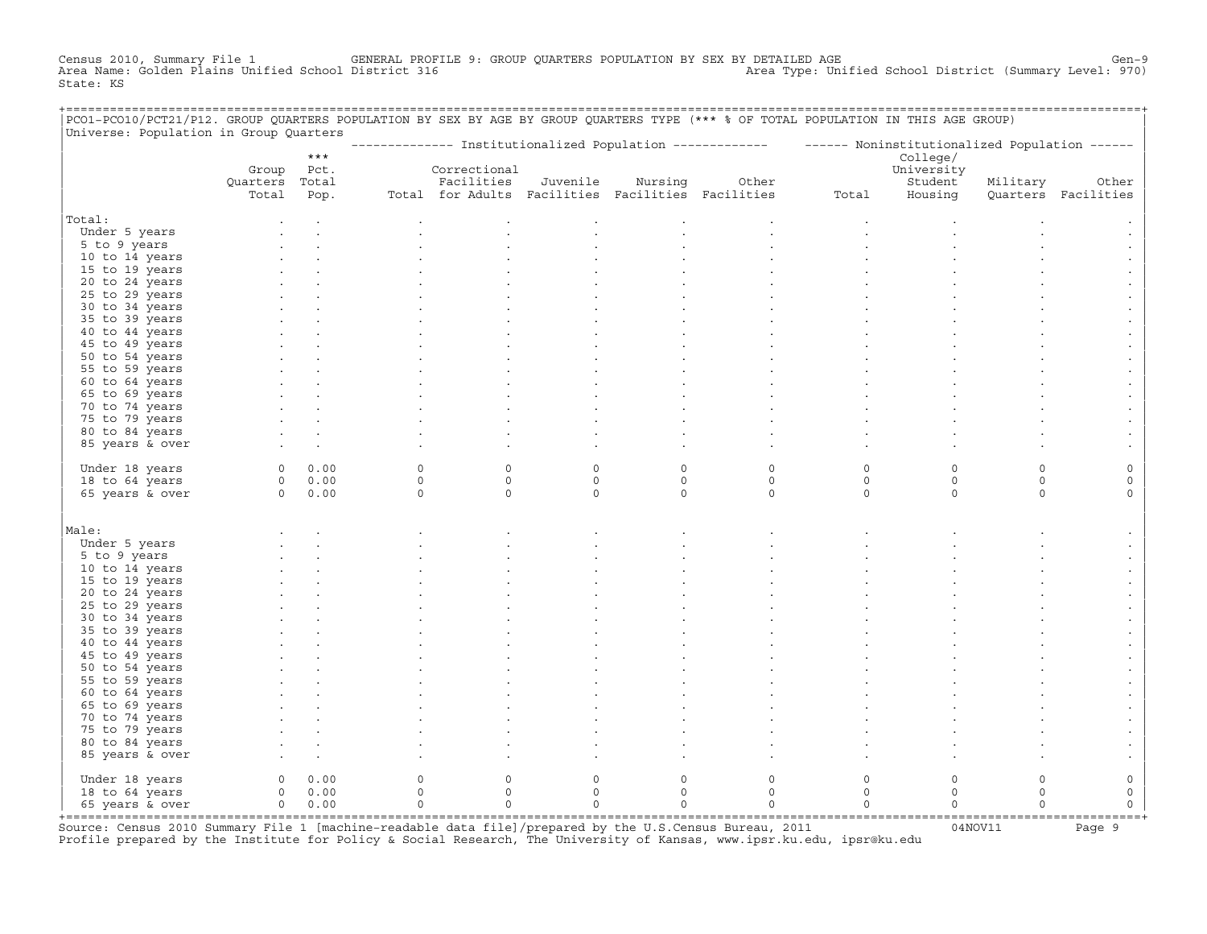Census 2010, Summary File 1 GENERAL PROFILE 9: GROUP QUARTERS POPULATION BY SEX BY DETAILED AGE Gen-9
Area Name: Golden Plains Unified School District 316 Area Type: Unified School District (Summary Level: 970)
State: KS

PCO1-PCO10/PCT21/P12. GROUP QUARTERS POPULATION BY SEX BY AGE BY GROUP QUARTERS TYPE (*** % OF TOTAL POPULATION IN THIS AGE GROUP)
Universe: Population in Group Quarters

| | Group Quarters Total | *** Pct. Total Pop. | Institutionalized Population: Total | Correctional Facilities for Adults | Juvenile Facilities | Nursing Facilities | Other Facilities | Noninstitutionalized Population: Total | College/ University Student Housing | Military Quarters | Other Facilities |
|---|---|---|---|---|---|---|---|---|---|---|---|
| **Total:** | . | . | . | . | . | . | . | . | . | . | . |
| Under 5 years | . | . | . | . | . | . | . | . | . | . | . |
| 5 to 9 years | . | . | . | . | . | . | . | . | . | . | . |
| 10 to 14 years | . | . | . | . | . | . | . | . | . | . | . |
| 15 to 19 years | . | . | . | . | . | . | . | . | . | . | . |
| 20 to 24 years | . | . | . | . | . | . | . | . | . | . | . |
| 25 to 29 years | . | . | . | . | . | . | . | . | . | . | . |
| 30 to 34 years | . | . | . | . | . | . | . | . | . | . | . |
| 35 to 39 years | . | . | . | . | . | . | . | . | . | . | . |
| 40 to 44 years | . | . | . | . | . | . | . | . | . | . | . |
| 45 to 49 years | . | . | . | . | . | . | . | . | . | . | . |
| 50 to 54 years | . | . | . | . | . | . | . | . | . | . | . |
| 55 to 59 years | . | . | . | . | . | . | . | . | . | . | . |
| 60 to 64 years | . | . | . | . | . | . | . | . | . | . | . |
| 65 to 69 years | . | . | . | . | . | . | . | . | . | . | . |
| 70 to 74 years | . | . | . | . | . | . | . | . | . | . | . |
| 75 to 79 years | . | . | . | . | . | . | . | . | . | . | . |
| 80 to 84 years | . | . | . | . | . | . | . | . | . | . | . |
| 85 years & over | . | . | . | . | . | . | . | . | . | . | . |
| Under 18 years | 0 | 0.00 | 0 | 0 | 0 | 0 | 0 | 0 | 0 | 0 | 0 |
| 18 to 64 years | 0 | 0.00 | 0 | 0 | 0 | 0 | 0 | 0 | 0 | 0 | 0 |
| 65 years & over | 0 | 0.00 | 0 | 0 | 0 | 0 | 0 | 0 | 0 | 0 | 0 |
| **Male:** | . | . | . | . | . | . | . | . | . | . | . |
| Under 5 years | . | . | . | . | . | . | . | . | . | . | . |
| 5 to 9 years | . | . | . | . | . | . | . | . | . | . | . |
| 10 to 14 years | . | . | . | . | . | . | . | . | . | . | . |
| 15 to 19 years | . | . | . | . | . | . | . | . | . | . | . |
| 20 to 24 years | . | . | . | . | . | . | . | . | . | . | . |
| 25 to 29 years | . | . | . | . | . | . | . | . | . | . | . |
| 30 to 34 years | . | . | . | . | . | . | . | . | . | . | . |
| 35 to 39 years | . | . | . | . | . | . | . | . | . | . | . |
| 40 to 44 years | . | . | . | . | . | . | . | . | . | . | . |
| 45 to 49 years | . | . | . | . | . | . | . | . | . | . | . |
| 50 to 54 years | . | . | . | . | . | . | . | . | . | . | . |
| 55 to 59 years | . | . | . | . | . | . | . | . | . | . | . |
| 60 to 64 years | . | . | . | . | . | . | . | . | . | . | . |
| 65 to 69 years | . | . | . | . | . | . | . | . | . | . | . |
| 70 to 74 years | . | . | . | . | . | . | . | . | . | . | . |
| 75 to 79 years | . | . | . | . | . | . | . | . | . | . | . |
| 80 to 84 years | . | . | . | . | . | . | . | . | . | . | . |
| 85 years & over | . | . | . | . | . | . | . | . | . | . | . |
| Under 18 years | 0 | 0.00 | 0 | 0 | 0 | 0 | 0 | 0 | 0 | 0 | 0 |
| 18 to 64 years | 0 | 0.00 | 0 | 0 | 0 | 0 | 0 | 0 | 0 | 0 | 0 |
| 65 years & over | 0 | 0.00 | 0 | 0 | 0 | 0 | 0 | 0 | 0 | 0 | 0 |

Source: Census 2010 Summary File 1 [machine-readable data file]/prepared by the U.S.Census Bureau, 2011 04NOV11
Profile prepared by the Institute for Policy & Social Research, The University of Kansas, www.ipsr.ku.edu, ipsr@ku.edu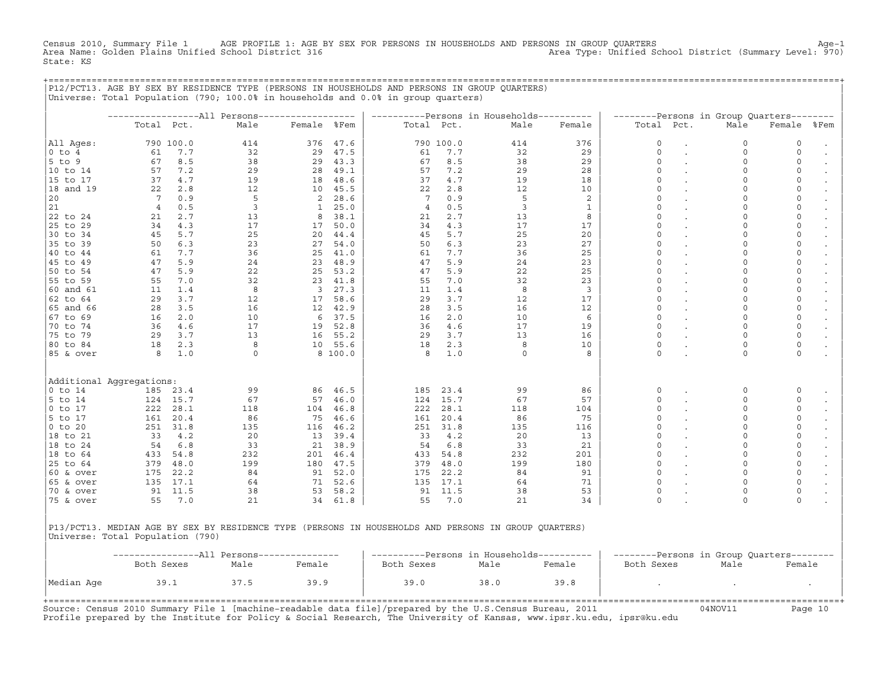Census 2010, Summary File 1 AGE PROFILE 1: AGE BY SEX FOR PERSONS IN HOUSEHOLDS AND PERSONS IN GROUP QUARTERS Age-1
Area Name: Golden Plains Unified School District 316 Area Type: Unified School District (Summary Level: 970)
State: KS

## P12/PCT13. AGE BY SEX BY RESIDENCE TYPE (PERSONS IN HOUSEHOLDS AND PERSONS IN GROUP QUARTERS)

Universe: Total Population (790; 100.0% in households and 0.0% in group quarters)

| | All Persons | | | | | Persons in Households | | | | Persons in Group Quarters | | | | |
|---|---|---|---|---|---|---|---|---|---|---|---|---|---|---|
| | Total | Pct. | Male | Female | %Fem | Total | Pct. | Male | Female | Total | Pct. | Male | Female | %Fem |
| All Ages: | 790 | 100.0 | 414 | 376 | 47.6 | 790 | 100.0 | 414 | 376 | 0 | . | 0 | 0 | . |
| 0 to 4 | 61 | 7.7 | 32 | 29 | 47.5 | 61 | 7.7 | 32 | 29 | 0 | . | 0 | 0 | . |
| 5 to 9 | 67 | 8.5 | 38 | 29 | 43.3 | 67 | 8.5 | 38 | 29 | 0 | . | 0 | 0 | . |
| 10 to 14 | 57 | 7.2 | 29 | 28 | 49.1 | 57 | 7.2 | 29 | 28 | 0 | . | 0 | 0 | . |
| 15 to 17 | 37 | 4.7 | 19 | 18 | 48.6 | 37 | 4.7 | 19 | 18 | 0 | . | 0 | 0 | . |
| 18 and 19 | 22 | 2.8 | 12 | 10 | 45.5 | 22 | 2.8 | 12 | 10 | 0 | . | 0 | 0 | . |
| 20 | 7 | 0.9 | 5 | 2 | 28.6 | 7 | 0.9 | 5 | 2 | 0 | . | 0 | 0 | . |
| 21 | 4 | 0.5 | 3 | 1 | 25.0 | 4 | 0.5 | 3 | 1 | 0 | . | 0 | 0 | . |
| 22 to 24 | 21 | 2.7 | 13 | 8 | 38.1 | 21 | 2.7 | 13 | 8 | 0 | . | 0 | 0 | . |
| 25 to 29 | 34 | 4.3 | 17 | 17 | 50.0 | 34 | 4.3 | 17 | 17 | 0 | . | 0 | 0 | . |
| 30 to 34 | 45 | 5.7 | 25 | 20 | 44.4 | 45 | 5.7 | 25 | 20 | 0 | . | 0 | 0 | . |
| 35 to 39 | 50 | 6.3 | 23 | 27 | 54.0 | 50 | 6.3 | 23 | 27 | 0 | . | 0 | 0 | . |
| 40 to 44 | 61 | 7.7 | 36 | 25 | 41.0 | 61 | 7.7 | 36 | 25 | 0 | . | 0 | 0 | . |
| 45 to 49 | 47 | 5.9 | 24 | 23 | 48.9 | 47 | 5.9 | 24 | 23 | 0 | . | 0 | 0 | . |
| 50 to 54 | 47 | 5.9 | 22 | 25 | 53.2 | 47 | 5.9 | 22 | 25 | 0 | . | 0 | 0 | . |
| 55 to 59 | 55 | 7.0 | 32 | 23 | 41.8 | 55 | 7.0 | 32 | 23 | 0 | . | 0 | 0 | . |
| 60 and 61 | 11 | 1.4 | 8 | 3 | 27.3 | 11 | 1.4 | 8 | 3 | 0 | . | 0 | 0 | . |
| 62 to 64 | 29 | 3.7 | 12 | 17 | 58.6 | 29 | 3.7 | 12 | 17 | 0 | . | 0 | 0 | . |
| 65 and 66 | 28 | 3.5 | 16 | 12 | 42.9 | 28 | 3.5 | 16 | 12 | 0 | . | 0 | 0 | . |
| 67 to 69 | 16 | 2.0 | 10 | 6 | 37.5 | 16 | 2.0 | 10 | 6 | 0 | . | 0 | 0 | . |
| 70 to 74 | 36 | 4.6 | 17 | 19 | 52.8 | 36 | 4.6 | 17 | 19 | 0 | . | 0 | 0 | . |
| 75 to 79 | 29 | 3.7 | 13 | 16 | 55.2 | 29 | 3.7 | 13 | 16 | 0 | . | 0 | 0 | . |
| 80 to 84 | 18 | 2.3 | 8 | 10 | 55.6 | 18 | 2.3 | 8 | 10 | 0 | . | 0 | 0 | . |
| 85 & over | 8 | 1.0 | 0 | 8 | 100.0 | 8 | 1.0 | 0 | 8 | 0 | . | 0 | 0 | . |
| Additional Aggregations: | | | | | | | | | | | | | | |
| 0 to 14 | 185 | 23.4 | 99 | 86 | 46.5 | 185 | 23.4 | 99 | 86 | 0 | . | 0 | 0 | . |
| 5 to 14 | 124 | 15.7 | 67 | 57 | 46.0 | 124 | 15.7 | 67 | 57 | 0 | . | 0 | 0 | . |
| 0 to 17 | 222 | 28.1 | 118 | 104 | 46.8 | 222 | 28.1 | 118 | 104 | 0 | . | 0 | 0 | . |
| 5 to 17 | 161 | 20.4 | 86 | 75 | 46.6 | 161 | 20.4 | 86 | 75 | 0 | . | 0 | 0 | . |
| 0 to 20 | 251 | 31.8 | 135 | 116 | 46.2 | 251 | 31.8 | 135 | 116 | 0 | . | 0 | 0 | . |
| 18 to 21 | 33 | 4.2 | 20 | 13 | 39.4 | 33 | 4.2 | 20 | 13 | 0 | . | 0 | 0 | . |
| 18 to 24 | 54 | 6.8 | 33 | 21 | 38.9 | 54 | 6.8 | 33 | 21 | 0 | . | 0 | 0 | . |
| 18 to 64 | 433 | 54.8 | 232 | 201 | 46.4 | 433 | 54.8 | 232 | 201 | 0 | . | 0 | 0 | . |
| 25 to 64 | 379 | 48.0 | 199 | 180 | 47.5 | 379 | 48.0 | 199 | 180 | 0 | . | 0 | 0 | . |
| 60 & over | 175 | 22.2 | 84 | 91 | 52.0 | 175 | 22.2 | 84 | 91 | 0 | . | 0 | 0 | . |
| 65 & over | 135 | 17.1 | 64 | 71 | 52.6 | 135 | 17.1 | 64 | 71 | 0 | . | 0 | 0 | . |
| 70 & over | 91 | 11.5 | 38 | 53 | 58.2 | 91 | 11.5 | 38 | 53 | 0 | . | 0 | 0 | . |
| 75 & over | 55 | 7.0 | 21 | 34 | 61.8 | 55 | 7.0 | 21 | 34 | 0 | . | 0 | 0 | . |

## P13/PCT13. MEDIAN AGE BY SEX BY RESIDENCE TYPE (PERSONS IN HOUSEHOLDS AND PERSONS IN GROUP QUARTERS)

Universe: Total Population (790)

| | All Persons | | | Persons in Households | | | Persons in Group Quarters | | |
|---|---|---|---|---|---|---|---|---|---|
| | Both Sexes | Male | Female | Both Sexes | Male | Female | Both Sexes | Male | Female |
| Median Age | 39.1 | 37.5 | 39.9 | 39.0 | 38.0 | 39.8 | . | . | . |

Source: Census 2010 Summary File 1 [machine-readable data file]/prepared by the U.S.Census Bureau, 2011 04NOV11
Profile prepared by the Institute for Policy & Social Research, The University of Kansas, www.ipsr.ku.edu, ipsr@ku.edu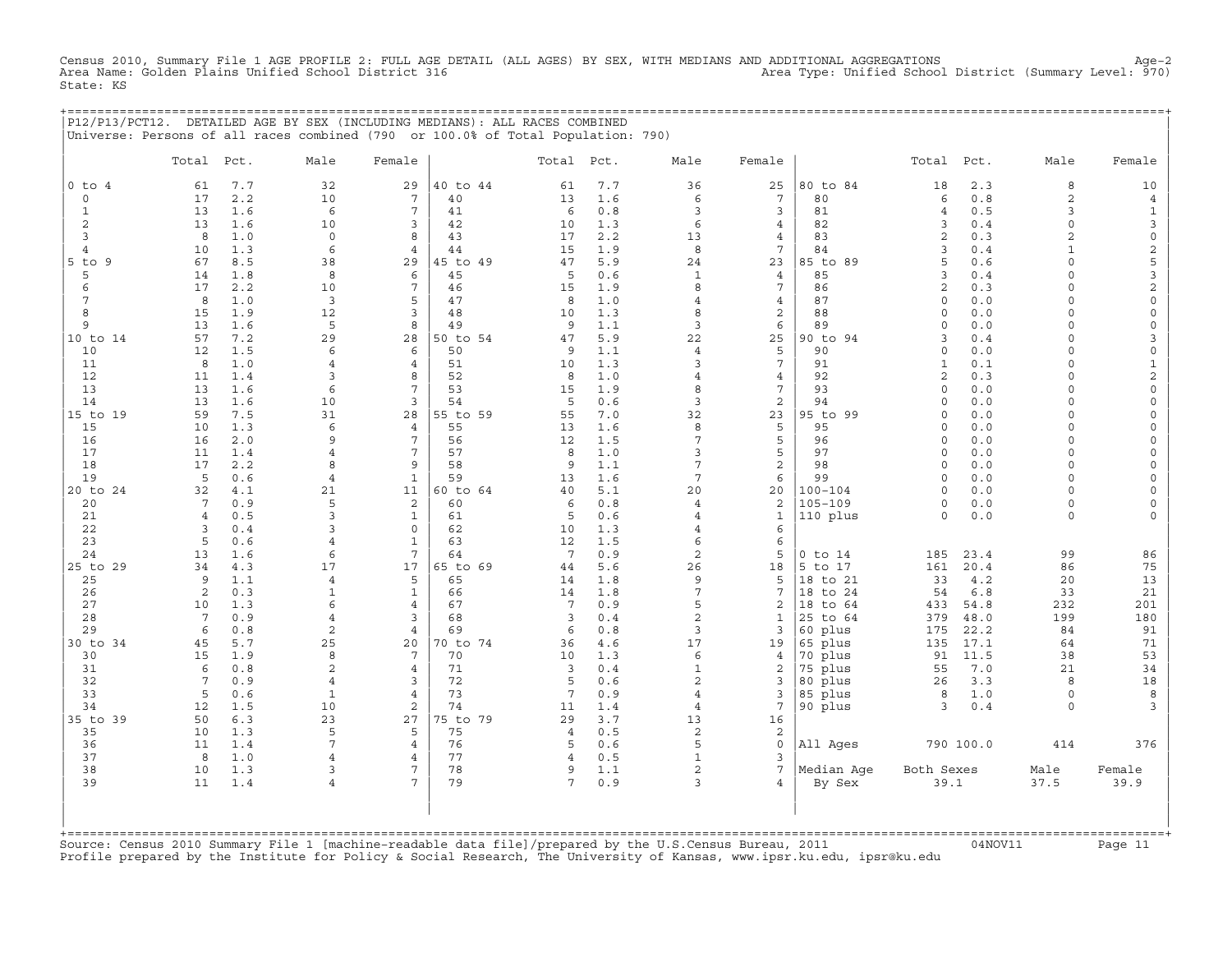Census 2010, Summary File 1 AGE PROFILE 2: FULL AGE DETAIL (ALL AGES) BY SEX, WITH MEDIANS AND ADDITIONAL AGGREGATIONS Age-2
Area Name: Golden Plains Unified School District 316 Area Type: Unified School District (Summary Level: 970)
State: KS

## P12/P13/PCT12. DETAILED AGE BY SEX (INCLUDING MEDIANS): ALL RACES COMBINED

Universe: Persons of all races combined (790 or 100.0% of Total Population: 790)

| | Total | Pct. | Male | Female | | Total | Pct. | Male | Female | | Total | Pct. | Male | Female |
|---|---|---|---|---|---|---|---|---|---|---|---|---|---|---|
| 0 to 4 | 61 | 7.7 | 32 | 29 | 40 to 44 | 61 | 7.7 | 36 | 25 | 80 to 84 | 18 | 2.3 | 8 | 10 |
| 0 | 17 | 2.2 | 10 | 7 | 40 | 13 | 1.6 | 6 | 7 | 80 | 6 | 0.8 | 2 | 4 |
| 1 | 13 | 1.6 | 6 | 7 | 41 | 6 | 0.8 | 3 | 3 | 81 | 4 | 0.5 | 3 | 1 |
| 2 | 13 | 1.6 | 10 | 3 | 42 | 10 | 1.3 | 6 | 4 | 82 | 3 | 0.4 | 0 | 3 |
| 3 | 8 | 1.0 | 0 | 8 | 43 | 17 | 2.2 | 13 | 4 | 83 | 2 | 0.3 | 2 | 0 |
| 4 | 10 | 1.3 | 6 | 4 | 44 | 15 | 1.9 | 8 | 7 | 84 | 3 | 0.4 | 1 | 2 |
| 5 to 9 | 67 | 8.5 | 38 | 29 | 45 to 49 | 47 | 5.9 | 24 | 23 | 85 to 89 | 5 | 0.6 | 0 | 5 |
| 5 | 14 | 1.8 | 8 | 6 | 45 | 5 | 0.6 | 1 | 4 | 85 | 3 | 0.4 | 0 | 3 |
| 6 | 17 | 2.2 | 10 | 7 | 46 | 15 | 1.9 | 8 | 7 | 86 | 2 | 0.3 | 0 | 2 |
| 7 | 8 | 1.0 | 3 | 5 | 47 | 8 | 1.0 | 4 | 4 | 87 | 0 | 0.0 | 0 | 0 |
| 8 | 15 | 1.9 | 12 | 3 | 48 | 10 | 1.3 | 8 | 2 | 88 | 0 | 0.0 | 0 | 0 |
| 9 | 13 | 1.6 | 5 | 8 | 49 | 9 | 1.1 | 3 | 6 | 89 | 0 | 0.0 | 0 | 0 |
| 10 to 14 | 57 | 7.2 | 29 | 28 | 50 to 54 | 47 | 5.9 | 22 | 25 | 90 to 94 | 3 | 0.4 | 0 | 3 |
| 10 | 12 | 1.5 | 6 | 6 | 50 | 9 | 1.1 | 4 | 5 | 90 | 0 | 0.0 | 0 | 0 |
| 11 | 8 | 1.0 | 4 | 4 | 51 | 10 | 1.3 | 3 | 7 | 91 | 1 | 0.1 | 0 | 1 |
| 12 | 11 | 1.4 | 3 | 8 | 52 | 8 | 1.0 | 4 | 4 | 92 | 2 | 0.3 | 0 | 2 |
| 13 | 13 | 1.6 | 6 | 7 | 53 | 15 | 1.9 | 8 | 7 | 93 | 0 | 0.0 | 0 | 0 |
| 14 | 13 | 1.6 | 10 | 3 | 54 | 5 | 0.6 | 3 | 2 | 94 | 0 | 0.0 | 0 | 0 |
| 15 to 19 | 59 | 7.5 | 31 | 28 | 55 to 59 | 55 | 7.0 | 32 | 23 | 95 to 99 | 0 | 0.0 | 0 | 0 |
| 15 | 10 | 1.3 | 6 | 4 | 55 | 13 | 1.6 | 8 | 5 | 95 | 0 | 0.0 | 0 | 0 |
| 16 | 16 | 2.0 | 9 | 7 | 56 | 12 | 1.5 | 7 | 5 | 96 | 0 | 0.0 | 0 | 0 |
| 17 | 11 | 1.4 | 4 | 7 | 57 | 8 | 1.0 | 3 | 5 | 97 | 0 | 0.0 | 0 | 0 |
| 18 | 17 | 2.2 | 8 | 9 | 58 | 9 | 1.1 | 7 | 2 | 98 | 0 | 0.0 | 0 | 0 |
| 19 | 5 | 0.6 | 4 | 1 | 59 | 13 | 1.6 | 7 | 6 | 99 | 0 | 0.0 | 0 | 0 |
| 20 to 24 | 32 | 4.1 | 21 | 11 | 60 to 64 | 40 | 5.1 | 20 | 20 | 100-104 | 0 | 0.0 | 0 | 0 |
| 20 | 7 | 0.9 | 5 | 2 | 60 | 6 | 0.8 | 4 | 2 | 105-109 | 0 | 0.0 | 0 | 0 |
| 21 | 4 | 0.5 | 3 | 1 | 61 | 5 | 0.6 | 4 | 1 | 110 plus | 0 | 0.0 | 0 | 0 |
| 22 | 3 | 0.4 | 3 | 0 | 62 | 10 | 1.3 | 4 | 6 | | | | | |
| 23 | 5 | 0.6 | 4 | 1 | 63 | 12 | 1.5 | 6 | 6 | | | | | |
| 24 | 13 | 1.6 | 6 | 7 | 64 | 7 | 0.9 | 2 | 5 | 0 to 14 | 185 | 23.4 | 99 | 86 |
| 25 to 29 | 34 | 4.3 | 17 | 17 | 65 to 69 | 44 | 5.6 | 26 | 18 | 5 to 17 | 161 | 20.4 | 86 | 75 |
| 25 | 9 | 1.1 | 4 | 5 | 65 | 14 | 1.8 | 9 | 5 | 18 to 21 | 33 | 4.2 | 20 | 13 |
| 26 | 2 | 0.3 | 1 | 1 | 66 | 14 | 1.8 | 7 | 7 | 18 to 24 | 54 | 6.8 | 33 | 21 |
| 27 | 10 | 1.3 | 6 | 4 | 67 | 7 | 0.9 | 5 | 2 | 18 to 64 | 433 | 54.8 | 232 | 201 |
| 28 | 7 | 0.9 | 4 | 3 | 68 | 3 | 0.4 | 2 | 1 | 25 to 64 | 379 | 48.0 | 199 | 180 |
| 29 | 6 | 0.8 | 2 | 4 | 69 | 6 | 0.8 | 3 | 3 | 60 plus | 175 | 22.2 | 84 | 91 |
| 30 to 34 | 45 | 5.7 | 25 | 20 | 70 to 74 | 36 | 4.6 | 17 | 19 | 65 plus | 135 | 17.1 | 64 | 71 |
| 30 | 15 | 1.9 | 8 | 7 | 70 | 10 | 1.3 | 6 | 4 | 70 plus | 91 | 11.5 | 38 | 53 |
| 31 | 6 | 0.8 | 2 | 4 | 71 | 3 | 0.4 | 1 | 2 | 75 plus | 55 | 7.0 | 21 | 34 |
| 32 | 7 | 0.9 | 4 | 3 | 72 | 5 | 0.6 | 2 | 3 | 80 plus | 26 | 3.3 | 8 | 18 |
| 33 | 5 | 0.6 | 1 | 4 | 73 | 7 | 0.9 | 4 | 3 | 85 plus | 8 | 1.0 | 0 | 8 |
| 34 | 12 | 1.5 | 10 | 2 | 74 | 11 | 1.4 | 4 | 7 | 90 plus | 3 | 0.4 | 0 | 3 |
| 35 to 39 | 50 | 6.3 | 23 | 27 | 75 to 79 | 29 | 3.7 | 13 | 16 | | | | | |
| 35 | 10 | 1.3 | 5 | 5 | 75 | 4 | 0.5 | 2 | 2 | | | | | |
| 36 | 11 | 1.4 | 7 | 4 | 76 | 5 | 0.6 | 5 | 0 | All Ages | 790 | 100.0 | 414 | 376 |
| 37 | 8 | 1.0 | 4 | 4 | 77 | 4 | 0.5 | 1 | 3 | | | | | |
| 38 | 10 | 1.3 | 3 | 7 | 78 | 9 | 1.1 | 2 | 7 | Median Age | Both Sexes | | Male | Female |
| 39 | 11 | 1.4 | 4 | 7 | 79 | 7 | 0.9 | 3 | 4 | By Sex | 39.1 | | 37.5 | 39.9 |

Source: Census 2010 Summary File 1 [machine-readable data file]/prepared by the U.S.Census Bureau, 2011 04NOV11
Profile prepared by the Institute for Policy & Social Research, The University of Kansas, www.ipsr.ku.edu, ipsr@ku.edu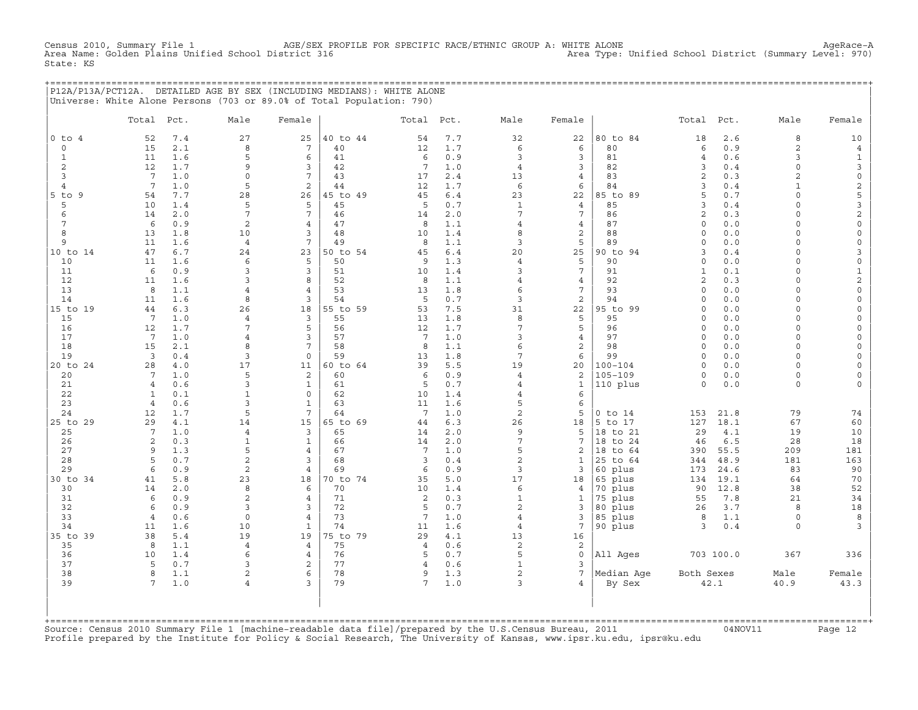Census 2010, Summary File 1 — AGE/SEX PROFILE FOR SPECIFIC RACE/ETHNIC GROUP A: WHITE ALONE — AgeRace-A

Area Name: Golden Plains Unified School District 316 — Area Type: Unified School District (Summary Level: 970)

State: KS

## P12A/P13A/PCT12A. DETAILED AGE BY SEX (INCLUDING MEDIANS): WHITE ALONE

Universe: White Alone Persons (703 or 89.0% of Total Population: 790)

| | Total | Pct. | Male | Female | | Total | Pct. | Male | Female | | Total | Pct. | Male | Female |
|---|---|---|---|---|---|---|---|---|---|---|---|---|---|---|
| 0 to 4 | 52 | 7.4 | 27 | 25 | 40 to 44 | 54 | 7.7 | 32 | 22 | 80 to 84 | 18 | 2.6 | 8 | 10 |
| 0 | 15 | 2.1 | 8 | 7 | 40 | 12 | 1.7 | 6 | 6 | 80 | 6 | 0.9 | 2 | 4 |
| 1 | 11 | 1.6 | 5 | 6 | 41 | 6 | 0.9 | 3 | 3 | 81 | 4 | 0.6 | 3 | 1 |
| 2 | 12 | 1.7 | 9 | 3 | 42 | 7 | 1.0 | 4 | 3 | 82 | 3 | 0.4 | 0 | 3 |
| 3 | 7 | 1.0 | 0 | 7 | 43 | 17 | 2.4 | 13 | 4 | 83 | 2 | 0.3 | 2 | 0 |
| 4 | 7 | 1.0 | 5 | 2 | 44 | 12 | 1.7 | 6 | 6 | 84 | 3 | 0.4 | 1 | 2 |
| 5 to 9 | 54 | 7.7 | 28 | 26 | 45 to 49 | 45 | 6.4 | 23 | 22 | 85 to 89 | 5 | 0.7 | 0 | 5 |
| 5 | 10 | 1.4 | 5 | 5 | 45 | 5 | 0.7 | 1 | 4 | 85 | 3 | 0.4 | 0 | 3 |
| 6 | 14 | 2.0 | 7 | 7 | 46 | 14 | 2.0 | 7 | 7 | 86 | 2 | 0.3 | 0 | 2 |
| 7 | 6 | 0.9 | 2 | 4 | 47 | 8 | 1.1 | 4 | 4 | 87 | 0 | 0.0 | 0 | 0 |
| 8 | 13 | 1.8 | 10 | 3 | 48 | 10 | 1.4 | 8 | 2 | 88 | 0 | 0.0 | 0 | 0 |
| 9 | 11 | 1.6 | 4 | 7 | 49 | 8 | 1.1 | 3 | 5 | 89 | 0 | 0.0 | 0 | 0 |
| 10 to 14 | 47 | 6.7 | 24 | 23 | 50 to 54 | 45 | 6.4 | 20 | 25 | 90 to 94 | 3 | 0.4 | 0 | 3 |
| 10 | 11 | 1.6 | 6 | 5 | 50 | 9 | 1.3 | 4 | 5 | 90 | 0 | 0.0 | 0 | 0 |
| 11 | 6 | 0.9 | 3 | 3 | 51 | 10 | 1.4 | 3 | 7 | 91 | 1 | 0.1 | 0 | 1 |
| 12 | 11 | 1.6 | 3 | 8 | 52 | 8 | 1.1 | 4 | 4 | 92 | 2 | 0.3 | 0 | 2 |
| 13 | 8 | 1.1 | 4 | 4 | 53 | 13 | 1.8 | 6 | 7 | 93 | 0 | 0.0 | 0 | 0 |
| 14 | 11 | 1.6 | 8 | 3 | 54 | 5 | 0.7 | 3 | 2 | 94 | 0 | 0.0 | 0 | 0 |
| 15 to 19 | 44 | 6.3 | 26 | 18 | 55 to 59 | 53 | 7.5 | 31 | 22 | 95 to 99 | 0 | 0.0 | 0 | 0 |
| 15 | 7 | 1.0 | 4 | 3 | 55 | 13 | 1.8 | 8 | 5 | 95 | 0 | 0.0 | 0 | 0 |
| 16 | 12 | 1.7 | 7 | 5 | 56 | 12 | 1.7 | 7 | 5 | 96 | 0 | 0.0 | 0 | 0 |
| 17 | 7 | 1.0 | 4 | 3 | 57 | 7 | 1.0 | 3 | 4 | 97 | 0 | 0.0 | 0 | 0 |
| 18 | 15 | 2.1 | 8 | 7 | 58 | 8 | 1.1 | 6 | 2 | 98 | 0 | 0.0 | 0 | 0 |
| 19 | 3 | 0.4 | 3 | 0 | 59 | 13 | 1.8 | 7 | 6 | 99 | 0 | 0.0 | 0 | 0 |
| 20 to 24 | 28 | 4.0 | 17 | 11 | 60 to 64 | 39 | 5.5 | 19 | 20 | 100-104 | 0 | 0.0 | 0 | 0 |
| 20 | 7 | 1.0 | 5 | 2 | 60 | 6 | 0.9 | 4 | 2 | 105-109 | 0 | 0.0 | 0 | 0 |
| 21 | 4 | 0.6 | 3 | 1 | 61 | 5 | 0.7 | 4 | 1 | 110 plus | 0 | 0.0 | 0 | 0 |
| 22 | 1 | 0.1 | 1 | 0 | 62 | 10 | 1.4 | 4 | 6 | | | | | |
| 23 | 4 | 0.6 | 3 | 1 | 63 | 11 | 1.6 | 5 | 6 | | | | | |
| 24 | 12 | 1.7 | 5 | 7 | 64 | 7 | 1.0 | 2 | 5 | 0 to 14 | 153 | 21.8 | 79 | 74 |
| 25 to 29 | 29 | 4.1 | 14 | 15 | 65 to 69 | 44 | 6.3 | 26 | 18 | 5 to 17 | 127 | 18.1 | 67 | 60 |
| 25 | 7 | 1.0 | 4 | 3 | 65 | 14 | 2.0 | 9 | 5 | 18 to 21 | 29 | 4.1 | 19 | 10 |
| 26 | 2 | 0.3 | 1 | 1 | 66 | 14 | 2.0 | 7 | 7 | 18 to 24 | 46 | 6.5 | 28 | 18 |
| 27 | 9 | 1.3 | 5 | 4 | 67 | 7 | 1.0 | 5 | 2 | 18 to 64 | 390 | 55.5 | 209 | 181 |
| 28 | 5 | 0.7 | 2 | 3 | 68 | 3 | 0.4 | 2 | 1 | 25 to 64 | 344 | 48.9 | 181 | 163 |
| 29 | 6 | 0.9 | 2 | 4 | 69 | 6 | 0.9 | 3 | 3 | 60 plus | 173 | 24.6 | 83 | 90 |
| 30 to 34 | 41 | 5.8 | 23 | 18 | 70 to 74 | 35 | 5.0 | 17 | 18 | 65 plus | 134 | 19.1 | 64 | 70 |
| 30 | 14 | 2.0 | 8 | 6 | 70 | 10 | 1.4 | 6 | 4 | 70 plus | 90 | 12.8 | 38 | 52 |
| 31 | 6 | 0.9 | 2 | 4 | 71 | 2 | 0.3 | 1 | 1 | 75 plus | 55 | 7.8 | 21 | 34 |
| 32 | 6 | 0.9 | 3 | 3 | 72 | 5 | 0.7 | 2 | 3 | 80 plus | 26 | 3.7 | 8 | 18 |
| 33 | 4 | 0.6 | 0 | 4 | 73 | 7 | 1.0 | 4 | 3 | 85 plus | 8 | 1.1 | 0 | 8 |
| 34 | 11 | 1.6 | 10 | 1 | 74 | 11 | 1.6 | 4 | 7 | 90 plus | 3 | 0.4 | 0 | 3 |
| 35 to 39 | 38 | 5.4 | 19 | 19 | 75 to 79 | 29 | 4.1 | 13 | 16 | | | | | |
| 35 | 8 | 1.1 | 4 | 4 | 75 | 4 | 0.6 | 2 | 2 | | | | | |
| 36 | 10 | 1.4 | 6 | 4 | 76 | 5 | 0.7 | 5 | 0 | All Ages | 703 | 100.0 | 367 | 336 |
| 37 | 5 | 0.7 | 3 | 2 | 77 | 4 | 0.6 | 1 | 3 | | | | | |
| 38 | 8 | 1.1 | 2 | 6 | 78 | 9 | 1.3 | 2 | 7 | Median Age | Both Sexes | | Male | Female |
| 39 | 7 | 1.0 | 4 | 3 | 79 | 7 | 1.0 | 3 | 4 | By Sex | 42.1 | | 40.9 | 43.3 |

Source: Census 2010 Summary File 1 [machine-readable data file]/prepared by the U.S.Census Bureau, 2011 — 04NOV11

Profile prepared by the Institute for Policy & Social Research, The University of Kansas, www.ipsr.ku.edu, ipsr@ku.edu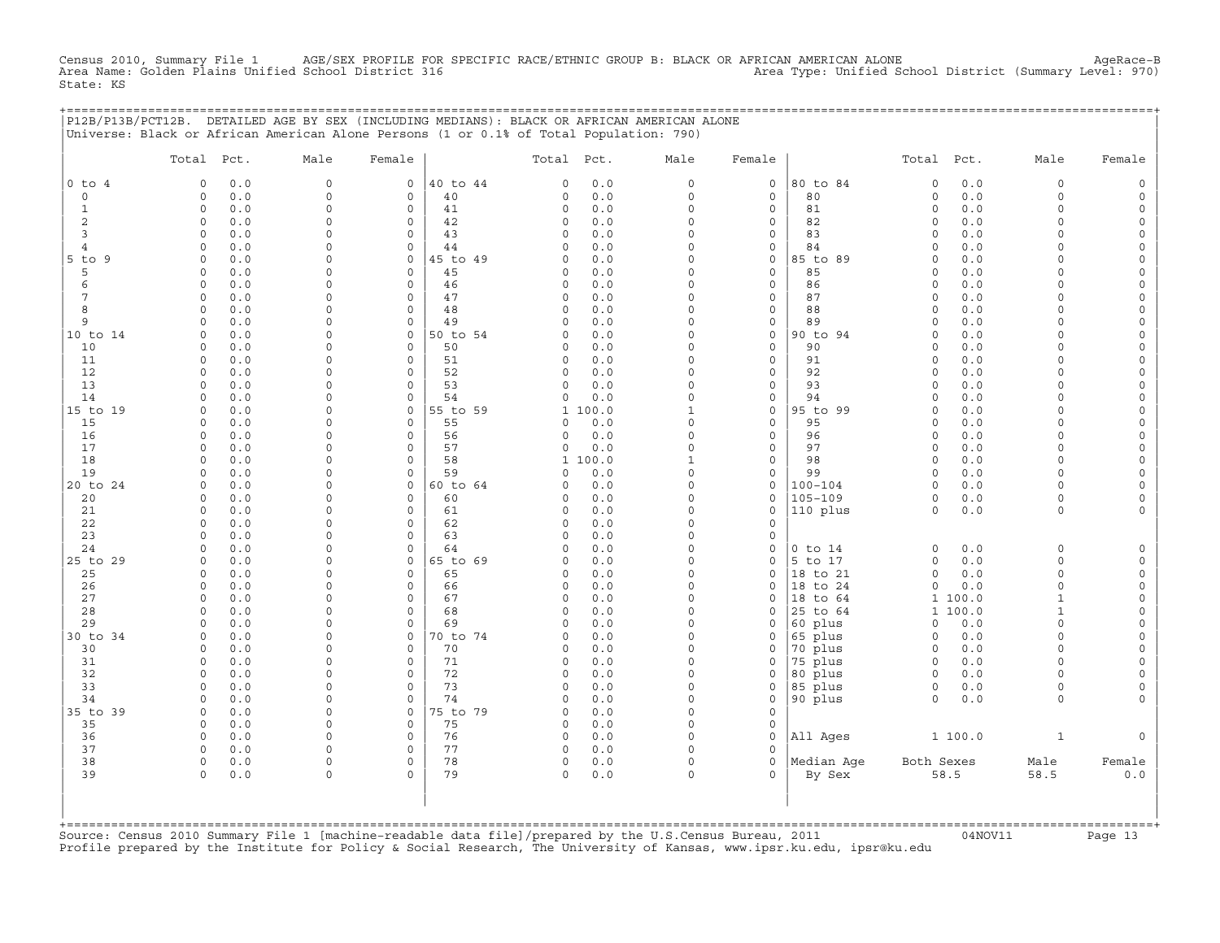Census 2010, Summary File 1 AGE/SEX PROFILE FOR SPECIFIC RACE/ETHNIC GROUP B: BLACK OR AFRICAN AMERICAN ALONE AgeRace-B
Area Name: Golden Plains Unified School District 316 Area Type: Unified School District (Summary Level: 970)
State: KS

## P12B/P13B/PCT12B. DETAILED AGE BY SEX (INCLUDING MEDIANS): BLACK OR AFRICAN AMERICAN ALONE

Universe: Black or African American Alone Persons (1 or 0.1% of Total Population: 790)

| | Total | Pct. | Male | Female | | Total | Pct. | Male | Female | | Total | Pct. | Male | Female |
|---|---|---|---|---|---|---|---|---|---|---|---|---|---|---|
| 0 to 4 | 0 | 0.0 | 0 | 0 | 40 to 44 | 0 | 0.0 | 0 | 0 | 80 to 84 | 0 | 0.0 | 0 | 0 |
| 0 | 0 | 0.0 | 0 | 0 | 40 | 0 | 0.0 | 0 | 0 | 80 | 0 | 0.0 | 0 | 0 |
| 1 | 0 | 0.0 | 0 | 0 | 41 | 0 | 0.0 | 0 | 0 | 81 | 0 | 0.0 | 0 | 0 |
| 2 | 0 | 0.0 | 0 | 0 | 42 | 0 | 0.0 | 0 | 0 | 82 | 0 | 0.0 | 0 | 0 |
| 3 | 0 | 0.0 | 0 | 0 | 43 | 0 | 0.0 | 0 | 0 | 83 | 0 | 0.0 | 0 | 0 |
| 4 | 0 | 0.0 | 0 | 0 | 44 | 0 | 0.0 | 0 | 0 | 84 | 0 | 0.0 | 0 | 0 |
| 5 to 9 | 0 | 0.0 | 0 | 0 | 45 to 49 | 0 | 0.0 | 0 | 0 | 85 to 89 | 0 | 0.0 | 0 | 0 |
| 5 | 0 | 0.0 | 0 | 0 | 45 | 0 | 0.0 | 0 | 0 | 85 | 0 | 0.0 | 0 | 0 |
| 6 | 0 | 0.0 | 0 | 0 | 46 | 0 | 0.0 | 0 | 0 | 86 | 0 | 0.0 | 0 | 0 |
| 7 | 0 | 0.0 | 0 | 0 | 47 | 0 | 0.0 | 0 | 0 | 87 | 0 | 0.0 | 0 | 0 |
| 8 | 0 | 0.0 | 0 | 0 | 48 | 0 | 0.0 | 0 | 0 | 88 | 0 | 0.0 | 0 | 0 |
| 9 | 0 | 0.0 | 0 | 0 | 49 | 0 | 0.0 | 0 | 0 | 89 | 0 | 0.0 | 0 | 0 |
| 10 to 14 | 0 | 0.0 | 0 | 0 | 50 to 54 | 0 | 0.0 | 0 | 0 | 90 to 94 | 0 | 0.0 | 0 | 0 |
| 10 | 0 | 0.0 | 0 | 0 | 50 | 0 | 0.0 | 0 | 0 | 90 | 0 | 0.0 | 0 | 0 |
| 11 | 0 | 0.0 | 0 | 0 | 51 | 0 | 0.0 | 0 | 0 | 91 | 0 | 0.0 | 0 | 0 |
| 12 | 0 | 0.0 | 0 | 0 | 52 | 0 | 0.0 | 0 | 0 | 92 | 0 | 0.0 | 0 | 0 |
| 13 | 0 | 0.0 | 0 | 0 | 53 | 0 | 0.0 | 0 | 0 | 93 | 0 | 0.0 | 0 | 0 |
| 14 | 0 | 0.0 | 0 | 0 | 54 | 0 | 0.0 | 0 | 0 | 94 | 0 | 0.0 | 0 | 0 |
| 15 to 19 | 0 | 0.0 | 0 | 0 | 55 to 59 | 1 | 100.0 | 1 | 0 | 95 to 99 | 0 | 0.0 | 0 | 0 |
| 15 | 0 | 0.0 | 0 | 0 | 55 | 0 | 0.0 | 0 | 0 | 95 | 0 | 0.0 | 0 | 0 |
| 16 | 0 | 0.0 | 0 | 0 | 56 | 0 | 0.0 | 0 | 0 | 96 | 0 | 0.0 | 0 | 0 |
| 17 | 0 | 0.0 | 0 | 0 | 57 | 0 | 0.0 | 0 | 0 | 97 | 0 | 0.0 | 0 | 0 |
| 18 | 0 | 0.0 | 0 | 0 | 58 | 1 | 100.0 | 1 | 0 | 98 | 0 | 0.0 | 0 | 0 |
| 19 | 0 | 0.0 | 0 | 0 | 59 | 0 | 0.0 | 0 | 0 | 99 | 0 | 0.0 | 0 | 0 |
| 20 to 24 | 0 | 0.0 | 0 | 0 | 60 to 64 | 0 | 0.0 | 0 | 0 | 100-104 | 0 | 0.0 | 0 | 0 |
| 20 | 0 | 0.0 | 0 | 0 | 60 | 0 | 0.0 | 0 | 0 | 105-109 | 0 | 0.0 | 0 | 0 |
| 21 | 0 | 0.0 | 0 | 0 | 61 | 0 | 0.0 | 0 | 0 | 110 plus | 0 | 0.0 | 0 | 0 |
| 22 | 0 | 0.0 | 0 | 0 | 62 | 0 | 0.0 | 0 | 0 | | | | | |
| 23 | 0 | 0.0 | 0 | 0 | 63 | 0 | 0.0 | 0 | 0 | | | | | |
| 24 | 0 | 0.0 | 0 | 0 | 64 | 0 | 0.0 | 0 | 0 | 0 to 14 | 0 | 0.0 | 0 | 0 |
| 25 to 29 | 0 | 0.0 | 0 | 0 | 65 to 69 | 0 | 0.0 | 0 | 0 | 5 to 17 | 0 | 0.0 | 0 | 0 |
| 25 | 0 | 0.0 | 0 | 0 | 65 | 0 | 0.0 | 0 | 0 | 18 to 21 | 0 | 0.0 | 0 | 0 |
| 26 | 0 | 0.0 | 0 | 0 | 66 | 0 | 0.0 | 0 | 0 | 18 to 24 | 0 | 0.0 | 0 | 0 |
| 27 | 0 | 0.0 | 0 | 0 | 67 | 0 | 0.0 | 0 | 0 | 18 to 64 | 1 | 100.0 | 1 | 0 |
| 28 | 0 | 0.0 | 0 | 0 | 68 | 0 | 0.0 | 0 | 0 | 25 to 64 | 1 | 100.0 | 1 | 0 |
| 29 | 0 | 0.0 | 0 | 0 | 69 | 0 | 0.0 | 0 | 0 | 60 plus | 0 | 0.0 | 0 | 0 |
| 30 to 34 | 0 | 0.0 | 0 | 0 | 70 to 74 | 0 | 0.0 | 0 | 0 | 65 plus | 0 | 0.0 | 0 | 0 |
| 30 | 0 | 0.0 | 0 | 0 | 70 | 0 | 0.0 | 0 | 0 | 70 plus | 0 | 0.0 | 0 | 0 |
| 31 | 0 | 0.0 | 0 | 0 | 71 | 0 | 0.0 | 0 | 0 | 75 plus | 0 | 0.0 | 0 | 0 |
| 32 | 0 | 0.0 | 0 | 0 | 72 | 0 | 0.0 | 0 | 0 | 80 plus | 0 | 0.0 | 0 | 0 |
| 33 | 0 | 0.0 | 0 | 0 | 73 | 0 | 0.0 | 0 | 0 | 85 plus | 0 | 0.0 | 0 | 0 |
| 34 | 0 | 0.0 | 0 | 0 | 74 | 0 | 0.0 | 0 | 0 | 90 plus | 0 | 0.0 | 0 | 0 |
| 35 to 39 | 0 | 0.0 | 0 | 0 | 75 to 79 | 0 | 0.0 | 0 | 0 | | | | | |
| 35 | 0 | 0.0 | 0 | 0 | 75 | 0 | 0.0 | 0 | 0 | | | | | |
| 36 | 0 | 0.0 | 0 | 0 | 76 | 0 | 0.0 | 0 | 0 | All Ages | 1 | 100.0 | 1 | 0 |
| 37 | 0 | 0.0 | 0 | 0 | 77 | 0 | 0.0 | 0 | 0 | | | | | |
| 38 | 0 | 0.0 | 0 | 0 | 78 | 0 | 0.0 | 0 | 0 | Median Age | Both Sexes | | Male | Female |
| 39 | 0 | 0.0 | 0 | 0 | 79 | 0 | 0.0 | 0 | 0 | By Sex | 58.5 | | 58.5 | 0.0 |

Source: Census 2010 Summary File 1 [machine-readable data file]/prepared by the U.S.Census Bureau, 2011 04NOV11
Profile prepared by the Institute for Policy & Social Research, The University of Kansas, www.ipsr.ku.edu, ipsr@ku.edu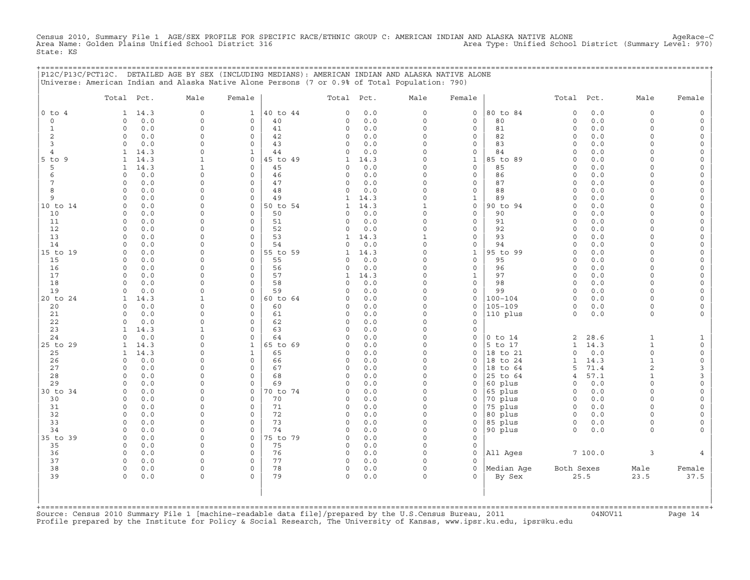Census 2010, Summary File 1 AGE/SEX PROFILE FOR SPECIFIC RACE/ETHNIC GROUP C: AMERICAN INDIAN AND ALASKA NATIVE ALONE AgeRace-C
Area Name: Golden Plains Unified School District 316 Area Type: Unified School District (Summary Level: 970)
State: KS

P12C/P13C/PCT12C. DETAILED AGE BY SEX (INCLUDING MEDIANS): AMERICAN INDIAN AND ALASKA NATIVE ALONE
Universe: American Indian and Alaska Native Alone Persons (7 or 0.9% of Total Population: 790)

| | Total | Pct. | Male | Female | | Total | Pct. | Male | Female | | Total | Pct. | Male | Female |
|---|---|---|---|---|---|---|---|---|---|---|---|---|---|---|
| 0 to 4 | 1 | 14.3 | 0 | 1 | 40 to 44 | 0 | 0.0 | 0 | 0 | 80 to 84 | 0 | 0.0 | 0 | 0 |
| 0 | 0 | 0.0 | 0 | 0 | 40 | 0 | 0.0 | 0 | 0 | 80 | 0 | 0.0 | 0 | 0 |
| 1 | 0 | 0.0 | 0 | 0 | 41 | 0 | 0.0 | 0 | 0 | 81 | 0 | 0.0 | 0 | 0 |
| 2 | 0 | 0.0 | 0 | 0 | 42 | 0 | 0.0 | 0 | 0 | 82 | 0 | 0.0 | 0 | 0 |
| 3 | 0 | 0.0 | 0 | 0 | 43 | 0 | 0.0 | 0 | 0 | 83 | 0 | 0.0 | 0 | 0 |
| 4 | 1 | 14.3 | 0 | 1 | 44 | 0 | 0.0 | 0 | 0 | 84 | 0 | 0.0 | 0 | 0 |
| 5 to 9 | 1 | 14.3 | 1 | 0 | 45 to 49 | 1 | 14.3 | 0 | 1 | 85 to 89 | 0 | 0.0 | 0 | 0 |
| 5 | 1 | 14.3 | 1 | 0 | 45 | 0 | 0.0 | 0 | 0 | 85 | 0 | 0.0 | 0 | 0 |
| 6 | 0 | 0.0 | 0 | 0 | 46 | 0 | 0.0 | 0 | 0 | 86 | 0 | 0.0 | 0 | 0 |
| 7 | 0 | 0.0 | 0 | 0 | 47 | 0 | 0.0 | 0 | 0 | 87 | 0 | 0.0 | 0 | 0 |
| 8 | 0 | 0.0 | 0 | 0 | 48 | 0 | 0.0 | 0 | 0 | 88 | 0 | 0.0 | 0 | 0 |
| 9 | 0 | 0.0 | 0 | 0 | 49 | 1 | 14.3 | 0 | 1 | 89 | 0 | 0.0 | 0 | 0 |
| 10 to 14 | 0 | 0.0 | 0 | 0 | 50 to 54 | 1 | 14.3 | 1 | 0 | 90 to 94 | 0 | 0.0 | 0 | 0 |
| 10 | 0 | 0.0 | 0 | 0 | 50 | 0 | 0.0 | 0 | 0 | 90 | 0 | 0.0 | 0 | 0 |
| 11 | 0 | 0.0 | 0 | 0 | 51 | 0 | 0.0 | 0 | 0 | 91 | 0 | 0.0 | 0 | 0 |
| 12 | 0 | 0.0 | 0 | 0 | 52 | 0 | 0.0 | 0 | 0 | 92 | 0 | 0.0 | 0 | 0 |
| 13 | 0 | 0.0 | 0 | 0 | 53 | 1 | 14.3 | 1 | 0 | 93 | 0 | 0.0 | 0 | 0 |
| 14 | 0 | 0.0 | 0 | 0 | 54 | 0 | 0.0 | 0 | 0 | 94 | 0 | 0.0 | 0 | 0 |
| 15 to 19 | 0 | 0.0 | 0 | 0 | 55 to 59 | 1 | 14.3 | 0 | 1 | 95 to 99 | 0 | 0.0 | 0 | 0 |
| 15 | 0 | 0.0 | 0 | 0 | 55 | 0 | 0.0 | 0 | 0 | 95 | 0 | 0.0 | 0 | 0 |
| 16 | 0 | 0.0 | 0 | 0 | 56 | 0 | 0.0 | 0 | 0 | 96 | 0 | 0.0 | 0 | 0 |
| 17 | 0 | 0.0 | 0 | 0 | 57 | 1 | 14.3 | 0 | 1 | 97 | 0 | 0.0 | 0 | 0 |
| 18 | 0 | 0.0 | 0 | 0 | 58 | 0 | 0.0 | 0 | 0 | 98 | 0 | 0.0 | 0 | 0 |
| 19 | 0 | 0.0 | 0 | 0 | 59 | 0 | 0.0 | 0 | 0 | 99 | 0 | 0.0 | 0 | 0 |
| 20 to 24 | 1 | 14.3 | 1 | 0 | 60 to 64 | 0 | 0.0 | 0 | 0 | 100-104 | 0 | 0.0 | 0 | 0 |
| 20 | 0 | 0.0 | 0 | 0 | 60 | 0 | 0.0 | 0 | 0 | 105-109 | 0 | 0.0 | 0 | 0 |
| 21 | 0 | 0.0 | 0 | 0 | 61 | 0 | 0.0 | 0 | 0 | 110 plus | 0 | 0.0 | 0 | 0 |
| 22 | 0 | 0.0 | 0 | 0 | 62 | 0 | 0.0 | 0 | 0 | | | | | |
| 23 | 1 | 14.3 | 1 | 0 | 63 | 0 | 0.0 | 0 | 0 | | | | | |
| 24 | 0 | 0.0 | 0 | 0 | 64 | 0 | 0.0 | 0 | 0 | 0 to 14 | 2 | 28.6 | 1 | 1 |
| 25 to 29 | 1 | 14.3 | 0 | 1 | 65 to 69 | 0 | 0.0 | 0 | 0 | 5 to 17 | 1 | 14.3 | 1 | 0 |
| 25 | 1 | 14.3 | 0 | 1 | 65 | 0 | 0.0 | 0 | 0 | 18 to 21 | 0 | 0.0 | 0 | 0 |
| 26 | 0 | 0.0 | 0 | 0 | 66 | 0 | 0.0 | 0 | 0 | 18 to 24 | 1 | 14.3 | 1 | 0 |
| 27 | 0 | 0.0 | 0 | 0 | 67 | 0 | 0.0 | 0 | 0 | 18 to 64 | 5 | 71.4 | 2 | 3 |
| 28 | 0 | 0.0 | 0 | 0 | 68 | 0 | 0.0 | 0 | 0 | 25 to 64 | 4 | 57.1 | 1 | 3 |
| 29 | 0 | 0.0 | 0 | 0 | 69 | 0 | 0.0 | 0 | 0 | 60 plus | 0 | 0.0 | 0 | 0 |
| 30 to 34 | 0 | 0.0 | 0 | 0 | 70 to 74 | 0 | 0.0 | 0 | 0 | 65 plus | 0 | 0.0 | 0 | 0 |
| 30 | 0 | 0.0 | 0 | 0 | 70 | 0 | 0.0 | 0 | 0 | 70 plus | 0 | 0.0 | 0 | 0 |
| 31 | 0 | 0.0 | 0 | 0 | 71 | 0 | 0.0 | 0 | 0 | 75 plus | 0 | 0.0 | 0 | 0 |
| 32 | 0 | 0.0 | 0 | 0 | 72 | 0 | 0.0 | 0 | 0 | 80 plus | 0 | 0.0 | 0 | 0 |
| 33 | 0 | 0.0 | 0 | 0 | 73 | 0 | 0.0 | 0 | 0 | 85 plus | 0 | 0.0 | 0 | 0 |
| 34 | 0 | 0.0 | 0 | 0 | 74 | 0 | 0.0 | 0 | 0 | 90 plus | 0 | 0.0 | 0 | 0 |
| 35 to 39 | 0 | 0.0 | 0 | 0 | 75 to 79 | 0 | 0.0 | 0 | 0 | | | | | |
| 35 | 0 | 0.0 | 0 | 0 | 75 | 0 | 0.0 | 0 | 0 | | | | | |
| 36 | 0 | 0.0 | 0 | 0 | 76 | 0 | 0.0 | 0 | 0 | All Ages | 7 | 100.0 | 3 | 4 |
| 37 | 0 | 0.0 | 0 | 0 | 77 | 0 | 0.0 | 0 | 0 | | | | | |
| 38 | 0 | 0.0 | 0 | 0 | 78 | 0 | 0.0 | 0 | 0 | Median Age | Both Sexes | | Male | Female |
| 39 | 0 | 0.0 | 0 | 0 | 79 | 0 | 0.0 | 0 | 0 | By Sex | 25.5 | | 23.5 | 37.5 |

Source: Census 2010 Summary File 1 [machine-readable data file]/prepared by the U.S.Census Bureau, 2011 04NOV11
Profile prepared by the Institute for Policy & Social Research, The University of Kansas, www.ipsr.ku.edu, ipsr@ku.edu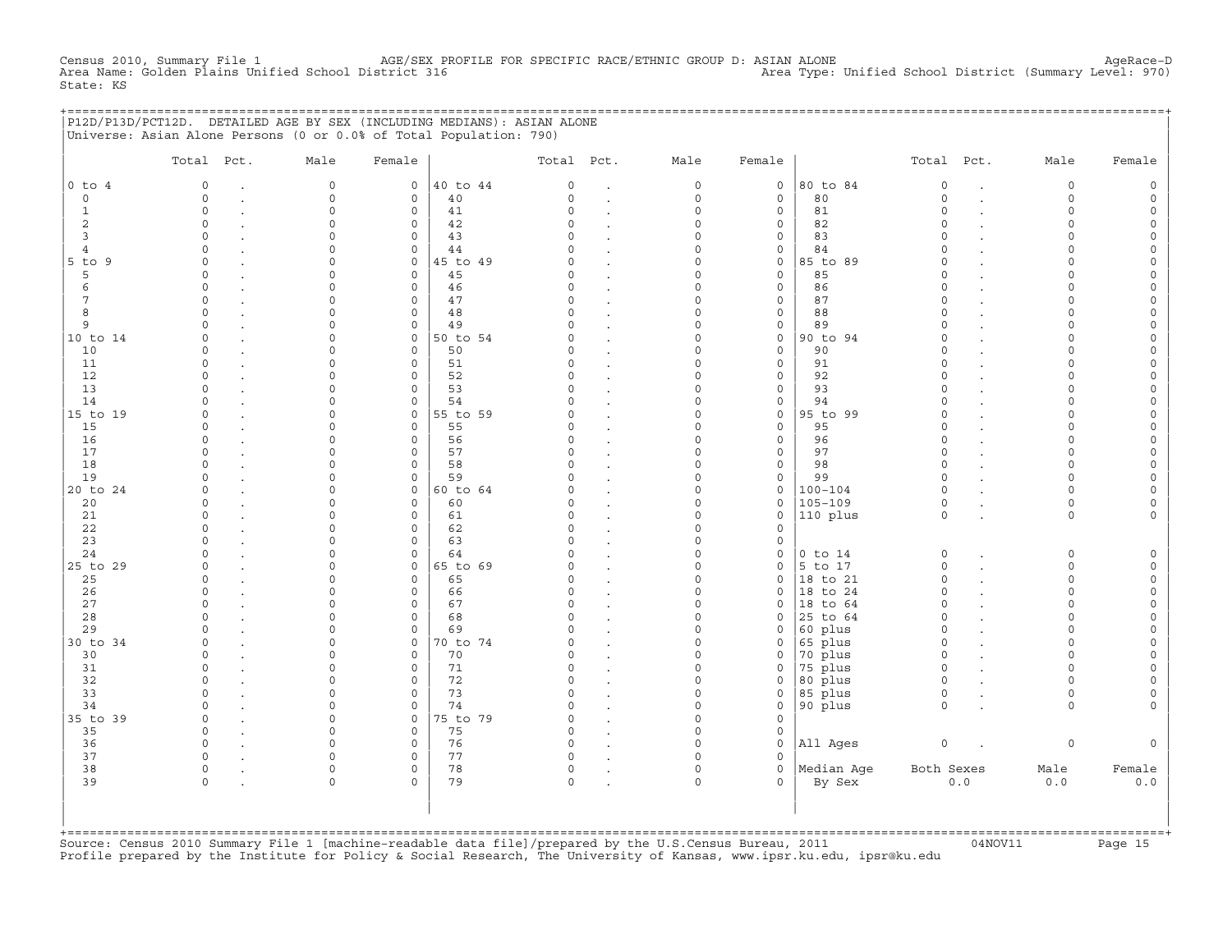Census 2010, Summary File 1 AGE/SEX PROFILE FOR SPECIFIC RACE/ETHNIC GROUP D: ASIAN ALONE AgeRace-D
Area Name: Golden Plains Unified School District 316 Area Type: Unified School District (Summary Level: 970)
State: KS

## P12D/P13D/PCT12D. DETAILED AGE BY SEX (INCLUDING MEDIANS): ASIAN ALONE

Universe: Asian Alone Persons (0 or 0.0% of Total Population: 790)

| | Total | Pct. | Male | Female | | Total | Pct. | Male | Female | | Total | Pct. | Male | Female |
|---|---|---|---|---|---|---|---|---|---|---|---|---|---|---|
| 0 to 4 | 0 | . | 0 | 0 | 40 to 44 | 0 | . | 0 | 0 | 80 to 84 | 0 | . | 0 | 0 |
| 0 | 0 | . | 0 | 0 | 40 | 0 | . | 0 | 0 | 80 | 0 | . | 0 | 0 |
| 1 | 0 | . | 0 | 0 | 41 | 0 | . | 0 | 0 | 81 | 0 | . | 0 | 0 |
| 2 | 0 | . | 0 | 0 | 42 | 0 | . | 0 | 0 | 82 | 0 | . | 0 | 0 |
| 3 | 0 | . | 0 | 0 | 43 | 0 | . | 0 | 0 | 83 | 0 | . | 0 | 0 |
| 4 | 0 | . | 0 | 0 | 44 | 0 | . | 0 | 0 | 84 | 0 | . | 0 | 0 |
| 5 to 9 | 0 | . | 0 | 0 | 45 to 49 | 0 | . | 0 | 0 | 85 to 89 | 0 | . | 0 | 0 |
| 5 | 0 | . | 0 | 0 | 45 | 0 | . | 0 | 0 | 85 | 0 | . | 0 | 0 |
| 6 | 0 | . | 0 | 0 | 46 | 0 | . | 0 | 0 | 86 | 0 | . | 0 | 0 |
| 7 | 0 | . | 0 | 0 | 47 | 0 | . | 0 | 0 | 87 | 0 | . | 0 | 0 |
| 8 | 0 | . | 0 | 0 | 48 | 0 | . | 0 | 0 | 88 | 0 | . | 0 | 0 |
| 9 | 0 | . | 0 | 0 | 49 | 0 | . | 0 | 0 | 89 | 0 | . | 0 | 0 |
| 10 to 14 | 0 | . | 0 | 0 | 50 to 54 | 0 | . | 0 | 0 | 90 to 94 | 0 | . | 0 | 0 |
| 10 | 0 | . | 0 | 0 | 50 | 0 | . | 0 | 0 | 90 | 0 | . | 0 | 0 |
| 11 | 0 | . | 0 | 0 | 51 | 0 | . | 0 | 0 | 91 | 0 | . | 0 | 0 |
| 12 | 0 | . | 0 | 0 | 52 | 0 | . | 0 | 0 | 92 | 0 | . | 0 | 0 |
| 13 | 0 | . | 0 | 0 | 53 | 0 | . | 0 | 0 | 93 | 0 | . | 0 | 0 |
| 14 | 0 | . | 0 | 0 | 54 | 0 | . | 0 | 0 | 94 | 0 | . | 0 | 0 |
| 15 to 19 | 0 | . | 0 | 0 | 55 to 59 | 0 | . | 0 | 0 | 95 to 99 | 0 | . | 0 | 0 |
| 15 | 0 | . | 0 | 0 | 55 | 0 | . | 0 | 0 | 95 | 0 | . | 0 | 0 |
| 16 | 0 | . | 0 | 0 | 56 | 0 | . | 0 | 0 | 96 | 0 | . | 0 | 0 |
| 17 | 0 | . | 0 | 0 | 57 | 0 | . | 0 | 0 | 97 | 0 | . | 0 | 0 |
| 18 | 0 | . | 0 | 0 | 58 | 0 | . | 0 | 0 | 98 | 0 | . | 0 | 0 |
| 19 | 0 | . | 0 | 0 | 59 | 0 | . | 0 | 0 | 99 | 0 | . | 0 | 0 |
| 20 to 24 | 0 | . | 0 | 0 | 60 to 64 | 0 | . | 0 | 0 | 100-104 | 0 | . | 0 | 0 |
| 20 | 0 | . | 0 | 0 | 60 | 0 | . | 0 | 0 | 105-109 | 0 | . | 0 | 0 |
| 21 | 0 | . | 0 | 0 | 61 | 0 | . | 0 | 0 | 110 plus | 0 | . | 0 | 0 |
| 22 | 0 | . | 0 | 0 | 62 | 0 | . | 0 | 0 | | | | | |
| 23 | 0 | . | 0 | 0 | 63 | 0 | . | 0 | 0 | | | | | |
| 24 | 0 | . | 0 | 0 | 64 | 0 | . | 0 | 0 | 0 to 14 | 0 | . | 0 | 0 |
| 25 to 29 | 0 | . | 0 | 0 | 65 to 69 | 0 | . | 0 | 0 | 5 to 17 | 0 | . | 0 | 0 |
| 25 | 0 | . | 0 | 0 | 65 | 0 | . | 0 | 0 | 18 to 21 | 0 | . | 0 | 0 |
| 26 | 0 | . | 0 | 0 | 66 | 0 | . | 0 | 0 | 18 to 24 | 0 | . | 0 | 0 |
| 27 | 0 | . | 0 | 0 | 67 | 0 | . | 0 | 0 | 18 to 64 | 0 | . | 0 | 0 |
| 28 | 0 | . | 0 | 0 | 68 | 0 | . | 0 | 0 | 25 to 64 | 0 | . | 0 | 0 |
| 29 | 0 | . | 0 | 0 | 69 | 0 | . | 0 | 0 | 60 plus | 0 | . | 0 | 0 |
| 30 to 34 | 0 | . | 0 | 0 | 70 to 74 | 0 | . | 0 | 0 | 65 plus | 0 | . | 0 | 0 |
| 30 | 0 | . | 0 | 0 | 70 | 0 | . | 0 | 0 | 70 plus | 0 | . | 0 | 0 |
| 31 | 0 | . | 0 | 0 | 71 | 0 | . | 0 | 0 | 75 plus | 0 | . | 0 | 0 |
| 32 | 0 | . | 0 | 0 | 72 | 0 | . | 0 | 0 | 80 plus | 0 | . | 0 | 0 |
| 33 | 0 | . | 0 | 0 | 73 | 0 | . | 0 | 0 | 85 plus | 0 | . | 0 | 0 |
| 34 | 0 | . | 0 | 0 | 74 | 0 | . | 0 | 0 | 90 plus | 0 | . | 0 | 0 |
| 35 to 39 | 0 | . | 0 | 0 | 75 to 79 | 0 | . | 0 | 0 | | | | | |
| 35 | 0 | . | 0 | 0 | 75 | 0 | . | 0 | 0 | | | | | |
| 36 | 0 | . | 0 | 0 | 76 | 0 | . | 0 | 0 | All Ages | 0 | . | 0 | 0 |
| 37 | 0 | . | 0 | 0 | 77 | 0 | . | 0 | 0 | | | | | |
| 38 | 0 | . | 0 | 0 | 78 | 0 | . | 0 | 0 | Median Age | Both Sexes | | Male | Female |
| 39 | 0 | . | 0 | 0 | 79 | 0 | . | 0 | 0 | By Sex | 0.0 | | 0.0 | 0.0 |

Source: Census 2010 Summary File 1 [machine-readable data file]/prepared by the U.S.Census Bureau, 2011 04NOV11
Profile prepared by the Institute for Policy & Social Research, The University of Kansas, www.ipsr.ku.edu, ipsr@ku.edu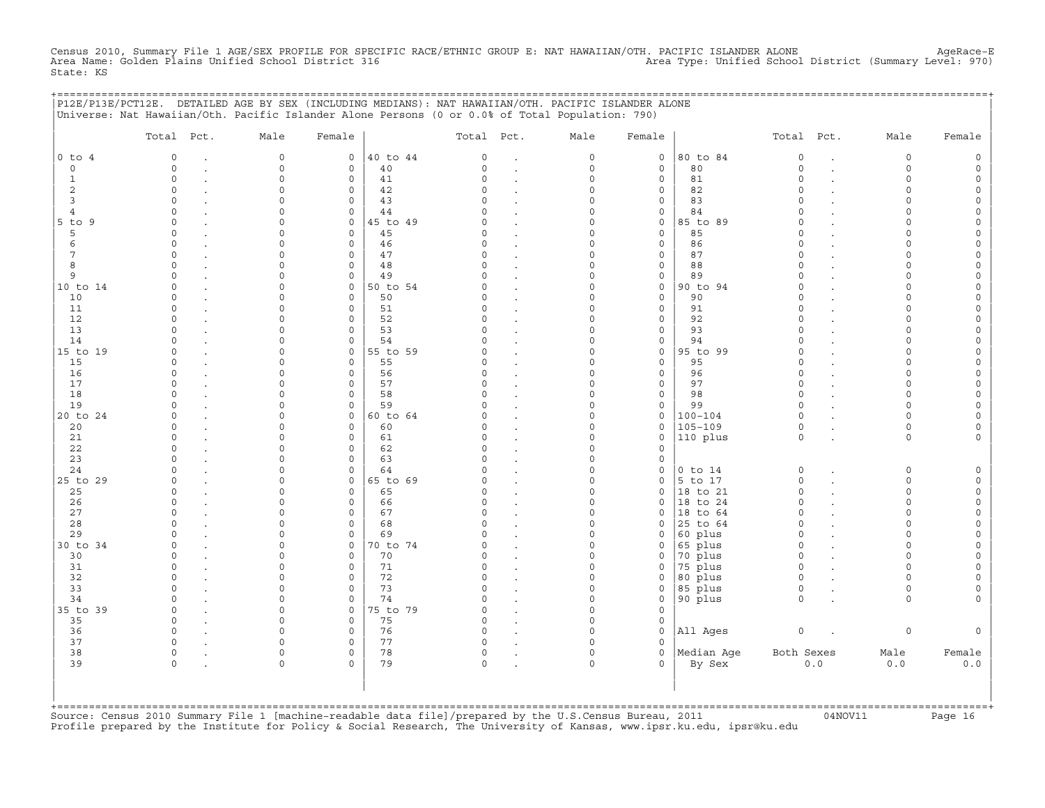Census 2010, Summary File 1 AGE/SEX PROFILE FOR SPECIFIC RACE/ETHNIC GROUP E: NAT HAWAIIAN/OTH. PACIFIC ISLANDER ALONE AgeRace-E
Area Name: Golden Plains Unified School District 316 Area Type: Unified School District (Summary Level: 970)
State: KS

P12E/P13E/PCT12E. DETAILED AGE BY SEX (INCLUDING MEDIANS): NAT HAWAIIAN/OTH. PACIFIC ISLANDER ALONE
Universe: Nat Hawaiian/Oth. Pacific Islander Alone Persons (0 or 0.0% of Total Population: 790)

| | Total | Pct. | Male | Female | | Total | Pct. | Male | Female | | Total | Pct. | Male | Female |
|---|---|---|---|---|---|---|---|---|---|---|---|---|---|---|
| 0 to 4 | 0 | . | 0 | 0 | 40 to 44 | 0 | . | 0 | 0 | 80 to 84 | 0 | . | 0 | 0 |
| 0 | 0 | . | 0 | 0 | 40 | 0 | . | 0 | 0 | 80 | 0 | . | 0 | 0 |
| 1 | 0 | . | 0 | 0 | 41 | 0 | . | 0 | 0 | 81 | 0 | . | 0 | 0 |
| 2 | 0 | . | 0 | 0 | 42 | 0 | . | 0 | 0 | 82 | 0 | . | 0 | 0 |
| 3 | 0 | . | 0 | 0 | 43 | 0 | . | 0 | 0 | 83 | 0 | . | 0 | 0 |
| 4 | 0 | . | 0 | 0 | 44 | 0 | . | 0 | 0 | 84 | 0 | . | 0 | 0 |
| 5 to 9 | 0 | . | 0 | 0 | 45 to 49 | 0 | . | 0 | 0 | 85 to 89 | 0 | . | 0 | 0 |
| 5 | 0 | . | 0 | 0 | 45 | 0 | . | 0 | 0 | 85 | 0 | . | 0 | 0 |
| 6 | 0 | . | 0 | 0 | 46 | 0 | . | 0 | 0 | 86 | 0 | . | 0 | 0 |
| 7 | 0 | . | 0 | 0 | 47 | 0 | . | 0 | 0 | 87 | 0 | . | 0 | 0 |
| 8 | 0 | . | 0 | 0 | 48 | 0 | . | 0 | 0 | 88 | 0 | . | 0 | 0 |
| 9 | 0 | . | 0 | 0 | 49 | 0 | . | 0 | 0 | 89 | 0 | . | 0 | 0 |
| 10 to 14 | 0 | . | 0 | 0 | 50 to 54 | 0 | . | 0 | 0 | 90 to 94 | 0 | . | 0 | 0 |
| 10 | 0 | . | 0 | 0 | 50 | 0 | . | 0 | 0 | 90 | 0 | . | 0 | 0 |
| 11 | 0 | . | 0 | 0 | 51 | 0 | . | 0 | 0 | 91 | 0 | . | 0 | 0 |
| 12 | 0 | . | 0 | 0 | 52 | 0 | . | 0 | 0 | 92 | 0 | . | 0 | 0 |
| 13 | 0 | . | 0 | 0 | 53 | 0 | . | 0 | 0 | 93 | 0 | . | 0 | 0 |
| 14 | 0 | . | 0 | 0 | 54 | 0 | . | 0 | 0 | 94 | 0 | . | 0 | 0 |
| 15 to 19 | 0 | . | 0 | 0 | 55 to 59 | 0 | . | 0 | 0 | 95 to 99 | 0 | . | 0 | 0 |
| 15 | 0 | . | 0 | 0 | 55 | 0 | . | 0 | 0 | 95 | 0 | . | 0 | 0 |
| 16 | 0 | . | 0 | 0 | 56 | 0 | . | 0 | 0 | 96 | 0 | . | 0 | 0 |
| 17 | 0 | . | 0 | 0 | 57 | 0 | . | 0 | 0 | 97 | 0 | . | 0 | 0 |
| 18 | 0 | . | 0 | 0 | 58 | 0 | . | 0 | 0 | 98 | 0 | . | 0 | 0 |
| 19 | 0 | . | 0 | 0 | 59 | 0 | . | 0 | 0 | 99 | 0 | . | 0 | 0 |
| 20 to 24 | 0 | . | 0 | 0 | 60 to 64 | 0 | . | 0 | 0 | 100-104 | 0 | . | 0 | 0 |
| 20 | 0 | . | 0 | 0 | 60 | 0 | . | 0 | 0 | 105-109 | 0 | . | 0 | 0 |
| 21 | 0 | . | 0 | 0 | 61 | 0 | . | 0 | 0 | 110 plus | 0 | . | 0 | 0 |
| 22 | 0 | . | 0 | 0 | 62 | 0 | . | 0 | 0 | | | | | |
| 23 | 0 | . | 0 | 0 | 63 | 0 | . | 0 | 0 | | | | | |
| 24 | 0 | . | 0 | 0 | 64 | 0 | . | 0 | 0 | 0 to 14 | 0 | . | 0 | 0 |
| 25 to 29 | 0 | . | 0 | 0 | 65 to 69 | 0 | . | 0 | 0 | 5 to 17 | 0 | . | 0 | 0 |
| 25 | 0 | . | 0 | 0 | 65 | 0 | . | 0 | 0 | 18 to 21 | 0 | . | 0 | 0 |
| 26 | 0 | . | 0 | 0 | 66 | 0 | . | 0 | 0 | 18 to 24 | 0 | . | 0 | 0 |
| 27 | 0 | . | 0 | 0 | 67 | 0 | . | 0 | 0 | 18 to 64 | 0 | . | 0 | 0 |
| 28 | 0 | . | 0 | 0 | 68 | 0 | . | 0 | 0 | 25 to 64 | 0 | . | 0 | 0 |
| 29 | 0 | . | 0 | 0 | 69 | 0 | . | 0 | 0 | 60 plus | 0 | . | 0 | 0 |
| 30 to 34 | 0 | . | 0 | 0 | 70 to 74 | 0 | . | 0 | 0 | 65 plus | 0 | . | 0 | 0 |
| 30 | 0 | . | 0 | 0 | 70 | 0 | . | 0 | 0 | 70 plus | 0 | . | 0 | 0 |
| 31 | 0 | . | 0 | 0 | 71 | 0 | . | 0 | 0 | 75 plus | 0 | . | 0 | 0 |
| 32 | 0 | . | 0 | 0 | 72 | 0 | . | 0 | 0 | 80 plus | 0 | . | 0 | 0 |
| 33 | 0 | . | 0 | 0 | 73 | 0 | . | 0 | 0 | 85 plus | 0 | . | 0 | 0 |
| 34 | 0 | . | 0 | 0 | 74 | 0 | . | 0 | 0 | 90 plus | 0 | . | 0 | 0 |
| 35 to 39 | 0 | . | 0 | 0 | 75 to 79 | 0 | . | 0 | 0 | | | | | |
| 35 | 0 | . | 0 | 0 | 75 | 0 | . | 0 | 0 | | | | | |
| 36 | 0 | . | 0 | 0 | 76 | 0 | . | 0 | 0 | All Ages | 0 | . | 0 | 0 |
| 37 | 0 | . | 0 | 0 | 77 | 0 | . | 0 | 0 | | | | | |
| 38 | 0 | . | 0 | 0 | 78 | 0 | . | 0 | 0 | Median Age | Both Sexes | | Male | Female |
| 39 | 0 | . | 0 | 0 | 79 | 0 | . | 0 | 0 | By Sex | 0.0 | | 0.0 | 0.0 |

Source: Census 2010 Summary File 1 [machine-readable data file]/prepared by the U.S.Census Bureau, 2011 04NOV11
Profile prepared by the Institute for Policy & Social Research, The University of Kansas, www.ipsr.ku.edu, ipsr@ku.edu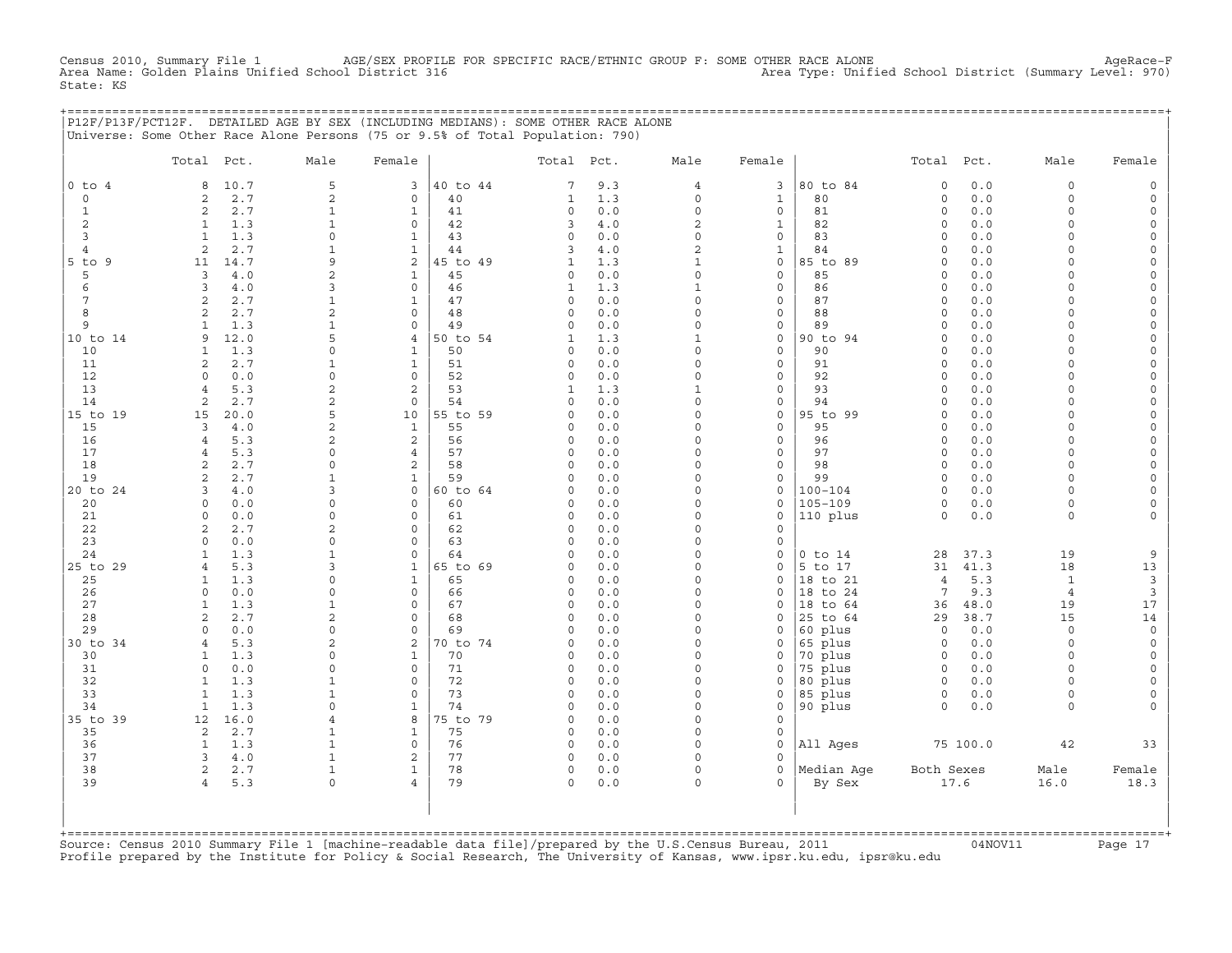Census 2010, Summary File 1 AGE/SEX PROFILE FOR SPECIFIC RACE/ETHNIC GROUP F: SOME OTHER RACE ALONE AgeRace-F
Area Name: Golden Plains Unified School District 316 Area Type: Unified School District (Summary Level: 970)
State: KS

## P12F/P13F/PCT12F. DETAILED AGE BY SEX (INCLUDING MEDIANS): SOME OTHER RACE ALONE

Universe: Some Other Race Alone Persons (75 or 9.5% of Total Population: 790)

| | Total | Pct. | Male | Female | | Total | Pct. | Male | Female | | Total | Pct. | Male | Female |
|---|---|---|---|---|---|---|---|---|---|---|---|---|---|---|
| 0 to 4 | 8 | 10.7 | 5 | 3 | 40 to 44 | 7 | 9.3 | 4 | 3 | 80 to 84 | 0 | 0.0 | 0 | 0 |
| 0 | 2 | 2.7 | 2 | 0 | 40 | 1 | 1.3 | 0 | 1 | 80 | 0 | 0.0 | 0 | 0 |
| 1 | 2 | 2.7 | 1 | 1 | 41 | 0 | 0.0 | 0 | 0 | 81 | 0 | 0.0 | 0 | 0 |
| 2 | 1 | 1.3 | 1 | 0 | 42 | 3 | 4.0 | 2 | 1 | 82 | 0 | 0.0 | 0 | 0 |
| 3 | 1 | 1.3 | 0 | 1 | 43 | 0 | 0.0 | 0 | 0 | 83 | 0 | 0.0 | 0 | 0 |
| 4 | 2 | 2.7 | 1 | 1 | 44 | 3 | 4.0 | 2 | 1 | 84 | 0 | 0.0 | 0 | 0 |
| 5 to 9 | 11 | 14.7 | 9 | 2 | 45 to 49 | 1 | 1.3 | 1 | 0 | 85 to 89 | 0 | 0.0 | 0 | 0 |
| 5 | 3 | 4.0 | 2 | 1 | 45 | 0 | 0.0 | 0 | 0 | 85 | 0 | 0.0 | 0 | 0 |
| 6 | 3 | 4.0 | 3 | 0 | 46 | 1 | 1.3 | 1 | 0 | 86 | 0 | 0.0 | 0 | 0 |
| 7 | 2 | 2.7 | 1 | 1 | 47 | 0 | 0.0 | 0 | 0 | 87 | 0 | 0.0 | 0 | 0 |
| 8 | 2 | 2.7 | 2 | 0 | 48 | 0 | 0.0 | 0 | 0 | 88 | 0 | 0.0 | 0 | 0 |
| 9 | 1 | 1.3 | 1 | 0 | 49 | 0 | 0.0 | 0 | 0 | 89 | 0 | 0.0 | 0 | 0 |
| 10 to 14 | 9 | 12.0 | 5 | 4 | 50 to 54 | 1 | 1.3 | 1 | 0 | 90 to 94 | 0 | 0.0 | 0 | 0 |
| 10 | 1 | 1.3 | 0 | 1 | 50 | 0 | 0.0 | 0 | 0 | 90 | 0 | 0.0 | 0 | 0 |
| 11 | 2 | 2.7 | 1 | 1 | 51 | 0 | 0.0 | 0 | 0 | 91 | 0 | 0.0 | 0 | 0 |
| 12 | 0 | 0.0 | 0 | 0 | 52 | 0 | 0.0 | 0 | 0 | 92 | 0 | 0.0 | 0 | 0 |
| 13 | 4 | 5.3 | 2 | 2 | 53 | 1 | 1.3 | 1 | 0 | 93 | 0 | 0.0 | 0 | 0 |
| 14 | 2 | 2.7 | 2 | 0 | 54 | 0 | 0.0 | 0 | 0 | 94 | 0 | 0.0 | 0 | 0 |
| 15 to 19 | 15 | 20.0 | 5 | 10 | 55 to 59 | 0 | 0.0 | 0 | 0 | 95 to 99 | 0 | 0.0 | 0 | 0 |
| 15 | 3 | 4.0 | 2 | 1 | 55 | 0 | 0.0 | 0 | 0 | 95 | 0 | 0.0 | 0 | 0 |
| 16 | 4 | 5.3 | 2 | 2 | 56 | 0 | 0.0 | 0 | 0 | 96 | 0 | 0.0 | 0 | 0 |
| 17 | 4 | 5.3 | 0 | 4 | 57 | 0 | 0.0 | 0 | 0 | 97 | 0 | 0.0 | 0 | 0 |
| 18 | 2 | 2.7 | 0 | 2 | 58 | 0 | 0.0 | 0 | 0 | 98 | 0 | 0.0 | 0 | 0 |
| 19 | 2 | 2.7 | 1 | 1 | 59 | 0 | 0.0 | 0 | 0 | 99 | 0 | 0.0 | 0 | 0 |
| 20 to 24 | 3 | 4.0 | 3 | 0 | 60 to 64 | 0 | 0.0 | 0 | 0 | 100-104 | 0 | 0.0 | 0 | 0 |
| 20 | 0 | 0.0 | 0 | 0 | 60 | 0 | 0.0 | 0 | 0 | 105-109 | 0 | 0.0 | 0 | 0 |
| 21 | 0 | 0.0 | 0 | 0 | 61 | 0 | 0.0 | 0 | 0 | 110 plus | 0 | 0.0 | 0 | 0 |
| 22 | 2 | 2.7 | 2 | 0 | 62 | 0 | 0.0 | 0 | 0 | | | | | |
| 23 | 0 | 0.0 | 0 | 0 | 63 | 0 | 0.0 | 0 | 0 | | | | | |
| 24 | 1 | 1.3 | 1 | 0 | 64 | 0 | 0.0 | 0 | 0 | 0 to 14 | 28 | 37.3 | 19 | 9 |
| 25 to 29 | 4 | 5.3 | 3 | 1 | 65 to 69 | 0 | 0.0 | 0 | 0 | 5 to 17 | 31 | 41.3 | 18 | 13 |
| 25 | 1 | 1.3 | 0 | 1 | 65 | 0 | 0.0 | 0 | 0 | 18 to 21 | 4 | 5.3 | 1 | 3 |
| 26 | 0 | 0.0 | 0 | 0 | 66 | 0 | 0.0 | 0 | 0 | 18 to 24 | 7 | 9.3 | 4 | 3 |
| 27 | 1 | 1.3 | 1 | 0 | 67 | 0 | 0.0 | 0 | 0 | 18 to 64 | 36 | 48.0 | 19 | 17 |
| 28 | 2 | 2.7 | 2 | 0 | 68 | 0 | 0.0 | 0 | 0 | 25 to 64 | 29 | 38.7 | 15 | 14 |
| 29 | 0 | 0.0 | 0 | 0 | 69 | 0 | 0.0 | 0 | 0 | 60 plus | 0 | 0.0 | 0 | 0 |
| 30 to 34 | 4 | 5.3 | 2 | 2 | 70 to 74 | 0 | 0.0 | 0 | 0 | 65 plus | 0 | 0.0 | 0 | 0 |
| 30 | 1 | 1.3 | 0 | 1 | 70 | 0 | 0.0 | 0 | 0 | 70 plus | 0 | 0.0 | 0 | 0 |
| 31 | 0 | 0.0 | 0 | 0 | 71 | 0 | 0.0 | 0 | 0 | 75 plus | 0 | 0.0 | 0 | 0 |
| 32 | 1 | 1.3 | 1 | 0 | 72 | 0 | 0.0 | 0 | 0 | 80 plus | 0 | 0.0 | 0 | 0 |
| 33 | 1 | 1.3 | 1 | 0 | 73 | 0 | 0.0 | 0 | 0 | 85 plus | 0 | 0.0 | 0 | 0 |
| 34 | 1 | 1.3 | 0 | 1 | 74 | 0 | 0.0 | 0 | 0 | 90 plus | 0 | 0.0 | 0 | 0 |
| 35 to 39 | 12 | 16.0 | 4 | 8 | 75 to 79 | 0 | 0.0 | 0 | 0 | | | | | |
| 35 | 2 | 2.7 | 1 | 1 | 75 | 0 | 0.0 | 0 | 0 | | | | | |
| 36 | 1 | 1.3 | 1 | 0 | 76 | 0 | 0.0 | 0 | 0 | All Ages | 75 | 100.0 | 42 | 33 |
| 37 | 3 | 4.0 | 1 | 2 | 77 | 0 | 0.0 | 0 | 0 | | | | | |
| 38 | 2 | 2.7 | 1 | 1 | 78 | 0 | 0.0 | 0 | 0 | Median Age | Both Sexes | | Male | Female |
| 39 | 4 | 5.3 | 0 | 4 | 79 | 0 | 0.0 | 0 | 0 | By Sex | 17.6 | | 16.0 | 18.3 |

Source: Census 2010 Summary File 1 [machine-readable data file]/prepared by the U.S.Census Bureau, 2011 04NOV11
Profile prepared by the Institute for Policy & Social Research, The University of Kansas, www.ipsr.ku.edu, ipsr@ku.edu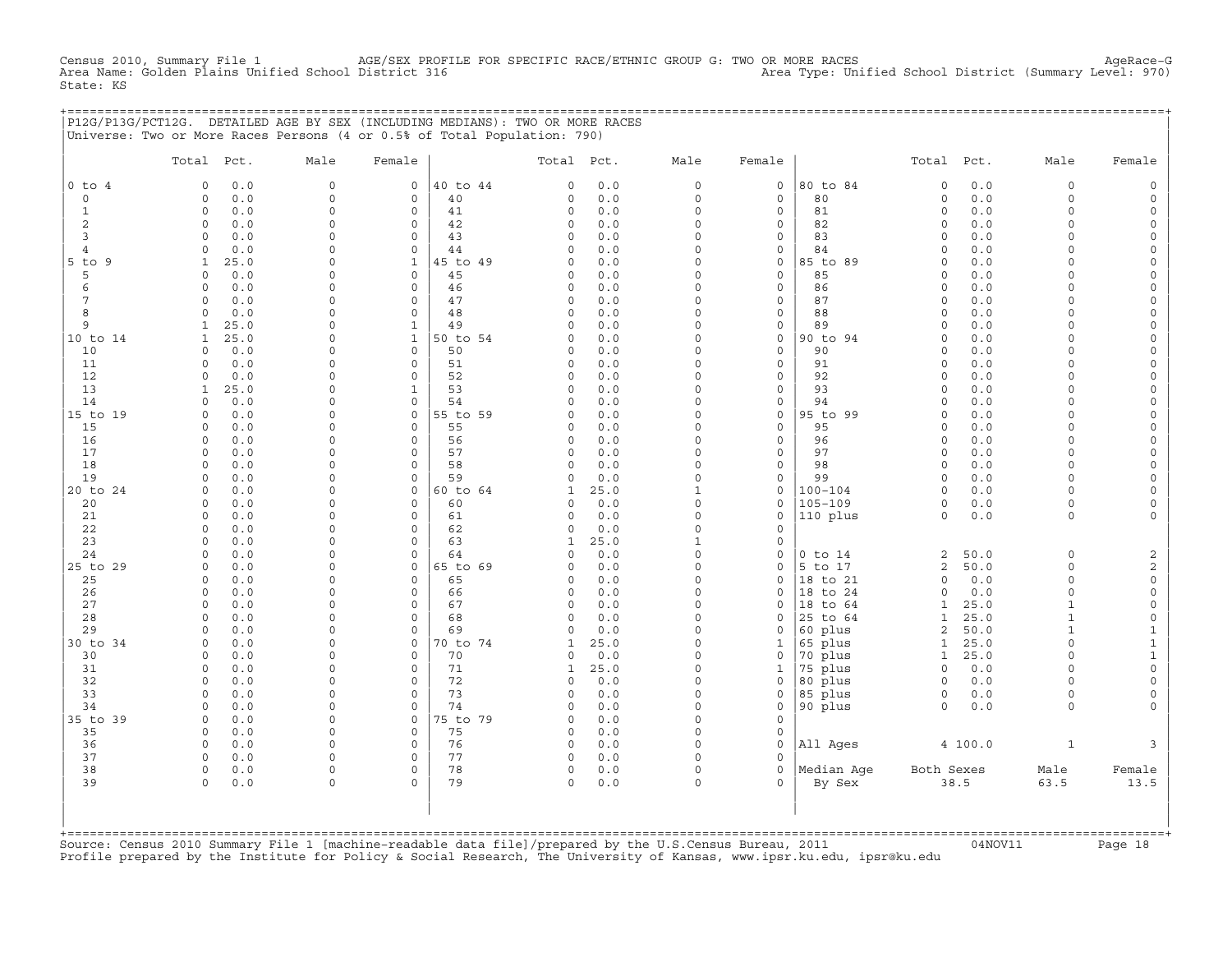Census 2010, Summary File 1 AGE/SEX PROFILE FOR SPECIFIC RACE/ETHNIC GROUP G: TWO OR MORE RACES AgeRace-G
Area Name: Golden Plains Unified School District 316 Area Type: Unified School District (Summary Level: 970)
State: KS

## P12G/P13G/PCT12G. DETAILED AGE BY SEX (INCLUDING MEDIANS): TWO OR MORE RACES

Universe: Two or More Races Persons (4 or 0.5% of Total Population: 790)

| | Total | Pct. | Male | Female | | Total | Pct. | Male | Female | | Total | Pct. | Male | Female |
|---|---|---|---|---|---|---|---|---|---|---|---|---|---|---|
| 0 to 4 | 0 | 0.0 | 0 | 0 | 40 to 44 | 0 | 0.0 | 0 | 0 | 80 to 84 | 0 | 0.0 | 0 | 0 |
| 0 | 0 | 0.0 | 0 | 0 | 40 | 0 | 0.0 | 0 | 0 | 80 | 0 | 0.0 | 0 | 0 |
| 1 | 0 | 0.0 | 0 | 0 | 41 | 0 | 0.0 | 0 | 0 | 81 | 0 | 0.0 | 0 | 0 |
| 2 | 0 | 0.0 | 0 | 0 | 42 | 0 | 0.0 | 0 | 0 | 82 | 0 | 0.0 | 0 | 0 |
| 3 | 0 | 0.0 | 0 | 0 | 43 | 0 | 0.0 | 0 | 0 | 83 | 0 | 0.0 | 0 | 0 |
| 4 | 0 | 0.0 | 0 | 0 | 44 | 0 | 0.0 | 0 | 0 | 84 | 0 | 0.0 | 0 | 0 |
| 5 to 9 | 1 | 25.0 | 0 | 1 | 45 to 49 | 0 | 0.0 | 0 | 0 | 85 to 89 | 0 | 0.0 | 0 | 0 |
| 5 | 0 | 0.0 | 0 | 0 | 45 | 0 | 0.0 | 0 | 0 | 85 | 0 | 0.0 | 0 | 0 |
| 6 | 0 | 0.0 | 0 | 0 | 46 | 0 | 0.0 | 0 | 0 | 86 | 0 | 0.0 | 0 | 0 |
| 7 | 0 | 0.0 | 0 | 0 | 47 | 0 | 0.0 | 0 | 0 | 87 | 0 | 0.0 | 0 | 0 |
| 8 | 0 | 0.0 | 0 | 0 | 48 | 0 | 0.0 | 0 | 0 | 88 | 0 | 0.0 | 0 | 0 |
| 9 | 1 | 25.0 | 0 | 1 | 49 | 0 | 0.0 | 0 | 0 | 89 | 0 | 0.0 | 0 | 0 |
| 10 to 14 | 1 | 25.0 | 0 | 1 | 50 to 54 | 0 | 0.0 | 0 | 0 | 90 to 94 | 0 | 0.0 | 0 | 0 |
| 10 | 0 | 0.0 | 0 | 0 | 50 | 0 | 0.0 | 0 | 0 | 90 | 0 | 0.0 | 0 | 0 |
| 11 | 0 | 0.0 | 0 | 0 | 51 | 0 | 0.0 | 0 | 0 | 91 | 0 | 0.0 | 0 | 0 |
| 12 | 0 | 0.0 | 0 | 0 | 52 | 0 | 0.0 | 0 | 0 | 92 | 0 | 0.0 | 0 | 0 |
| 13 | 1 | 25.0 | 0 | 1 | 53 | 0 | 0.0 | 0 | 0 | 93 | 0 | 0.0 | 0 | 0 |
| 14 | 0 | 0.0 | 0 | 0 | 54 | 0 | 0.0 | 0 | 0 | 94 | 0 | 0.0 | 0 | 0 |
| 15 to 19 | 0 | 0.0 | 0 | 0 | 55 to 59 | 0 | 0.0 | 0 | 0 | 95 to 99 | 0 | 0.0 | 0 | 0 |
| 15 | 0 | 0.0 | 0 | 0 | 55 | 0 | 0.0 | 0 | 0 | 95 | 0 | 0.0 | 0 | 0 |
| 16 | 0 | 0.0 | 0 | 0 | 56 | 0 | 0.0 | 0 | 0 | 96 | 0 | 0.0 | 0 | 0 |
| 17 | 0 | 0.0 | 0 | 0 | 57 | 0 | 0.0 | 0 | 0 | 97 | 0 | 0.0 | 0 | 0 |
| 18 | 0 | 0.0 | 0 | 0 | 58 | 0 | 0.0 | 0 | 0 | 98 | 0 | 0.0 | 0 | 0 |
| 19 | 0 | 0.0 | 0 | 0 | 59 | 0 | 0.0 | 0 | 0 | 99 | 0 | 0.0 | 0 | 0 |
| 20 to 24 | 0 | 0.0 | 0 | 0 | 60 to 64 | 1 | 25.0 | 1 | 0 | 100-104 | 0 | 0.0 | 0 | 0 |
| 20 | 0 | 0.0 | 0 | 0 | 60 | 0 | 0.0 | 0 | 0 | 105-109 | 0 | 0.0 | 0 | 0 |
| 21 | 0 | 0.0 | 0 | 0 | 61 | 0 | 0.0 | 0 | 0 | 110 plus | 0 | 0.0 | 0 | 0 |
| 22 | 0 | 0.0 | 0 | 0 | 62 | 0 | 0.0 | 0 | 0 | | | | | |
| 23 | 0 | 0.0 | 0 | 0 | 63 | 1 | 25.0 | 1 | 0 | | | | | |
| 24 | 0 | 0.0 | 0 | 0 | 64 | 0 | 0.0 | 0 | 0 | 0 to 14 | 2 | 50.0 | 0 | 2 |
| 25 to 29 | 0 | 0.0 | 0 | 0 | 65 to 69 | 0 | 0.0 | 0 | 0 | 5 to 17 | 2 | 50.0 | 0 | 2 |
| 25 | 0 | 0.0 | 0 | 0 | 65 | 0 | 0.0 | 0 | 0 | 18 to 21 | 0 | 0.0 | 0 | 0 |
| 26 | 0 | 0.0 | 0 | 0 | 66 | 0 | 0.0 | 0 | 0 | 18 to 24 | 0 | 0.0 | 0 | 0 |
| 27 | 0 | 0.0 | 0 | 0 | 67 | 0 | 0.0 | 0 | 0 | 18 to 64 | 1 | 25.0 | 1 | 0 |
| 28 | 0 | 0.0 | 0 | 0 | 68 | 0 | 0.0 | 0 | 0 | 25 to 64 | 1 | 25.0 | 1 | 0 |
| 29 | 0 | 0.0 | 0 | 0 | 69 | 0 | 0.0 | 0 | 0 | 60 plus | 2 | 50.0 | 1 | 1 |
| 30 to 34 | 0 | 0.0 | 0 | 0 | 70 to 74 | 1 | 25.0 | 0 | 1 | 65 plus | 1 | 25.0 | 0 | 1 |
| 30 | 0 | 0.0 | 0 | 0 | 70 | 0 | 0.0 | 0 | 0 | 70 plus | 1 | 25.0 | 0 | 1 |
| 31 | 0 | 0.0 | 0 | 0 | 71 | 1 | 25.0 | 0 | 1 | 75 plus | 0 | 0.0 | 0 | 0 |
| 32 | 0 | 0.0 | 0 | 0 | 72 | 0 | 0.0 | 0 | 0 | 80 plus | 0 | 0.0 | 0 | 0 |
| 33 | 0 | 0.0 | 0 | 0 | 73 | 0 | 0.0 | 0 | 0 | 85 plus | 0 | 0.0 | 0 | 0 |
| 34 | 0 | 0.0 | 0 | 0 | 74 | 0 | 0.0 | 0 | 0 | 90 plus | 0 | 0.0 | 0 | 0 |
| 35 to 39 | 0 | 0.0 | 0 | 0 | 75 to 79 | 0 | 0.0 | 0 | 0 | | | | | |
| 35 | 0 | 0.0 | 0 | 0 | 75 | 0 | 0.0 | 0 | 0 | | | | | |
| 36 | 0 | 0.0 | 0 | 0 | 76 | 0 | 0.0 | 0 | 0 | All Ages | 4 | 100.0 | 1 | 3 |
| 37 | 0 | 0.0 | 0 | 0 | 77 | 0 | 0.0 | 0 | 0 | | | | | |
| 38 | 0 | 0.0 | 0 | 0 | 78 | 0 | 0.0 | 0 | 0 | Median Age | Both Sexes | | Male | Female |
| 39 | 0 | 0.0 | 0 | 0 | 79 | 0 | 0.0 | 0 | 0 | By Sex | 38.5 | | 63.5 | 13.5 |

Source: Census 2010 Summary File 1 [machine-readable data file]/prepared by the U.S.Census Bureau, 2011 04NOV11
Profile prepared by the Institute for Policy & Social Research, The University of Kansas, www.ipsr.ku.edu, ipsr@ku.edu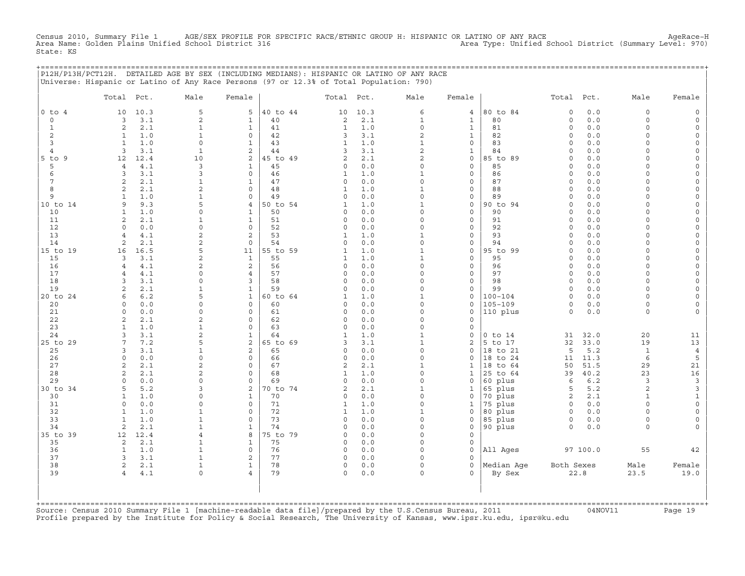Census 2010, Summary File 1 AGE/SEX PROFILE FOR SPECIFIC RACE/ETHNIC GROUP H: HISPANIC OR LATINO OF ANY RACE AgeRace-H
Area Name: Golden Plains Unified School District 316 Area Type: Unified School District (Summary Level: 970)
State: KS

P12H/P13H/PCT12H. DETAILED AGE BY SEX (INCLUDING MEDIANS): HISPANIC OR LATINO OF ANY RACE
Universe: Hispanic or Latino of Any Race Persons (97 or 12.3% of Total Population: 790)

| | Total | Pct. | Male | Female | | Total | Pct. | Male | Female | | Total | Pct. | Male | Female |
|---|---|---|---|---|---|---|---|---|---|---|---|---|---|---|
| 0 to 4 | 10 | 10.3 | 5 | 5 | 40 to 44 | 10 | 10.3 | 6 | 4 | 80 to 84 | 0 | 0.0 | 0 | 0 |
| 0 | 3 | 3.1 | 2 | 1 | 40 | 2 | 2.1 | 1 | 1 | 80 | 0 | 0.0 | 0 | 0 |
| 1 | 2 | 2.1 | 1 | 1 | 41 | 1 | 1.0 | 0 | 1 | 81 | 0 | 0.0 | 0 | 0 |
| 2 | 1 | 1.0 | 1 | 0 | 42 | 3 | 3.1 | 2 | 1 | 82 | 0 | 0.0 | 0 | 0 |
| 3 | 1 | 1.0 | 0 | 1 | 43 | 1 | 1.0 | 1 | 0 | 83 | 0 | 0.0 | 0 | 0 |
| 4 | 3 | 3.1 | 1 | 2 | 44 | 3 | 3.1 | 2 | 1 | 84 | 0 | 0.0 | 0 | 0 |
| 5 to 9 | 12 | 12.4 | 10 | 2 | 45 to 49 | 2 | 2.1 | 2 | 0 | 85 to 89 | 0 | 0.0 | 0 | 0 |
| 5 | 4 | 4.1 | 3 | 1 | 45 | 0 | 0.0 | 0 | 0 | 85 | 0 | 0.0 | 0 | 0 |
| 6 | 3 | 3.1 | 3 | 0 | 46 | 1 | 1.0 | 1 | 0 | 86 | 0 | 0.0 | 0 | 0 |
| 7 | 2 | 2.1 | 1 | 1 | 47 | 0 | 0.0 | 0 | 0 | 87 | 0 | 0.0 | 0 | 0 |
| 8 | 2 | 2.1 | 2 | 0 | 48 | 1 | 1.0 | 1 | 0 | 88 | 0 | 0.0 | 0 | 0 |
| 9 | 1 | 1.0 | 1 | 0 | 49 | 0 | 0.0 | 0 | 0 | 89 | 0 | 0.0 | 0 | 0 |
| 10 to 14 | 9 | 9.3 | 5 | 4 | 50 to 54 | 1 | 1.0 | 1 | 0 | 90 to 94 | 0 | 0.0 | 0 | 0 |
| 10 | 1 | 1.0 | 0 | 1 | 50 | 0 | 0.0 | 0 | 0 | 90 | 0 | 0.0 | 0 | 0 |
| 11 | 2 | 2.1 | 1 | 1 | 51 | 0 | 0.0 | 0 | 0 | 91 | 0 | 0.0 | 0 | 0 |
| 12 | 0 | 0.0 | 0 | 0 | 52 | 0 | 0.0 | 0 | 0 | 92 | 0 | 0.0 | 0 | 0 |
| 13 | 4 | 4.1 | 2 | 2 | 53 | 1 | 1.0 | 1 | 0 | 93 | 0 | 0.0 | 0 | 0 |
| 14 | 2 | 2.1 | 2 | 0 | 54 | 0 | 0.0 | 0 | 0 | 94 | 0 | 0.0 | 0 | 0 |
| 15 to 19 | 16 | 16.5 | 5 | 11 | 55 to 59 | 1 | 1.0 | 1 | 0 | 95 to 99 | 0 | 0.0 | 0 | 0 |
| 15 | 3 | 3.1 | 2 | 1 | 55 | 1 | 1.0 | 1 | 0 | 95 | 0 | 0.0 | 0 | 0 |
| 16 | 4 | 4.1 | 2 | 2 | 56 | 0 | 0.0 | 0 | 0 | 96 | 0 | 0.0 | 0 | 0 |
| 17 | 4 | 4.1 | 0 | 4 | 57 | 0 | 0.0 | 0 | 0 | 97 | 0 | 0.0 | 0 | 0 |
| 18 | 3 | 3.1 | 0 | 3 | 58 | 0 | 0.0 | 0 | 0 | 98 | 0 | 0.0 | 0 | 0 |
| 19 | 2 | 2.1 | 1 | 1 | 59 | 0 | 0.0 | 0 | 0 | 99 | 0 | 0.0 | 0 | 0 |
| 20 to 24 | 6 | 6.2 | 5 | 1 | 60 to 64 | 1 | 1.0 | 1 | 0 | 100-104 | 0 | 0.0 | 0 | 0 |
| 20 | 0 | 0.0 | 0 | 0 | 60 | 0 | 0.0 | 0 | 0 | 105-109 | 0 | 0.0 | 0 | 0 |
| 21 | 0 | 0.0 | 0 | 0 | 61 | 0 | 0.0 | 0 | 0 | 110 plus | 0 | 0.0 | 0 | 0 |
| 22 | 2 | 2.1 | 2 | 0 | 62 | 0 | 0.0 | 0 | 0 | | | | | |
| 23 | 1 | 1.0 | 1 | 0 | 63 | 0 | 0.0 | 0 | 0 | | | | | |
| 24 | 3 | 3.1 | 2 | 1 | 64 | 1 | 1.0 | 1 | 0 | 0 to 14 | 31 | 32.0 | 20 | 11 |
| 25 to 29 | 7 | 7.2 | 5 | 2 | 65 to 69 | 3 | 3.1 | 1 | 2 | 5 to 17 | 32 | 33.0 | 19 | 13 |
| 25 | 3 | 3.1 | 1 | 2 | 65 | 0 | 0.0 | 0 | 0 | 18 to 21 | 5 | 5.2 | 1 | 4 |
| 26 | 0 | 0.0 | 0 | 0 | 66 | 0 | 0.0 | 0 | 0 | 18 to 24 | 11 | 11.3 | 6 | 5 |
| 27 | 2 | 2.1 | 2 | 0 | 67 | 2 | 2.1 | 1 | 1 | 18 to 64 | 50 | 51.5 | 29 | 21 |
| 28 | 2 | 2.1 | 2 | 0 | 68 | 1 | 1.0 | 0 | 1 | 25 to 64 | 39 | 40.2 | 23 | 16 |
| 29 | 0 | 0.0 | 0 | 0 | 69 | 0 | 0.0 | 0 | 0 | 60 plus | 6 | 6.2 | 3 | 3 |
| 30 to 34 | 5 | 5.2 | 3 | 2 | 70 to 74 | 2 | 2.1 | 1 | 1 | 65 plus | 5 | 5.2 | 2 | 3 |
| 30 | 1 | 1.0 | 0 | 1 | 70 | 0 | 0.0 | 0 | 0 | 70 plus | 2 | 2.1 | 1 | 1 |
| 31 | 0 | 0.0 | 0 | 0 | 71 | 1 | 1.0 | 0 | 1 | 75 plus | 0 | 0.0 | 0 | 0 |
| 32 | 1 | 1.0 | 1 | 0 | 72 | 1 | 1.0 | 1 | 0 | 80 plus | 0 | 0.0 | 0 | 0 |
| 33 | 1 | 1.0 | 1 | 0 | 73 | 0 | 0.0 | 0 | 0 | 85 plus | 0 | 0.0 | 0 | 0 |
| 34 | 2 | 2.1 | 1 | 1 | 74 | 0 | 0.0 | 0 | 0 | 90 plus | 0 | 0.0 | 0 | 0 |
| 35 to 39 | 12 | 12.4 | 4 | 8 | 75 to 79 | 0 | 0.0 | 0 | 0 | | | | | |
| 35 | 2 | 2.1 | 1 | 1 | 75 | 0 | 0.0 | 0 | 0 | | | | | |
| 36 | 1 | 1.0 | 1 | 0 | 76 | 0 | 0.0 | 0 | 0 | All Ages | 97 | 100.0 | 55 | 42 |
| 37 | 3 | 3.1 | 1 | 2 | 77 | 0 | 0.0 | 0 | 0 | | | | | |
| 38 | 2 | 2.1 | 1 | 1 | 78 | 0 | 0.0 | 0 | 0 | Median Age | Both Sexes | | Male | Female |
| 39 | 4 | 4.1 | 0 | 4 | 79 | 0 | 0.0 | 0 | 0 | By Sex | 22.8 | | 23.5 | 19.0 |

Source: Census 2010 Summary File 1 [machine-readable data file]/prepared by the U.S.Census Bureau, 2011 04NOV11
Profile prepared by the Institute for Policy & Social Research, The University of Kansas, www.ipsr.ku.edu, ipsr@ku.edu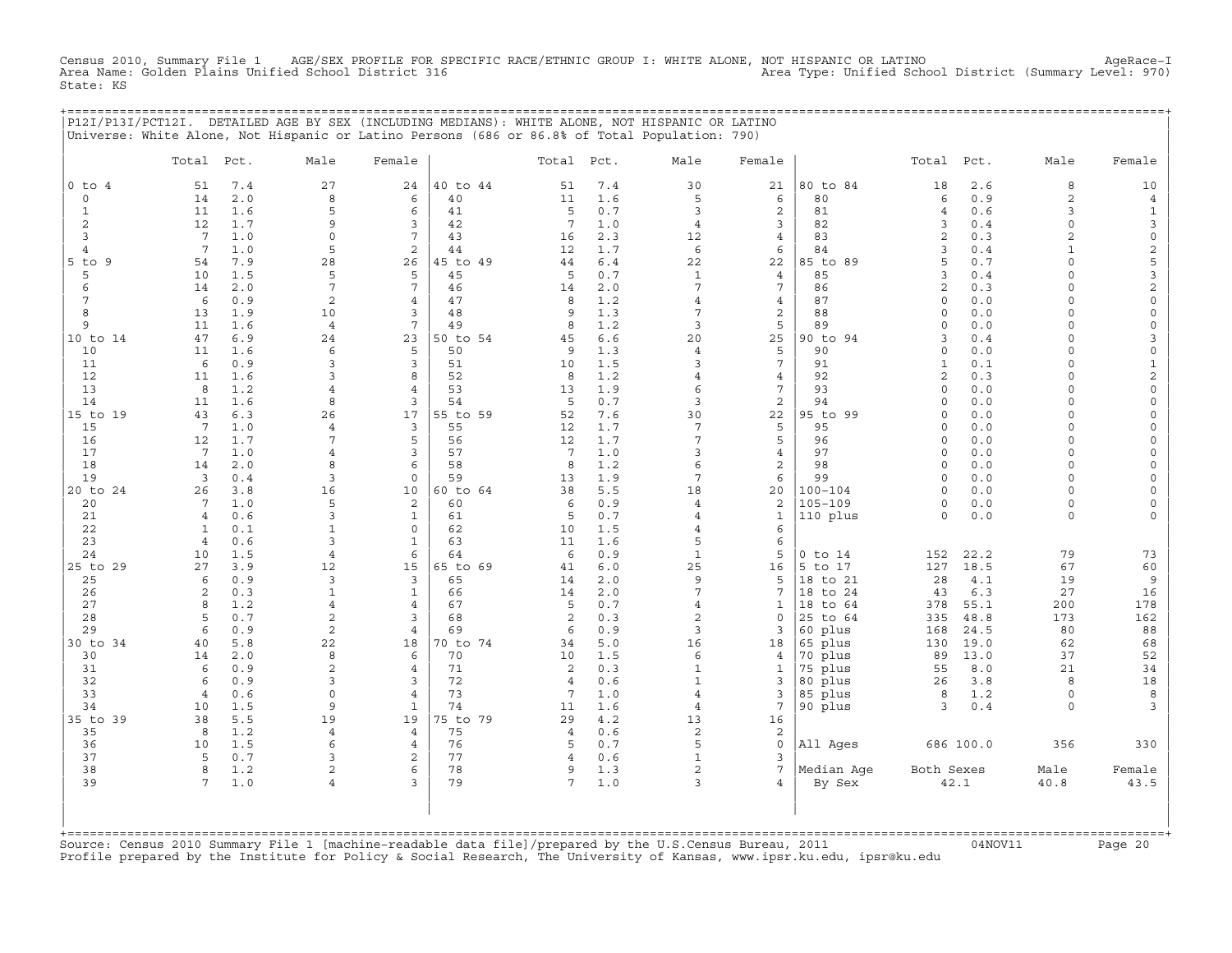Census 2010, Summary File 1 AGE/SEX PROFILE FOR SPECIFIC RACE/ETHNIC GROUP I: WHITE ALONE, NOT HISPANIC OR LATINO AgeRace-I
Area Name: Golden Plains Unified School District 316 Area Type: Unified School District (Summary Level: 970)
State: KS

## P12I/P13I/PCT12I. DETAILED AGE BY SEX (INCLUDING MEDIANS): WHITE ALONE, NOT HISPANIC OR LATINO

Universe: White Alone, Not Hispanic or Latino Persons (686 or 86.8% of Total Population: 790)

| | Total | Pct. | Male | Female | | Total | Pct. | Male | Female | | Total | Pct. | Male | Female |
|---|---|---|---|---|---|---|---|---|---|---|---|---|---|---|
| 0 to 4 | 51 | 7.4 | 27 | 24 | 40 to 44 | 51 | 7.4 | 30 | 21 | 80 to 84 | 18 | 2.6 | 8 | 10 |
| 0 | 14 | 2.0 | 8 | 6 | 40 | 11 | 1.6 | 5 | 6 | 80 | 6 | 0.9 | 2 | 4 |
| 1 | 11 | 1.6 | 5 | 6 | 41 | 5 | 0.7 | 3 | 2 | 81 | 4 | 0.6 | 3 | 1 |
| 2 | 12 | 1.7 | 9 | 3 | 42 | 7 | 1.0 | 4 | 3 | 82 | 3 | 0.4 | 0 | 3 |
| 3 | 7 | 1.0 | 0 | 7 | 43 | 16 | 2.3 | 12 | 4 | 83 | 2 | 0.3 | 2 | 0 |
| 4 | 7 | 1.0 | 5 | 2 | 44 | 12 | 1.7 | 6 | 6 | 84 | 3 | 0.4 | 1 | 2 |
| 5 to 9 | 54 | 7.9 | 28 | 26 | 45 to 49 | 44 | 6.4 | 22 | 22 | 85 to 89 | 5 | 0.7 | 0 | 5 |
| 5 | 10 | 1.5 | 5 | 5 | 45 | 5 | 0.7 | 1 | 4 | 85 | 3 | 0.4 | 0 | 3 |
| 6 | 14 | 2.0 | 7 | 7 | 46 | 14 | 2.0 | 7 | 7 | 86 | 2 | 0.3 | 0 | 2 |
| 7 | 6 | 0.9 | 2 | 4 | 47 | 8 | 1.2 | 4 | 4 | 87 | 0 | 0.0 | 0 | 0 |
| 8 | 13 | 1.9 | 10 | 3 | 48 | 9 | 1.3 | 7 | 2 | 88 | 0 | 0.0 | 0 | 0 |
| 9 | 11 | 1.6 | 4 | 7 | 49 | 8 | 1.2 | 3 | 5 | 89 | 0 | 0.0 | 0 | 0 |
| 10 to 14 | 47 | 6.9 | 24 | 23 | 50 to 54 | 45 | 6.6 | 20 | 25 | 90 to 94 | 3 | 0.4 | 0 | 3 |
| 10 | 11 | 1.6 | 6 | 5 | 50 | 9 | 1.3 | 4 | 5 | 90 | 0 | 0.0 | 0 | 0 |
| 11 | 6 | 0.9 | 3 | 3 | 51 | 10 | 1.5 | 3 | 7 | 91 | 1 | 0.1 | 0 | 1 |
| 12 | 11 | 1.6 | 3 | 8 | 52 | 8 | 1.2 | 4 | 4 | 92 | 2 | 0.3 | 0 | 2 |
| 13 | 8 | 1.2 | 4 | 4 | 53 | 13 | 1.9 | 6 | 7 | 93 | 0 | 0.0 | 0 | 0 |
| 14 | 11 | 1.6 | 8 | 3 | 54 | 5 | 0.7 | 3 | 2 | 94 | 0 | 0.0 | 0 | 0 |
| 15 to 19 | 43 | 6.3 | 26 | 17 | 55 to 59 | 52 | 7.6 | 30 | 22 | 95 to 99 | 0 | 0.0 | 0 | 0 |
| 15 | 7 | 1.0 | 4 | 3 | 55 | 12 | 1.7 | 7 | 5 | 95 | 0 | 0.0 | 0 | 0 |
| 16 | 12 | 1.7 | 7 | 5 | 56 | 12 | 1.7 | 7 | 5 | 96 | 0 | 0.0 | 0 | 0 |
| 17 | 7 | 1.0 | 4 | 3 | 57 | 7 | 1.0 | 3 | 4 | 97 | 0 | 0.0 | 0 | 0 |
| 18 | 14 | 2.0 | 8 | 6 | 58 | 8 | 1.2 | 6 | 2 | 98 | 0 | 0.0 | 0 | 0 |
| 19 | 3 | 0.4 | 3 | 0 | 59 | 13 | 1.9 | 7 | 6 | 99 | 0 | 0.0 | 0 | 0 |
| 20 to 24 | 26 | 3.8 | 16 | 10 | 60 to 64 | 38 | 5.5 | 18 | 20 | 100-104 | 0 | 0.0 | 0 | 0 |
| 20 | 7 | 1.0 | 5 | 2 | 60 | 6 | 0.9 | 4 | 2 | 105-109 | 0 | 0.0 | 0 | 0 |
| 21 | 4 | 0.6 | 3 | 1 | 61 | 5 | 0.7 | 4 | 1 | 110 plus | 0 | 0.0 | 0 | 0 |
| 22 | 1 | 0.1 | 1 | 0 | 62 | 10 | 1.5 | 4 | 6 | | | | | |
| 23 | 4 | 0.6 | 3 | 1 | 63 | 11 | 1.6 | 5 | 6 | | | | | |
| 24 | 10 | 1.5 | 4 | 6 | 64 | 6 | 0.9 | 1 | 5 | 0 to 14 | 152 | 22.2 | 79 | 73 |
| 25 to 29 | 27 | 3.9 | 12 | 15 | 65 to 69 | 41 | 6.0 | 25 | 16 | 5 to 17 | 127 | 18.5 | 67 | 60 |
| 25 | 6 | 0.9 | 3 | 3 | 65 | 14 | 2.0 | 9 | 5 | 18 to 21 | 28 | 4.1 | 19 | 9 |
| 26 | 2 | 0.3 | 1 | 1 | 66 | 14 | 2.0 | 7 | 7 | 18 to 24 | 43 | 6.3 | 27 | 16 |
| 27 | 8 | 1.2 | 4 | 4 | 67 | 5 | 0.7 | 4 | 1 | 18 to 64 | 378 | 55.1 | 200 | 178 |
| 28 | 5 | 0.7 | 2 | 3 | 68 | 2 | 0.3 | 2 | 0 | 25 to 64 | 335 | 48.8 | 173 | 162 |
| 29 | 6 | 0.9 | 2 | 4 | 69 | 6 | 0.9 | 3 | 3 | 60 plus | 168 | 24.5 | 80 | 88 |
| 30 to 34 | 40 | 5.8 | 22 | 18 | 70 to 74 | 34 | 5.0 | 16 | 18 | 65 plus | 130 | 19.0 | 62 | 68 |
| 30 | 14 | 2.0 | 8 | 6 | 70 | 10 | 1.5 | 6 | 4 | 70 plus | 89 | 13.0 | 37 | 52 |
| 31 | 6 | 0.9 | 2 | 4 | 71 | 2 | 0.3 | 1 | 1 | 75 plus | 55 | 8.0 | 21 | 34 |
| 32 | 6 | 0.9 | 3 | 3 | 72 | 4 | 0.6 | 1 | 3 | 80 plus | 26 | 3.8 | 8 | 18 |
| 33 | 4 | 0.6 | 0 | 4 | 73 | 7 | 1.0 | 4 | 3 | 85 plus | 8 | 1.2 | 0 | 8 |
| 34 | 10 | 1.5 | 9 | 1 | 74 | 11 | 1.6 | 4 | 7 | 90 plus | 3 | 0.4 | 0 | 3 |
| 35 to 39 | 38 | 5.5 | 19 | 19 | 75 to 79 | 29 | 4.2 | 13 | 16 | | | | | |
| 35 | 8 | 1.2 | 4 | 4 | 75 | 4 | 0.6 | 2 | 2 | | | | | |
| 36 | 10 | 1.5 | 6 | 4 | 76 | 5 | 0.7 | 5 | 0 | All Ages | 686 | 100.0 | 356 | 330 |
| 37 | 5 | 0.7 | 3 | 2 | 77 | 4 | 0.6 | 1 | 3 | | | | | |
| 38 | 8 | 1.2 | 2 | 6 | 78 | 9 | 1.3 | 2 | 7 | Median Age | Both Sexes | | Male | Female |
| 39 | 7 | 1.0 | 4 | 3 | 79 | 7 | 1.0 | 3 | 4 | By Sex | 42.1 | | 40.8 | 43.5 |

Source: Census 2010 Summary File 1 [machine-readable data file]/prepared by the U.S.Census Bureau, 2011 04NOV11
Profile prepared by the Institute for Policy & Social Research, The University of Kansas, www.ipsr.ku.edu, ipsr@ku.edu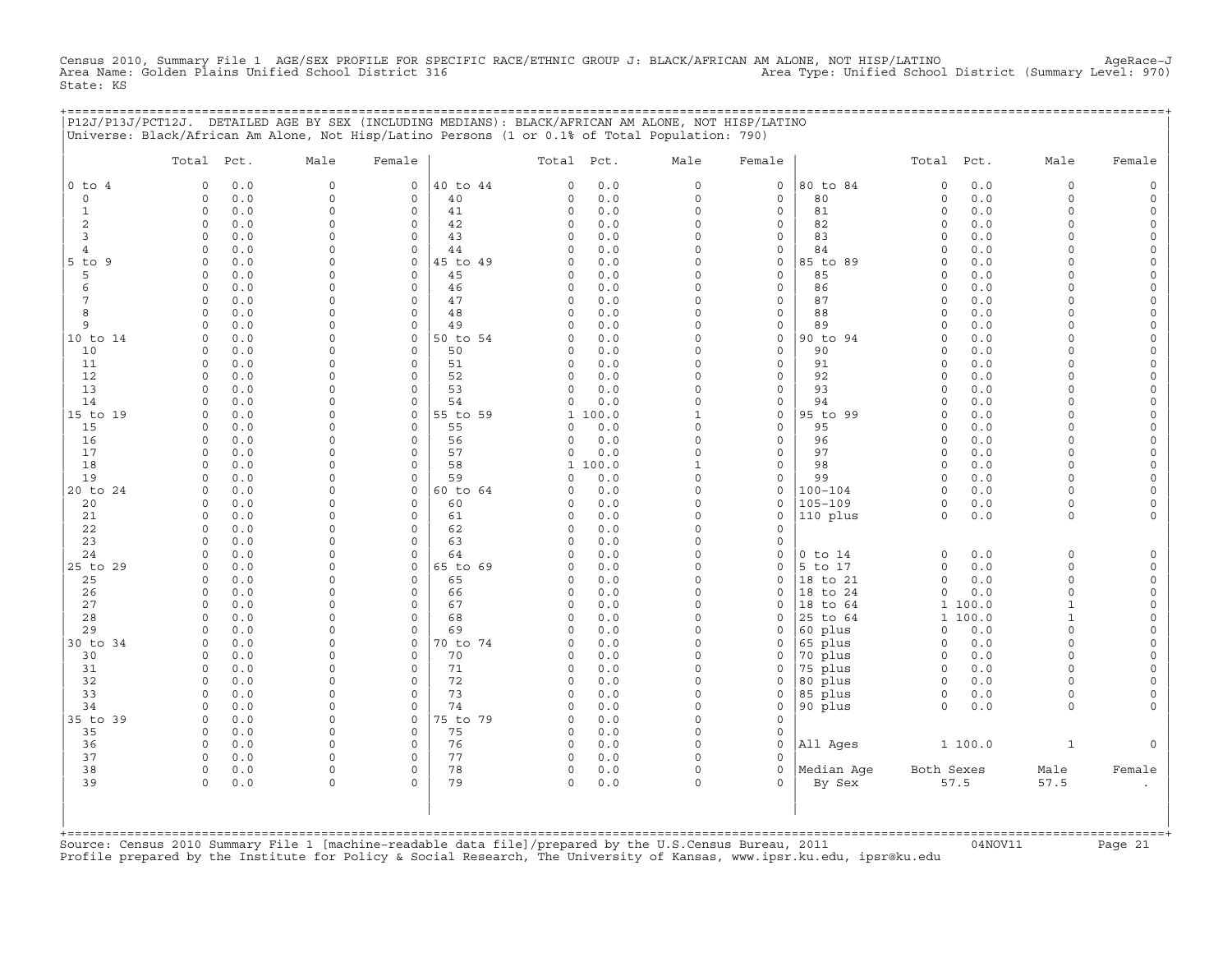Census 2010, Summary File 1 AGE/SEX PROFILE FOR SPECIFIC RACE/ETHNIC GROUP J: BLACK/AFRICAN AM ALONE, NOT HISP/LATINO AgeRace-J
Area Name: Golden Plains Unified School District 316 Area Type: Unified School District (Summary Level: 970)
State: KS

P12J/P13J/PCT12J. DETAILED AGE BY SEX (INCLUDING MEDIANS): BLACK/AFRICAN AM ALONE, NOT HISP/LATINO
Universe: Black/African Am Alone, Not Hisp/Latino Persons (1 or 0.1% of Total Population: 790)

| | Total | Pct. | Male | Female | | Total | Pct. | Male | Female | | Total | Pct. | Male | Female |
|---|---|---|---|---|---|---|---|---|---|---|---|---|---|---|
| 0 to 4 | 0 | 0.0 | 0 | 0 | 40 to 44 | 0 | 0.0 | 0 | 0 | 80 to 84 | 0 | 0.0 | 0 | 0 |
| 0 | 0 | 0.0 | 0 | 0 | 40 | 0 | 0.0 | 0 | 0 | 80 | 0 | 0.0 | 0 | 0 |
| 1 | 0 | 0.0 | 0 | 0 | 41 | 0 | 0.0 | 0 | 0 | 81 | 0 | 0.0 | 0 | 0 |
| 2 | 0 | 0.0 | 0 | 0 | 42 | 0 | 0.0 | 0 | 0 | 82 | 0 | 0.0 | 0 | 0 |
| 3 | 0 | 0.0 | 0 | 0 | 43 | 0 | 0.0 | 0 | 0 | 83 | 0 | 0.0 | 0 | 0 |
| 4 | 0 | 0.0 | 0 | 0 | 44 | 0 | 0.0 | 0 | 0 | 84 | 0 | 0.0 | 0 | 0 |
| 5 to 9 | 0 | 0.0 | 0 | 0 | 45 to 49 | 0 | 0.0 | 0 | 0 | 85 to 89 | 0 | 0.0 | 0 | 0 |
| 5 | 0 | 0.0 | 0 | 0 | 45 | 0 | 0.0 | 0 | 0 | 85 | 0 | 0.0 | 0 | 0 |
| 6 | 0 | 0.0 | 0 | 0 | 46 | 0 | 0.0 | 0 | 0 | 86 | 0 | 0.0 | 0 | 0 |
| 7 | 0 | 0.0 | 0 | 0 | 47 | 0 | 0.0 | 0 | 0 | 87 | 0 | 0.0 | 0 | 0 |
| 8 | 0 | 0.0 | 0 | 0 | 48 | 0 | 0.0 | 0 | 0 | 88 | 0 | 0.0 | 0 | 0 |
| 9 | 0 | 0.0 | 0 | 0 | 49 | 0 | 0.0 | 0 | 0 | 89 | 0 | 0.0 | 0 | 0 |
| 10 to 14 | 0 | 0.0 | 0 | 0 | 50 to 54 | 0 | 0.0 | 0 | 0 | 90 to 94 | 0 | 0.0 | 0 | 0 |
| 10 | 0 | 0.0 | 0 | 0 | 50 | 0 | 0.0 | 0 | 0 | 90 | 0 | 0.0 | 0 | 0 |
| 11 | 0 | 0.0 | 0 | 0 | 51 | 0 | 0.0 | 0 | 0 | 91 | 0 | 0.0 | 0 | 0 |
| 12 | 0 | 0.0 | 0 | 0 | 52 | 0 | 0.0 | 0 | 0 | 92 | 0 | 0.0 | 0 | 0 |
| 13 | 0 | 0.0 | 0 | 0 | 53 | 0 | 0.0 | 0 | 0 | 93 | 0 | 0.0 | 0 | 0 |
| 14 | 0 | 0.0 | 0 | 0 | 54 | 0 | 0.0 | 0 | 0 | 94 | 0 | 0.0 | 0 | 0 |
| 15 to 19 | 0 | 0.0 | 0 | 0 | 55 to 59 | 1 | 100.0 | 1 | 0 | 95 to 99 | 0 | 0.0 | 0 | 0 |
| 15 | 0 | 0.0 | 0 | 0 | 55 | 0 | 0.0 | 0 | 0 | 95 | 0 | 0.0 | 0 | 0 |
| 16 | 0 | 0.0 | 0 | 0 | 56 | 0 | 0.0 | 0 | 0 | 96 | 0 | 0.0 | 0 | 0 |
| 17 | 0 | 0.0 | 0 | 0 | 57 | 0 | 0.0 | 0 | 0 | 97 | 0 | 0.0 | 0 | 0 |
| 18 | 0 | 0.0 | 0 | 0 | 58 | 1 | 100.0 | 1 | 0 | 98 | 0 | 0.0 | 0 | 0 |
| 19 | 0 | 0.0 | 0 | 0 | 59 | 0 | 0.0 | 0 | 0 | 99 | 0 | 0.0 | 0 | 0 |
| 20 to 24 | 0 | 0.0 | 0 | 0 | 60 to 64 | 0 | 0.0 | 0 | 0 | 100-104 | 0 | 0.0 | 0 | 0 |
| 20 | 0 | 0.0 | 0 | 0 | 60 | 0 | 0.0 | 0 | 0 | 105-109 | 0 | 0.0 | 0 | 0 |
| 21 | 0 | 0.0 | 0 | 0 | 61 | 0 | 0.0 | 0 | 0 | 110 plus | 0 | 0.0 | 0 | 0 |
| 22 | 0 | 0.0 | 0 | 0 | 62 | 0 | 0.0 | 0 | 0 | | | | | |
| 23 | 0 | 0.0 | 0 | 0 | 63 | 0 | 0.0 | 0 | 0 | | | | | |
| 24 | 0 | 0.0 | 0 | 0 | 64 | 0 | 0.0 | 0 | 0 | 0 to 14 | 0 | 0.0 | 0 | 0 |
| 25 to 29 | 0 | 0.0 | 0 | 0 | 65 to 69 | 0 | 0.0 | 0 | 0 | 5 to 17 | 0 | 0.0 | 0 | 0 |
| 25 | 0 | 0.0 | 0 | 0 | 65 | 0 | 0.0 | 0 | 0 | 18 to 21 | 0 | 0.0 | 0 | 0 |
| 26 | 0 | 0.0 | 0 | 0 | 66 | 0 | 0.0 | 0 | 0 | 18 to 24 | 0 | 0.0 | 0 | 0 |
| 27 | 0 | 0.0 | 0 | 0 | 67 | 0 | 0.0 | 0 | 0 | 18 to 64 | 1 | 100.0 | 1 | 0 |
| 28 | 0 | 0.0 | 0 | 0 | 68 | 0 | 0.0 | 0 | 0 | 25 to 64 | 1 | 100.0 | 1 | 0 |
| 29 | 0 | 0.0 | 0 | 0 | 69 | 0 | 0.0 | 0 | 0 | 60 plus | 0 | 0.0 | 0 | 0 |
| 30 to 34 | 0 | 0.0 | 0 | 0 | 70 to 74 | 0 | 0.0 | 0 | 0 | 65 plus | 0 | 0.0 | 0 | 0 |
| 30 | 0 | 0.0 | 0 | 0 | 70 | 0 | 0.0 | 0 | 0 | 70 plus | 0 | 0.0 | 0 | 0 |
| 31 | 0 | 0.0 | 0 | 0 | 71 | 0 | 0.0 | 0 | 0 | 75 plus | 0 | 0.0 | 0 | 0 |
| 32 | 0 | 0.0 | 0 | 0 | 72 | 0 | 0.0 | 0 | 0 | 80 plus | 0 | 0.0 | 0 | 0 |
| 33 | 0 | 0.0 | 0 | 0 | 73 | 0 | 0.0 | 0 | 0 | 85 plus | 0 | 0.0 | 0 | 0 |
| 34 | 0 | 0.0 | 0 | 0 | 74 | 0 | 0.0 | 0 | 0 | 90 plus | 0 | 0.0 | 0 | 0 |
| 35 to 39 | 0 | 0.0 | 0 | 0 | 75 to 79 | 0 | 0.0 | 0 | 0 | | | | | |
| 35 | 0 | 0.0 | 0 | 0 | 75 | 0 | 0.0 | 0 | 0 | | | | | |
| 36 | 0 | 0.0 | 0 | 0 | 76 | 0 | 0.0 | 0 | 0 | All Ages | 1 | 100.0 | 1 | 0 |
| 37 | 0 | 0.0 | 0 | 0 | 77 | 0 | 0.0 | 0 | 0 | | | | | |
| 38 | 0 | 0.0 | 0 | 0 | 78 | 0 | 0.0 | 0 | 0 | Median Age | Both Sexes | | Male | Female |
| 39 | 0 | 0.0 | 0 | 0 | 79 | 0 | 0.0 | 0 | 0 | By Sex | 57.5 | | 57.5 | . |

Source: Census 2010 Summary File 1 [machine-readable data file]/prepared by the U.S.Census Bureau, 2011 04NOV11
Profile prepared by the Institute for Policy & Social Research, The University of Kansas, www.ipsr.ku.edu, ipsr@ku.edu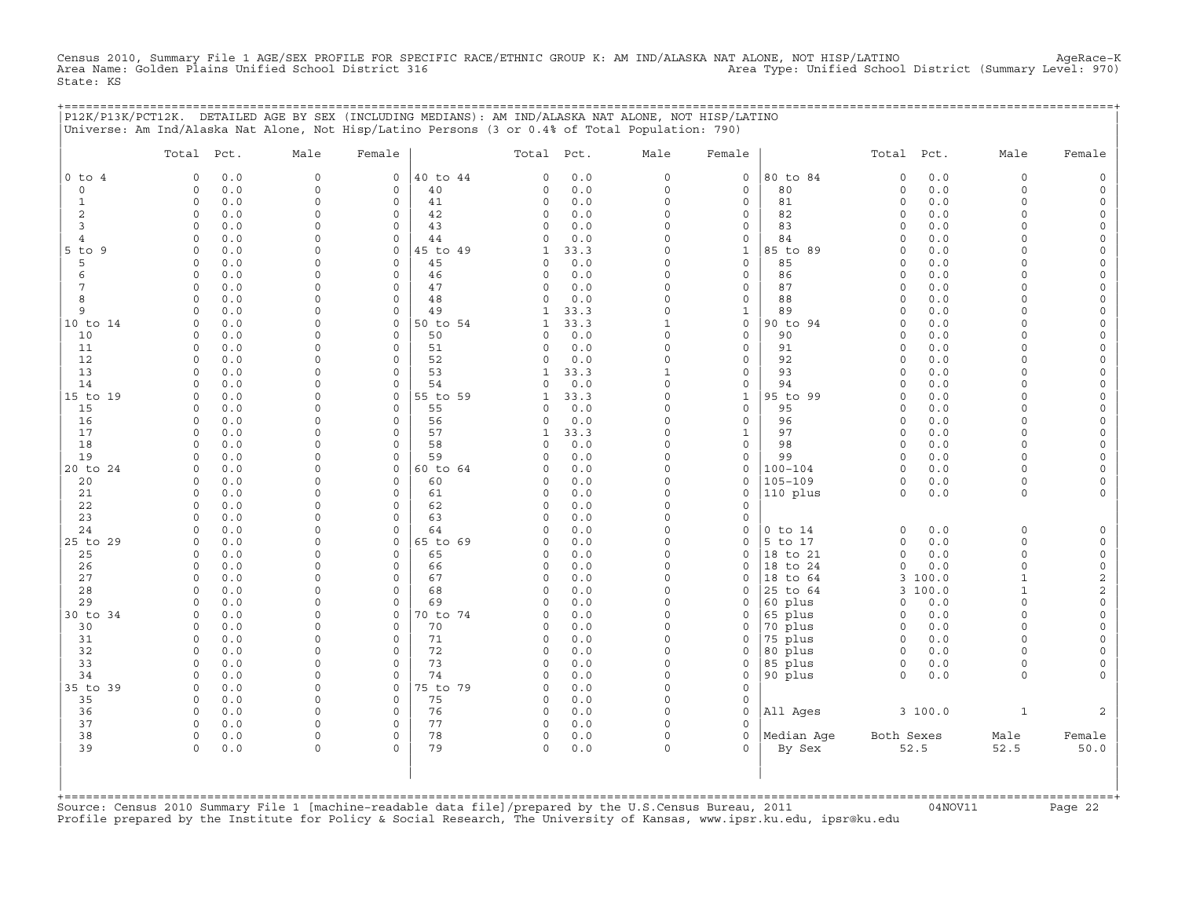Census 2010, Summary File 1 AGE/SEX PROFILE FOR SPECIFIC RACE/ETHNIC GROUP K: AM IND/ALASKA NAT ALONE, NOT HISP/LATINO AgeRace-K
Area Name: Golden Plains Unified School District 316 Area Type: Unified School District (Summary Level: 970)
State: KS

P12K/P13K/PCT12K. DETAILED AGE BY SEX (INCLUDING MEDIANS): AM IND/ALASKA NAT ALONE, NOT HISP/LATINO
Universe: Am Ind/Alaska Nat Alone, Not Hisp/Latino Persons (3 or 0.4% of Total Population: 790)

| | Total | Pct. | Male | Female | | Total | Pct. | Male | Female | | Total | Pct. | Male | Female |
|---|---|---|---|---|---|---|---|---|---|---|---|---|---|---|
| 0 to 4 | 0 | 0.0 | 0 | 0 | 40 to 44 | 0 | 0.0 | 0 | 0 | 80 to 84 | 0 | 0.0 | 0 | 0 |
| 0 | 0 | 0.0 | 0 | 0 | 40 | 0 | 0.0 | 0 | 0 | 80 | 0 | 0.0 | 0 | 0 |
| 1 | 0 | 0.0 | 0 | 0 | 41 | 0 | 0.0 | 0 | 0 | 81 | 0 | 0.0 | 0 | 0 |
| 2 | 0 | 0.0 | 0 | 0 | 42 | 0 | 0.0 | 0 | 0 | 82 | 0 | 0.0 | 0 | 0 |
| 3 | 0 | 0.0 | 0 | 0 | 43 | 0 | 0.0 | 0 | 0 | 83 | 0 | 0.0 | 0 | 0 |
| 4 | 0 | 0.0 | 0 | 0 | 44 | 0 | 0.0 | 0 | 0 | 84 | 0 | 0.0 | 0 | 0 |
| 5 to 9 | 0 | 0.0 | 0 | 0 | 45 to 49 | 1 | 33.3 | 0 | 1 | 85 to 89 | 0 | 0.0 | 0 | 0 |
| 5 | 0 | 0.0 | 0 | 0 | 45 | 0 | 0.0 | 0 | 0 | 85 | 0 | 0.0 | 0 | 0 |
| 6 | 0 | 0.0 | 0 | 0 | 46 | 0 | 0.0 | 0 | 0 | 86 | 0 | 0.0 | 0 | 0 |
| 7 | 0 | 0.0 | 0 | 0 | 47 | 0 | 0.0 | 0 | 0 | 87 | 0 | 0.0 | 0 | 0 |
| 8 | 0 | 0.0 | 0 | 0 | 48 | 0 | 0.0 | 0 | 0 | 88 | 0 | 0.0 | 0 | 0 |
| 9 | 0 | 0.0 | 0 | 0 | 49 | 1 | 33.3 | 0 | 1 | 89 | 0 | 0.0 | 0 | 0 |
| 10 to 14 | 0 | 0.0 | 0 | 0 | 50 to 54 | 1 | 33.3 | 1 | 0 | 90 to 94 | 0 | 0.0 | 0 | 0 |
| 10 | 0 | 0.0 | 0 | 0 | 50 | 0 | 0.0 | 0 | 0 | 90 | 0 | 0.0 | 0 | 0 |
| 11 | 0 | 0.0 | 0 | 0 | 51 | 0 | 0.0 | 0 | 0 | 91 | 0 | 0.0 | 0 | 0 |
| 12 | 0 | 0.0 | 0 | 0 | 52 | 0 | 0.0 | 0 | 0 | 92 | 0 | 0.0 | 0 | 0 |
| 13 | 0 | 0.0 | 0 | 0 | 53 | 1 | 33.3 | 1 | 0 | 93 | 0 | 0.0 | 0 | 0 |
| 14 | 0 | 0.0 | 0 | 0 | 54 | 0 | 0.0 | 0 | 0 | 94 | 0 | 0.0 | 0 | 0 |
| 15 to 19 | 0 | 0.0 | 0 | 0 | 55 to 59 | 1 | 33.3 | 0 | 1 | 95 to 99 | 0 | 0.0 | 0 | 0 |
| 15 | 0 | 0.0 | 0 | 0 | 55 | 0 | 0.0 | 0 | 0 | 95 | 0 | 0.0 | 0 | 0 |
| 16 | 0 | 0.0 | 0 | 0 | 56 | 0 | 0.0 | 0 | 0 | 96 | 0 | 0.0 | 0 | 0 |
| 17 | 0 | 0.0 | 0 | 0 | 57 | 1 | 33.3 | 0 | 1 | 97 | 0 | 0.0 | 0 | 0 |
| 18 | 0 | 0.0 | 0 | 0 | 58 | 0 | 0.0 | 0 | 0 | 98 | 0 | 0.0 | 0 | 0 |
| 19 | 0 | 0.0 | 0 | 0 | 59 | 0 | 0.0 | 0 | 0 | 99 | 0 | 0.0 | 0 | 0 |
| 20 to 24 | 0 | 0.0 | 0 | 0 | 60 to 64 | 0 | 0.0 | 0 | 0 | 100-104 | 0 | 0.0 | 0 | 0 |
| 20 | 0 | 0.0 | 0 | 0 | 60 | 0 | 0.0 | 0 | 0 | 105-109 | 0 | 0.0 | 0 | 0 |
| 21 | 0 | 0.0 | 0 | 0 | 61 | 0 | 0.0 | 0 | 0 | 110 plus | 0 | 0.0 | 0 | 0 |
| 22 | 0 | 0.0 | 0 | 0 | 62 | 0 | 0.0 | 0 | 0 | | | | | |
| 23 | 0 | 0.0 | 0 | 0 | 63 | 0 | 0.0 | 0 | 0 | | | | | |
| 24 | 0 | 0.0 | 0 | 0 | 64 | 0 | 0.0 | 0 | 0 | 0 to 14 | 0 | 0.0 | 0 | 0 |
| 25 to 29 | 0 | 0.0 | 0 | 0 | 65 to 69 | 0 | 0.0 | 0 | 0 | 5 to 17 | 0 | 0.0 | 0 | 0 |
| 25 | 0 | 0.0 | 0 | 0 | 65 | 0 | 0.0 | 0 | 0 | 18 to 21 | 0 | 0.0 | 0 | 0 |
| 26 | 0 | 0.0 | 0 | 0 | 66 | 0 | 0.0 | 0 | 0 | 18 to 24 | 0 | 0.0 | 0 | 0 |
| 27 | 0 | 0.0 | 0 | 0 | 67 | 0 | 0.0 | 0 | 0 | 18 to 64 | 3 | 100.0 | 1 | 2 |
| 28 | 0 | 0.0 | 0 | 0 | 68 | 0 | 0.0 | 0 | 0 | 25 to 64 | 3 | 100.0 | 1 | 2 |
| 29 | 0 | 0.0 | 0 | 0 | 69 | 0 | 0.0 | 0 | 0 | 60 plus | 0 | 0.0 | 0 | 0 |
| 30 to 34 | 0 | 0.0 | 0 | 0 | 70 to 74 | 0 | 0.0 | 0 | 0 | 65 plus | 0 | 0.0 | 0 | 0 |
| 30 | 0 | 0.0 | 0 | 0 | 70 | 0 | 0.0 | 0 | 0 | 70 plus | 0 | 0.0 | 0 | 0 |
| 31 | 0 | 0.0 | 0 | 0 | 71 | 0 | 0.0 | 0 | 0 | 75 plus | 0 | 0.0 | 0 | 0 |
| 32 | 0 | 0.0 | 0 | 0 | 72 | 0 | 0.0 | 0 | 0 | 80 plus | 0 | 0.0 | 0 | 0 |
| 33 | 0 | 0.0 | 0 | 0 | 73 | 0 | 0.0 | 0 | 0 | 85 plus | 0 | 0.0 | 0 | 0 |
| 34 | 0 | 0.0 | 0 | 0 | 74 | 0 | 0.0 | 0 | 0 | 90 plus | 0 | 0.0 | 0 | 0 |
| 35 to 39 | 0 | 0.0 | 0 | 0 | 75 to 79 | 0 | 0.0 | 0 | 0 | | | | | |
| 35 | 0 | 0.0 | 0 | 0 | 75 | 0 | 0.0 | 0 | 0 | | | | | |
| 36 | 0 | 0.0 | 0 | 0 | 76 | 0 | 0.0 | 0 | 0 | All Ages | 3 | 100.0 | 1 | 2 |
| 37 | 0 | 0.0 | 0 | 0 | 77 | 0 | 0.0 | 0 | 0 | | | | | |
| 38 | 0 | 0.0 | 0 | 0 | 78 | 0 | 0.0 | 0 | 0 | Median Age | Both Sexes | | Male | Female |
| 39 | 0 | 0.0 | 0 | 0 | 79 | 0 | 0.0 | 0 | 0 | By Sex | 52.5 | | 52.5 | 50.0 |

Source: Census 2010 Summary File 1 [machine-readable data file]/prepared by the U.S.Census Bureau, 2011 04NOV11
Profile prepared by the Institute for Policy & Social Research, The University of Kansas, www.ipsr.ku.edu, ipsr@ku.edu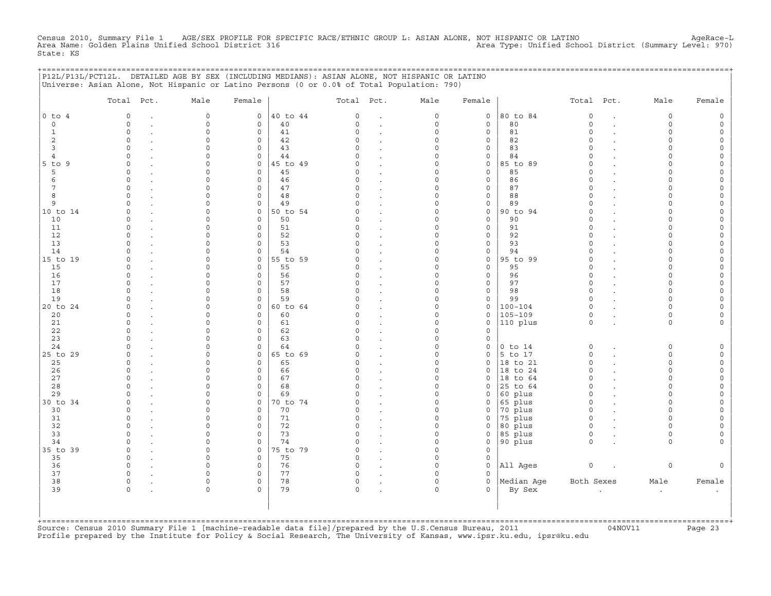Census 2010, Summary File 1 AGE/SEX PROFILE FOR SPECIFIC RACE/ETHNIC GROUP L: ASIAN ALONE, NOT HISPANIC OR LATINO AgeRace-L
Area Name: Golden Plains Unified School District 316 Area Type: Unified School District (Summary Level: 970)
State: KS

## P12L/P13L/PCT12L. DETAILED AGE BY SEX (INCLUDING MEDIANS): ASIAN ALONE, NOT HISPANIC OR LATINO

Universe: Asian Alone, Not Hispanic or Latino Persons (0 or 0.0% of Total Population: 790)

| | Total | Pct. | Male | Female | | Total | Pct. | Male | Female | | Total | Pct. | Male | Female |
|---|---|---|---|---|---|---|---|---|---|---|---|---|---|---|
| 0 to 4 | 0 | . | 0 | 0 | 40 to 44 | 0 | . | 0 | 0 | 80 to 84 | 0 | . | 0 | 0 |
| 0 | 0 | . | 0 | 0 | 40 | 0 | . | 0 | 0 | 80 | 0 | . | 0 | 0 |
| 1 | 0 | . | 0 | 0 | 41 | 0 | . | 0 | 0 | 81 | 0 | . | 0 | 0 |
| 2 | 0 | . | 0 | 0 | 42 | 0 | . | 0 | 0 | 82 | 0 | . | 0 | 0 |
| 3 | 0 | . | 0 | 0 | 43 | 0 | . | 0 | 0 | 83 | 0 | . | 0 | 0 |
| 4 | 0 | . | 0 | 0 | 44 | 0 | . | 0 | 0 | 84 | 0 | . | 0 | 0 |
| 5 to 9 | 0 | . | 0 | 0 | 45 to 49 | 0 | . | 0 | 0 | 85 to 89 | 0 | . | 0 | 0 |
| 5 | 0 | . | 0 | 0 | 45 | 0 | . | 0 | 0 | 85 | 0 | . | 0 | 0 |
| 6 | 0 | . | 0 | 0 | 46 | 0 | . | 0 | 0 | 86 | 0 | . | 0 | 0 |
| 7 | 0 | . | 0 | 0 | 47 | 0 | . | 0 | 0 | 87 | 0 | . | 0 | 0 |
| 8 | 0 | . | 0 | 0 | 48 | 0 | . | 0 | 0 | 88 | 0 | . | 0 | 0 |
| 9 | 0 | . | 0 | 0 | 49 | 0 | . | 0 | 0 | 89 | 0 | . | 0 | 0 |
| 10 to 14 | 0 | . | 0 | 0 | 50 to 54 | 0 | . | 0 | 0 | 90 to 94 | 0 | . | 0 | 0 |
| 10 | 0 | . | 0 | 0 | 50 | 0 | . | 0 | 0 | 90 | 0 | . | 0 | 0 |
| 11 | 0 | . | 0 | 0 | 51 | 0 | . | 0 | 0 | 91 | 0 | . | 0 | 0 |
| 12 | 0 | . | 0 | 0 | 52 | 0 | . | 0 | 0 | 92 | 0 | . | 0 | 0 |
| 13 | 0 | . | 0 | 0 | 53 | 0 | . | 0 | 0 | 93 | 0 | . | 0 | 0 |
| 14 | 0 | . | 0 | 0 | 54 | 0 | . | 0 | 0 | 94 | 0 | . | 0 | 0 |
| 15 to 19 | 0 | . | 0 | 0 | 55 to 59 | 0 | . | 0 | 0 | 95 to 99 | 0 | . | 0 | 0 |
| 15 | 0 | . | 0 | 0 | 55 | 0 | . | 0 | 0 | 95 | 0 | . | 0 | 0 |
| 16 | 0 | . | 0 | 0 | 56 | 0 | . | 0 | 0 | 96 | 0 | . | 0 | 0 |
| 17 | 0 | . | 0 | 0 | 57 | 0 | . | 0 | 0 | 97 | 0 | . | 0 | 0 |
| 18 | 0 | . | 0 | 0 | 58 | 0 | . | 0 | 0 | 98 | 0 | . | 0 | 0 |
| 19 | 0 | . | 0 | 0 | 59 | 0 | . | 0 | 0 | 99 | 0 | . | 0 | 0 |
| 20 to 24 | 0 | . | 0 | 0 | 60 to 64 | 0 | . | 0 | 0 | 100-104 | 0 | . | 0 | 0 |
| 20 | 0 | . | 0 | 0 | 60 | 0 | . | 0 | 0 | 105-109 | 0 | . | 0 | 0 |
| 21 | 0 | . | 0 | 0 | 61 | 0 | . | 0 | 0 | 110 plus | 0 | . | 0 | 0 |
| 22 | 0 | . | 0 | 0 | 62 | 0 | . | 0 | 0 | | | | | |
| 23 | 0 | . | 0 | 0 | 63 | 0 | . | 0 | 0 | | | | | |
| 24 | 0 | . | 0 | 0 | 64 | 0 | . | 0 | 0 | 0 to 14 | 0 | . | 0 | 0 |
| 25 to 29 | 0 | . | 0 | 0 | 65 to 69 | 0 | . | 0 | 0 | 5 to 17 | 0 | . | 0 | 0 |
| 25 | 0 | . | 0 | 0 | 65 | 0 | . | 0 | 0 | 18 to 21 | 0 | . | 0 | 0 |
| 26 | 0 | . | 0 | 0 | 66 | 0 | . | 0 | 0 | 18 to 24 | 0 | . | 0 | 0 |
| 27 | 0 | . | 0 | 0 | 67 | 0 | . | 0 | 0 | 18 to 64 | 0 | . | 0 | 0 |
| 28 | 0 | . | 0 | 0 | 68 | 0 | . | 0 | 0 | 25 to 64 | 0 | . | 0 | 0 |
| 29 | 0 | . | 0 | 0 | 69 | 0 | . | 0 | 0 | 60 plus | 0 | . | 0 | 0 |
| 30 to 34 | 0 | . | 0 | 0 | 70 to 74 | 0 | . | 0 | 0 | 65 plus | 0 | . | 0 | 0 |
| 30 | 0 | . | 0 | 0 | 70 | 0 | . | 0 | 0 | 70 plus | 0 | . | 0 | 0 |
| 31 | 0 | . | 0 | 0 | 71 | 0 | . | 0 | 0 | 75 plus | 0 | . | 0 | 0 |
| 32 | 0 | . | 0 | 0 | 72 | 0 | . | 0 | 0 | 80 plus | 0 | . | 0 | 0 |
| 33 | 0 | . | 0 | 0 | 73 | 0 | . | 0 | 0 | 85 plus | 0 | . | 0 | 0 |
| 34 | 0 | . | 0 | 0 | 74 | 0 | . | 0 | 0 | 90 plus | 0 | . | 0 | 0 |
| 35 to 39 | 0 | . | 0 | 0 | 75 to 79 | 0 | . | 0 | 0 | | | | | |
| 35 | 0 | . | 0 | 0 | 75 | 0 | . | 0 | 0 | | | | | |
| 36 | 0 | . | 0 | 0 | 76 | 0 | . | 0 | 0 | All Ages | 0 | . | 0 | 0 |
| 37 | 0 | . | 0 | 0 | 77 | 0 | . | 0 | 0 | | | | | |
| 38 | 0 | . | 0 | 0 | 78 | 0 | . | 0 | 0 | Median Age | Both Sexes | | Male | Female |
| 39 | 0 | . | 0 | 0 | 79 | 0 | . | 0 | 0 | By Sex | . | | . | . |

Source: Census 2010 Summary File 1 [machine-readable data file]/prepared by the U.S.Census Bureau, 2011 04NOV11
Profile prepared by the Institute for Policy & Social Research, The University of Kansas, www.ipsr.ku.edu, ipsr@ku.edu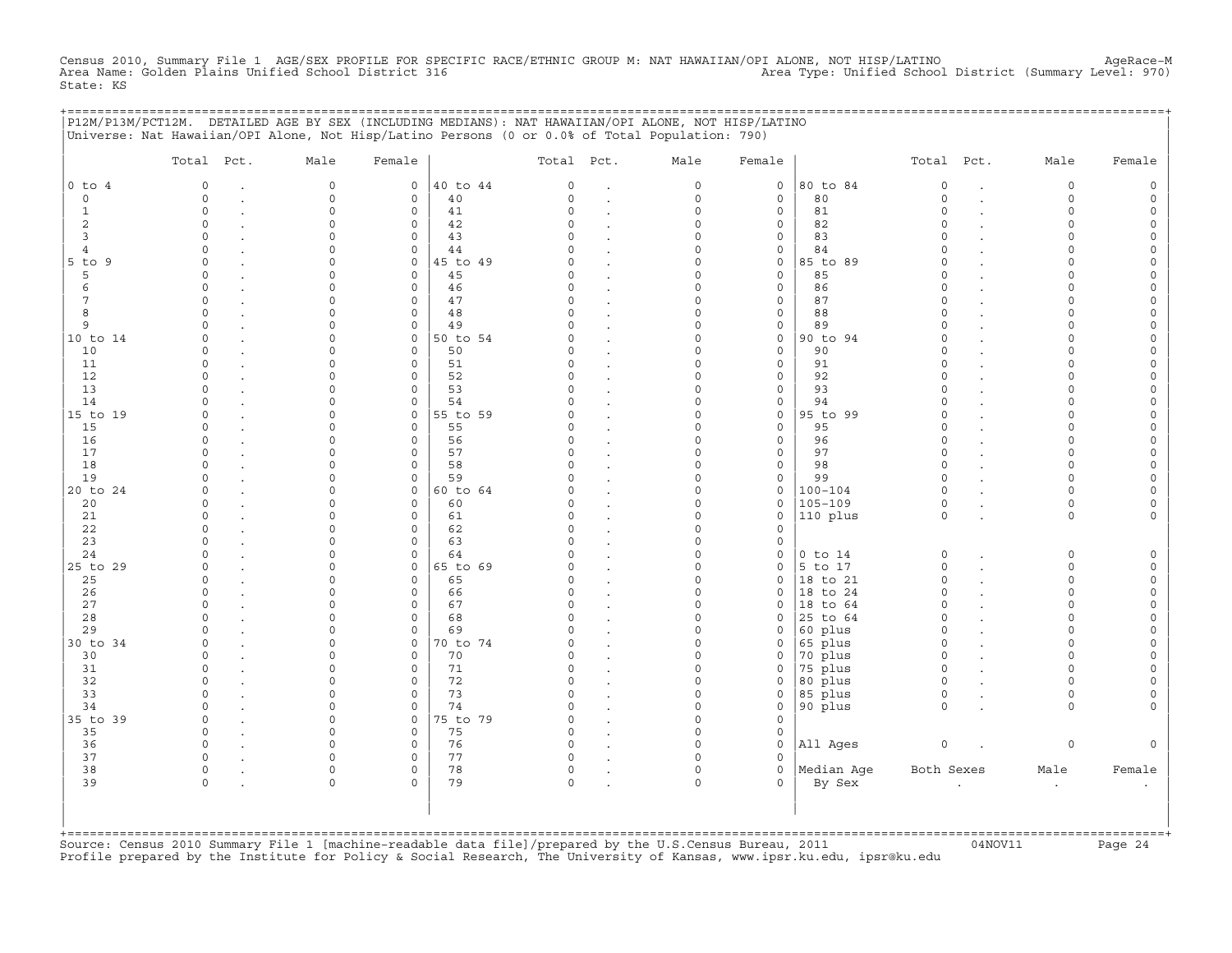Census 2010, Summary File 1 AGE/SEX PROFILE FOR SPECIFIC RACE/ETHNIC GROUP M: NAT HAWAIIAN/OPI ALONE, NOT HISP/LATINO AgeRace-M
Area Name: Golden Plains Unified School District 316 Area Type: Unified School District (Summary Level: 970)
State: KS

P12M/P13M/PCT12M. DETAILED AGE BY SEX (INCLUDING MEDIANS): NAT HAWAIIAN/OPI ALONE, NOT HISP/LATINO
Universe: Nat Hawaiian/OPI Alone, Not Hisp/Latino Persons (0 or 0.0% of Total Population: 790)

| | Total | Pct. | Male | Female | | Total | Pct. | Male | Female | | Total | Pct. | Male | Female |
|---|---|---|---|---|---|---|---|---|---|---|---|---|---|---|
| 0 to 4 | 0 | . | 0 | 0 | 40 to 44 | 0 | . | 0 | 0 | 80 to 84 | 0 | . | 0 | 0 |
| 0 | 0 | . | 0 | 0 | 40 | 0 | . | 0 | 0 | 80 | 0 | . | 0 | 0 |
| 1 | 0 | . | 0 | 0 | 41 | 0 | . | 0 | 0 | 81 | 0 | . | 0 | 0 |
| 2 | 0 | . | 0 | 0 | 42 | 0 | . | 0 | 0 | 82 | 0 | . | 0 | 0 |
| 3 | 0 | . | 0 | 0 | 43 | 0 | . | 0 | 0 | 83 | 0 | . | 0 | 0 |
| 4 | 0 | . | 0 | 0 | 44 | 0 | . | 0 | 0 | 84 | 0 | . | 0 | 0 |
| 5 to 9 | 0 | . | 0 | 0 | 45 to 49 | 0 | . | 0 | 0 | 85 to 89 | 0 | . | 0 | 0 |
| 5 | 0 | . | 0 | 0 | 45 | 0 | . | 0 | 0 | 85 | 0 | . | 0 | 0 |
| 6 | 0 | . | 0 | 0 | 46 | 0 | . | 0 | 0 | 86 | 0 | . | 0 | 0 |
| 7 | 0 | . | 0 | 0 | 47 | 0 | . | 0 | 0 | 87 | 0 | . | 0 | 0 |
| 8 | 0 | . | 0 | 0 | 48 | 0 | . | 0 | 0 | 88 | 0 | . | 0 | 0 |
| 9 | 0 | . | 0 | 0 | 49 | 0 | . | 0 | 0 | 89 | 0 | . | 0 | 0 |
| 10 to 14 | 0 | . | 0 | 0 | 50 to 54 | 0 | . | 0 | 0 | 90 to 94 | 0 | . | 0 | 0 |
| 10 | 0 | . | 0 | 0 | 50 | 0 | . | 0 | 0 | 90 | 0 | . | 0 | 0 |
| 11 | 0 | . | 0 | 0 | 51 | 0 | . | 0 | 0 | 91 | 0 | . | 0 | 0 |
| 12 | 0 | . | 0 | 0 | 52 | 0 | . | 0 | 0 | 92 | 0 | . | 0 | 0 |
| 13 | 0 | . | 0 | 0 | 53 | 0 | . | 0 | 0 | 93 | 0 | . | 0 | 0 |
| 14 | 0 | . | 0 | 0 | 54 | 0 | . | 0 | 0 | 94 | 0 | . | 0 | 0 |
| 15 to 19 | 0 | . | 0 | 0 | 55 to 59 | 0 | . | 0 | 0 | 95 to 99 | 0 | . | 0 | 0 |
| 15 | 0 | . | 0 | 0 | 55 | 0 | . | 0 | 0 | 95 | 0 | . | 0 | 0 |
| 16 | 0 | . | 0 | 0 | 56 | 0 | . | 0 | 0 | 96 | 0 | . | 0 | 0 |
| 17 | 0 | . | 0 | 0 | 57 | 0 | . | 0 | 0 | 97 | 0 | . | 0 | 0 |
| 18 | 0 | . | 0 | 0 | 58 | 0 | . | 0 | 0 | 98 | 0 | . | 0 | 0 |
| 19 | 0 | . | 0 | 0 | 59 | 0 | . | 0 | 0 | 99 | 0 | . | 0 | 0 |
| 20 to 24 | 0 | . | 0 | 0 | 60 to 64 | 0 | . | 0 | 0 | 100-104 | 0 | . | 0 | 0 |
| 20 | 0 | . | 0 | 0 | 60 | 0 | . | 0 | 0 | 105-109 | 0 | . | 0 | 0 |
| 21 | 0 | . | 0 | 0 | 61 | 0 | . | 0 | 0 | 110 plus | 0 | . | 0 | 0 |
| 22 | 0 | . | 0 | 0 | 62 | 0 | . | 0 | 0 | | | | | |
| 23 | 0 | . | 0 | 0 | 63 | 0 | . | 0 | 0 | | | | | |
| 24 | 0 | . | 0 | 0 | 64 | 0 | . | 0 | 0 | 0 to 14 | 0 | . | 0 | 0 |
| 25 to 29 | 0 | . | 0 | 0 | 65 to 69 | 0 | . | 0 | 0 | 5 to 17 | 0 | . | 0 | 0 |
| 25 | 0 | . | 0 | 0 | 65 | 0 | . | 0 | 0 | 18 to 21 | 0 | . | 0 | 0 |
| 26 | 0 | . | 0 | 0 | 66 | 0 | . | 0 | 0 | 18 to 24 | 0 | . | 0 | 0 |
| 27 | 0 | . | 0 | 0 | 67 | 0 | . | 0 | 0 | 18 to 64 | 0 | . | 0 | 0 |
| 28 | 0 | . | 0 | 0 | 68 | 0 | . | 0 | 0 | 25 to 64 | 0 | . | 0 | 0 |
| 29 | 0 | . | 0 | 0 | 69 | 0 | . | 0 | 0 | 60 plus | 0 | . | 0 | 0 |
| 30 to 34 | 0 | . | 0 | 0 | 70 to 74 | 0 | . | 0 | 0 | 65 plus | 0 | . | 0 | 0 |
| 30 | 0 | . | 0 | 0 | 70 | 0 | . | 0 | 0 | 70 plus | 0 | . | 0 | 0 |
| 31 | 0 | . | 0 | 0 | 71 | 0 | . | 0 | 0 | 75 plus | 0 | . | 0 | 0 |
| 32 | 0 | . | 0 | 0 | 72 | 0 | . | 0 | 0 | 80 plus | 0 | . | 0 | 0 |
| 33 | 0 | . | 0 | 0 | 73 | 0 | . | 0 | 0 | 85 plus | 0 | . | 0 | 0 |
| 34 | 0 | . | 0 | 0 | 74 | 0 | . | 0 | 0 | 90 plus | 0 | . | 0 | 0 |
| 35 to 39 | 0 | . | 0 | 0 | 75 to 79 | 0 | . | 0 | 0 | | | | | |
| 35 | 0 | . | 0 | 0 | 75 | 0 | . | 0 | 0 | | | | | |
| 36 | 0 | . | 0 | 0 | 76 | 0 | . | 0 | 0 | All Ages | 0 | . | 0 | 0 |
| 37 | 0 | . | 0 | 0 | 77 | 0 | . | 0 | 0 | | | | | |
| 38 | 0 | . | 0 | 0 | 78 | 0 | . | 0 | 0 | Median Age | Both Sexes | | Male | Female |
| 39 | 0 | . | 0 | 0 | 79 | 0 | . | 0 | 0 | By Sex | . | | . | . |

Source: Census 2010 Summary File 1 [machine-readable data file]/prepared by the U.S.Census Bureau, 2011 04NOV11
Profile prepared by the Institute for Policy & Social Research, The University of Kansas, www.ipsr.ku.edu, ipsr@ku.edu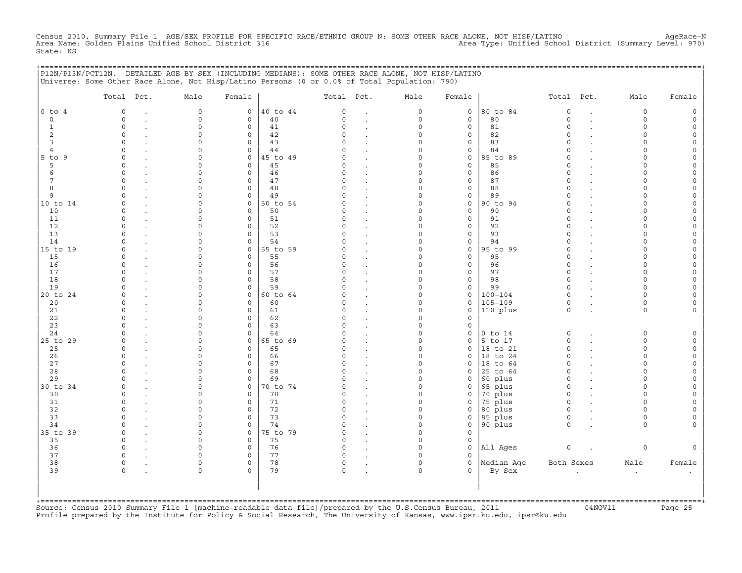Census 2010, Summary File 1 AGE/SEX PROFILE FOR SPECIFIC RACE/ETHNIC GROUP N: SOME OTHER RACE ALONE, NOT HISP/LATINO AgeRace-N
Area Name: Golden Plains Unified School District 316 Area Type: Unified School District (Summary Level: 970)
State: KS

## P12N/P13N/PCT12N. DETAILED AGE BY SEX (INCLUDING MEDIANS): SOME OTHER RACE ALONE, NOT HISP/LATINO

Universe: Some Other Race Alone, Not Hisp/Latino Persons (0 or 0.0% of Total Population: 790)

| | Total | Pct. | Male | Female | | Total | Pct. | Male | Female | | Total | Pct. | Male | Female |
|---|---|---|---|---|---|---|---|---|---|---|---|---|---|---|
| 0 to 4 | 0 | . | 0 | 0 | 40 to 44 | 0 | . | 0 | 0 | 80 to 84 | 0 | . | 0 | 0 |
| 0 | 0 | . | 0 | 0 | 40 | 0 | . | 0 | 0 | 80 | 0 | . | 0 | 0 |
| 1 | 0 | . | 0 | 0 | 41 | 0 | . | 0 | 0 | 81 | 0 | . | 0 | 0 |
| 2 | 0 | . | 0 | 0 | 42 | 0 | . | 0 | 0 | 82 | 0 | . | 0 | 0 |
| 3 | 0 | . | 0 | 0 | 43 | 0 | . | 0 | 0 | 83 | 0 | . | 0 | 0 |
| 4 | 0 | . | 0 | 0 | 44 | 0 | . | 0 | 0 | 84 | 0 | . | 0 | 0 |
| 5 to 9 | 0 | . | 0 | 0 | 45 to 49 | 0 | . | 0 | 0 | 85 to 89 | 0 | . | 0 | 0 |
| 5 | 0 | . | 0 | 0 | 45 | 0 | . | 0 | 0 | 85 | 0 | . | 0 | 0 |
| 6 | 0 | . | 0 | 0 | 46 | 0 | . | 0 | 0 | 86 | 0 | . | 0 | 0 |
| 7 | 0 | . | 0 | 0 | 47 | 0 | . | 0 | 0 | 87 | 0 | . | 0 | 0 |
| 8 | 0 | . | 0 | 0 | 48 | 0 | . | 0 | 0 | 88 | 0 | . | 0 | 0 |
| 9 | 0 | . | 0 | 0 | 49 | 0 | . | 0 | 0 | 89 | 0 | . | 0 | 0 |
| 10 to 14 | 0 | . | 0 | 0 | 50 to 54 | 0 | . | 0 | 0 | 90 to 94 | 0 | . | 0 | 0 |
| 10 | 0 | . | 0 | 0 | 50 | 0 | . | 0 | 0 | 90 | 0 | . | 0 | 0 |
| 11 | 0 | . | 0 | 0 | 51 | 0 | . | 0 | 0 | 91 | 0 | . | 0 | 0 |
| 12 | 0 | . | 0 | 0 | 52 | 0 | . | 0 | 0 | 92 | 0 | . | 0 | 0 |
| 13 | 0 | . | 0 | 0 | 53 | 0 | . | 0 | 0 | 93 | 0 | . | 0 | 0 |
| 14 | 0 | . | 0 | 0 | 54 | 0 | . | 0 | 0 | 94 | 0 | . | 0 | 0 |
| 15 to 19 | 0 | . | 0 | 0 | 55 to 59 | 0 | . | 0 | 0 | 95 to 99 | 0 | . | 0 | 0 |
| 15 | 0 | . | 0 | 0 | 55 | 0 | . | 0 | 0 | 95 | 0 | . | 0 | 0 |
| 16 | 0 | . | 0 | 0 | 56 | 0 | . | 0 | 0 | 96 | 0 | . | 0 | 0 |
| 17 | 0 | . | 0 | 0 | 57 | 0 | . | 0 | 0 | 97 | 0 | . | 0 | 0 |
| 18 | 0 | . | 0 | 0 | 58 | 0 | . | 0 | 0 | 98 | 0 | . | 0 | 0 |
| 19 | 0 | . | 0 | 0 | 59 | 0 | . | 0 | 0 | 99 | 0 | . | 0 | 0 |
| 20 to 24 | 0 | . | 0 | 0 | 60 to 64 | 0 | . | 0 | 0 | 100-104 | 0 | . | 0 | 0 |
| 20 | 0 | . | 0 | 0 | 60 | 0 | . | 0 | 0 | 105-109 | 0 | . | 0 | 0 |
| 21 | 0 | . | 0 | 0 | 61 | 0 | . | 0 | 0 | 110 plus | 0 | . | 0 | 0 |
| 22 | 0 | . | 0 | 0 | 62 | 0 | . | 0 | 0 | | | | | |
| 23 | 0 | . | 0 | 0 | 63 | 0 | . | 0 | 0 | | | | | |
| 24 | 0 | . | 0 | 0 | 64 | 0 | . | 0 | 0 | 0 to 14 | 0 | . | 0 | 0 |
| 25 to 29 | 0 | . | 0 | 0 | 65 to 69 | 0 | . | 0 | 0 | 5 to 17 | 0 | . | 0 | 0 |
| 25 | 0 | . | 0 | 0 | 65 | 0 | . | 0 | 0 | 18 to 21 | 0 | . | 0 | 0 |
| 26 | 0 | . | 0 | 0 | 66 | 0 | . | 0 | 0 | 18 to 24 | 0 | . | 0 | 0 |
| 27 | 0 | . | 0 | 0 | 67 | 0 | . | 0 | 0 | 18 to 64 | 0 | . | 0 | 0 |
| 28 | 0 | . | 0 | 0 | 68 | 0 | . | 0 | 0 | 25 to 64 | 0 | . | 0 | 0 |
| 29 | 0 | . | 0 | 0 | 69 | 0 | . | 0 | 0 | 60 plus | 0 | . | 0 | 0 |
| 30 to 34 | 0 | . | 0 | 0 | 70 to 74 | 0 | . | 0 | 0 | 65 plus | 0 | . | 0 | 0 |
| 30 | 0 | . | 0 | 0 | 70 | 0 | . | 0 | 0 | 70 plus | 0 | . | 0 | 0 |
| 31 | 0 | . | 0 | 0 | 71 | 0 | . | 0 | 0 | 75 plus | 0 | . | 0 | 0 |
| 32 | 0 | . | 0 | 0 | 72 | 0 | . | 0 | 0 | 80 plus | 0 | . | 0 | 0 |
| 33 | 0 | . | 0 | 0 | 73 | 0 | . | 0 | 0 | 85 plus | 0 | . | 0 | 0 |
| 34 | 0 | . | 0 | 0 | 74 | 0 | . | 0 | 0 | 90 plus | 0 | . | 0 | 0 |
| 35 to 39 | 0 | . | 0 | 0 | 75 to 79 | 0 | . | 0 | 0 | | | | | |
| 35 | 0 | . | 0 | 0 | 75 | 0 | . | 0 | 0 | | | | | |
| 36 | 0 | . | 0 | 0 | 76 | 0 | . | 0 | 0 | All Ages | 0 | . | 0 | 0 |
| 37 | 0 | . | 0 | 0 | 77 | 0 | . | 0 | 0 | | | | | |
| 38 | 0 | . | 0 | 0 | 78 | 0 | . | 0 | 0 | Median Age | Both Sexes | | Male | Female |
| 39 | 0 | . | 0 | 0 | 79 | 0 | . | 0 | 0 | By Sex | . | | . | . |

Source: Census 2010 Summary File 1 [machine-readable data file]/prepared by the U.S.Census Bureau, 2011 04NOV11
Profile prepared by the Institute for Policy & Social Research, The University of Kansas, www.ipsr.ku.edu, ipsr@ku.edu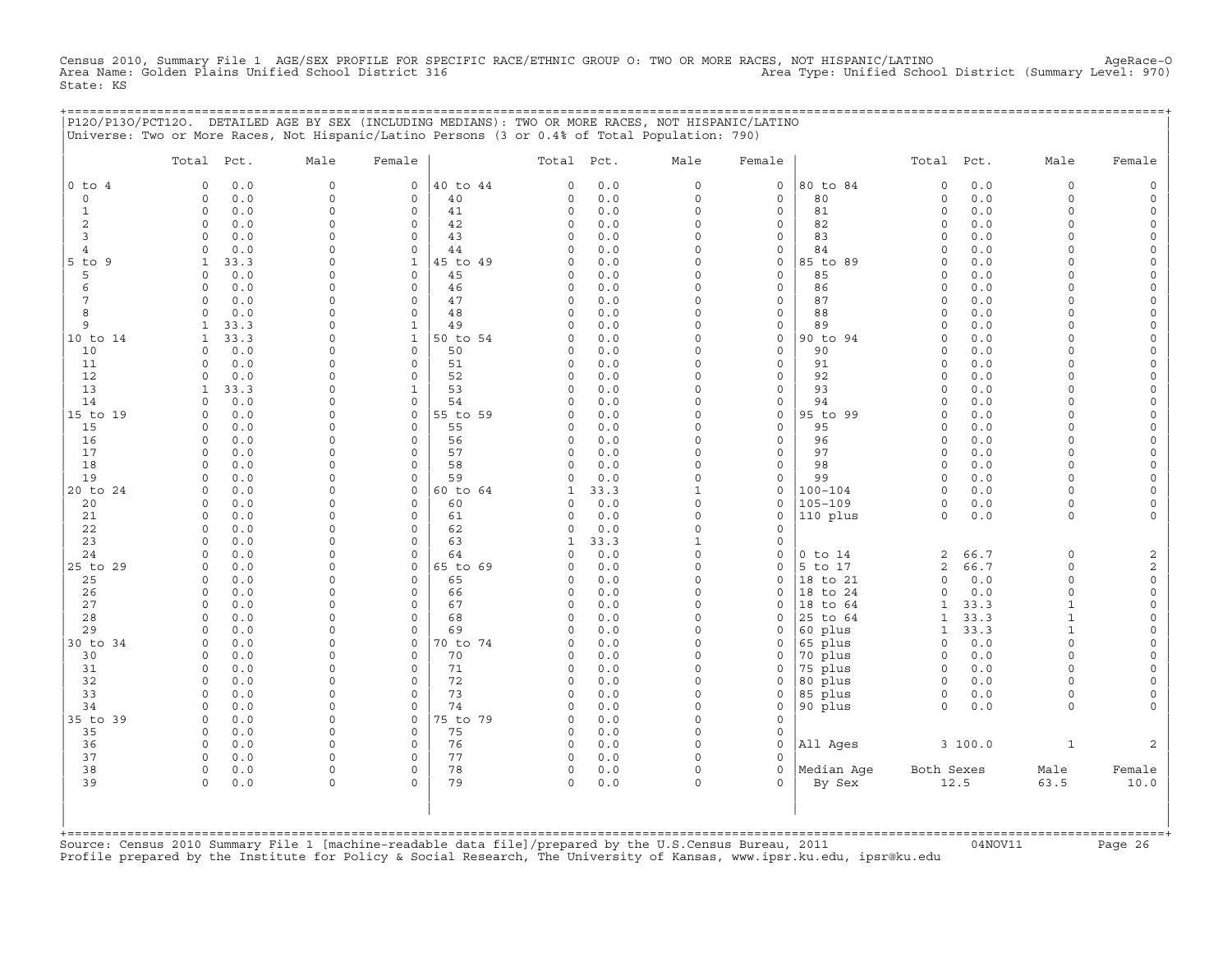Census 2010, Summary File 1 AGE/SEX PROFILE FOR SPECIFIC RACE/ETHNIC GROUP O: TWO OR MORE RACES, NOT HISPANIC/LATINO AgeRace-O
Area Name: Golden Plains Unified School District 316 Area Type: Unified School District (Summary Level: 970)
State: KS

P12O/P13O/PCT12O. DETAILED AGE BY SEX (INCLUDING MEDIANS): TWO OR MORE RACES, NOT HISPANIC/LATINO
Universe: Two or More Races, Not Hispanic/Latino Persons (3 or 0.4% of Total Population: 790)

| | Total | Pct. | Male | Female | | Total | Pct. | Male | Female | | Total | Pct. | Male | Female |
|---|---|---|---|---|---|---|---|---|---|---|---|---|---|---|
| 0 to 4 | 0 | 0.0 | 0 | 0 | 40 to 44 | 0 | 0.0 | 0 | 0 | 80 to 84 | 0 | 0.0 | 0 | 0 |
| 0 | 0 | 0.0 | 0 | 0 | 40 | 0 | 0.0 | 0 | 0 | 80 | 0 | 0.0 | 0 | 0 |
| 1 | 0 | 0.0 | 0 | 0 | 41 | 0 | 0.0 | 0 | 0 | 81 | 0 | 0.0 | 0 | 0 |
| 2 | 0 | 0.0 | 0 | 0 | 42 | 0 | 0.0 | 0 | 0 | 82 | 0 | 0.0 | 0 | 0 |
| 3 | 0 | 0.0 | 0 | 0 | 43 | 0 | 0.0 | 0 | 0 | 83 | 0 | 0.0 | 0 | 0 |
| 4 | 0 | 0.0 | 0 | 0 | 44 | 0 | 0.0 | 0 | 0 | 84 | 0 | 0.0 | 0 | 0 |
| 5 to 9 | 1 | 33.3 | 0 | 1 | 45 to 49 | 0 | 0.0 | 0 | 0 | 85 to 89 | 0 | 0.0 | 0 | 0 |
| 5 | 0 | 0.0 | 0 | 0 | 45 | 0 | 0.0 | 0 | 0 | 85 | 0 | 0.0 | 0 | 0 |
| 6 | 0 | 0.0 | 0 | 0 | 46 | 0 | 0.0 | 0 | 0 | 86 | 0 | 0.0 | 0 | 0 |
| 7 | 0 | 0.0 | 0 | 0 | 47 | 0 | 0.0 | 0 | 0 | 87 | 0 | 0.0 | 0 | 0 |
| 8 | 0 | 0.0 | 0 | 0 | 48 | 0 | 0.0 | 0 | 0 | 88 | 0 | 0.0 | 0 | 0 |
| 9 | 1 | 33.3 | 0 | 1 | 49 | 0 | 0.0 | 0 | 0 | 89 | 0 | 0.0 | 0 | 0 |
| 10 to 14 | 1 | 33.3 | 0 | 1 | 50 to 54 | 0 | 0.0 | 0 | 0 | 90 to 94 | 0 | 0.0 | 0 | 0 |
| 10 | 0 | 0.0 | 0 | 0 | 50 | 0 | 0.0 | 0 | 0 | 90 | 0 | 0.0 | 0 | 0 |
| 11 | 0 | 0.0 | 0 | 0 | 51 | 0 | 0.0 | 0 | 0 | 91 | 0 | 0.0 | 0 | 0 |
| 12 | 0 | 0.0 | 0 | 0 | 52 | 0 | 0.0 | 0 | 0 | 92 | 0 | 0.0 | 0 | 0 |
| 13 | 1 | 33.3 | 0 | 1 | 53 | 0 | 0.0 | 0 | 0 | 93 | 0 | 0.0 | 0 | 0 |
| 14 | 0 | 0.0 | 0 | 0 | 54 | 0 | 0.0 | 0 | 0 | 94 | 0 | 0.0 | 0 | 0 |
| 15 to 19 | 0 | 0.0 | 0 | 0 | 55 to 59 | 0 | 0.0 | 0 | 0 | 95 to 99 | 0 | 0.0 | 0 | 0 |
| 15 | 0 | 0.0 | 0 | 0 | 55 | 0 | 0.0 | 0 | 0 | 95 | 0 | 0.0 | 0 | 0 |
| 16 | 0 | 0.0 | 0 | 0 | 56 | 0 | 0.0 | 0 | 0 | 96 | 0 | 0.0 | 0 | 0 |
| 17 | 0 | 0.0 | 0 | 0 | 57 | 0 | 0.0 | 0 | 0 | 97 | 0 | 0.0 | 0 | 0 |
| 18 | 0 | 0.0 | 0 | 0 | 58 | 0 | 0.0 | 0 | 0 | 98 | 0 | 0.0 | 0 | 0 |
| 19 | 0 | 0.0 | 0 | 0 | 59 | 0 | 0.0 | 0 | 0 | 99 | 0 | 0.0 | 0 | 0 |
| 20 to 24 | 0 | 0.0 | 0 | 0 | 60 to 64 | 1 | 33.3 | 1 | 0 | 100-104 | 0 | 0.0 | 0 | 0 |
| 20 | 0 | 0.0 | 0 | 0 | 60 | 0 | 0.0 | 0 | 0 | 105-109 | 0 | 0.0 | 0 | 0 |
| 21 | 0 | 0.0 | 0 | 0 | 61 | 0 | 0.0 | 0 | 0 | 110 plus | 0 | 0.0 | 0 | 0 |
| 22 | 0 | 0.0 | 0 | 0 | 62 | 0 | 0.0 | 0 | 0 | | | | | |
| 23 | 0 | 0.0 | 0 | 0 | 63 | 1 | 33.3 | 1 | 0 | | | | | |
| 24 | 0 | 0.0 | 0 | 0 | 64 | 0 | 0.0 | 0 | 0 | 0 to 14 | 2 | 66.7 | 0 | 2 |
| 25 to 29 | 0 | 0.0 | 0 | 0 | 65 to 69 | 0 | 0.0 | 0 | 0 | 5 to 17 | 2 | 66.7 | 0 | 2 |
| 25 | 0 | 0.0 | 0 | 0 | 65 | 0 | 0.0 | 0 | 0 | 18 to 21 | 0 | 0.0 | 0 | 0 |
| 26 | 0 | 0.0 | 0 | 0 | 66 | 0 | 0.0 | 0 | 0 | 18 to 24 | 0 | 0.0 | 0 | 0 |
| 27 | 0 | 0.0 | 0 | 0 | 67 | 0 | 0.0 | 0 | 0 | 18 to 64 | 1 | 33.3 | 1 | 0 |
| 28 | 0 | 0.0 | 0 | 0 | 68 | 0 | 0.0 | 0 | 0 | 25 to 64 | 1 | 33.3 | 1 | 0 |
| 29 | 0 | 0.0 | 0 | 0 | 69 | 0 | 0.0 | 0 | 0 | 60 plus | 1 | 33.3 | 1 | 0 |
| 30 to 34 | 0 | 0.0 | 0 | 0 | 70 to 74 | 0 | 0.0 | 0 | 0 | 65 plus | 0 | 0.0 | 0 | 0 |
| 30 | 0 | 0.0 | 0 | 0 | 70 | 0 | 0.0 | 0 | 0 | 70 plus | 0 | 0.0 | 0 | 0 |
| 31 | 0 | 0.0 | 0 | 0 | 71 | 0 | 0.0 | 0 | 0 | 75 plus | 0 | 0.0 | 0 | 0 |
| 32 | 0 | 0.0 | 0 | 0 | 72 | 0 | 0.0 | 0 | 0 | 80 plus | 0 | 0.0 | 0 | 0 |
| 33 | 0 | 0.0 | 0 | 0 | 73 | 0 | 0.0 | 0 | 0 | 85 plus | 0 | 0.0 | 0 | 0 |
| 34 | 0 | 0.0 | 0 | 0 | 74 | 0 | 0.0 | 0 | 0 | 90 plus | 0 | 0.0 | 0 | 0 |
| 35 to 39 | 0 | 0.0 | 0 | 0 | 75 to 79 | 0 | 0.0 | 0 | 0 | | | | | |
| 35 | 0 | 0.0 | 0 | 0 | 75 | 0 | 0.0 | 0 | 0 | | | | | |
| 36 | 0 | 0.0 | 0 | 0 | 76 | 0 | 0.0 | 0 | 0 | All Ages | 3 | 100.0 | 1 | 2 |
| 37 | 0 | 0.0 | 0 | 0 | 77 | 0 | 0.0 | 0 | 0 | | | | | |
| 38 | 0 | 0.0 | 0 | 0 | 78 | 0 | 0.0 | 0 | 0 | Median Age | Both Sexes | | Male | Female |
| 39 | 0 | 0.0 | 0 | 0 | 79 | 0 | 0.0 | 0 | 0 | By Sex | 12.5 | | 63.5 | 10.0 |

Source: Census 2010 Summary File 1 [machine-readable data file]/prepared by the U.S.Census Bureau, 2011 04NOV11
Profile prepared by the Institute for Policy & Social Research, The University of Kansas, www.ipsr.ku.edu, ipsr@ku.edu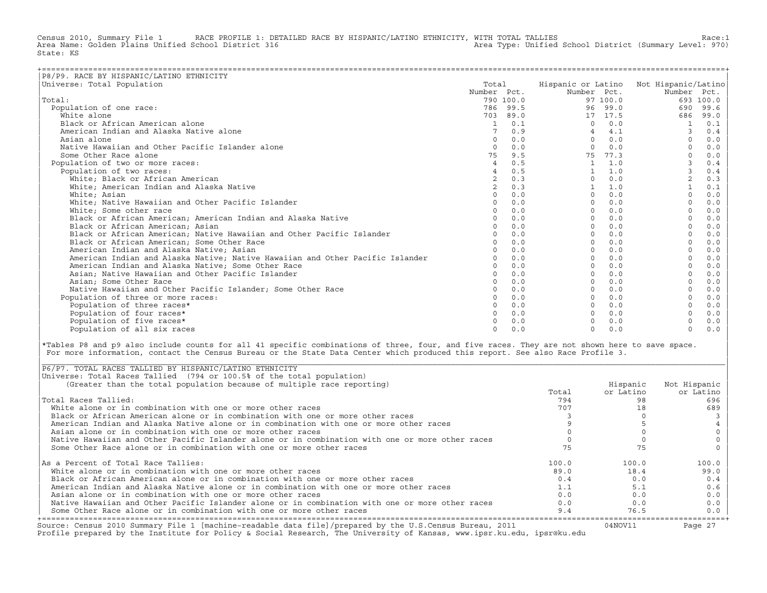Census 2010, Summary File 1 RACE PROFILE 1: DETAILED RACE BY HISPANIC/LATINO ETHNICITY, WITH TOTAL TALLIES Race:1
Area Name: Golden Plains Unified School District 316 Area Type: Unified School District (Summary Level: 970)
State: KS

## P8/P9. RACE BY HISPANIC/LATINO ETHNICITY

Universe: Total Population

| | Total Number | Total Pct. | Hispanic or Latino Number | Hispanic or Latino Pct. | Not Hispanic/Latino Number | Not Hispanic/Latino Pct. |
|---|---|---|---|---|---|---|
| Total: | 790 | 100.0 | 97 | 100.0 | 693 | 100.0 |
| Population of one race: | 786 | 99.5 | 96 | 99.0 | 690 | 99.6 |
| White alone | 703 | 89.0 | 17 | 17.5 | 686 | 99.0 |
| Black or African American alone | 1 | 0.1 | 0 | 0.0 | 1 | 0.1 |
| American Indian and Alaska Native alone | 7 | 0.9 | 4 | 4.1 | 3 | 0.4 |
| Asian alone | 0 | 0.0 | 0 | 0.0 | 0 | 0.0 |
| Native Hawaiian and Other Pacific Islander alone | 0 | 0.0 | 0 | 0.0 | 0 | 0.0 |
| Some Other Race alone | 75 | 9.5 | 75 | 77.3 | 0 | 0.0 |
| Population of two or more races: | 4 | 0.5 | 1 | 1.0 | 3 | 0.4 |
| Population of two races: | 4 | 0.5 | 1 | 1.0 | 3 | 0.4 |
| White; Black or African American | 2 | 0.3 | 0 | 0.0 | 2 | 0.3 |
| White; American Indian and Alaska Native | 2 | 0.3 | 1 | 1.0 | 1 | 0.1 |
| White; Asian | 0 | 0.0 | 0 | 0.0 | 0 | 0.0 |
| White; Native Hawaiian and Other Pacific Islander | 0 | 0.0 | 0 | 0.0 | 0 | 0.0 |
| White; Some other race | 0 | 0.0 | 0 | 0.0 | 0 | 0.0 |
| Black or African American; American Indian and Alaska Native | 0 | 0.0 | 0 | 0.0 | 0 | 0.0 |
| Black or African American; Asian | 0 | 0.0 | 0 | 0.0 | 0 | 0.0 |
| Black or African American; Native Hawaiian and Other Pacific Islander | 0 | 0.0 | 0 | 0.0 | 0 | 0.0 |
| Black or African American; Some Other Race | 0 | 0.0 | 0 | 0.0 | 0 | 0.0 |
| American Indian and Alaska Native; Asian | 0 | 0.0 | 0 | 0.0 | 0 | 0.0 |
| American Indian and Alaska Native; Native Hawaiian and Other Pacific Islander | 0 | 0.0 | 0 | 0.0 | 0 | 0.0 |
| American Indian and Alaska Native; Some Other Race | 0 | 0.0 | 0 | 0.0 | 0 | 0.0 |
| Asian; Native Hawaiian and Other Pacific Islander | 0 | 0.0 | 0 | 0.0 | 0 | 0.0 |
| Asian; Some Other Race | 0 | 0.0 | 0 | 0.0 | 0 | 0.0 |
| Native Hawaiian and Other Pacific Islander; Some Other Race | 0 | 0.0 | 0 | 0.0 | 0 | 0.0 |
| Population of three or more races: | 0 | 0.0 | 0 | 0.0 | 0 | 0.0 |
| Population of three races* | 0 | 0.0 | 0 | 0.0 | 0 | 0.0 |
| Population of four races* | 0 | 0.0 | 0 | 0.0 | 0 | 0.0 |
| Population of five races* | 0 | 0.0 | 0 | 0.0 | 0 | 0.0 |
| Population of all six races | 0 | 0.0 | 0 | 0.0 | 0 | 0.0 |

*Tables P8 and p9 also include counts for all 41 specific combinations of three, four, and five races. They are not shown here to save space. For more information, contact the Census Bureau or the State Data Center which produced this report. See also Race Profile 3.

## P6/P7. TOTAL RACES TALLIED BY HISPANIC/LATINO ETHNICITY

Universe: Total Races Tallied (794 or 100.5% of the total population)
(Greater than the total population because of multiple race reporting)

| | Total | Hispanic or Latino | Not Hispanic or Latino |
|---|---|---|---|
| Total Races Tallied: | 794 | 98 | 696 |
| White alone or in combination with one or more other races | 707 | 18 | 689 |
| Black or African American alone or in combination with one or more other races | 3 | 0 | 3 |
| American Indian and Alaska Native alone or in combination with one or more other races | 9 | 5 | 4 |
| Asian alone or in combination with one or more other races | 0 | 0 | 0 |
| Native Hawaiian and Other Pacific Islander alone or in combination with one or more other races | 0 | 0 | 0 |
| Some Other Race alone or in combination with one or more other races | 75 | 75 | 0 |
| As a Percent of Total Race Tallies: | 100.0 | 100.0 | 100.0 |
| White alone or in combination with one or more other races | 89.0 | 18.4 | 99.0 |
| Black or African American alone or in combination with one or more other races | 0.4 | 0.0 | 0.4 |
| American Indian and Alaska Native alone or in combination with one or more other races | 1.1 | 5.1 | 0.6 |
| Asian alone or in combination with one or more other races | 0.0 | 0.0 | 0.0 |
| Native Hawaiian and Other Pacific Islander alone or in combination with one or more other races | 0.0 | 0.0 | 0.0 |
| Some Other Race alone or in combination with one or more other races | 9.4 | 76.5 | 0.0 |

Source: Census 2010 Summary File 1 [machine-readable data file]/prepared by the U.S.Census Bureau, 2011 04NOV11
Profile prepared by the Institute for Policy & Social Research, The University of Kansas, www.ipsr.ku.edu, ipsr@ku.edu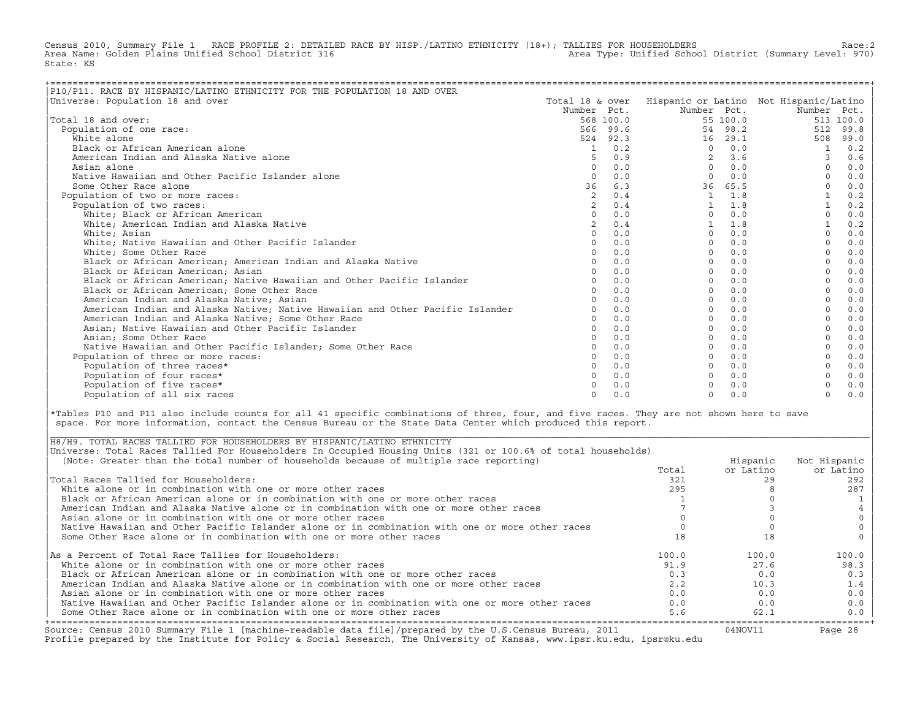Census 2010, Summary File 1 RACE PROFILE 2: DETAILED RACE BY HISP./LATINO ETHNICITY (18+); TALLIES FOR HOUSEHOLDERS Race:2
Area Name: Golden Plains Unified School District 316 Area Type: Unified School District (Summary Level: 970)
State: KS

## P10/P11. RACE BY HISPANIC/LATINO ETHNICITY FOR THE POPULATION 18 AND OVER

Universe: Population 18 and over

| | Total 18 & over Number | Pct. | Hispanic or Latino Number | Pct. | Not Hispanic/Latino Number | Pct. |
|---|---|---|---|---|---|---|
| Total 18 and over: | 568 | 100.0 | 55 | 100.0 | 513 | 100.0 |
| Population of one race: | 566 | 99.6 | 54 | 98.2 | 512 | 99.8 |
| White alone | 524 | 92.3 | 16 | 29.1 | 508 | 99.0 |
| Black or African American alone | 1 | 0.2 | 0 | 0.0 | 1 | 0.2 |
| American Indian and Alaska Native alone | 5 | 0.9 | 2 | 3.6 | 3 | 0.6 |
| Asian alone | 0 | 0.0 | 0 | 0.0 | 0 | 0.0 |
| Native Hawaiian and Other Pacific Islander alone | 0 | 0.0 | 0 | 0.0 | 0 | 0.0 |
| Some Other Race alone | 36 | 6.3 | 36 | 65.5 | 0 | 0.0 |
| Population of two or more races: | 2 | 0.4 | 1 | 1.8 | 1 | 0.2 |
| Population of two races: | 2 | 0.4 | 1 | 1.8 | 1 | 0.2 |
| White; Black or African American | 0 | 0.0 | 0 | 0.0 | 0 | 0.0 |
| White; American Indian and Alaska Native | 2 | 0.4 | 1 | 1.8 | 1 | 0.2 |
| White; Asian | 0 | 0.0 | 0 | 0.0 | 0 | 0.0 |
| White; Native Hawaiian and Other Pacific Islander | 0 | 0.0 | 0 | 0.0 | 0 | 0.0 |
| White; Some Other Race | 0 | 0.0 | 0 | 0.0 | 0 | 0.0 |
| Black or African American; American Indian and Alaska Native | 0 | 0.0 | 0 | 0.0 | 0 | 0.0 |
| Black or African American; Asian | 0 | 0.0 | 0 | 0.0 | 0 | 0.0 |
| Black or African American; Native Hawaiian and Other Pacific Islander | 0 | 0.0 | 0 | 0.0 | 0 | 0.0 |
| Black or African American; Some Other Race | 0 | 0.0 | 0 | 0.0 | 0 | 0.0 |
| American Indian and Alaska Native; Asian | 0 | 0.0 | 0 | 0.0 | 0 | 0.0 |
| American Indian and Alaska Native; Native Hawaiian and Other Pacific Islander | 0 | 0.0 | 0 | 0.0 | 0 | 0.0 |
| American Indian and Alaska Native; Some Other Race | 0 | 0.0 | 0 | 0.0 | 0 | 0.0 |
| Asian; Native Hawaiian and Other Pacific Islander | 0 | 0.0 | 0 | 0.0 | 0 | 0.0 |
| Asian; Some Other Race | 0 | 0.0 | 0 | 0.0 | 0 | 0.0 |
| Native Hawaiian and Other Pacific Islander; Some Other Race | 0 | 0.0 | 0 | 0.0 | 0 | 0.0 |
| Population of three or more races: | 0 | 0.0 | 0 | 0.0 | 0 | 0.0 |
| Population of three races* | 0 | 0.0 | 0 | 0.0 | 0 | 0.0 |
| Population of four races* | 0 | 0.0 | 0 | 0.0 | 0 | 0.0 |
| Population of five races* | 0 | 0.0 | 0 | 0.0 | 0 | 0.0 |
| Population of all six races | 0 | 0.0 | 0 | 0.0 | 0 | 0.0 |

*Tables P10 and P11 also include counts for all 41 specific combinations of three, four, and five races. They are not shown here to save space. For more information, contact the Census Bureau or the State Data Center which produced this report.

## H8/H9. TOTAL RACES TALLIED FOR HOUSEHOLDERS BY HISPANIC/LATINO ETHNICITY

Universe: Total Races Tallied For Householders In Occupied Housing Units (321 or 100.6% of total households)
(Note: Greater than the total number of households because of multiple race reporting)

| | Total | Hispanic or Latino | Not Hispanic or Latino |
|---|---|---|---|
| Total Races Tallied for Householders: | 321 | 29 | 292 |
| White alone or in combination with one or more other races | 295 | 8 | 287 |
| Black or African American alone or in combination with one or more other races | 1 | 0 | 1 |
| American Indian and Alaska Native alone or in combination with one or more other races | 7 | 3 | 4 |
| Asian alone or in combination with one or more other races | 0 | 0 | 0 |
| Native Hawaiian and Other Pacific Islander alone or in combination with one or more other races | 0 | 0 | 0 |
| Some Other Race alone or in combination with one or more other races | 18 | 18 | 0 |
| As a Percent of Total Race Tallies for Householders: | 100.0 | 100.0 | 100.0 |
| White alone or in combination with one or more other races | 91.9 | 27.6 | 98.3 |
| Black or African American alone or in combination with one or more other races | 0.3 | 0.0 | 0.3 |
| American Indian and Alaska Native alone or in combination with one or more other races | 2.2 | 10.3 | 1.4 |
| Asian alone or in combination with one or more other races | 0.0 | 0.0 | 0.0 |
| Native Hawaiian and Other Pacific Islander alone or in combination with one or more other races | 0.0 | 0.0 | 0.0 |
| Some Other Race alone or in combination with one or more other races | 5.6 | 62.1 | 0.0 |

Source: Census 2010 Summary File 1 [machine-readable data file]/prepared by the U.S.Census Bureau, 2011 04NOV11
Profile prepared by the Institute for Policy & Social Research, The University of Kansas, www.ipsr.ku.edu, ipsr@ku.edu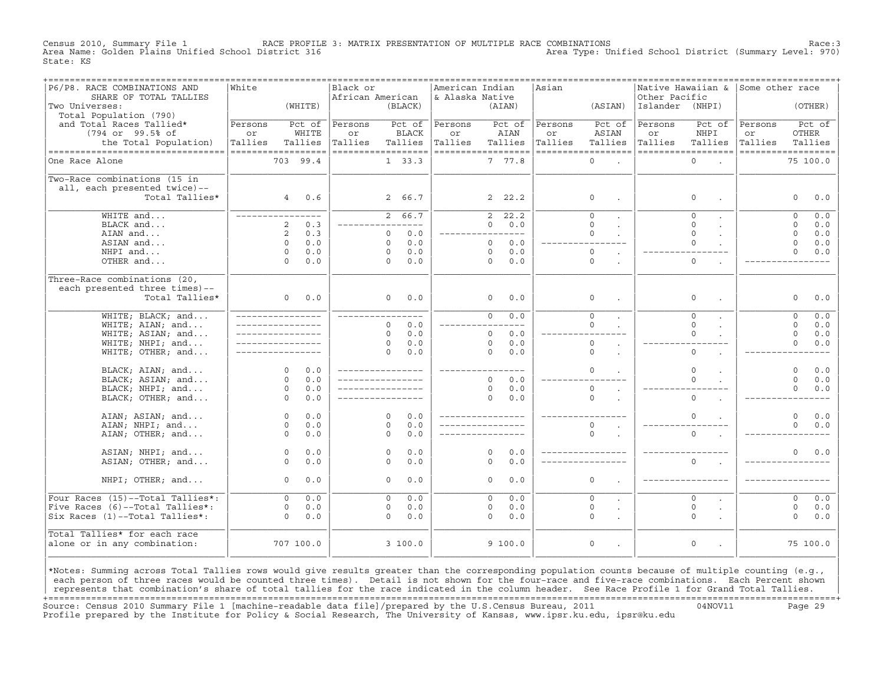Census 2010, Summary File 1 RACE PROFILE 3: MATRIX PRESENTATION OF MULTIPLE RACE COMBINATIONS Race:3
Area Name: Golden Plains Unified School District 316 Area Type: Unified School District (Summary Level: 970)
State: KS

| P6/P8. RACE COMBINATIONS AND SHARE OF TOTAL TALLIES<br>Two Universes:<br>Total Population (790)<br>and Total Races Tallied* (794 or 99.5% of the Total Population) | White (WHITE) | | Black or African American (BLACK) | | American Indian & Alaska Native (AIAN) | | Asian (ASIAN) | | Native Hawaiian & Other Pacific Islander (NHPI) | | Some other race (OTHER) | |
|---|---|---|---|---|---|---|---|---|---|---|---|---|
| | Persons or Tallies | Pct of WHITE Tallies | Persons or Tallies | Pct of BLACK Tallies | Persons or Tallies | Pct of AIAN Tallies | Persons or Tallies | Pct of ASIAN Tallies | Persons or Tallies | Pct of NHPI Tallies | Persons or Tallies | Pct of OTHER Tallies |
| One Race Alone | 703 | 99.4 | 1 | 33.3 | 7 | 77.8 | 0 | . | 0 | . | 75 | 100.0 |
| Two-Race combinations (15 in all, each presented twice)-- Total Tallies* | 4 | 0.6 | 2 | 66.7 | 2 | 22.2 | 0 | . | 0 | . | 0 | 0.0 |
| WHITE and... | ---------- | | 2 | 66.7 | 2 | 22.2 | 0 | . | 0 | . | 0 | 0.0 |
| BLACK and... | 2 | 0.3 | ---------- | | 0 | 0.0 | 0 | . | 0 | . | 0 | 0.0 |
| AIAN and... | 2 | 0.3 | 0 | 0.0 | ---------- | | 0 | . | 0 | . | 0 | 0.0 |
| ASIAN and... | 0 | 0.0 | 0 | 0.0 | 0 | 0.0 | ---------- | | 0 | . | 0 | 0.0 |
| NHPI and... | 0 | 0.0 | 0 | 0.0 | 0 | 0.0 | 0 | . | ---------- | | 0 | 0.0 |
| OTHER and... | 0 | 0.0 | 0 | 0.0 | 0 | 0.0 | 0 | . | 0 | . | ---------- | |
| Three-Race combinations (20, each presented three times)-- Total Tallies* | 0 | 0.0 | 0 | 0.0 | 0 | 0.0 | 0 | . | 0 | . | 0 | 0.0 |
| WHITE; BLACK; and... | ---------- | | ---------- | | 0 | 0.0 | 0 | . | 0 | . | 0 | 0.0 |
| WHITE; AIAN; and... | ---------- | | 0 | 0.0 | ---------- | | 0 | . | 0 | . | 0 | 0.0 |
| WHITE; ASIAN; and... | ---------- | | 0 | 0.0 | 0 | 0.0 | ---------- | | 0 | . | 0 | 0.0 |
| WHITE; NHPI; and... | ---------- | | 0 | 0.0 | 0 | 0.0 | 0 | . | ---------- | | 0 | 0.0 |
| WHITE; OTHER; and... | ---------- | | 0 | 0.0 | 0 | 0.0 | 0 | . | 0 | . | ---------- | |
| BLACK; AIAN; and... | 0 | 0.0 | ---------- | | ---------- | | 0 | . | 0 | . | 0 | 0.0 |
| BLACK; ASIAN; and... | 0 | 0.0 | ---------- | | 0 | 0.0 | ---------- | | 0 | . | 0 | 0.0 |
| BLACK; NHPI; and... | 0 | 0.0 | ---------- | | 0 | 0.0 | 0 | . | ---------- | | 0 | 0.0 |
| BLACK; OTHER; and... | 0 | 0.0 | ---------- | | 0 | 0.0 | 0 | . | 0 | . | ---------- | |
| AIAN; ASIAN; and... | 0 | 0.0 | 0 | 0.0 | ---------- | | ---------- | | 0 | . | 0 | 0.0 |
| AIAN; NHPI; and... | 0 | 0.0 | 0 | 0.0 | ---------- | | 0 | . | ---------- | | 0 | 0.0 |
| AIAN; OTHER; and... | 0 | 0.0 | 0 | 0.0 | ---------- | | 0 | . | 0 | . | ---------- | |
| ASIAN; NHPI; and... | 0 | 0.0 | 0 | 0.0 | 0 | 0.0 | ---------- | | ---------- | | 0 | 0.0 |
| ASIAN; OTHER; and... | 0 | 0.0 | 0 | 0.0 | 0 | 0.0 | ---------- | | 0 | . | ---------- | |
| NHPI; OTHER; and... | 0 | 0.0 | 0 | 0.0 | 0 | 0.0 | 0 | . | ---------- | | ---------- | |
| Four Races (15)--Total Tallies*: | 0 | 0.0 | 0 | 0.0 | 0 | 0.0 | 0 | . | 0 | . | 0 | 0.0 |
| Five Races (6)--Total Tallies*: | 0 | 0.0 | 0 | 0.0 | 0 | 0.0 | 0 | . | 0 | . | 0 | 0.0 |
| Six Races (1)--Total Tallies*: | 0 | 0.0 | 0 | 0.0 | 0 | 0.0 | 0 | . | 0 | . | 0 | 0.0 |
| Total Tallies* for each race alone or in any combination: | 707 | 100.0 | 3 | 100.0 | 9 | 100.0 | 0 | . | 0 | . | 75 | 100.0 |

*Notes: Summing across Total Tallies rows would give results greater than the corresponding population counts because of multiple counting (e.g., each person of three races would be counted three times). Detail is not shown for the four-race and five-race combinations. Each Percent shown represents that combination's share of total tallies for the race indicated in the column header. See Race Profile 1 for Grand Total Tallies.

Source: Census 2010 Summary File 1 [machine-readable data file]/prepared by the U.S.Census Bureau, 2011 04NOV11
Profile prepared by the Institute for Policy & Social Research, The University of Kansas, www.ipsr.ku.edu, ipsr@ku.edu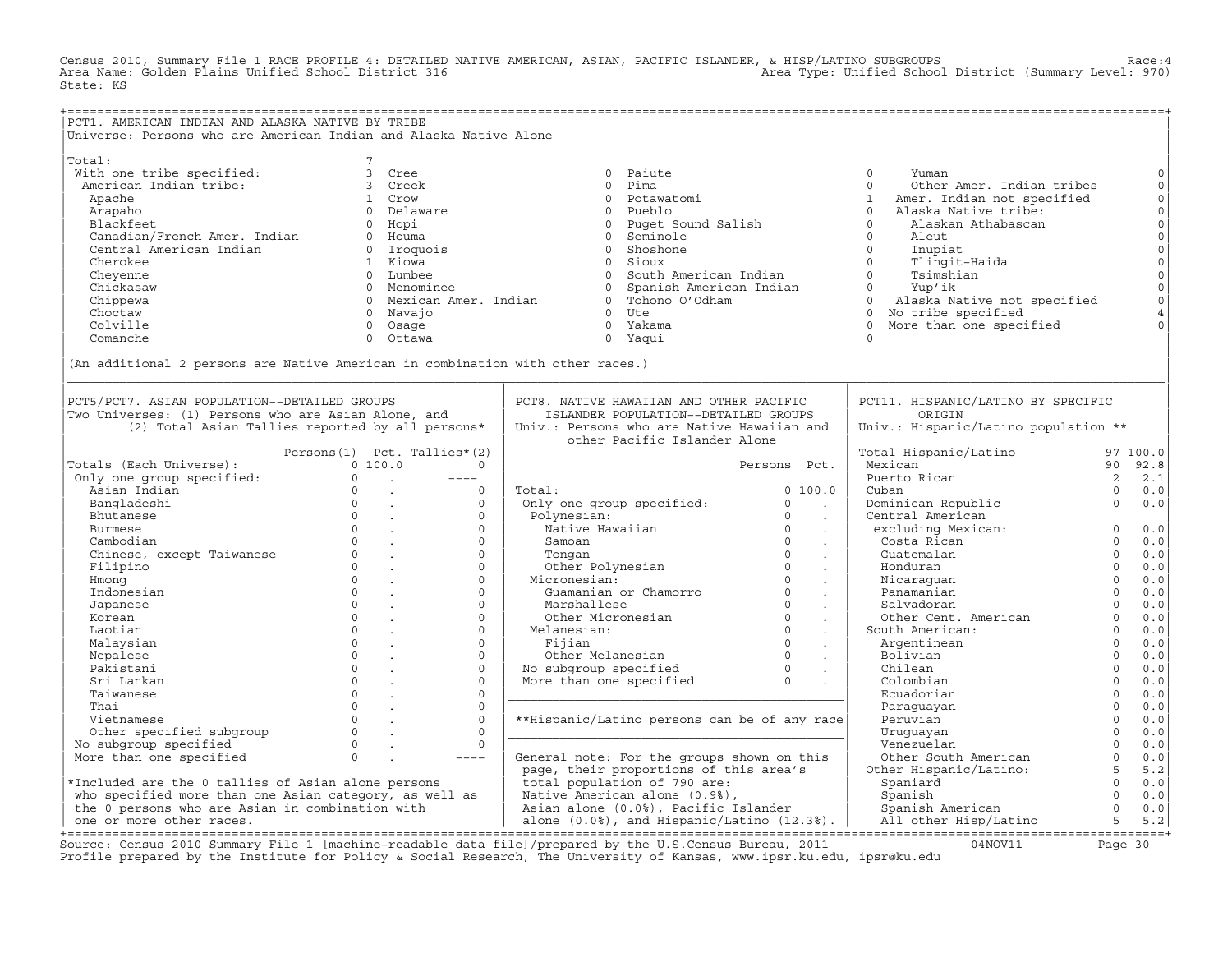Census 2010, Summary File 1 RACE PROFILE 4: DETAILED NATIVE AMERICAN, ASIAN, PACIFIC ISLANDER, & HISP/LATINO SUBGROUPS Race:4
Area Name: Golden Plains Unified School District 316 Area Type: Unified School District (Summary Level: 970)
State: KS

## PCT1. AMERICAN INDIAN AND ALASKA NATIVE BY TRIBE

Universe: Persons who are American Indian and Alaska Native Alone

| Tribe | Count | Tribe | Count | Tribe | Count | Tribe | Count |
|---|---|---|---|---|---|---|---|
| Total: | 7 | | | | | | |
| With one tribe specified: | 3 | Cree | 0 | Paiute | 0 | Yuman | 0 |
| American Indian tribe: | 3 | Creek | 0 | Pima | 0 | Other Amer. Indian tribes | 0 |
| Apache | 1 | Crow | 0 | Potawatomi | 1 | Amer. Indian not specified | 0 |
| Arapaho | 0 | Delaware | 0 | Pueblo | 0 | Alaska Native tribe: | 0 |
| Blackfeet | 0 | Hopi | 0 | Puget Sound Salish | 0 | Alaskan Athabascan | 0 |
| Canadian/French Amer. Indian | 0 | Houma | 0 | Seminole | 0 | Aleut | 0 |
| Central American Indian | 0 | Iroquois | 0 | Shoshone | 0 | Inupiat | 0 |
| Cherokee | 1 | Kiowa | 0 | Sioux | 0 | Tlingit-Haida | 0 |
| Cheyenne | 0 | Lumbee | 0 | South American Indian | 0 | Tsimshian | 0 |
| Chickasaw | 0 | Menominee | 0 | Spanish American Indian | 0 | Yup'ik | 0 |
| Chippewa | 0 | Mexican Amer. Indian | 0 | Tohono O'Odham | 0 | Alaska Native not specified | 0 |
| Choctaw | 0 | Navajo | 0 | Ute | 0 | No tribe specified | 4 |
| Colville | 0 | Osage | 0 | Yakama | 0 | More than one specified | 0 |
| Comanche | 0 | Ottawa | 0 | Yaqui | 0 | | |

(An additional 2 persons are Native American in combination with other races.)

## PCT5/PCT7. ASIAN POPULATION--DETAILED GROUPS

Two Universes: (1) Persons who are Asian Alone, and (2) Total Asian Tallies reported by all persons*

| | Persons(1) | Pct. | Tallies*(2) |
|---|---|---|---|
| Totals (Each Universe): | 0 | 100.0 | 0 |
| Only one group specified: | 0 | . | ---- |
| Asian Indian | 0 | . | 0 |
| Bangladeshi | 0 | . | 0 |
| Bhutanese | 0 | . | 0 |
| Burmese | 0 | . | 0 |
| Cambodian | 0 | . | 0 |
| Chinese, except Taiwanese | 0 | . | 0 |
| Filipino | 0 | . | 0 |
| Hmong | 0 | . | 0 |
| Indonesian | 0 | . | 0 |
| Japanese | 0 | . | 0 |
| Korean | 0 | . | 0 |
| Laotian | 0 | . | 0 |
| Malaysian | 0 | . | 0 |
| Nepalese | 0 | . | 0 |
| Pakistani | 0 | . | 0 |
| Sri Lankan | 0 | . | 0 |
| Taiwanese | 0 | . | 0 |
| Thai | 0 | . | 0 |
| Vietnamese | 0 | . | 0 |
| Other specified subgroup | 0 | . | 0 |
| No subgroup specified | 0 | . | 0 |
| More than one specified | 0 | . | ---- |

*Included are the 0 tallies of Asian alone persons who specified more than one Asian category, as well as the 0 persons who are Asian in combination with one or more other races.

## PCT8. NATIVE HAWAIIAN AND OTHER PACIFIC ISLANDER POPULATION--DETAILED GROUPS

Univ.: Persons who are Native Hawaiian and other Pacific Islander Alone

| | Persons | Pct. |
|---|---|---|
| Total: | 0 | 100.0 |
| Only one group specified: | 0 | . |
| Polynesian: | 0 | . |
| Native Hawaiian | 0 | . |
| Samoan | 0 | . |
| Tongan | 0 | . |
| Other Polynesian | 0 | . |
| Micronesian: | 0 | . |
| Guamanian or Chamorro | 0 | . |
| Marshallese | 0 | . |
| Other Micronesian | 0 | . |
| Melanesian: | 0 | . |
| Fijian | 0 | . |
| Other Melanesian | 0 | . |
| No subgroup specified | 0 | . |
| More than one specified | 0 | . |

**Hispanic/Latino persons can be of any race

General note: For the groups shown on this page, their proportions of this area's total population of 790 are: Native American alone (0.9%), Asian alone (0.0%), Pacific Islander alone (0.0%), and Hispanic/Latino (12.3%).

## PCT11. HISPANIC/LATINO BY SPECIFIC ORIGIN

Univ.: Hispanic/Latino population **

| | Persons | Pct. |
|---|---|---|
| Total Hispanic/Latino | 97 | 100.0 |
| Mexican | 90 | 92.8 |
| Puerto Rican | 2 | 2.1 |
| Cuban | 0 | 0.0 |
| Dominican Republic | 0 | 0.0 |
| Central American excluding Mexican: | 0 | 0.0 |
| Costa Rican | 0 | 0.0 |
| Guatemalan | 0 | 0.0 |
| Honduran | 0 | 0.0 |
| Nicaraguan | 0 | 0.0 |
| Panamanian | 0 | 0.0 |
| Salvadoran | 0 | 0.0 |
| Other Cent. American | 0 | 0.0 |
| South American: | 0 | 0.0 |
| Argentinean | 0 | 0.0 |
| Bolivian | 0 | 0.0 |
| Chilean | 0 | 0.0 |
| Colombian | 0 | 0.0 |
| Ecuadorian | 0 | 0.0 |
| Paraguayan | 0 | 0.0 |
| Peruvian | 0 | 0.0 |
| Uruguayan | 0 | 0.0 |
| Venezuelan | 0 | 0.0 |
| Other South American | 0 | 0.0 |
| Other Hispanic/Latino: | 5 | 5.2 |
| Spaniard | 0 | 0.0 |
| Spanish | 0 | 0.0 |
| Spanish American | 0 | 0.0 |
| All other Hisp/Latino | 5 | 5.2 |

Source: Census 2010 Summary File 1 [machine-readable data file]/prepared by the U.S.Census Bureau, 2011 04NOV11
Profile prepared by the Institute for Policy & Social Research, The University of Kansas, www.ipsr.ku.edu, ipsr@ku.edu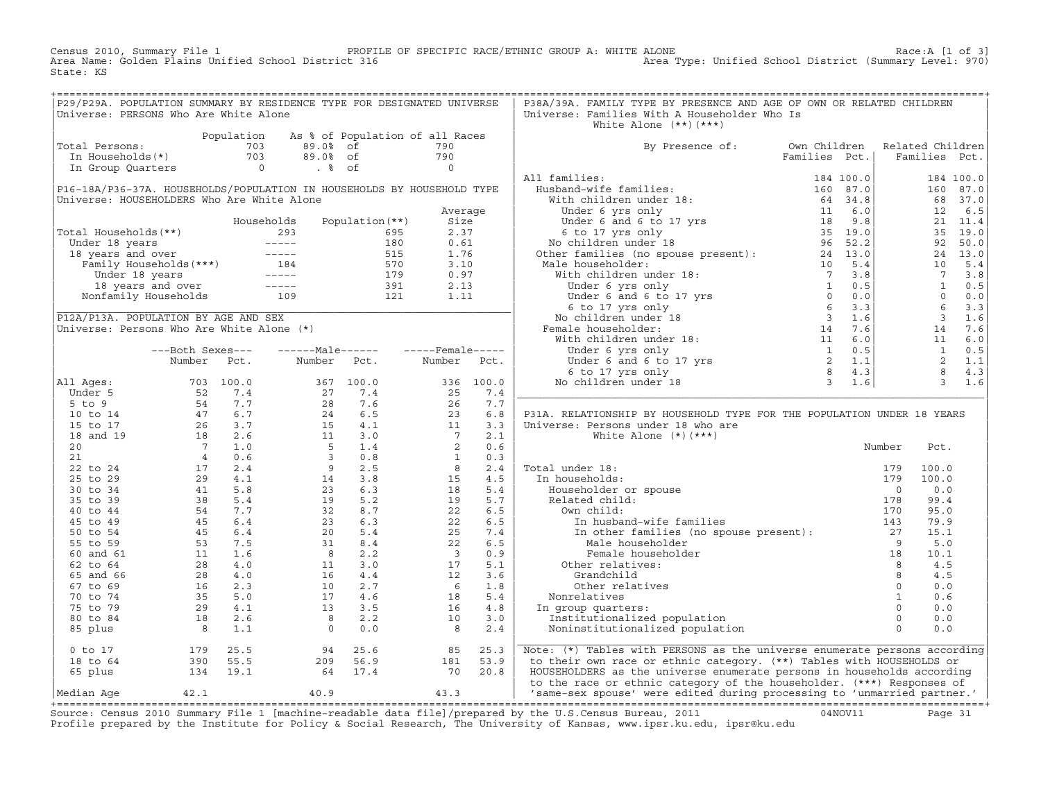Census 2010, Summary File 1 PROFILE OF SPECIFIC RACE/ETHNIC GROUP A: WHITE ALONE Race:A [1 of 3]
Area Name: Golden Plains Unified School District 316 Area Type: Unified School District (Summary Level: 970)
State: KS

## P29/P29A. POPULATION SUMMARY BY RESIDENCE TYPE FOR DESIGNATED UNIVERSE
Universe: PERSONS Who Are White Alone

| | Population | As % of Population of all Races | |
|---|---|---|---|
| Total Persons: | 703 | 89.0% of | 790 |
| In Households(*) | 703 | 89.0% of | 790 |
| In Group Quarters | 0 | . % of | 0 |

## P16-18A/P36-37A. HOUSEHOLDS/POPULATION IN HOUSEHOLDS BY HOUSEHOLD TYPE
Universe: HOUSEHOLDERS Who Are White Alone

| | Households | Population(**) | Average Size |
|---|---|---|---|
| Total Households(**) | 293 | 695 | 2.37 |
| Under 18 years | ----- | 180 | 0.61 |
| 18 years and over | ----- | 515 | 1.76 |
| Family Households(***) | 184 | 570 | 3.10 |
| Under 18 years | ----- | 179 | 0.97 |
| 18 years and over | ----- | 391 | 2.13 |
| Nonfamily Households | 109 | 121 | 1.11 |

## P12A/P13A. POPULATION BY AGE AND SEX
Universe: Persons Who Are White Alone (*)

| | Both Sexes Number | Both Sexes Pct. | Male Number | Male Pct. | Female Number | Female Pct. |
|---|---|---|---|---|---|---|
| All Ages: | 703 | 100.0 | 367 | 100.0 | 336 | 100.0 |
| Under 5 | 52 | 7.4 | 27 | 7.4 | 25 | 7.4 |
| 5 to 9 | 54 | 7.7 | 28 | 7.6 | 26 | 7.7 |
| 10 to 14 | 47 | 6.7 | 24 | 6.5 | 23 | 6.8 |
| 15 to 17 | 26 | 3.7 | 15 | 4.1 | 11 | 3.3 |
| 18 and 19 | 18 | 2.6 | 11 | 3.0 | 7 | 2.1 |
| 20 | 7 | 1.0 | 5 | 1.4 | 2 | 0.6 |
| 21 | 4 | 0.6 | 3 | 0.8 | 1 | 0.3 |
| 22 to 24 | 17 | 2.4 | 9 | 2.5 | 8 | 2.4 |
| 25 to 29 | 29 | 4.1 | 14 | 3.8 | 15 | 4.5 |
| 30 to 34 | 41 | 5.8 | 23 | 6.3 | 18 | 5.4 |
| 35 to 39 | 38 | 5.4 | 19 | 5.2 | 19 | 5.7 |
| 40 to 44 | 54 | 7.7 | 32 | 8.7 | 22 | 6.5 |
| 45 to 49 | 45 | 6.4 | 23 | 6.3 | 22 | 6.5 |
| 50 to 54 | 45 | 6.4 | 20 | 5.4 | 25 | 7.4 |
| 55 to 59 | 53 | 7.5 | 31 | 8.4 | 22 | 6.5 |
| 60 and 61 | 11 | 1.6 | 8 | 2.2 | 3 | 0.9 |
| 62 to 64 | 28 | 4.0 | 11 | 3.0 | 17 | 5.1 |
| 65 and 66 | 28 | 4.0 | 16 | 4.4 | 12 | 3.6 |
| 67 to 69 | 16 | 2.3 | 10 | 2.7 | 6 | 1.8 |
| 70 to 74 | 35 | 5.0 | 17 | 4.6 | 18 | 5.4 |
| 75 to 79 | 29 | 4.1 | 13 | 3.5 | 16 | 4.8 |
| 80 to 84 | 18 | 2.6 | 8 | 2.2 | 10 | 3.0 |
| 85 plus | 8 | 1.1 | 0 | 0.0 | 8 | 2.4 |
| 0 to 17 | 179 | 25.5 | 94 | 25.6 | 85 | 25.3 |
| 18 to 64 | 390 | 55.5 | 209 | 56.9 | 181 | 53.9 |
| 65 plus | 134 | 19.1 | 64 | 17.4 | 70 | 20.8 |
| Median Age | 42.1 | | 40.9 | | 43.3 | |

## P38A/39A. FAMILY TYPE BY PRESENCE AND AGE OF OWN OR RELATED CHILDREN
Universe: Families With A Householder Who Is White Alone (**)(***)

| By Presence of: | Own Children Families | Own Children Pct. | Related Children Families | Related Children Pct. |
|---|---|---|---|---|
| All families: | 184 | 100.0 | 184 | 100.0 |
| Husband-wife families: | 160 | 87.0 | 160 | 87.0 |
| With children under 18: | 64 | 34.8 | 68 | 37.0 |
| Under 6 yrs only | 11 | 6.0 | 12 | 6.5 |
| Under 6 and 6 to 17 yrs | 18 | 9.8 | 21 | 11.4 |
| 6 to 17 yrs only | 35 | 19.0 | 35 | 19.0 |
| No children under 18 | 96 | 52.2 | 92 | 50.0 |
| Other families (no spouse present): | 24 | 13.0 | 24 | 13.0 |
| Male householder: | 10 | 5.4 | 10 | 5.4 |
| With children under 18: | 7 | 3.8 | 7 | 3.8 |
| Under 6 yrs only | 1 | 0.5 | 1 | 0.5 |
| Under 6 and 6 to 17 yrs | 0 | 0.0 | 0 | 0.0 |
| 6 to 17 yrs only | 6 | 3.3 | 6 | 3.3 |
| No children under 18 | 3 | 1.6 | 3 | 1.6 |
| Female householder: | 14 | 7.6 | 14 | 7.6 |
| With children under 18: | 11 | 6.0 | 11 | 6.0 |
| Under 6 yrs only | 1 | 0.5 | 1 | 0.5 |
| Under 6 and 6 to 17 yrs | 2 | 1.1 | 2 | 1.1 |
| 6 to 17 yrs only | 8 | 4.3 | 8 | 4.3 |
| No children under 18 | 3 | 1.6 | 3 | 1.6 |

## P31A. RELATIONSHIP BY HOUSEHOLD TYPE FOR THE POPULATION UNDER 18 YEARS
Universe: Persons under 18 who are White Alone (*)(***)

| | Number | Pct. |
|---|---|---|
| Total under 18: | 179 | 100.0 |
| In households: | 179 | 100.0 |
| Householder or spouse | 0 | 0.0 |
| Related child: | 178 | 99.4 |
| Own child: | 170 | 95.0 |
| In husband-wife families | 143 | 79.9 |
| In other families (no spouse present): | 27 | 15.1 |
| Male householder | 9 | 5.0 |
| Female householder | 18 | 10.1 |
| Other relatives: | 8 | 4.5 |
| Grandchild | 8 | 4.5 |
| Other relatives | 0 | 0.0 |
| Nonrelatives | 1 | 0.6 |
| In group quarters: | 0 | 0.0 |
| Institutionalized population | 0 | 0.0 |
| Noninstitutionalized population | 0 | 0.0 |

Note: (*) Tables with PERSONS as the universe enumerate persons according to their own race or ethnic category. (**) Tables with HOUSEHOLDS or HOUSEHOLDERS as the universe enumerate persons in households according to the race or ethnic category of the householder. (***) Responses of 'same-sex spouse' were edited during processing to 'unmarried partner.'

Source: Census 2010 Summary File 1 [machine-readable data file]/prepared by the U.S.Census Bureau, 2011 04NOV11
Profile prepared by the Institute for Policy & Social Research, The University of Kansas, www.ipsr.ku.edu, ipsr@ku.edu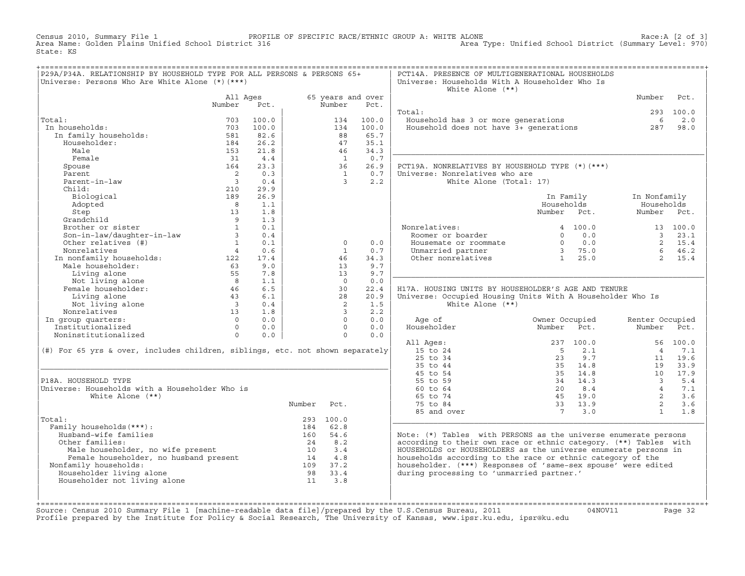Census 2010, Summary File 1 PROFILE OF SPECIFIC RACE/ETHNIC GROUP A: WHITE ALONE Race:A [2 of 3]
Area Name: Golden Plains Unified School District 316 Area Type: Unified School District (Summary Level: 970)
State: KS

## P29A/P34A. RELATIONSHIP BY HOUSEHOLD TYPE FOR ALL PERSONS & PERSONS 65+
Universe: Persons Who Are White Alone (*)(***)

| | All Ages Number | All Ages Pct. | 65 years and over Number | 65 years and over Pct. |
|---|---|---|---|---|
| Total: | 703 | 100.0 | 134 | 100.0 |
| In households: | 703 | 100.0 | 134 | 100.0 |
| In family households: | 581 | 82.6 | 88 | 65.7 |
| Householder: | 184 | 26.2 | 47 | 35.1 |
| Male | 153 | 21.8 | 46 | 34.3 |
| Female | 31 | 4.4 | 1 | 0.7 |
| Spouse | 164 | 23.3 | 36 | 26.9 |
| Parent | 2 | 0.3 | 1 | 0.7 |
| Parent-in-law | 3 | 0.4 | 3 | 2.2 |
| Child: | 210 | 29.9 | | |
| Biological | 189 | 26.9 | | |
| Adopted | 8 | 1.1 | | |
| Step | 13 | 1.8 | | |
| Grandchild | 9 | 1.3 | | |
| Brother or sister | 1 | 0.1 | | |
| Son-in-law/daughter-in-law | 3 | 0.4 | | |
| Other relatives (#) | 1 | 0.1 | 0 | 0.0 |
| Nonrelatives | 4 | 0.6 | 1 | 0.7 |
| In nonfamily households: | 122 | 17.4 | 46 | 34.3 |
| Male householder: | 63 | 9.0 | 13 | 9.7 |
| Living alone | 55 | 7.8 | 13 | 9.7 |
| Not living alone | 8 | 1.1 | 0 | 0.0 |
| Female householder: | 46 | 6.5 | 30 | 22.4 |
| Living alone | 43 | 6.1 | 28 | 20.9 |
| Not living alone | 3 | 0.4 | 2 | 1.5 |
| Nonrelatives | 13 | 1.8 | 3 | 2.2 |
| In group quarters: | 0 | 0.0 | 0 | 0.0 |
| Institutionalized | 0 | 0.0 | 0 | 0.0 |
| Noninstitutionalized | 0 | 0.0 | 0 | 0.0 |

(#) For 65 yrs & over, includes children, siblings, etc. not shown separately

## P18A. HOUSEHOLD TYPE
Universe: Households with a Householder Who is White Alone (**)

| | Number | Pct. |
|---|---|---|
| Total: | 293 | 100.0 |
| Family households(***): | 184 | 62.8 |
| Husband-wife families | 160 | 54.6 |
| Other families: | 24 | 8.2 |
| Male householder, no wife present | 10 | 3.4 |
| Female householder, no husband present | 14 | 4.8 |
| Nonfamily households: | 109 | 37.2 |
| Householder living alone | 98 | 33.4 |
| Householder not living alone | 11 | 3.8 |

## PCT14A. PRESENCE OF MULTIGENERATIONAL HOUSEHOLDS
Universe: Households With A Householder Who Is White Alone (**)

| | Number | Pct. |
|---|---|---|
| Total: | 293 | 100.0 |
| Household has 3 or more generations | 6 | 2.0 |
| Household does not have 3+ generations | 287 | 98.0 |

## PCT19A. NONRELATIVES BY HOUSEHOLD TYPE (*)(***)
Universe: Nonrelatives who are White Alone (Total: 17)

| | In Family Households Number | In Family Households Pct. | In Nonfamily Households Number | In Nonfamily Households Pct. |
|---|---|---|---|---|
| Nonrelatives: | 4 | 100.0 | 13 | 100.0 |
| Roomer or boarder | 0 | 0.0 | 3 | 23.1 |
| Housemate or roommate | 0 | 0.0 | 2 | 15.4 |
| Unmarried partner | 3 | 75.0 | 6 | 46.2 |
| Other nonrelatives | 1 | 25.0 | 2 | 15.4 |

## H17A. HOUSING UNITS BY HOUSEHOLDER'S AGE AND TENURE
Universe: Occupied Housing Units With A Householder Who Is White Alone (**)

| Age of Householder | Owner Occupied Number | Owner Occupied Pct. | Renter Occupied Number | Renter Occupied Pct. |
|---|---|---|---|---|
| All Ages: | 237 | 100.0 | 56 | 100.0 |
| 15 to 24 | 5 | 2.1 | 4 | 7.1 |
| 25 to 34 | 23 | 9.7 | 11 | 19.6 |
| 35 to 44 | 35 | 14.8 | 19 | 33.9 |
| 45 to 54 | 35 | 14.8 | 10 | 17.9 |
| 55 to 59 | 34 | 14.3 | 3 | 5.4 |
| 60 to 64 | 20 | 8.4 | 4 | 7.1 |
| 65 to 74 | 45 | 19.0 | 2 | 3.6 |
| 75 to 84 | 33 | 13.9 | 2 | 3.6 |
| 85 and over | 7 | 3.0 | 1 | 1.8 |

Note: (*) Tables with PERSONS as the universe enumerate persons according to their own race or ethnic category. (**) Tables with HOUSEHOLDS or HOUSEHOLDERS as the universe enumerate persons in households according to the race or ethnic category of the householder. (***) Responses of 'same-sex spouse' were edited during processing to 'unmarried partner.'

Source: Census 2010 Summary File 1 [machine-readable data file]/prepared by the U.S.Census Bureau, 2011 04NOV11
Profile prepared by the Institute for Policy & Social Research, The University of Kansas, www.ipsr.ku.edu, ipsr@ku.edu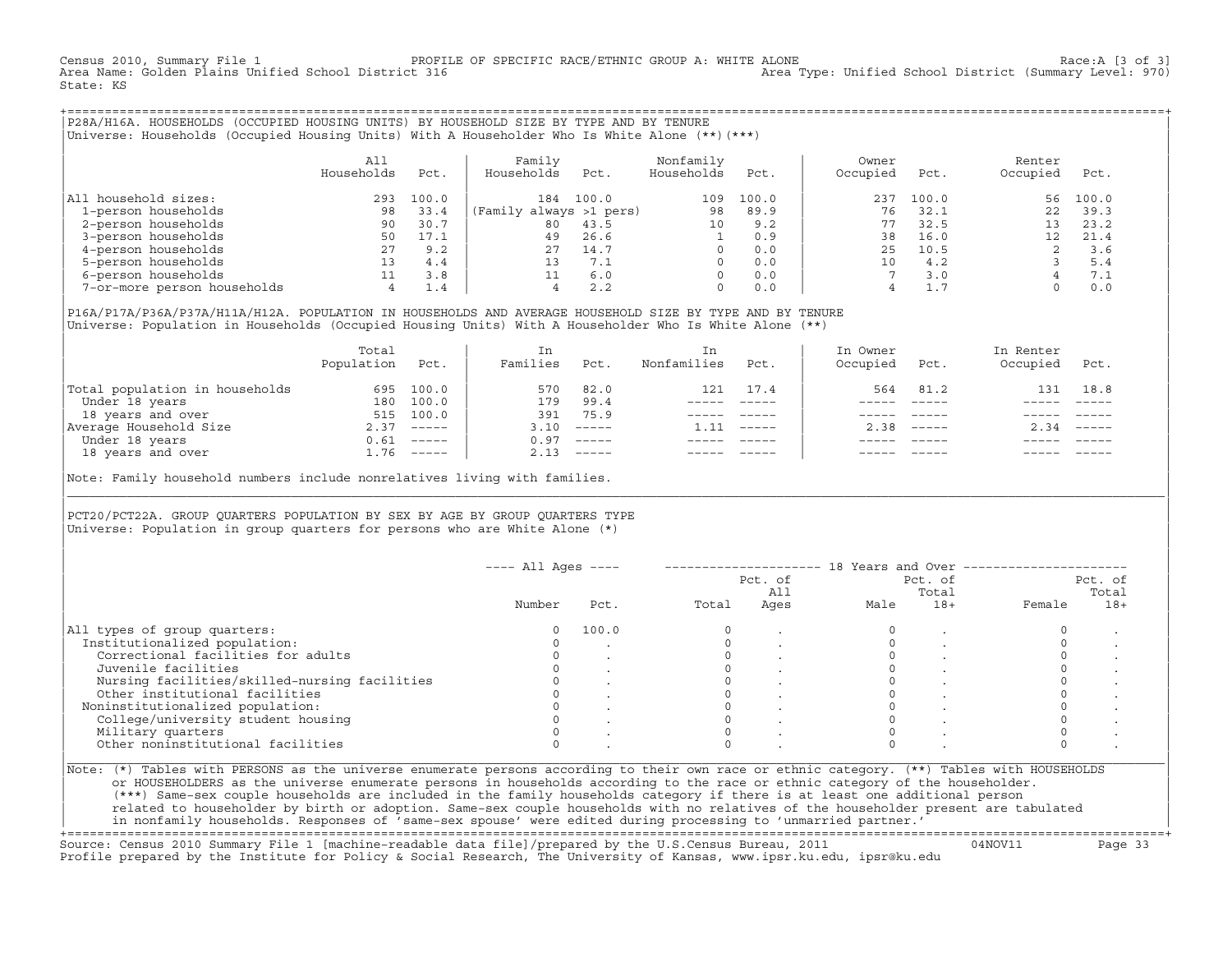Census 2010, Summary File 1 — PROFILE OF SPECIFIC RACE/ETHNIC GROUP A: WHITE ALONE — Race:A [3 of 3]
Area Name: Golden Plains Unified School District 316 — Area Type: Unified School District (Summary Level: 970)
State: KS

## P28A/H16A. HOUSEHOLDS (OCCUPIED HOUSING UNITS) BY HOUSEHOLD SIZE BY TYPE AND BY TENURE

Universe: Households (Occupied Housing Units) With A Householder Who Is White Alone (**)(***)

| | All Households | Pct. | Family Households | Pct. | Nonfamily Households | Pct. | Owner Occupied | Pct. | Renter Occupied | Pct. |
|---|---|---|---|---|---|---|---|---|---|---|
| All household sizes: | 293 | 100.0 | 184 | 100.0 | 109 | 100.0 | 237 | 100.0 | 56 | 100.0 |
| 1-person households | 98 | 33.4 | (Family always >1 pers) | | 98 | 89.9 | 76 | 32.1 | 22 | 39.3 |
| 2-person households | 90 | 30.7 | 80 | 43.5 | 10 | 9.2 | 77 | 32.5 | 13 | 23.2 |
| 3-person households | 50 | 17.1 | 49 | 26.6 | 1 | 0.9 | 38 | 16.0 | 12 | 21.4 |
| 4-person households | 27 | 9.2 | 27 | 14.7 | 0 | 0.0 | 25 | 10.5 | 2 | 3.6 |
| 5-person households | 13 | 4.4 | 13 | 7.1 | 0 | 0.0 | 10 | 4.2 | 3 | 5.4 |
| 6-person households | 11 | 3.8 | 11 | 6.0 | 0 | 0.0 | 7 | 3.0 | 4 | 7.1 |
| 7-or-more person households | 4 | 1.4 | 4 | 2.2 | 0 | 0.0 | 4 | 1.7 | 0 | 0.0 |

## P16A/P17A/P36A/P37A/H11A/H12A. POPULATION IN HOUSEHOLDS AND AVERAGE HOUSEHOLD SIZE BY TYPE AND BY TENURE

Universe: Population in Households (Occupied Housing Units) With A Householder Who Is White Alone (**)

| | Total Population | Pct. | In Families | Pct. | In Nonfamilies | Pct. | In Owner Occupied | Pct. | In Renter Occupied | Pct. |
|---|---|---|---|---|---|---|---|---|---|---|
| Total population in households | 695 | 100.0 | 570 | 82.0 | 121 | 17.4 | 564 | 81.2 | 131 | 18.8 |
| Under 18 years | 180 | 100.0 | 179 | 99.4 | ----- | ----- | ----- | ----- | ----- | ----- |
| 18 years and over | 515 | 100.0 | 391 | 75.9 | ----- | ----- | ----- | ----- | ----- | ----- |
| Average Household Size | 2.37 | ----- | 3.10 | ----- | 1.11 | ----- | 2.38 | ----- | 2.34 | ----- |
| Under 18 years | 0.61 | ----- | 0.97 | ----- | ----- | ----- | ----- | ----- | ----- | ----- |
| 18 years and over | 1.76 | ----- | 2.13 | ----- | ----- | ----- | ----- | ----- | ----- | ----- |

Note: Family household numbers include nonrelatives living with families.

## PCT20/PCT22A. GROUP QUARTERS POPULATION BY SEX BY AGE BY GROUP QUARTERS TYPE

Universe: Population in group quarters for persons who are White Alone (*)

| | ---- All Ages ---- | | 18 Years and Over | | | | | |
|---|---|---|---|---|---|---|---|---|
| | Number | Pct. | Total | Pct. of All Ages | Male | Pct. of Total 18+ | Female | Pct. of Total 18+ |
| All types of group quarters: | 0 | 100.0 | 0 | . | 0 | . | 0 | . |
| Institutionalized population: | 0 | . | 0 | . | 0 | . | 0 | . |
| Correctional facilities for adults | 0 | . | 0 | . | 0 | . | 0 | . |
| Juvenile facilities | 0 | . | 0 | . | 0 | . | 0 | . |
| Nursing facilities/skilled-nursing facilities | 0 | . | 0 | . | 0 | . | 0 | . |
| Other institutional facilities | 0 | . | 0 | . | 0 | . | 0 | . |
| Noninstitutionalized population: | 0 | . | 0 | . | 0 | . | 0 | . |
| College/university student housing | 0 | . | 0 | . | 0 | . | 0 | . |
| Military quarters | 0 | . | 0 | . | 0 | . | 0 | . |
| Other noninstitutional facilities | 0 | . | 0 | . | 0 | . | 0 | . |

Note: (*) Tables with PERSONS as the universe enumerate persons according to their own race or ethnic category. (**) Tables with HOUSEHOLDS or HOUSEHOLDERS as the universe enumerate persons in households according to the race or ethnic category of the householder. (***) Same-sex couple households are included in the family households category if there is at least one additional person related to householder by birth or adoption. Same-sex couple households with no relatives of the householder present are tabulated in nonfamily households. Responses of 'same-sex spouse' were edited during processing to 'unmarried partner.'

Source: Census 2010 Summary File 1 [machine-readable data file]/prepared by the U.S.Census Bureau, 2011 — 04NOV11
Profile prepared by the Institute for Policy & Social Research, The University of Kansas, www.ipsr.ku.edu, ipsr@ku.edu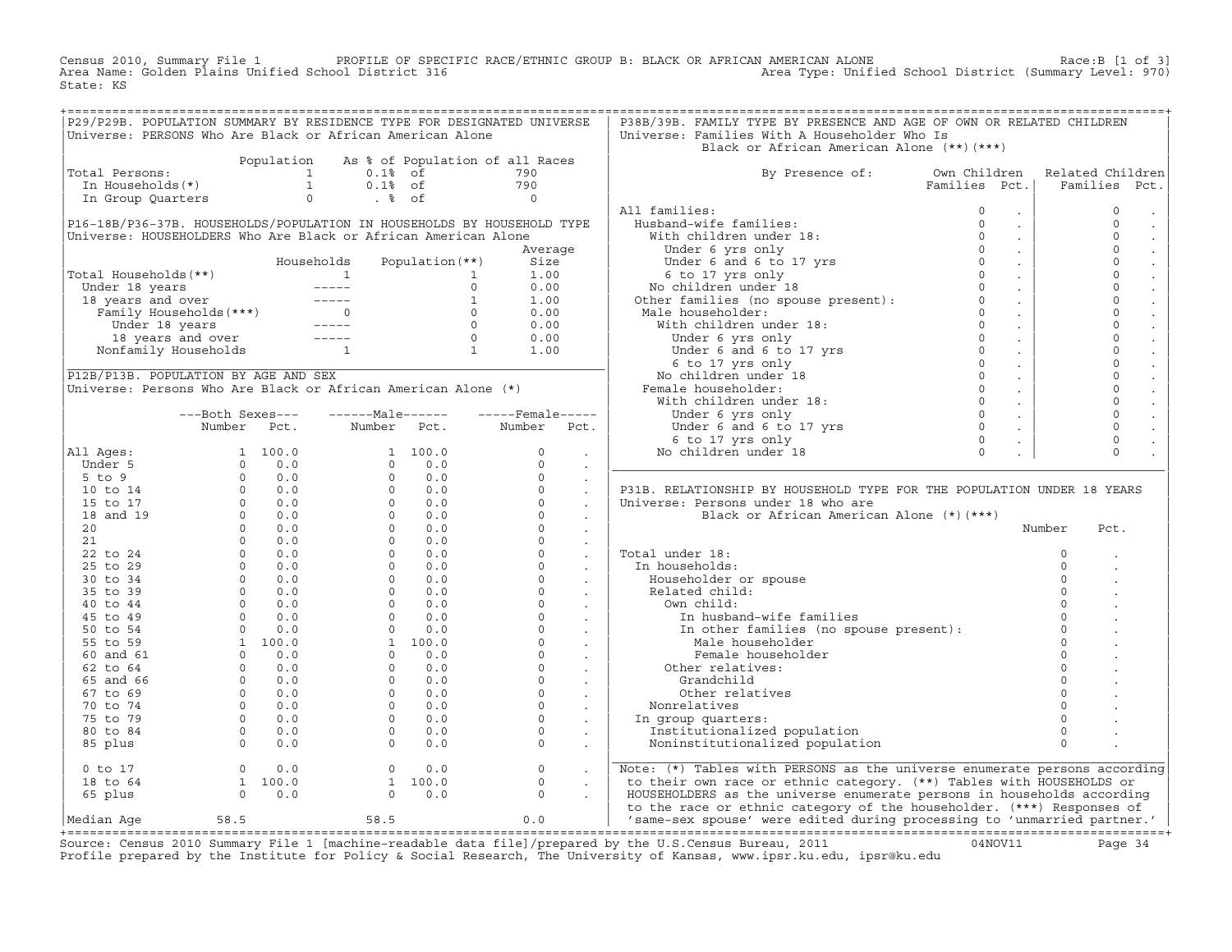Census 2010, Summary File 1 PROFILE OF SPECIFIC RACE/ETHNIC GROUP B: BLACK OR AFRICAN AMERICAN ALONE Race:B [1 of 3]
Area Name: Golden Plains Unified School District 316 Area Type: Unified School District (Summary Level: 970)
State: KS

## P29/P29B. POPULATION SUMMARY BY RESIDENCE TYPE FOR DESIGNATED UNIVERSE

Universe: PERSONS Who Are Black or African American Alone

| | Population | As % of Population of all Races | |
|---|---|---|---|
| Total Persons: | 1 | 0.1% of | 790 |
| In Households(*) | 1 | 0.1% of | 790 |
| In Group Quarters | 0 | . % of | 0 |

## P16-18B/P36-37B. HOUSEHOLDS/POPULATION IN HOUSEHOLDS BY HOUSEHOLD TYPE

Universe: HOUSEHOLDERS Who Are Black or African American Alone

| | Households | Population(**) | Average Size |
|---|---|---|---|
| Total Households(**) | 1 | 1 | 1.00 |
| Under 18 years | ----- | 0 | 0.00 |
| 18 years and over | ----- | 1 | 1.00 |
| Family Households(***) | 0 | 0 | 0.00 |
| Under 18 years | ----- | 0 | 0.00 |
| 18 years and over | ----- | 0 | 0.00 |
| Nonfamily Households | 1 | 1 | 1.00 |

## P12B/P13B. POPULATION BY AGE AND SEX

Universe: Persons Who Are Black or African American Alone (*)

| | Both Sexes Number | Both Sexes Pct. | Male Number | Male Pct. | Female Number | Female Pct. |
|---|---|---|---|---|---|---|
| All Ages: | 1 | 100.0 | 1 | 100.0 | 0 | . |
| Under 5 | 0 | 0.0 | 0 | 0.0 | 0 | . |
| 5 to 9 | 0 | 0.0 | 0 | 0.0 | 0 | . |
| 10 to 14 | 0 | 0.0 | 0 | 0.0 | 0 | . |
| 15 to 17 | 0 | 0.0 | 0 | 0.0 | 0 | . |
| 18 and 19 | 0 | 0.0 | 0 | 0.0 | 0 | . |
| 20 | 0 | 0.0 | 0 | 0.0 | 0 | . |
| 21 | 0 | 0.0 | 0 | 0.0 | 0 | . |
| 22 to 24 | 0 | 0.0 | 0 | 0.0 | 0 | . |
| 25 to 29 | 0 | 0.0 | 0 | 0.0 | 0 | . |
| 30 to 34 | 0 | 0.0 | 0 | 0.0 | 0 | . |
| 35 to 39 | 0 | 0.0 | 0 | 0.0 | 0 | . |
| 40 to 44 | 0 | 0.0 | 0 | 0.0 | 0 | . |
| 45 to 49 | 0 | 0.0 | 0 | 0.0 | 0 | . |
| 50 to 54 | 0 | 0.0 | 0 | 0.0 | 0 | . |
| 55 to 59 | 1 | 100.0 | 1 | 100.0 | 0 | . |
| 60 and 61 | 0 | 0.0 | 0 | 0.0 | 0 | . |
| 62 to 64 | 0 | 0.0 | 0 | 0.0 | 0 | . |
| 65 and 66 | 0 | 0.0 | 0 | 0.0 | 0 | . |
| 67 to 69 | 0 | 0.0 | 0 | 0.0 | 0 | . |
| 70 to 74 | 0 | 0.0 | 0 | 0.0 | 0 | . |
| 75 to 79 | 0 | 0.0 | 0 | 0.0 | 0 | . |
| 80 to 84 | 0 | 0.0 | 0 | 0.0 | 0 | . |
| 85 plus | 0 | 0.0 | 0 | 0.0 | 0 | . |
| 0 to 17 | 0 | 0.0 | 0 | 0.0 | 0 | . |
| 18 to 64 | 1 | 100.0 | 1 | 100.0 | 0 | . |
| 65 plus | 0 | 0.0 | 0 | 0.0 | 0 | . |
| Median Age | 58.5 | | 58.5 | | 0.0 | |

## P38B/39B. FAMILY TYPE BY PRESENCE AND AGE OF OWN OR RELATED CHILDREN

Universe: Families With A Householder Who Is Black or African American Alone (**)(***)

| By Presence of: | Own Children Families | Own Children Pct. | Related Children Families | Related Children Pct. |
|---|---|---|---|---|
| All families: | 0 | . | 0 | . |
| Husband-wife families: | 0 | . | 0 | . |
| With children under 18: | 0 | . | 0 | . |
| Under 6 yrs only | 0 | . | 0 | . |
| Under 6 and 6 to 17 yrs | 0 | . | 0 | . |
| 6 to 17 yrs only | 0 | . | 0 | . |
| No children under 18 | 0 | . | 0 | . |
| Other families (no spouse present): | 0 | . | 0 | . |
| Male householder: | 0 | . | 0 | . |
| With children under 18: | 0 | . | 0 | . |
| Under 6 yrs only | 0 | . | 0 | . |
| Under 6 and 6 to 17 yrs | 0 | . | 0 | . |
| 6 to 17 yrs only | 0 | . | 0 | . |
| No children under 18 | 0 | . | 0 | . |
| Female householder: | 0 | . | 0 | . |
| With children under 18: | 0 | . | 0 | . |
| Under 6 yrs only | 0 | . | 0 | . |
| Under 6 and 6 to 17 yrs | 0 | . | 0 | . |
| 6 to 17 yrs only | 0 | . | 0 | . |
| No children under 18 | 0 | . | 0 | . |

## P31B. RELATIONSHIP BY HOUSEHOLD TYPE FOR THE POPULATION UNDER 18 YEARS

Universe: Persons under 18 who are Black or African American Alone (*)(***)

| | Number | Pct. |
|---|---|---|
| Total under 18: | 0 | . |
| In households: | 0 | . |
| Householder or spouse | 0 | . |
| Related child: | 0 | . |
| Own child: | 0 | . |
| In husband-wife families | 0 | . |
| In other families (no spouse present): | 0 | . |
| Male householder | 0 | . |
| Female householder | 0 | . |
| Other relatives: | 0 | . |
| Grandchild | 0 | . |
| Other relatives | 0 | . |
| Nonrelatives | 0 | . |
| In group quarters: | 0 | . |
| Institutionalized population | 0 | . |
| Noninstitutionalized population | 0 | . |

Note: (*) Tables with PERSONS as the universe enumerate persons according to their own race or ethnic category. (**) Tables with HOUSEHOLDS or HOUSEHOLDERS as the universe enumerate persons in households according to the race or ethnic category of the householder. (***) Responses of 'same-sex spouse' were edited during processing to 'unmarried partner.'

Source: Census 2010 Summary File 1 [machine-readable data file]/prepared by the U.S.Census Bureau, 2011 04NOV11
Profile prepared by the Institute for Policy & Social Research, The University of Kansas, www.ipsr.ku.edu, ipsr@ku.edu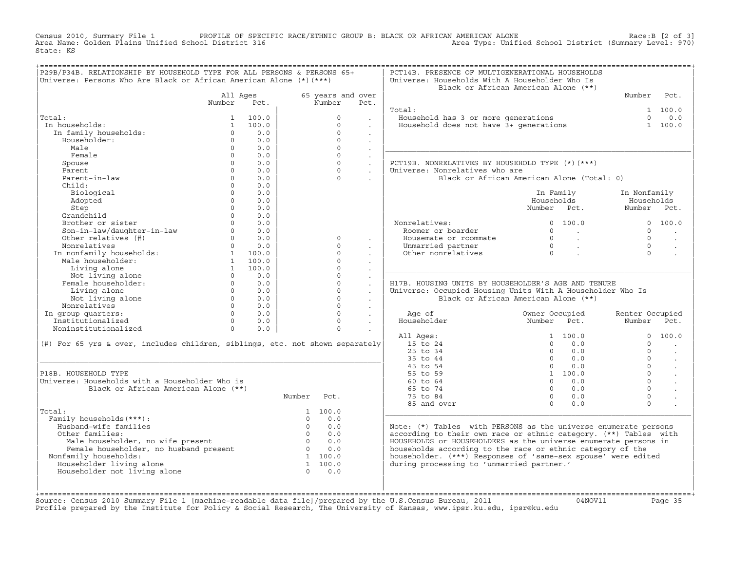Census 2010, Summary File 1 PROFILE OF SPECIFIC RACE/ETHNIC GROUP B: BLACK OR AFRICAN AMERICAN ALONE Race:B [2 of 3]
Area Name: Golden Plains Unified School District 316 Area Type: Unified School District (Summary Level: 970)
State: KS

## P29B/P34B. RELATIONSHIP BY HOUSEHOLD TYPE FOR ALL PERSONS & PERSONS 65+

Universe: Persons Who Are Black or African American Alone (*)(***)

| | All Ages Number | All Ages Pct. | 65 years and over Number | 65 years and over Pct. |
|---|---|---|---|---|
| Total: | 1 | 100.0 | 0 | . |
| In households: | 1 | 100.0 | 0 | . |
| In family households: | 0 | 0.0 | 0 | . |
| Householder: | 0 | 0.0 | 0 | . |
| Male | 0 | 0.0 | 0 | . |
| Female | 0 | 0.0 | 0 | . |
| Spouse | 0 | 0.0 | 0 | . |
| Parent | 0 | 0.0 | 0 | . |
| Parent-in-law | 0 | 0.0 | 0 | . |
| Child: | 0 | 0.0 | | |
| Biological | 0 | 0.0 | | |
| Adopted | 0 | 0.0 | | |
| Step | 0 | 0.0 | | |
| Grandchild | 0 | 0.0 | | |
| Brother or sister | 0 | 0.0 | | |
| Son-in-law/daughter-in-law | 0 | 0.0 | | |
| Other relatives (#) | 0 | 0.0 | 0 | . |
| Nonrelatives | 0 | 0.0 | 0 | . |
| In nonfamily households: | 1 | 100.0 | 0 | . |
| Male householder: | 1 | 100.0 | 0 | . |
| Living alone | 1 | 100.0 | 0 | . |
| Not living alone | 0 | 0.0 | 0 | . |
| Female householder: | 0 | 0.0 | 0 | . |
| Living alone | 0 | 0.0 | 0 | . |
| Not living alone | 0 | 0.0 | 0 | . |
| Nonrelatives | 0 | 0.0 | 0 | . |
| In group quarters: | 0 | 0.0 | 0 | . |
| Institutionalized | 0 | 0.0 | 0 | . |
| Noninstitutionalized | 0 | 0.0 | 0 | . |

(#) For 65 yrs & over, includes children, siblings, etc. not shown separately

## P18B. HOUSEHOLD TYPE

Universe: Households with a Householder Who is Black or African American Alone (**)

| | Number | Pct. |
|---|---|---|
| Total: | 1 | 100.0 |
| Family households(***): | 0 | 0.0 |
| Husband-wife families | 0 | 0.0 |
| Other families: | 0 | 0.0 |
| Male householder, no wife present | 0 | 0.0 |
| Female householder, no husband present | 0 | 0.0 |
| Nonfamily households: | 1 | 100.0 |
| Householder living alone | 1 | 100.0 |
| Householder not living alone | 0 | 0.0 |

## PCT14B. PRESENCE OF MULTIGENERATIONAL HOUSEHOLDS

Universe: Households With A Householder Who Is Black or African American Alone (**)

| | Number | Pct. |
|---|---|---|
| Total: | 1 | 100.0 |
| Household has 3 or more generations | 0 | 0.0 |
| Household does not have 3+ generations | 1 | 100.0 |

## PCT19B. NONRELATIVES BY HOUSEHOLD TYPE (*)(***)

Universe: Nonrelatives who are Black or African American Alone (Total: 0)

| | In Family Households Number | In Family Households Pct. | In Nonfamily Households Number | In Nonfamily Households Pct. |
|---|---|---|---|---|
| Nonrelatives: | 0 | 100.0 | 0 | 100.0 |
| Roomer or boarder | 0 | . | 0 | . |
| Housemate or roommate | 0 | . | 0 | . |
| Unmarried partner | 0 | . | 0 | . |
| Other nonrelatives | 0 | . | 0 | . |

## H17B. HOUSING UNITS BY HOUSEHOLDER'S AGE AND TENURE

Universe: Occupied Housing Units With A Householder Who Is Black or African American Alone (**)

| Age of Householder | Owner Occupied Number | Owner Occupied Pct. | Renter Occupied Number | Renter Occupied Pct. |
|---|---|---|---|---|
| All Ages: | 1 | 100.0 | 0 | 100.0 |
| 15 to 24 | 0 | 0.0 | 0 | . |
| 25 to 34 | 0 | 0.0 | 0 | . |
| 35 to 44 | 0 | 0.0 | 0 | . |
| 45 to 54 | 0 | 0.0 | 0 | . |
| 55 to 59 | 1 | 100.0 | 0 | . |
| 60 to 64 | 0 | 0.0 | 0 | . |
| 65 to 74 | 0 | 0.0 | 0 | . |
| 75 to 84 | 0 | 0.0 | 0 | . |
| 85 and over | 0 | 0.0 | 0 | . |

Note: (*) Tables with PERSONS as the universe enumerate persons according to their own race or ethnic category. (**) Tables with HOUSEHOLDS or HOUSEHOLDERS as the universe enumerate persons in households according to the race or ethnic category of the householder. (***) Responses of 'same-sex spouse' were edited during processing to 'unmarried partner.'

Source: Census 2010 Summary File 1 [machine-readable data file]/prepared by the U.S.Census Bureau, 2011 04NOV11
Profile prepared by the Institute for Policy & Social Research, The University of Kansas, www.ipsr.ku.edu, ipsr@ku.edu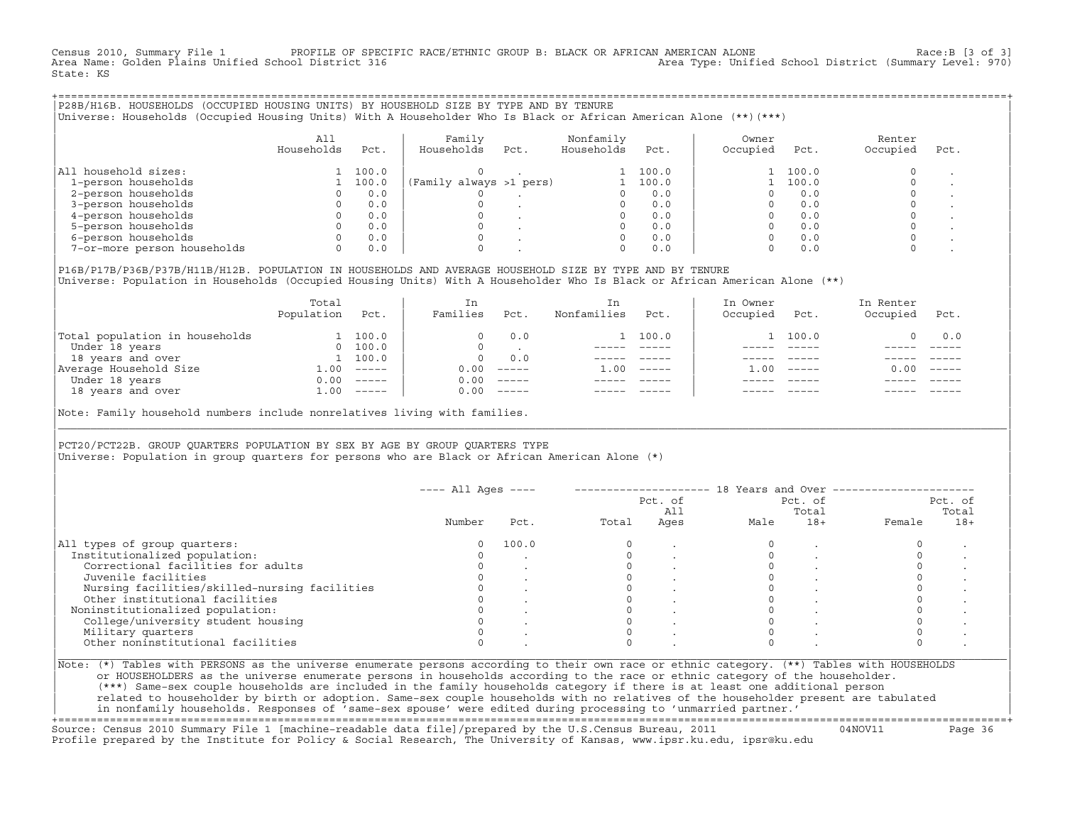Census 2010, Summary File 1 PROFILE OF SPECIFIC RACE/ETHNIC GROUP B: BLACK OR AFRICAN AMERICAN ALONE Race:B [3 of 3]
Area Name: Golden Plains Unified School District 316 Area Type: Unified School District (Summary Level: 970)
State: KS

## P28B/H16B. HOUSEHOLDS (OCCUPIED HOUSING UNITS) BY HOUSEHOLD SIZE BY TYPE AND BY TENURE

Universe: Households (Occupied Housing Units) With A Householder Who Is Black or African American Alone (**)(***)

| | All Households | Pct. | Family Households | Pct. | Nonfamily Households | Pct. | Owner Occupied | Pct. | Renter Occupied | Pct. |
|---|---|---|---|---|---|---|---|---|---|---|
| All household sizes: | 1 | 100.0 | 0 | . | 1 | 100.0 | 1 | 100.0 | 0 | . |
| 1-person households | 1 | 100.0 | (Family always >1 pers) | | 1 | 100.0 | 1 | 100.0 | 0 | . |
| 2-person households | 0 | 0.0 | 0 | . | 0 | 0.0 | 0 | 0.0 | 0 | . |
| 3-person households | 0 | 0.0 | 0 | . | 0 | 0.0 | 0 | 0.0 | 0 | . |
| 4-person households | 0 | 0.0 | 0 | . | 0 | 0.0 | 0 | 0.0 | 0 | . |
| 5-person households | 0 | 0.0 | 0 | . | 0 | 0.0 | 0 | 0.0 | 0 | . |
| 6-person households | 0 | 0.0 | 0 | . | 0 | 0.0 | 0 | 0.0 | 0 | . |
| 7-or-more person households | 0 | 0.0 | 0 | . | 0 | 0.0 | 0 | 0.0 | 0 | . |

## P16B/P17B/P36B/P37B/H11B/H12B. POPULATION IN HOUSEHOLDS AND AVERAGE HOUSEHOLD SIZE BY TYPE AND BY TENURE

Universe: Population in Households (Occupied Housing Units) With A Householder Who Is Black or African American Alone (**)

| | Total Population | Pct. | In Families | Pct. | In Nonfamilies | Pct. | In Owner Occupied | Pct. | In Renter Occupied | Pct. |
|---|---|---|---|---|---|---|---|---|---|---|
| Total population in households | 1 | 100.0 | 0 | 0.0 | 1 | 100.0 | 1 | 100.0 | 0 | 0.0 |
| Under 18 years | 0 | 100.0 | 0 | . | ----- | ----- | ----- | ----- | ----- | ----- |
| 18 years and over | 1 | 100.0 | 0 | 0.0 | ----- | ----- | ----- | ----- | ----- | ----- |
| Average Household Size | 1.00 | ----- | 0.00 | ----- | 1.00 | ----- | 1.00 | ----- | 0.00 | ----- |
| Under 18 years | 0.00 | ----- | 0.00 | ----- | ----- | ----- | ----- | ----- | ----- | ----- |
| 18 years and over | 1.00 | ----- | 0.00 | ----- | ----- | ----- | ----- | ----- | ----- | ----- |

Note: Family household numbers include nonrelatives living with families.

## PCT20/PCT22B. GROUP QUARTERS POPULATION BY SEX BY AGE BY GROUP QUARTERS TYPE

Universe: Population in group quarters for persons who are Black or African American Alone (*)

| | All Ages Number | All Ages Pct. | 18 Years and Over Total | Pct. of All Ages | Male | Pct. of Total 18+ | Female | Pct. of Total 18+ |
|---|---|---|---|---|---|---|---|---|
| All types of group quarters: | 0 | 100.0 | 0 | . | 0 | . | 0 | . |
| Institutionalized population: | 0 | . | 0 | . | 0 | . | 0 | . |
| Correctional facilities for adults | 0 | . | 0 | . | 0 | . | 0 | . |
| Juvenile facilities | 0 | . | 0 | . | 0 | . | 0 | . |
| Nursing facilities/skilled-nursing facilities | 0 | . | 0 | . | 0 | . | 0 | . |
| Other institutional facilities | 0 | . | 0 | . | 0 | . | 0 | . |
| Noninstitutionalized population: | 0 | . | 0 | . | 0 | . | 0 | . |
| College/university student housing | 0 | . | 0 | . | 0 | . | 0 | . |
| Military quarters | 0 | . | 0 | . | 0 | . | 0 | . |
| Other noninstitutional facilities | 0 | . | 0 | . | 0 | . | 0 | . |

Note: (*) Tables with PERSONS as the universe enumerate persons according to their own race or ethnic category. (**) Tables with HOUSEHOLDS or HOUSEHOLDERS as the universe enumerate persons in households according to the race or ethnic category of the householder. (***) Same-sex couple households are included in the family households category if there is at least one additional person related to householder by birth or adoption. Same-sex couple households with no relatives of the householder present are tabulated in nonfamily households. Responses of 'same-sex spouse' were edited during processing to 'unmarried partner.'

Source: Census 2010 Summary File 1 [machine-readable data file]/prepared by the U.S.Census Bureau, 2011 04NOV11
Profile prepared by the Institute for Policy & Social Research, The University of Kansas, www.ipsr.ku.edu, ipsr@ku.edu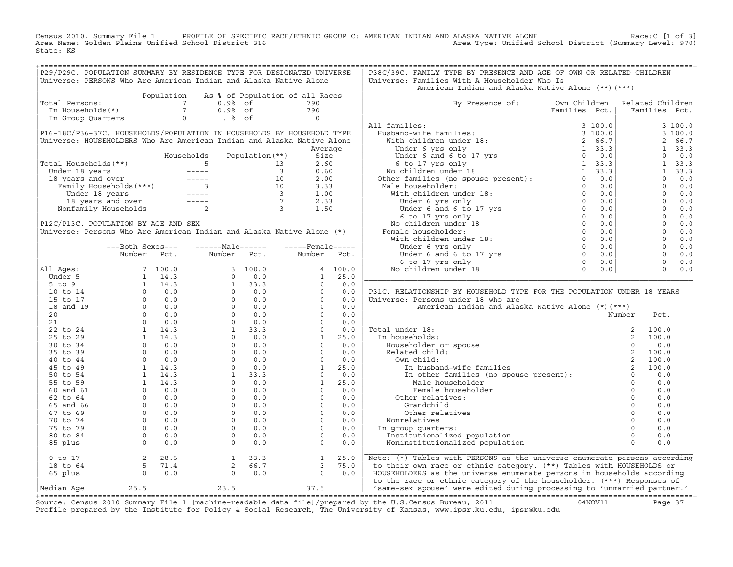Census 2010, Summary File 1 PROFILE OF SPECIFIC RACE/ETHNIC GROUP C: AMERICAN INDIAN AND ALASKA NATIVE ALONE Race:C [1 of 3]
Area Name: Golden Plains Unified School District 316 Area Type: Unified School District (Summary Level: 970)
State: KS

## P29/P29C. POPULATION SUMMARY BY RESIDENCE TYPE FOR DESIGNATED UNIVERSE

Universe: PERSONS Who Are American Indian and Alaska Native Alone

| | Population | As % of Population of all Races | |
|---|---|---|---|
| Total Persons: | 7 | 0.9% of | 790 |
| In Households(*) | 7 | 0.9% of | 790 |
| In Group Quarters | 0 | . % of | 0 |

## P16-18C/P36-37C. HOUSEHOLDS/POPULATION IN HOUSEHOLDS BY HOUSEHOLD TYPE

Universe: HOUSEHOLDERS Who Are American Indian and Alaska Native Alone

| | Households | Population(**) | Average Size |
|---|---|---|---|
| Total Households(**) | 5 | 13 | 2.60 |
| Under 18 years | ----- | 3 | 0.60 |
| 18 years and over | ----- | 10 | 2.00 |
| Family Households(***) | 3 | 10 | 3.33 |
| Under 18 years | ----- | 3 | 1.00 |
| 18 years and over | ----- | 7 | 2.33 |
| Nonfamily Households | 2 | 3 | 1.50 |

## P12C/P13C. POPULATION BY AGE AND SEX

Universe: Persons Who Are American Indian and Alaska Native Alone (*)

| | Both Sexes Number | Both Sexes Pct. | Male Number | Male Pct. | Female Number | Female Pct. |
|---|---|---|---|---|---|---|
| All Ages: | 7 | 100.0 | 3 | 100.0 | 4 | 100.0 |
| Under 5 | 1 | 14.3 | 0 | 0.0 | 1 | 25.0 |
| 5 to 9 | 1 | 14.3 | 1 | 33.3 | 0 | 0.0 |
| 10 to 14 | 0 | 0.0 | 0 | 0.0 | 0 | 0.0 |
| 15 to 17 | 0 | 0.0 | 0 | 0.0 | 0 | 0.0 |
| 18 and 19 | 0 | 0.0 | 0 | 0.0 | 0 | 0.0 |
| 20 | 0 | 0.0 | 0 | 0.0 | 0 | 0.0 |
| 21 | 0 | 0.0 | 0 | 0.0 | 0 | 0.0 |
| 22 to 24 | 1 | 14.3 | 1 | 33.3 | 0 | 0.0 |
| 25 to 29 | 1 | 14.3 | 0 | 0.0 | 1 | 25.0 |
| 30 to 34 | 0 | 0.0 | 0 | 0.0 | 0 | 0.0 |
| 35 to 39 | 0 | 0.0 | 0 | 0.0 | 0 | 0.0 |
| 40 to 44 | 0 | 0.0 | 0 | 0.0 | 0 | 0.0 |
| 45 to 49 | 1 | 14.3 | 0 | 0.0 | 1 | 25.0 |
| 50 to 54 | 1 | 14.3 | 1 | 33.3 | 0 | 0.0 |
| 55 to 59 | 1 | 14.3 | 0 | 0.0 | 1 | 25.0 |
| 60 and 61 | 0 | 0.0 | 0 | 0.0 | 0 | 0.0 |
| 62 to 64 | 0 | 0.0 | 0 | 0.0 | 0 | 0.0 |
| 65 and 66 | 0 | 0.0 | 0 | 0.0 | 0 | 0.0 |
| 67 to 69 | 0 | 0.0 | 0 | 0.0 | 0 | 0.0 |
| 70 to 74 | 0 | 0.0 | 0 | 0.0 | 0 | 0.0 |
| 75 to 79 | 0 | 0.0 | 0 | 0.0 | 0 | 0.0 |
| 80 to 84 | 0 | 0.0 | 0 | 0.0 | 0 | 0.0 |
| 85 plus | 0 | 0.0 | 0 | 0.0 | 0 | 0.0 |
| 0 to 17 | 2 | 28.6 | 1 | 33.3 | 1 | 25.0 |
| 18 to 64 | 5 | 71.4 | 2 | 66.7 | 3 | 75.0 |
| 65 plus | 0 | 0.0 | 0 | 0.0 | 0 | 0.0 |
| Median Age | 25.5 | | 23.5 | | 37.5 | |

## P38C/39C. FAMILY TYPE BY PRESENCE AND AGE OF OWN OR RELATED CHILDREN

Universe: Families With A Householder Who Is American Indian and Alaska Native Alone (**)(***)

| By Presence of: | Own Children Families | Own Children Pct. | Related Children Families | Related Children Pct. |
|---|---|---|---|---|
| All families: | 3 | 100.0 | 3 | 100.0 |
| Husband-wife families: | 3 | 100.0 | 3 | 100.0 |
| With children under 18: | 2 | 66.7 | 2 | 66.7 |
| Under 6 yrs only | 1 | 33.3 | 1 | 33.3 |
| Under 6 and 6 to 17 yrs | 0 | 0.0 | 0 | 0.0 |
| 6 to 17 yrs only | 1 | 33.3 | 1 | 33.3 |
| No children under 18 | 1 | 33.3 | 1 | 33.3 |
| Other families (no spouse present): | 0 | 0.0 | 0 | 0.0 |
| Male householder: | 0 | 0.0 | 0 | 0.0 |
| With children under 18: | 0 | 0.0 | 0 | 0.0 |
| Under 6 yrs only | 0 | 0.0 | 0 | 0.0 |
| Under 6 and 6 to 17 yrs | 0 | 0.0 | 0 | 0.0 |
| 6 to 17 yrs only | 0 | 0.0 | 0 | 0.0 |
| No children under 18 | 0 | 0.0 | 0 | 0.0 |
| Female householder: | 0 | 0.0 | 0 | 0.0 |
| With children under 18: | 0 | 0.0 | 0 | 0.0 |
| Under 6 yrs only | 0 | 0.0 | 0 | 0.0 |
| Under 6 and 6 to 17 yrs | 0 | 0.0 | 0 | 0.0 |
| 6 to 17 yrs only | 0 | 0.0 | 0 | 0.0 |
| No children under 18 | 0 | 0.0 | 0 | 0.0 |

## P31C. RELATIONSHIP BY HOUSEHOLD TYPE FOR THE POPULATION UNDER 18 YEARS

Universe: Persons under 18 who are American Indian and Alaska Native Alone (*)(***)

| | Number | Pct. |
|---|---|---|
| Total under 18: | 2 | 100.0 |
| In households: | 2 | 100.0 |
| Householder or spouse | 0 | 0.0 |
| Related child: | 2 | 100.0 |
| Own child: | 2 | 100.0 |
| In husband-wife families | 2 | 100.0 |
| In other families (no spouse present): | 0 | 0.0 |
| Male householder | 0 | 0.0 |
| Female householder | 0 | 0.0 |
| Other relatives: | 0 | 0.0 |
| Grandchild | 0 | 0.0 |
| Other relatives | 0 | 0.0 |
| Nonrelatives | 0 | 0.0 |
| In group quarters: | 0 | 0.0 |
| Institutionalized population | 0 | 0.0 |
| Noninstitutionalized population | 0 | 0.0 |

Note: (*) Tables with PERSONS as the universe enumerate persons according to their own race or ethnic category. (**) Tables with HOUSEHOLDS or HOUSEHOLDERS as the universe enumerate persons in households according to the race or ethnic category of the householder. (***) Responses of 'same-sex spouse' were edited during processing to 'unmarried partner.'

Source: Census 2010 Summary File 1 [machine-readable data file]/prepared by the U.S.Census Bureau, 2011 04NOV11
Profile prepared by the Institute for Policy & Social Research, The University of Kansas, www.ipsr.ku.edu, ipsr@ku.edu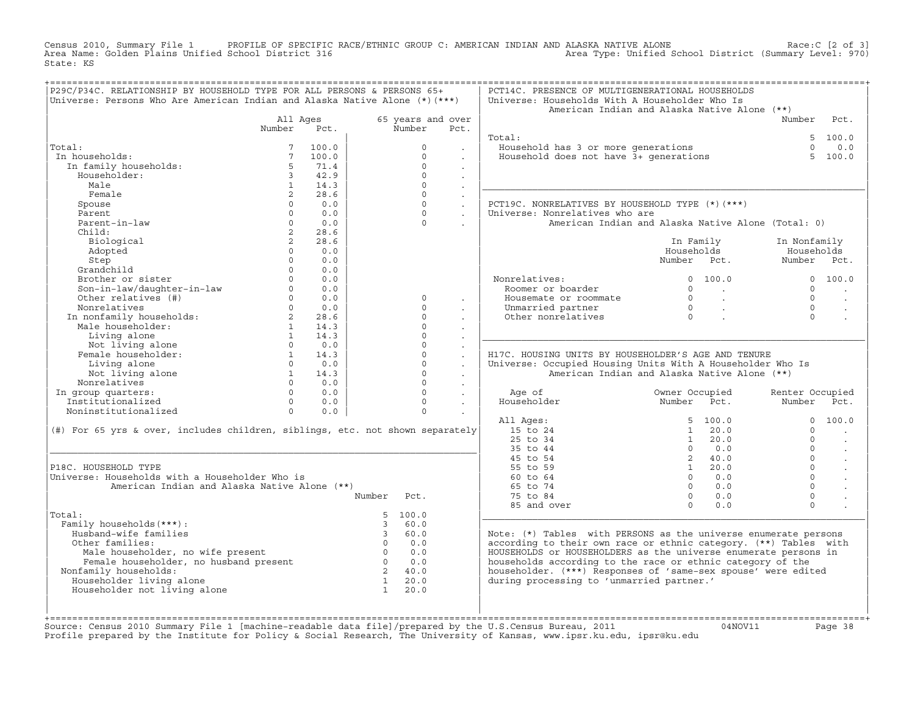Census 2010, Summary File 1 PROFILE OF SPECIFIC RACE/ETHNIC GROUP C: AMERICAN INDIAN AND ALASKA NATIVE ALONE Race:C [2 of 3]
Area Name: Golden Plains Unified School District 316 Area Type: Unified School District (Summary Level: 970)
State: KS

## P29C/P34C. RELATIONSHIP BY HOUSEHOLD TYPE FOR ALL PERSONS & PERSONS 65+
Universe: Persons Who Are American Indian and Alaska Native Alone (*)(***)

| | All Ages Number | All Ages Pct. | 65 years and over Number | 65 years and over Pct. |
|---|---|---|---|---|
| Total: | 7 | 100.0 | 0 | . |
| In households: | 7 | 100.0 | 0 | . |
| In family households: | 5 | 71.4 | 0 | . |
| Householder: | 3 | 42.9 | 0 | . |
| Male | 1 | 14.3 | 0 | . |
| Female | 2 | 28.6 | 0 | . |
| Spouse | 0 | 0.0 | 0 | . |
| Parent | 0 | 0.0 | 0 | . |
| Parent-in-law | 0 | 0.0 | 0 | . |
| Child: | 2 | 28.6 | | |
| Biological | 2 | 28.6 | | |
| Adopted | 0 | 0.0 | | |
| Step | 0 | 0.0 | | |
| Grandchild | 0 | 0.0 | | |
| Brother or sister | 0 | 0.0 | | |
| Son-in-law/daughter-in-law | 0 | 0.0 | | |
| Other relatives (#) | 0 | 0.0 | 0 | . |
| Nonrelatives | 0 | 0.0 | 0 | . |
| In nonfamily households: | 2 | 28.6 | 0 | . |
| Male householder: | 1 | 14.3 | 0 | . |
| Living alone | 1 | 14.3 | 0 | . |
| Not living alone | 0 | 0.0 | 0 | . |
| Female householder: | 1 | 14.3 | 0 | . |
| Living alone | 0 | 0.0 | 0 | . |
| Not living alone | 1 | 14.3 | 0 | . |
| Nonrelatives | 0 | 0.0 | 0 | . |
| In group quarters: | 0 | 0.0 | 0 | . |
| Institutionalized | 0 | 0.0 | 0 | . |
| Noninstitutionalized | 0 | 0.0 | 0 | . |

(#) For 65 yrs & over, includes children, siblings, etc. not shown separately

## P18C. HOUSEHOLD TYPE
Universe: Households with a Householder Who is American Indian and Alaska Native Alone (**)

| | Number | Pct. |
|---|---|---|
| Total: | 5 | 100.0 |
| Family households(***): | 3 | 60.0 |
| Husband-wife families | 3 | 60.0 |
| Other families: | 0 | 0.0 |
| Male householder, no wife present | 0 | 0.0 |
| Female householder, no husband present | 0 | 0.0 |
| Nonfamily households: | 2 | 40.0 |
| Householder living alone | 1 | 20.0 |
| Householder not living alone | 1 | 20.0 |

## PCT14C. PRESENCE OF MULTIGENERATIONAL HOUSEHOLDS
Universe: Households With A Householder Who Is American Indian and Alaska Native Alone (**)

| | Number | Pct. |
|---|---|---|
| Total: | 5 | 100.0 |
| Household has 3 or more generations | 0 | 0.0 |
| Household does not have 3+ generations | 5 | 100.0 |

## PCT19C. NONRELATIVES BY HOUSEHOLD TYPE (*)(***)
Universe: Nonrelatives who are American Indian and Alaska Native Alone (Total: 0)

| | In Family Households Number | In Family Households Pct. | In Nonfamily Households Number | In Nonfamily Households Pct. |
|---|---|---|---|---|
| Nonrelatives: | 0 | 100.0 | 0 | 100.0 |
| Roomer or boarder | 0 | . | 0 | . |
| Housemate or roommate | 0 | . | 0 | . |
| Unmarried partner | 0 | . | 0 | . |
| Other nonrelatives | 0 | . | 0 | . |

## H17C. HOUSING UNITS BY HOUSEHOLDER'S AGE AND TENURE
Universe: Occupied Housing Units With A Householder Who Is American Indian and Alaska Native Alone (**)

| Age of Householder | Owner Occupied Number | Owner Occupied Pct. | Renter Occupied Number | Renter Occupied Pct. |
|---|---|---|---|---|
| All Ages: | 5 | 100.0 | 0 | 100.0 |
| 15 to 24 | 1 | 20.0 | 0 | . |
| 25 to 34 | 1 | 20.0 | 0 | . |
| 35 to 44 | 0 | 0.0 | 0 | . |
| 45 to 54 | 2 | 40.0 | 0 | . |
| 55 to 59 | 1 | 20.0 | 0 | . |
| 60 to 64 | 0 | 0.0 | 0 | . |
| 65 to 74 | 0 | 0.0 | 0 | . |
| 75 to 84 | 0 | 0.0 | 0 | . |
| 85 and over | 0 | 0.0 | 0 | . |

Note: (*) Tables with PERSONS as the universe enumerate persons according to their own race or ethnic category. (**) Tables with HOUSEHOLDS or HOUSEHOLDERS as the universe enumerate persons in households according to the race or ethnic category of the householder. (***) Responses of 'same-sex spouse' were edited during processing to 'unmarried partner.'

Source: Census 2010 Summary File 1 [machine-readable data file]/prepared by the U.S.Census Bureau, 2011 04NOV11
Profile prepared by the Institute for Policy & Social Research, The University of Kansas, www.ipsr.ku.edu, ipsr@ku.edu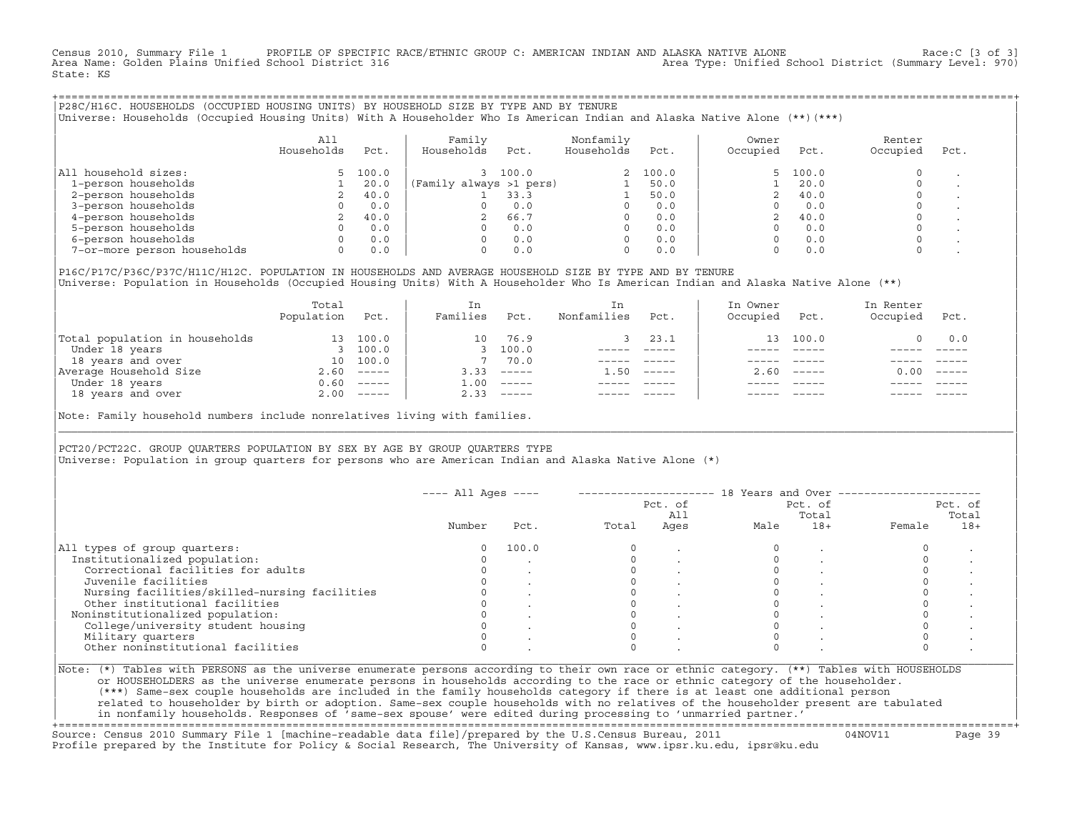Census 2010, Summary File 1 PROFILE OF SPECIFIC RACE/ETHNIC GROUP C: AMERICAN INDIAN AND ALASKA NATIVE ALONE Race:C [3 of 3]
Area Name: Golden Plains Unified School District 316 Area Type: Unified School District (Summary Level: 970)
State: KS

## P28C/H16C. HOUSEHOLDS (OCCUPIED HOUSING UNITS) BY HOUSEHOLD SIZE BY TYPE AND BY TENURE

Universe: Households (Occupied Housing Units) With A Householder Who Is American Indian and Alaska Native Alone (**)(***)

| | All Households | Pct. | Family Households | Pct. | Nonfamily Households | Pct. | Owner Occupied | Pct. | Renter Occupied | Pct. |
|---|---|---|---|---|---|---|---|---|---|---|
| All household sizes: | 5 | 100.0 | 3 | 100.0 | 2 | 100.0 | 5 | 100.0 | 0 | . |
| 1-person households | 1 | 20.0 | (Family always >1 pers) | | 1 | 50.0 | 1 | 20.0 | 0 | . |
| 2-person households | 2 | 40.0 | 1 | 33.3 | 1 | 50.0 | 2 | 40.0 | 0 | . |
| 3-person households | 0 | 0.0 | 0 | 0.0 | 0 | 0.0 | 0 | 0.0 | 0 | . |
| 4-person households | 2 | 40.0 | 2 | 66.7 | 0 | 0.0 | 2 | 40.0 | 0 | . |
| 5-person households | 0 | 0.0 | 0 | 0.0 | 0 | 0.0 | 0 | 0.0 | 0 | . |
| 6-person households | 0 | 0.0 | 0 | 0.0 | 0 | 0.0 | 0 | 0.0 | 0 | . |
| 7-or-more person households | 0 | 0.0 | 0 | 0.0 | 0 | 0.0 | 0 | 0.0 | 0 | . |

## P16C/P17C/P36C/P37C/H11C/H12C. POPULATION IN HOUSEHOLDS AND AVERAGE HOUSEHOLD SIZE BY TYPE AND BY TENURE

Universe: Population in Households (Occupied Housing Units) With A Householder Who Is American Indian and Alaska Native Alone (**)

| | Total Population | Pct. | In Families | Pct. | In Nonfamilies | Pct. | In Owner Occupied | Pct. | In Renter Occupied | Pct. |
|---|---|---|---|---|---|---|---|---|---|---|
| Total population in households | 13 | 100.0 | 10 | 76.9 | 3 | 23.1 | 13 | 100.0 | 0 | 0.0 |
| Under 18 years | 3 | 100.0 | 3 | 100.0 | ----- | ----- | ----- | ----- | ----- | ----- |
| 18 years and over | 10 | 100.0 | 7 | 70.0 | ----- | ----- | ----- | ----- | ----- | ----- |
| Average Household Size | 2.60 | ----- | 3.33 | ----- | 1.50 | ----- | 2.60 | ----- | 0.00 | ----- |
| Under 18 years | 0.60 | ----- | 1.00 | ----- | ----- | ----- | ----- | ----- | ----- | ----- |
| 18 years and over | 2.00 | ----- | 2.33 | ----- | ----- | ----- | ----- | ----- | ----- | ----- |

Note: Family household numbers include nonrelatives living with families.

## PCT20/PCT22C. GROUP QUARTERS POPULATION BY SEX BY AGE BY GROUP QUARTERS TYPE

Universe: Population in group quarters for persons who are American Indian and Alaska Native Alone (*)

| | All Ages Number | All Ages Pct. | 18 Years and Over Total | Pct. of All Ages | Male | Pct. of Total 18+ | Female | Pct. of Total 18+ |
|---|---|---|---|---|---|---|---|---|
| All types of group quarters: | 0 | 100.0 | 0 | . | 0 | . | 0 | . |
| Institutionalized population: | 0 | . | 0 | . | 0 | . | 0 | . |
| Correctional facilities for adults | 0 | . | 0 | . | 0 | . | 0 | . |
| Juvenile facilities | 0 | . | 0 | . | 0 | . | 0 | . |
| Nursing facilities/skilled-nursing facilities | 0 | . | 0 | . | 0 | . | 0 | . |
| Other institutional facilities | 0 | . | 0 | . | 0 | . | 0 | . |
| Noninstitutionalized population: | 0 | . | 0 | . | 0 | . | 0 | . |
| College/university student housing | 0 | . | 0 | . | 0 | . | 0 | . |
| Military quarters | 0 | . | 0 | . | 0 | . | 0 | . |
| Other noninstitutional facilities | 0 | . | 0 | . | 0 | . | 0 | . |

Note: (*) Tables with PERSONS as the universe enumerate persons according to their own race or ethnic category. (**) Tables with HOUSEHOLDS or HOUSEHOLDERS as the universe enumerate persons in households according to the race or ethnic category of the householder. (***) Same-sex couple households are included in the family households category if there is at least one additional person related to householder by birth or adoption. Same-sex couple households with no relatives of the householder present are tabulated in nonfamily households. Responses of 'same-sex spouse' were edited during processing to 'unmarried partner.'

Source: Census 2010 Summary File 1 [machine-readable data file]/prepared by the U.S.Census Bureau, 2011 04NOV11
Profile prepared by the Institute for Policy & Social Research, The University of Kansas, www.ipsr.ku.edu, ipsr@ku.edu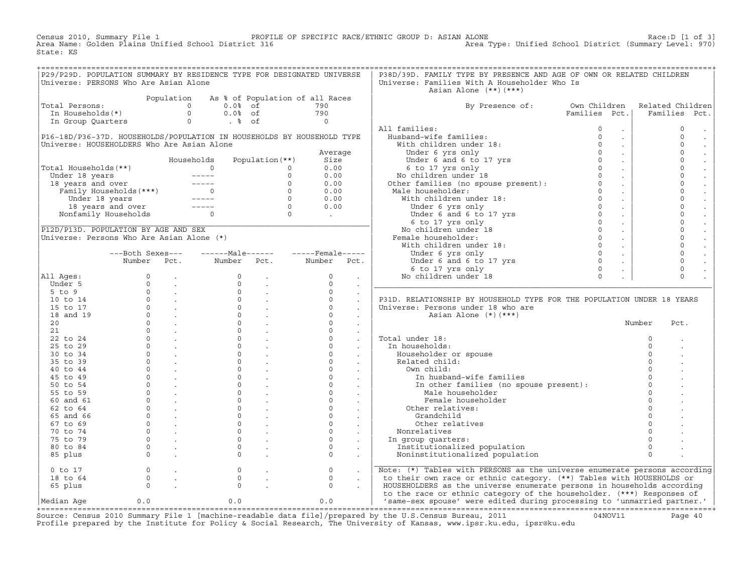Census 2010, Summary File 1 — PROFILE OF SPECIFIC RACE/ETHNIC GROUP D: ASIAN ALONE — Race:D [1 of 3]
Area Name: Golden Plains Unified School District 316 — Area Type: Unified School District (Summary Level: 970)
State: KS

## P29/P29D. POPULATION SUMMARY BY RESIDENCE TYPE FOR DESIGNATED UNIVERSE

Universe: PERSONS Who Are Asian Alone

| | Population | As % of Population of all Races | |
|---|---|---|---|
| Total Persons: | 0 | 0.0% of | 790 |
| In Households(*) | 0 | 0.0% of | 790 |
| In Group Quarters | 0 | . % of | 0 |

## P16-18D/P36-37D. HOUSEHOLDS/POPULATION IN HOUSEHOLDS BY HOUSEHOLD TYPE

Universe: HOUSEHOLDERS Who Are Asian Alone

| | Households | Population(**) | Average Size |
|---|---|---|---|
| Total Households(**) | 0 | 0 | 0.00 |
| Under 18 years | ----- | 0 | 0.00 |
| 18 years and over | ----- | 0 | 0.00 |
| Family Households(***) | 0 | 0 | 0.00 |
| Under 18 years | ----- | 0 | 0.00 |
| 18 years and over | ----- | 0 | 0.00 |
| Nonfamily Households | 0 | 0 | . |

## P12D/P13D. POPULATION BY AGE AND SEX

Universe: Persons Who Are Asian Alone (*)

| | Both Sexes Number | Both Sexes Pct. | Male Number | Male Pct. | Female Number | Female Pct. |
|---|---|---|---|---|---|---|
| All Ages: | 0 | . | 0 | . | 0 | . |
| Under 5 | 0 | . | 0 | . | 0 | . |
| 5 to 9 | 0 | . | 0 | . | 0 | . |
| 10 to 14 | 0 | . | 0 | . | 0 | . |
| 15 to 17 | 0 | . | 0 | . | 0 | . |
| 18 and 19 | 0 | . | 0 | . | 0 | . |
| 20 | 0 | . | 0 | . | 0 | . |
| 21 | 0 | . | 0 | . | 0 | . |
| 22 to 24 | 0 | . | 0 | . | 0 | . |
| 25 to 29 | 0 | . | 0 | . | 0 | . |
| 30 to 34 | 0 | . | 0 | . | 0 | . |
| 35 to 39 | 0 | . | 0 | . | 0 | . |
| 40 to 44 | 0 | . | 0 | . | 0 | . |
| 45 to 49 | 0 | . | 0 | . | 0 | . |
| 50 to 54 | 0 | . | 0 | . | 0 | . |
| 55 to 59 | 0 | . | 0 | . | 0 | . |
| 60 and 61 | 0 | . | 0 | . | 0 | . |
| 62 to 64 | 0 | . | 0 | . | 0 | . |
| 65 and 66 | 0 | . | 0 | . | 0 | . |
| 67 to 69 | 0 | . | 0 | . | 0 | . |
| 70 to 74 | 0 | . | 0 | . | 0 | . |
| 75 to 79 | 0 | . | 0 | . | 0 | . |
| 80 to 84 | 0 | . | 0 | . | 0 | . |
| 85 plus | 0 | . | 0 | . | 0 | . |
| 0 to 17 | 0 | . | 0 | . | 0 | . |
| 18 to 64 | 0 | . | 0 | . | 0 | . |
| 65 plus | 0 | . | 0 | . | 0 | . |
| Median Age | 0.0 | | 0.0 | | 0.0 | |

## P38D/39D. FAMILY TYPE BY PRESENCE AND AGE OF OWN OR RELATED CHILDREN

Universe: Families With A Householder Who Is Asian Alone (**)(***)

| By Presence of: | Own Children Families | Own Children Pct. | Related Children Families | Related Children Pct. |
|---|---|---|---|---|
| All families: | 0 | . | 0 | . |
| Husband-wife families: | 0 | . | 0 | . |
| With children under 18: | 0 | . | 0 | . |
| Under 6 yrs only | 0 | . | 0 | . |
| Under 6 and 6 to 17 yrs | 0 | . | 0 | . |
| 6 to 17 yrs only | 0 | . | 0 | . |
| No children under 18 | 0 | . | 0 | . |
| Other families (no spouse present): | 0 | . | 0 | . |
| Male householder: | 0 | . | 0 | . |
| With children under 18: | 0 | . | 0 | . |
| Under 6 yrs only | 0 | . | 0 | . |
| Under 6 and 6 to 17 yrs | 0 | . | 0 | . |
| 6 to 17 yrs only | 0 | . | 0 | . |
| No children under 18 | 0 | . | 0 | . |
| Female householder: | 0 | . | 0 | . |
| With children under 18: | 0 | . | 0 | . |
| Under 6 yrs only | 0 | . | 0 | . |
| Under 6 and 6 to 17 yrs | 0 | . | 0 | . |
| 6 to 17 yrs only | 0 | . | 0 | . |
| No children under 18 | 0 | . | 0 | . |

## P31D. RELATIONSHIP BY HOUSEHOLD TYPE FOR THE POPULATION UNDER 18 YEARS

Universe: Persons under 18 who are Asian Alone (*)(***)

| | Number | Pct. |
|---|---|---|
| Total under 18: | 0 | . |
| In households: | 0 | . |
| Householder or spouse | 0 | . |
| Related child: | 0 | . |
| Own child: | 0 | . |
| In husband-wife families | 0 | . |
| In other families (no spouse present): | 0 | . |
| Male householder | 0 | . |
| Female householder | 0 | . |
| Other relatives: | 0 | . |
| Grandchild | 0 | . |
| Other relatives | 0 | . |
| Nonrelatives | 0 | . |
| In group quarters: | 0 | . |
| Institutionalized population | 0 | . |
| Noninstitutionalized population | 0 | . |

Note: (*) Tables with PERSONS as the universe enumerate persons according to their own race or ethnic category. (**) Tables with HOUSEHOLDS or HOUSEHOLDERS as the universe enumerate persons in households according to the race or ethnic category of the householder. (***) Responses of 'same-sex spouse' were edited during processing to 'unmarried partner.'

Source: Census 2010 Summary File 1 [machine-readable data file]/prepared by the U.S.Census Bureau, 2011 04NOV11
Profile prepared by the Institute for Policy & Social Research, The University of Kansas, www.ipsr.ku.edu, ipsr@ku.edu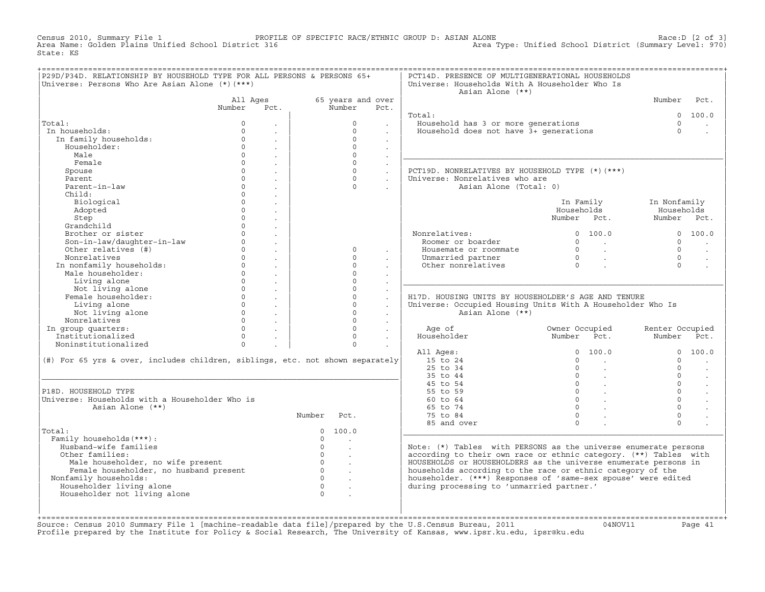Census 2010, Summary File 1 PROFILE OF SPECIFIC RACE/ETHNIC GROUP D: ASIAN ALONE Race:D [2 of 3]
Area Name: Golden Plains Unified School District 316 Area Type: Unified School District (Summary Level: 970)
State: KS

## P29D/P34D. RELATIONSHIP BY HOUSEHOLD TYPE FOR ALL PERSONS & PERSONS 65+

Universe: Persons Who Are Asian Alone (*)(***)

| | All Ages Number | All Ages Pct. | 65 years and over Number | 65 years and over Pct. |
|---|---|---|---|---|
| Total: | 0 | . | 0 | . |
| In households: | 0 | . | 0 | . |
| In family households: | 0 | . | 0 | . |
| Householder: | 0 | . | 0 | . |
| Male | 0 | . | 0 | . |
| Female | 0 | . | 0 | . |
| Spouse | 0 | . | 0 | . |
| Parent | 0 | . | 0 | . |
| Parent-in-law | 0 | . | 0 | . |
| Child: | 0 | . | | |
| Biological | 0 | . | | |
| Adopted | 0 | . | | |
| Step | 0 | . | | |
| Grandchild | 0 | . | | |
| Brother or sister | 0 | . | | |
| Son-in-law/daughter-in-law | 0 | . | | |
| Other relatives (#) | 0 | . | 0 | . |
| Nonrelatives | 0 | . | 0 | . |
| In nonfamily households: | 0 | . | 0 | . |
| Male householder: | 0 | . | 0 | . |
| Living alone | 0 | . | 0 | . |
| Not living alone | 0 | . | 0 | . |
| Female householder: | 0 | . | 0 | . |
| Living alone | 0 | . | 0 | . |
| Not living alone | 0 | . | 0 | . |
| Nonrelatives | 0 | . | 0 | . |
| In group quarters: | 0 | . | 0 | . |
| Institutionalized | 0 | . | 0 | . |
| Noninstitutionalized | 0 | . | 0 | . |

(#) For 65 yrs & over, includes children, siblings, etc. not shown separately

## P18D. HOUSEHOLD TYPE

Universe: Households with a Householder Who is Asian Alone (**)

| | Number | Pct. |
|---|---|---|
| Total: | 0 | 100.0 |
| Family households(***): | 0 | . |
| Husband-wife families | 0 | . |
| Other families: | 0 | . |
| Male householder, no wife present | 0 | . |
| Female householder, no husband present | 0 | . |
| Nonfamily households: | 0 | . |
| Householder living alone | 0 | . |
| Householder not living alone | 0 | . |

## PCT14D. PRESENCE OF MULTIGENERATIONAL HOUSEHOLDS

Universe: Households With A Householder Who Is Asian Alone (**)

| | Number | Pct. |
|---|---|---|
| Total: | 0 | 100.0 |
| Household has 3 or more generations | 0 | . |
| Household does not have 3+ generations | 0 | . |

## PCT19D. NONRELATIVES BY HOUSEHOLD TYPE (*)(***)

Universe: Nonrelatives who are Asian Alone (Total: 0)

| | In Family Households Number | In Family Households Pct. | In Nonfamily Households Number | In Nonfamily Households Pct. |
|---|---|---|---|---|
| Nonrelatives: | 0 | 100.0 | 0 | 100.0 |
| Roomer or boarder | 0 | . | 0 | . |
| Housemate or roommate | 0 | . | 0 | . |
| Unmarried partner | 0 | . | 0 | . |
| Other nonrelatives | 0 | . | 0 | . |

## H17D. HOUSING UNITS BY HOUSEHOLDER'S AGE AND TENURE

Universe: Occupied Housing Units With A Householder Who Is Asian Alone (**)

| Age of Householder | Owner Occupied Number | Owner Occupied Pct. | Renter Occupied Number | Renter Occupied Pct. |
|---|---|---|---|---|
| All Ages: | 0 | 100.0 | 0 | 100.0 |
| 15 to 24 | 0 | . | 0 | . |
| 25 to 34 | 0 | . | 0 | . |
| 35 to 44 | 0 | . | 0 | . |
| 45 to 54 | 0 | . | 0 | . |
| 55 to 59 | 0 | . | 0 | . |
| 60 to 64 | 0 | . | 0 | . |
| 65 to 74 | 0 | . | 0 | . |
| 75 to 84 | 0 | . | 0 | . |
| 85 and over | 0 | . | 0 | . |

Note: (*) Tables with PERSONS as the universe enumerate persons according to their own race or ethnic category. (**) Tables with HOUSEHOLDS or HOUSEHOLDERS as the universe enumerate persons in households according to the race or ethnic category of the householder. (***) Responses of 'same-sex spouse' were edited during processing to 'unmarried partner.'

Source: Census 2010 Summary File 1 [machine-readable data file]/prepared by the U.S.Census Bureau, 2011 04NOV11
Profile prepared by the Institute for Policy & Social Research, The University of Kansas, www.ipsr.ku.edu, ipsr@ku.edu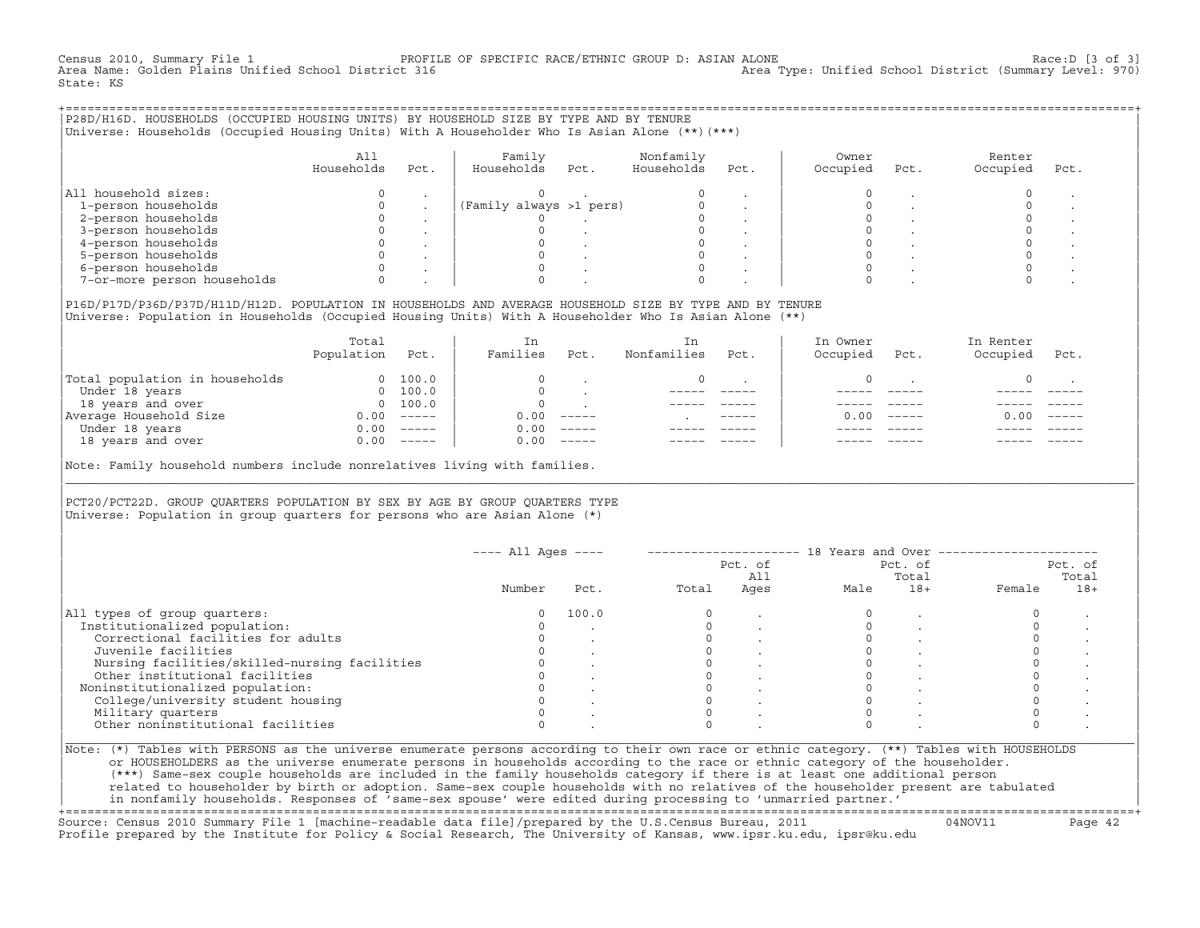Census 2010, Summary File 1 — PROFILE OF SPECIFIC RACE/ETHNIC GROUP D: ASIAN ALONE — Race:D [3 of 3]
Area Name: Golden Plains Unified School District 316 — Area Type: Unified School District (Summary Level: 970)
State: KS

## P28D/H16D. HOUSEHOLDS (OCCUPIED HOUSING UNITS) BY HOUSEHOLD SIZE BY TYPE AND BY TENURE

Universe: Households (Occupied Housing Units) With A Householder Who Is Asian Alone (**)(***)

| | All Households | Pct. | Family Households | Pct. | Nonfamily Households | Pct. | Owner Occupied | Pct. | Renter Occupied | Pct. |
|---|---|---|---|---|---|---|---|---|---|---|
| All household sizes: | 0 | . | 0 | . | 0 | . | 0 | . | 0 | . |
| 1-person households | 0 | . | (Family always >1 pers) | | 0 | . | 0 | . | 0 | . |
| 2-person households | 0 | . | 0 | . | 0 | . | 0 | . | 0 | . |
| 3-person households | 0 | . | 0 | . | 0 | . | 0 | . | 0 | . |
| 4-person households | 0 | . | 0 | . | 0 | . | 0 | . | 0 | . |
| 5-person households | 0 | . | 0 | . | 0 | . | 0 | . | 0 | . |
| 6-person households | 0 | . | 0 | . | 0 | . | 0 | . | 0 | . |
| 7-or-more person households | 0 | . | 0 | . | 0 | . | 0 | . | 0 | . |

## P16D/P17D/P36D/P37D/H11D/H12D. POPULATION IN HOUSEHOLDS AND AVERAGE HOUSEHOLD SIZE BY TYPE AND BY TENURE

Universe: Population in Households (Occupied Housing Units) With A Householder Who Is Asian Alone (**)

| | Total Population | Pct. | In Families | Pct. | In Nonfamilies | Pct. | In Owner Occupied | Pct. | In Renter Occupied | Pct. |
|---|---|---|---|---|---|---|---|---|---|---|
| Total population in households | 0 | 100.0 | 0 | . | 0 | . | 0 | . | 0 | . |
| Under 18 years | 0 | 100.0 | 0 | . | ----- | ----- | ----- | ----- | ----- | ----- |
| 18 years and over | 0 | 100.0 | 0 | . | ----- | ----- | ----- | ----- | ----- | ----- |
| Average Household Size | 0.00 | ----- | 0.00 | ----- | . | ----- | 0.00 | ----- | 0.00 | ----- |
| Under 18 years | 0.00 | ----- | 0.00 | ----- | ----- | ----- | ----- | ----- | ----- | ----- |
| 18 years and over | 0.00 | ----- | 0.00 | ----- | ----- | ----- | ----- | ----- | ----- | ----- |

Note: Family household numbers include nonrelatives living with families.

## PCT20/PCT22D. GROUP QUARTERS POPULATION BY SEX BY AGE BY GROUP QUARTERS TYPE

Universe: Population in group quarters for persons who are Asian Alone (*)

| | All Ages | | 18 Years and Over | | | | | |
|---|---|---|---|---|---|---|---|---|
| | Number | Pct. | Total | Pct. of All Ages | Male | Pct. of Total 18+ | Female | Pct. of Total 18+ |
| All types of group quarters: | 0 | 100.0 | 0 | . | 0 | . | 0 | . |
| Institutionalized population: | 0 | . | 0 | . | 0 | . | 0 | . |
| Correctional facilities for adults | 0 | . | 0 | . | 0 | . | 0 | . |
| Juvenile facilities | 0 | . | 0 | . | 0 | . | 0 | . |
| Nursing facilities/skilled-nursing facilities | 0 | . | 0 | . | 0 | . | 0 | . |
| Other institutional facilities | 0 | . | 0 | . | 0 | . | 0 | . |
| Noninstitutionalized population: | 0 | . | 0 | . | 0 | . | 0 | . |
| College/university student housing | 0 | . | 0 | . | 0 | . | 0 | . |
| Military quarters | 0 | . | 0 | . | 0 | . | 0 | . |
| Other noninstitutional facilities | 0 | . | 0 | . | 0 | . | 0 | . |

Note: (*) Tables with PERSONS as the universe enumerate persons according to their own race or ethnic category. (**) Tables with HOUSEHOLDS or HOUSEHOLDERS as the universe enumerate persons in households according to the race or ethnic category of the householder. (***) Same-sex couple households are included in the family households category if there is at least one additional person related to householder by birth or adoption. Same-sex couple households with no relatives of the householder present are tabulated in nonfamily households. Responses of 'same-sex spouse' were edited during processing to 'unmarried partner.'

Source: Census 2010 Summary File 1 [machine-readable data file]/prepared by the U.S.Census Bureau, 2011 — 04NOV11
Profile prepared by the Institute for Policy & Social Research, The University of Kansas, www.ipsr.ku.edu, ipsr@ku.edu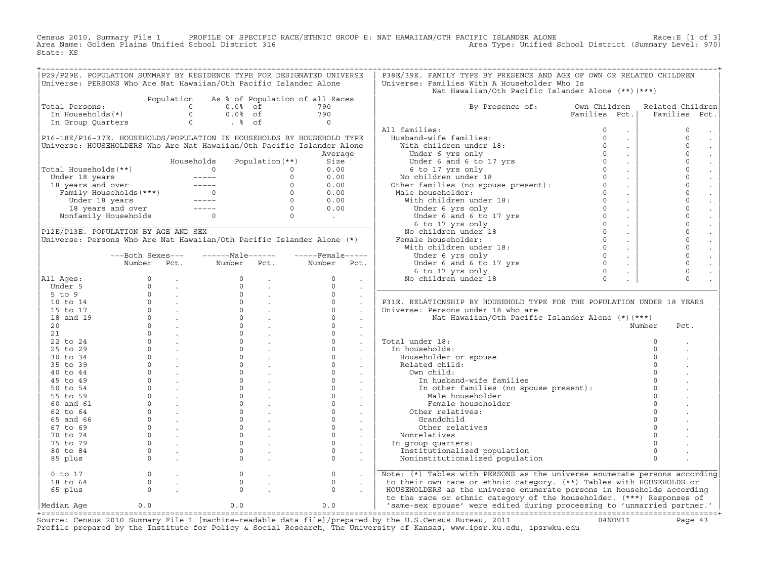Census 2010, Summary File 1 PROFILE OF SPECIFIC RACE/ETHNIC GROUP E: NAT HAWAIIAN/OTH PACIFIC ISLANDER ALONE Race:E [1 of 3]
Area Name: Golden Plains Unified School District 316 Area Type: Unified School District (Summary Level: 970)
State: KS

## P29/P29E. POPULATION SUMMARY BY RESIDENCE TYPE FOR DESIGNATED UNIVERSE

Universe: PERSONS Who Are Nat Hawaiian/Oth Pacific Islander Alone

| | Population | As % of Population of all Races | |
|---|---|---|---|
| Total Persons: | 0 | 0.0% of | 790 |
| In Households(*) | 0 | 0.0% of | 790 |
| In Group Quarters | 0 | . % of | 0 |

## P16-18E/P36-37E. HOUSEHOLDS/POPULATION IN HOUSEHOLDS BY HOUSEHOLD TYPE

Universe: HOUSEHOLDERS Who Are Nat Hawaiian/Oth Pacific Islander Alone

| | Households | Population(**) | Average Size |
|---|---|---|---|
| Total Households(**) | 0 | 0 | 0.00 |
| Under 18 years | ----- | 0 | 0.00 |
| 18 years and over | ----- | 0 | 0.00 |
| Family Households(***) | 0 | 0 | 0.00 |
| Under 18 years | ----- | 0 | 0.00 |
| 18 years and over | ----- | 0 | 0.00 |
| Nonfamily Households | 0 | 0 | . |

## P12E/P13E. POPULATION BY AGE AND SEX

Universe: Persons Who Are Nat Hawaiian/Oth Pacific Islander Alone (*)

| | Both Sexes Number | Both Sexes Pct. | Male Number | Male Pct. | Female Number | Female Pct. |
|---|---|---|---|---|---|---|
| All Ages: | 0 | . | 0 | . | 0 | . |
| Under 5 | 0 | . | 0 | . | 0 | . |
| 5 to 9 | 0 | . | 0 | . | 0 | . |
| 10 to 14 | 0 | . | 0 | . | 0 | . |
| 15 to 17 | 0 | . | 0 | . | 0 | . |
| 18 and 19 | 0 | . | 0 | . | 0 | . |
| 20 | 0 | . | 0 | . | 0 | . |
| 21 | 0 | . | 0 | . | 0 | . |
| 22 to 24 | 0 | . | 0 | . | 0 | . |
| 25 to 29 | 0 | . | 0 | . | 0 | . |
| 30 to 34 | 0 | . | 0 | . | 0 | . |
| 35 to 39 | 0 | . | 0 | . | 0 | . |
| 40 to 44 | 0 | . | 0 | . | 0 | . |
| 45 to 49 | 0 | . | 0 | . | 0 | . |
| 50 to 54 | 0 | . | 0 | . | 0 | . |
| 55 to 59 | 0 | . | 0 | . | 0 | . |
| 60 and 61 | 0 | . | 0 | . | 0 | . |
| 62 to 64 | 0 | . | 0 | . | 0 | . |
| 65 and 66 | 0 | . | 0 | . | 0 | . |
| 67 to 69 | 0 | . | 0 | . | 0 | . |
| 70 to 74 | 0 | . | 0 | . | 0 | . |
| 75 to 79 | 0 | . | 0 | . | 0 | . |
| 80 to 84 | 0 | . | 0 | . | 0 | . |
| 85 plus | 0 | . | 0 | . | 0 | . |
| 0 to 17 | 0 | . | 0 | . | 0 | . |
| 18 to 64 | 0 | . | 0 | . | 0 | . |
| 65 plus | 0 | . | 0 | . | 0 | . |
| Median Age | 0.0 | | 0.0 | | 0.0 | |

## P38E/39E. FAMILY TYPE BY PRESENCE AND AGE OF OWN OR RELATED CHILDREN

Universe: Families With A Householder Who Is Nat Hawaiian/Oth Pacific Islander Alone (**)(***)

| By Presence of: | Own Children Families | Own Children Pct. | Related Children Families | Related Children Pct. |
|---|---|---|---|---|
| All families: | 0 | . | 0 | . |
| Husband-wife families: | 0 | . | 0 | . |
| With children under 18: | 0 | . | 0 | . |
| Under 6 yrs only | 0 | . | 0 | . |
| Under 6 and 6 to 17 yrs | 0 | . | 0 | . |
| 6 to 17 yrs only | 0 | . | 0 | . |
| No children under 18 | 0 | . | 0 | . |
| Other families (no spouse present): | 0 | . | 0 | . |
| Male householder: | 0 | . | 0 | . |
| With children under 18: | 0 | . | 0 | . |
| Under 6 yrs only | 0 | . | 0 | . |
| Under 6 and 6 to 17 yrs | 0 | . | 0 | . |
| 6 to 17 yrs only | 0 | . | 0 | . |
| No children under 18 | 0 | . | 0 | . |
| Female householder: | 0 | . | 0 | . |
| With children under 18: | 0 | . | 0 | . |
| Under 6 yrs only | 0 | . | 0 | . |
| Under 6 and 6 to 17 yrs | 0 | . | 0 | . |
| 6 to 17 yrs only | 0 | . | 0 | . |
| No children under 18 | 0 | . | 0 | . |

## P31E. RELATIONSHIP BY HOUSEHOLD TYPE FOR THE POPULATION UNDER 18 YEARS

Universe: Persons under 18 who are Nat Hawaiian/Oth Pacific Islander Alone (*)(***)

| | Number | Pct. |
|---|---|---|
| Total under 18: | 0 | . |
| In households: | 0 | . |
| Householder or spouse | 0 | . |
| Related child: | 0 | . |
| Own child: | 0 | . |
| In husband-wife families | 0 | . |
| In other families (no spouse present): | 0 | . |
| Male householder | 0 | . |
| Female householder | 0 | . |
| Other relatives: | 0 | . |
| Grandchild | 0 | . |
| Other relatives | 0 | . |
| Nonrelatives | 0 | . |
| In group quarters: | 0 | . |
| Institutionalized population | 0 | . |
| Noninstitutionalized population | 0 | . |

Note: (*) Tables with PERSONS as the universe enumerate persons according to their own race or ethnic category. (**) Tables with HOUSEHOLDS or HOUSEHOLDERS as the universe enumerate persons in households according to the race or ethnic category of the householder. (***) Responses of 'same-sex spouse' were edited during processing to 'unmarried partner.'

Source: Census 2010 Summary File 1 [machine-readable data file]/prepared by the U.S.Census Bureau, 2011 04NOV11
Profile prepared by the Institute for Policy & Social Research, The University of Kansas, www.ipsr.ku.edu, ipsr@ku.edu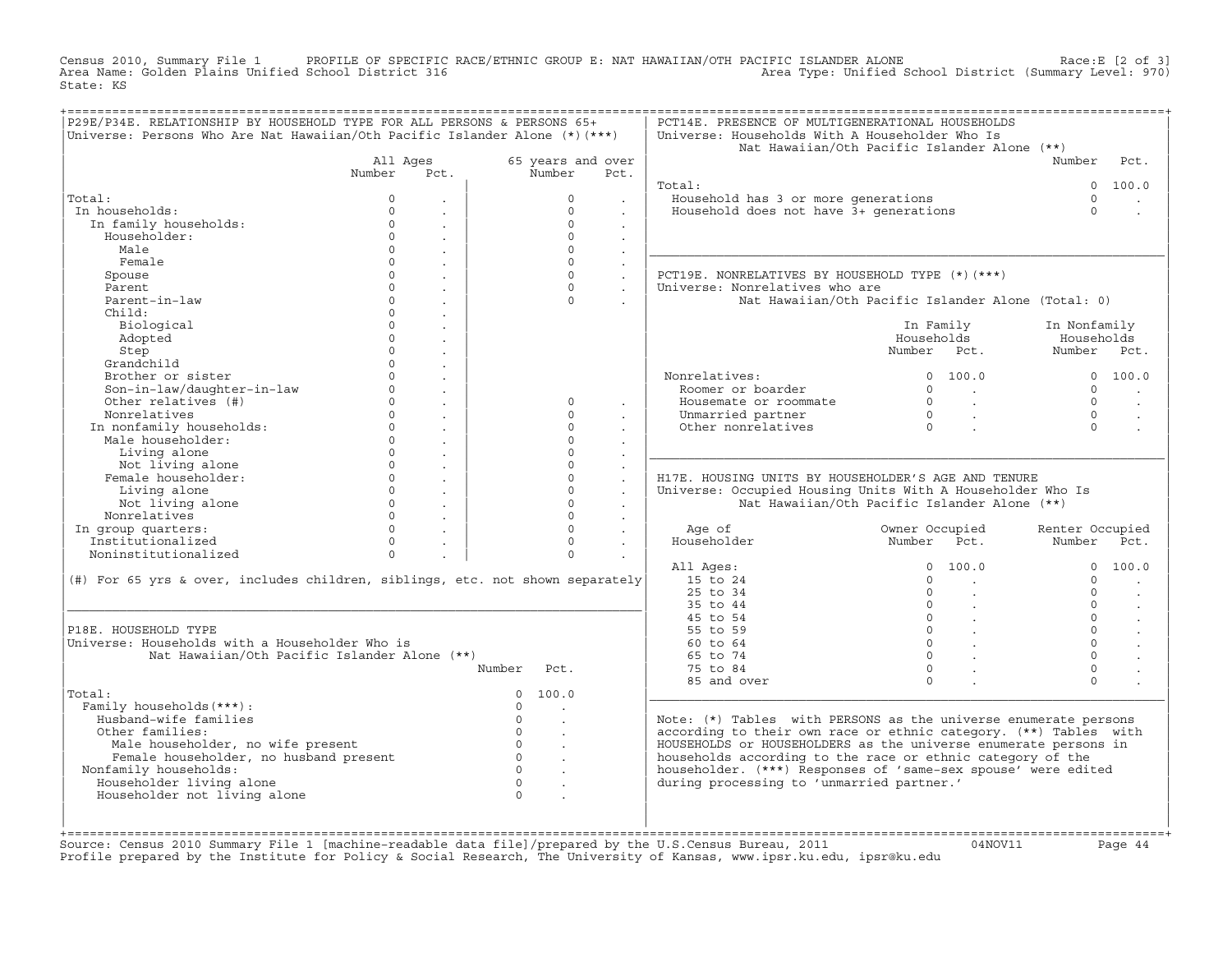Census 2010, Summary File 1 PROFILE OF SPECIFIC RACE/ETHNIC GROUP E: NAT HAWAIIAN/OTH PACIFIC ISLANDER ALONE Race:E [2 of 3]
Area Name: Golden Plains Unified School District 316 Area Type: Unified School District (Summary Level: 970)
State: KS

## P29E/P34E. RELATIONSHIP BY HOUSEHOLD TYPE FOR ALL PERSONS & PERSONS 65+

Universe: Persons Who Are Nat Hawaiian/Oth Pacific Islander Alone (*)(***)

| | All Ages Number | All Ages Pct. | 65 years and over Number | 65 years and over Pct. |
|---|---|---|---|---|
| Total: | 0 | . | 0 | . |
| In households: | 0 | . | 0 | . |
| In family households: | 0 | . | 0 | . |
| Householder: | 0 | . | 0 | . |
| Male | 0 | . | 0 | . |
| Female | 0 | . | 0 | . |
| Spouse | 0 | . | 0 | . |
| Parent | 0 | . | 0 | . |
| Parent-in-law | 0 | . | 0 | . |
| Child: | 0 | . | | |
| Biological | 0 | . | | |
| Adopted | 0 | . | | |
| Step | 0 | . | | |
| Grandchild | 0 | . | | |
| Brother or sister | 0 | . | | |
| Son-in-law/daughter-in-law | 0 | . | | |
| Other relatives (#) | 0 | . | 0 | . |
| Nonrelatives | 0 | . | 0 | . |
| In nonfamily households: | 0 | . | 0 | . |
| Male householder: | 0 | . | 0 | . |
| Living alone | 0 | . | 0 | . |
| Not living alone | 0 | . | 0 | . |
| Female householder: | 0 | . | 0 | . |
| Living alone | 0 | . | 0 | . |
| Not living alone | 0 | . | 0 | . |
| Nonrelatives | 0 | . | 0 | . |
| In group quarters: | 0 | . | 0 | . |
| Institutionalized | 0 | . | 0 | . |
| Noninstitutionalized | 0 | . | 0 | . |

(#) For 65 yrs & over, includes children, siblings, etc. not shown separately

## P18E. HOUSEHOLD TYPE

Universe: Households with a Householder Who is Nat Hawaiian/Oth Pacific Islander Alone (**)

| | Number | Pct. |
|---|---|---|
| Total: | 0 | 100.0 |
| Family households(***): | 0 | . |
| Husband-wife families | 0 | . |
| Other families: | 0 | . |
| Male householder, no wife present | 0 | . |
| Female householder, no husband present | 0 | . |
| Nonfamily households: | 0 | . |
| Householder living alone | 0 | . |
| Householder not living alone | 0 | . |

## PCT14E. PRESENCE OF MULTIGENERATIONAL HOUSEHOLDS

Universe: Households With A Householder Who Is Nat Hawaiian/Oth Pacific Islander Alone (**)

| | Number | Pct. |
|---|---|---|
| Total: | 0 | 100.0 |
| Household has 3 or more generations | 0 | . |
| Household does not have 3+ generations | 0 | . |

## PCT19E. NONRELATIVES BY HOUSEHOLD TYPE (*)(***)

Universe: Nonrelatives who are Nat Hawaiian/Oth Pacific Islander Alone (Total: 0)

| | In Family Households Number | In Family Households Pct. | In Nonfamily Households Number | In Nonfamily Households Pct. |
|---|---|---|---|---|
| Nonrelatives: | 0 | 100.0 | 0 | 100.0 |
| Roomer or boarder | 0 | . | 0 | . |
| Housemate or roommate | 0 | . | 0 | . |
| Unmarried partner | 0 | . | 0 | . |
| Other nonrelatives | 0 | . | 0 | . |

## H17E. HOUSING UNITS BY HOUSEHOLDER'S AGE AND TENURE

Universe: Occupied Housing Units With A Householder Who Is Nat Hawaiian/Oth Pacific Islander Alone (**)

| Age of Householder | Owner Occupied Number | Owner Occupied Pct. | Renter Occupied Number | Renter Occupied Pct. |
|---|---|---|---|---|
| All Ages: | 0 | 100.0 | 0 | 100.0 |
| 15 to 24 | 0 | . | 0 | . |
| 25 to 34 | 0 | . | 0 | . |
| 35 to 44 | 0 | . | 0 | . |
| 45 to 54 | 0 | . | 0 | . |
| 55 to 59 | 0 | . | 0 | . |
| 60 to 64 | 0 | . | 0 | . |
| 65 to 74 | 0 | . | 0 | . |
| 75 to 84 | 0 | . | 0 | . |
| 85 and over | 0 | . | 0 | . |

Note: (*) Tables with PERSONS as the universe enumerate persons according to their own race or ethnic category. (**) Tables with HOUSEHOLDS or HOUSEHOLDERS as the universe enumerate persons in households according to the race or ethnic category of the householder. (***) Responses of 'same-sex spouse' were edited during processing to 'unmarried partner.'

Source: Census 2010 Summary File 1 [machine-readable data file]/prepared by the U.S.Census Bureau, 2011 04NOV11
Profile prepared by the Institute for Policy & Social Research, The University of Kansas, www.ipsr.ku.edu, ipsr@ku.edu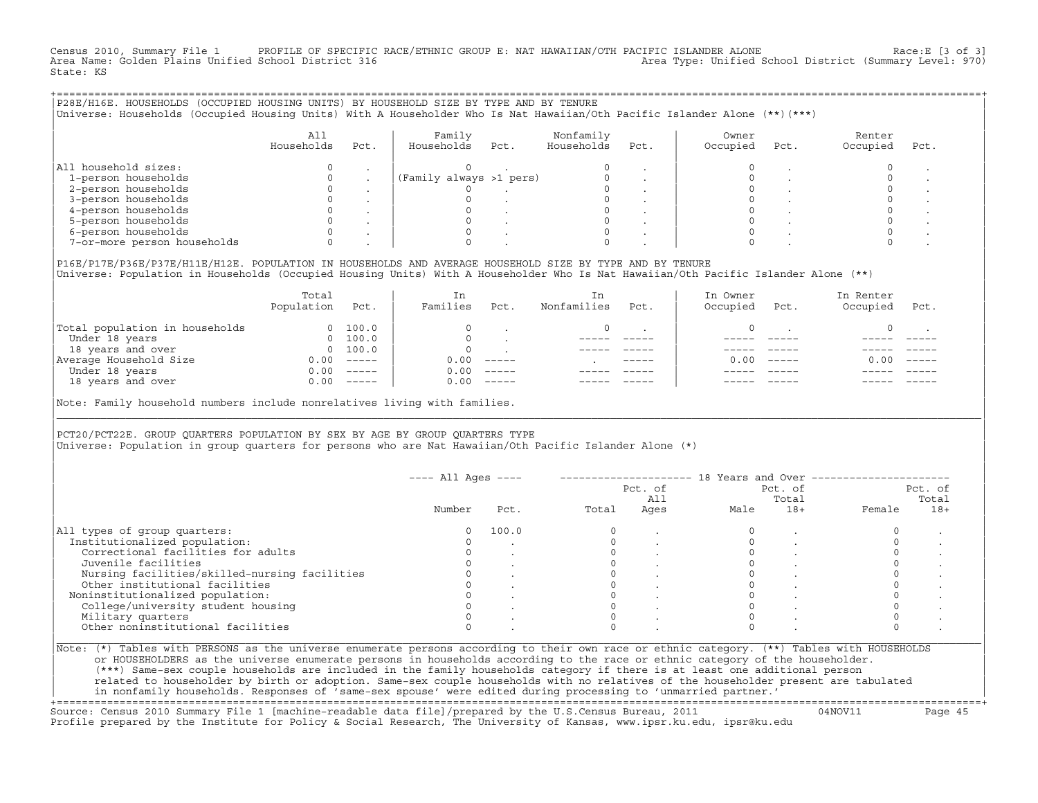Census 2010, Summary File 1 PROFILE OF SPECIFIC RACE/ETHNIC GROUP E: NAT HAWAIIAN/OTH PACIFIC ISLANDER ALONE Race:E [3 of 3]
Area Name: Golden Plains Unified School District 316 Area Type: Unified School District (Summary Level: 970)
State: KS

## P28E/H16E. HOUSEHOLDS (OCCUPIED HOUSING UNITS) BY HOUSEHOLD SIZE BY TYPE AND BY TENURE

Universe: Households (Occupied Housing Units) With A Householder Who Is Nat Hawaiian/Oth Pacific Islander Alone (**)(***)

| | All Households | Pct. | Family Households | Pct. | Nonfamily Households | Pct. | Owner Occupied | Pct. | Renter Occupied | Pct. |
|---|---|---|---|---|---|---|---|---|---|---|
| All household sizes: | 0 | . | 0 | . | 0 | . | 0 | . | 0 | . |
| 1-person households | 0 | . | (Family always >1 pers) | | 0 | . | 0 | . | 0 | . |
| 2-person households | 0 | . | 0 | . | 0 | . | 0 | . | 0 | . |
| 3-person households | 0 | . | 0 | . | 0 | . | 0 | . | 0 | . |
| 4-person households | 0 | . | 0 | . | 0 | . | 0 | . | 0 | . |
| 5-person households | 0 | . | 0 | . | 0 | . | 0 | . | 0 | . |
| 6-person households | 0 | . | 0 | . | 0 | . | 0 | . | 0 | . |
| 7-or-more person households | 0 | . | 0 | . | 0 | . | 0 | . | 0 | . |

## P16E/P17E/P36E/P37E/H11E/H12E. POPULATION IN HOUSEHOLDS AND AVERAGE HOUSEHOLD SIZE BY TYPE AND BY TENURE

Universe: Population in Households (Occupied Housing Units) With A Householder Who Is Nat Hawaiian/Oth Pacific Islander Alone (**)

| | Total Population | Pct. | In Families | Pct. | In Nonfamilies | Pct. | In Owner Occupied | Pct. | In Renter Occupied | Pct. |
|---|---|---|---|---|---|---|---|---|---|---|
| Total population in households | 0 | 100.0 | 0 | . | 0 | . | 0 | . | 0 | . |
| Under 18 years | 0 | 100.0 | 0 | . | ----- | ----- | ----- | ----- | ----- | ----- |
| 18 years and over | 0 | 100.0 | 0 | . | ----- | ----- | ----- | ----- | ----- | ----- |
| Average Household Size | 0.00 | ----- | 0.00 | ----- | . | ----- | 0.00 | ----- | 0.00 | ----- |
| Under 18 years | 0.00 | ----- | 0.00 | ----- | ----- | ----- | ----- | ----- | ----- | ----- |
| 18 years and over | 0.00 | ----- | 0.00 | ----- | ----- | ----- | ----- | ----- | ----- | ----- |

Note: Family household numbers include nonrelatives living with families.

## PCT20/PCT22E. GROUP QUARTERS POPULATION BY SEX BY AGE BY GROUP QUARTERS TYPE

Universe: Population in group quarters for persons who are Nat Hawaiian/Oth Pacific Islander Alone (*)

| | All Ages Number | All Ages Pct. | 18+ Total | Pct. of All Ages | Male | Pct. of Total 18+ | Female | Pct. of Total 18+ |
|---|---|---|---|---|---|---|---|---|
| All types of group quarters: | 0 | 100.0 | 0 | . | 0 | . | 0 | . |
| Institutionalized population: | 0 | . | 0 | . | 0 | . | 0 | . |
| Correctional facilities for adults | 0 | . | 0 | . | 0 | . | 0 | . |
| Juvenile facilities | 0 | . | 0 | . | 0 | . | 0 | . |
| Nursing facilities/skilled-nursing facilities | 0 | . | 0 | . | 0 | . | 0 | . |
| Other institutional facilities | 0 | . | 0 | . | 0 | . | 0 | . |
| Noninstitutionalized population: | 0 | . | 0 | . | 0 | . | 0 | . |
| College/university student housing | 0 | . | 0 | . | 0 | . | 0 | . |
| Military quarters | 0 | . | 0 | . | 0 | . | 0 | . |
| Other noninstitutional facilities | 0 | . | 0 | . | 0 | . | 0 | . |

Note: (*) Tables with PERSONS as the universe enumerate persons according to their own race or ethnic category. (**) Tables with HOUSEHOLDS or HOUSEHOLDERS as the universe enumerate persons in households according to the race or ethnic category of the householder. (***) Same-sex couple households are included in the family households category if there is at least one additional person related to householder by birth or adoption. Same-sex couple households with no relatives of the householder present are tabulated in nonfamily households. Responses of 'same-sex spouse' were edited during processing to 'unmarried partner.'

Source: Census 2010 Summary File 1 [machine-readable data file]/prepared by the U.S.Census Bureau, 2011 04NOV11
Profile prepared by the Institute for Policy & Social Research, The University of Kansas, www.ipsr.ku.edu, ipsr@ku.edu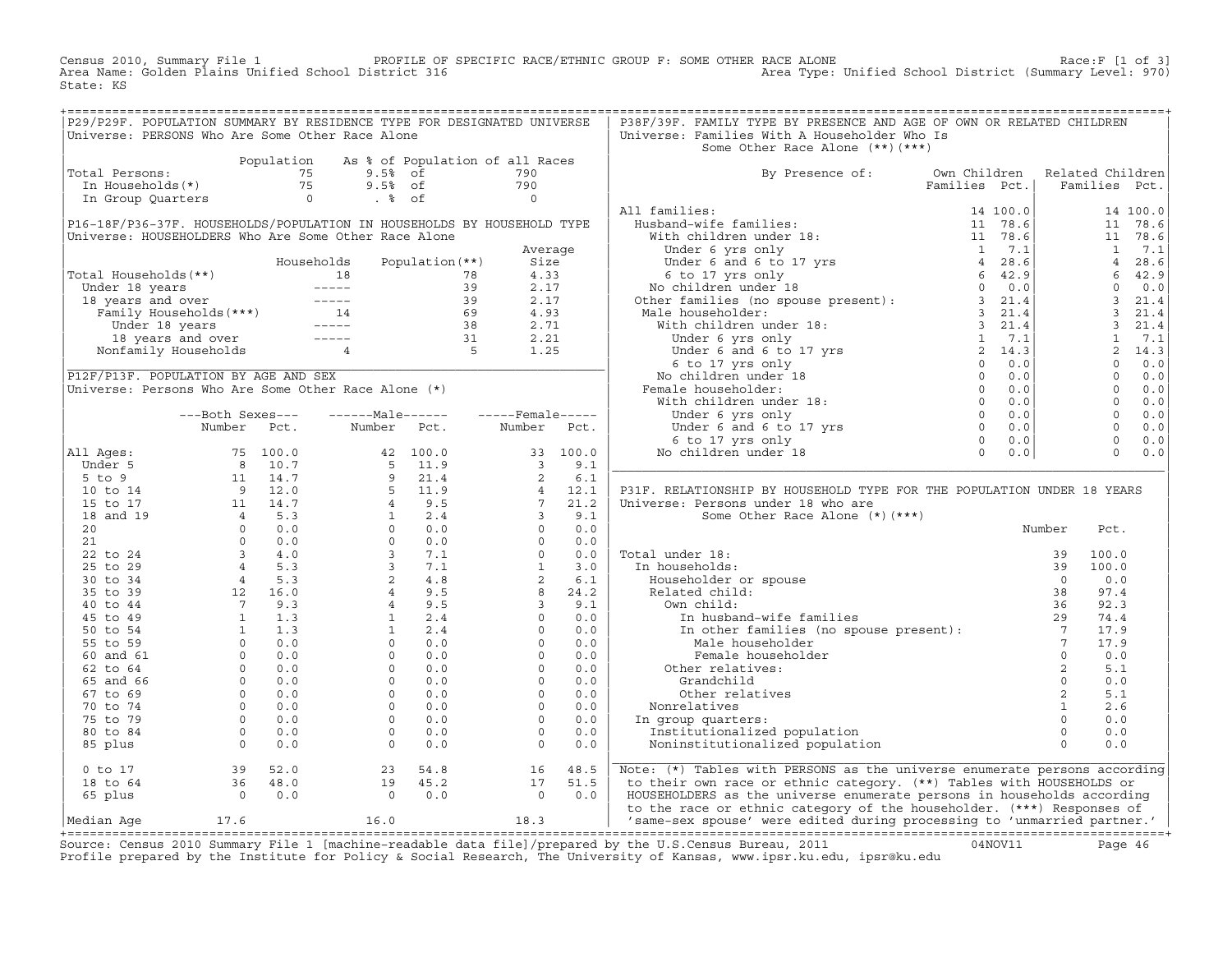Census 2010, Summary File 1 PROFILE OF SPECIFIC RACE/ETHNIC GROUP F: SOME OTHER RACE ALONE Race:F [1 of 3]
Area Name: Golden Plains Unified School District 316 Area Type: Unified School District (Summary Level: 970)
State: KS

## P29/P29F. POPULATION SUMMARY BY RESIDENCE TYPE FOR DESIGNATED UNIVERSE

Universe: PERSONS Who Are Some Other Race Alone

| | Population | As % of Population of all Races | |
|---|---|---|---|
| Total Persons: | 75 | 9.5% of | 790 |
| In Households(*) | 75 | 9.5% of | 790 |
| In Group Quarters | 0 | . % of | 0 |

## P16-18F/P36-37F. HOUSEHOLDS/POPULATION IN HOUSEHOLDS BY HOUSEHOLD TYPE

Universe: HOUSEHOLDERS Who Are Some Other Race Alone

| | Households | Population(**) | Average Size |
|---|---|---|---|
| Total Households(**) | 18 | 78 | 4.33 |
| Under 18 years | ----- | 39 | 2.17 |
| 18 years and over | ----- | 39 | 2.17 |
| Family Households(***) | 14 | 69 | 4.93 |
| Under 18 years | ----- | 38 | 2.71 |
| 18 years and over | ----- | 31 | 2.21 |
| Nonfamily Households | 4 | 5 | 1.25 |

## P12F/P13F. POPULATION BY AGE AND SEX

Universe: Persons Who Are Some Other Race Alone (*)

| | Both Sexes Number | Both Sexes Pct. | Male Number | Male Pct. | Female Number | Female Pct. |
|---|---|---|---|---|---|---|
| All Ages: | 75 | 100.0 | 42 | 100.0 | 33 | 100.0 |
| Under 5 | 8 | 10.7 | 5 | 11.9 | 3 | 9.1 |
| 5 to 9 | 11 | 14.7 | 9 | 21.4 | 2 | 6.1 |
| 10 to 14 | 9 | 12.0 | 5 | 11.9 | 4 | 12.1 |
| 15 to 17 | 11 | 14.7 | 4 | 9.5 | 7 | 21.2 |
| 18 and 19 | 4 | 5.3 | 1 | 2.4 | 3 | 9.1 |
| 20 | 0 | 0.0 | 0 | 0.0 | 0 | 0.0 |
| 21 | 0 | 0.0 | 0 | 0.0 | 0 | 0.0 |
| 22 to 24 | 3 | 4.0 | 3 | 7.1 | 0 | 0.0 |
| 25 to 29 | 4 | 5.3 | 3 | 7.1 | 1 | 3.0 |
| 30 to 34 | 4 | 5.3 | 2 | 4.8 | 2 | 6.1 |
| 35 to 39 | 12 | 16.0 | 4 | 9.5 | 8 | 24.2 |
| 40 to 44 | 7 | 9.3 | 4 | 9.5 | 3 | 9.1 |
| 45 to 49 | 1 | 1.3 | 1 | 2.4 | 0 | 0.0 |
| 50 to 54 | 1 | 1.3 | 1 | 2.4 | 0 | 0.0 |
| 55 to 59 | 0 | 0.0 | 0 | 0.0 | 0 | 0.0 |
| 60 and 61 | 0 | 0.0 | 0 | 0.0 | 0 | 0.0 |
| 62 to 64 | 0 | 0.0 | 0 | 0.0 | 0 | 0.0 |
| 65 and 66 | 0 | 0.0 | 0 | 0.0 | 0 | 0.0 |
| 67 to 69 | 0 | 0.0 | 0 | 0.0 | 0 | 0.0 |
| 70 to 74 | 0 | 0.0 | 0 | 0.0 | 0 | 0.0 |
| 75 to 79 | 0 | 0.0 | 0 | 0.0 | 0 | 0.0 |
| 80 to 84 | 0 | 0.0 | 0 | 0.0 | 0 | 0.0 |
| 85 plus | 0 | 0.0 | 0 | 0.0 | 0 | 0.0 |
| 0 to 17 | 39 | 52.0 | 23 | 54.8 | 16 | 48.5 |
| 18 to 64 | 36 | 48.0 | 19 | 45.2 | 17 | 51.5 |
| 65 plus | 0 | 0.0 | 0 | 0.0 | 0 | 0.0 |
| Median Age | 17.6 | | 16.0 | | 18.3 | |

## P38F/39F. FAMILY TYPE BY PRESENCE AND AGE OF OWN OR RELATED CHILDREN

Universe: Families With A Householder Who Is Some Other Race Alone (**)(***)

| By Presence of: | Own Children Families | Own Children Pct. | Related Children Families | Related Children Pct. |
|---|---|---|---|---|
| All families: | 14 | 100.0 | 14 | 100.0 |
| Husband-wife families: | 11 | 78.6 | 11 | 78.6 |
| With children under 18: | 11 | 78.6 | 11 | 78.6 |
| Under 6 yrs only | 1 | 7.1 | 1 | 7.1 |
| Under 6 and 6 to 17 yrs | 4 | 28.6 | 4 | 28.6 |
| 6 to 17 yrs only | 6 | 42.9 | 6 | 42.9 |
| No children under 18 | 0 | 0.0 | 0 | 0.0 |
| Other families (no spouse present): | 3 | 21.4 | 3 | 21.4 |
| Male householder: | 3 | 21.4 | 3 | 21.4 |
| With children under 18: | 3 | 21.4 | 3 | 21.4 |
| Under 6 yrs only | 1 | 7.1 | 1 | 7.1 |
| Under 6 and 6 to 17 yrs | 2 | 14.3 | 2 | 14.3 |
| 6 to 17 yrs only | 0 | 0.0 | 0 | 0.0 |
| No children under 18 | 0 | 0.0 | 0 | 0.0 |
| Female householder: | 0 | 0.0 | 0 | 0.0 |
| With children under 18: | 0 | 0.0 | 0 | 0.0 |
| Under 6 yrs only | 0 | 0.0 | 0 | 0.0 |
| Under 6 and 6 to 17 yrs | 0 | 0.0 | 0 | 0.0 |
| 6 to 17 yrs only | 0 | 0.0 | 0 | 0.0 |
| No children under 18 | 0 | 0.0 | 0 | 0.0 |

## P31F. RELATIONSHIP BY HOUSEHOLD TYPE FOR THE POPULATION UNDER 18 YEARS

Universe: Persons under 18 who are Some Other Race Alone (*)(***)

| | Number | Pct. |
|---|---|---|
| Total under 18: | 39 | 100.0 |
| In households: | 39 | 100.0 |
| Householder or spouse | 0 | 0.0 |
| Related child: | 38 | 97.4 |
| Own child: | 36 | 92.3 |
| In husband-wife families | 29 | 74.4 |
| In other families (no spouse present): | 7 | 17.9 |
| Male householder | 7 | 17.9 |
| Female householder | 0 | 0.0 |
| Other relatives: | 2 | 5.1 |
| Grandchild | 0 | 0.0 |
| Other relatives | 2 | 5.1 |
| Nonrelatives | 1 | 2.6 |
| In group quarters: | 0 | 0.0 |
| Institutionalized population | 0 | 0.0 |
| Noninstitutionalized population | 0 | 0.0 |

Note: (*) Tables with PERSONS as the universe enumerate persons according to their own race or ethnic category. (**) Tables with HOUSEHOLDS or HOUSEHOLDERS as the universe enumerate persons in households according to the race or ethnic category of the householder. (***) Responses of 'same-sex spouse' were edited during processing to 'unmarried partner.'

Source: Census 2010 Summary File 1 [machine-readable data file]/prepared by the U.S.Census Bureau, 2011 04NOV11
Profile prepared by the Institute for Policy & Social Research, The University of Kansas, www.ipsr.ku.edu, ipsr@ku.edu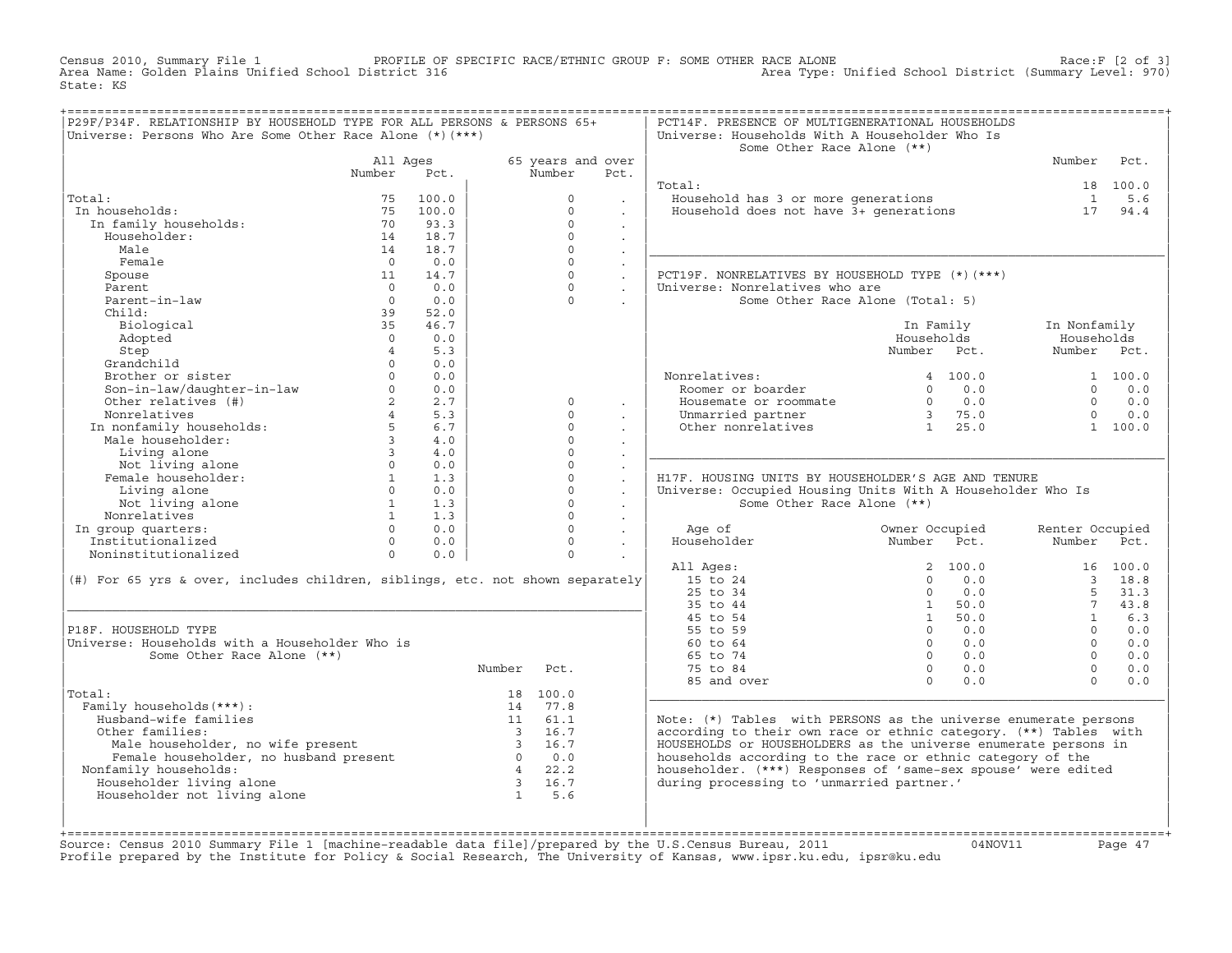Census 2010, Summary File 1 — PROFILE OF SPECIFIC RACE/ETHNIC GROUP F: SOME OTHER RACE ALONE — Race:F [2 of 3]
Area Name: Golden Plains Unified School District 316 — Area Type: Unified School District (Summary Level: 970)
State: KS

## P29F/P34F. RELATIONSHIP BY HOUSEHOLD TYPE FOR ALL PERSONS & PERSONS 65+

Universe: Persons Who Are Some Other Race Alone (*)(***)

| | All Ages Number | All Ages Pct. | 65 years and over Number | 65 years and over Pct. |
|---|---|---|---|---|
| Total: | 75 | 100.0 | 0 | . |
| In households: | 75 | 100.0 | 0 | . |
| In family households: | 70 | 93.3 | 0 | . |
| Householder: | 14 | 18.7 | 0 | . |
| Male | 14 | 18.7 | 0 | . |
| Female | 0 | 0.0 | 0 | . |
| Spouse | 11 | 14.7 | 0 | . |
| Parent | 0 | 0.0 | 0 | . |
| Parent-in-law | 0 | 0.0 | 0 | . |
| Child: | 39 | 52.0 | | |
| Biological | 35 | 46.7 | | |
| Adopted | 0 | 0.0 | | |
| Step | 4 | 5.3 | | |
| Grandchild | 0 | 0.0 | | |
| Brother or sister | 0 | 0.0 | | |
| Son-in-law/daughter-in-law | 0 | 0.0 | | |
| Other relatives (#) | 2 | 2.7 | 0 | . |
| Nonrelatives | 4 | 5.3 | 0 | . |
| In nonfamily households: | 5 | 6.7 | 0 | . |
| Male householder: | 3 | 4.0 | 0 | . |
| Living alone | 3 | 4.0 | 0 | . |
| Not living alone | 0 | 0.0 | 0 | . |
| Female householder: | 1 | 1.3 | 0 | . |
| Living alone | 0 | 0.0 | 0 | . |
| Not living alone | 1 | 1.3 | 0 | . |
| Nonrelatives | 1 | 1.3 | 0 | . |
| In group quarters: | 0 | 0.0 | 0 | . |
| Institutionalized | 0 | 0.0 | 0 | . |
| Noninstitutionalized | 0 | 0.0 | 0 | . |

(#) For 65 yrs & over, includes children, siblings, etc. not shown separately

## P18F. HOUSEHOLD TYPE

Universe: Households with a Householder Who is Some Other Race Alone (**)

| | Number | Pct. |
|---|---|---|
| Total: | 18 | 100.0 |
| Family households(***): | 14 | 77.8 |
| Husband-wife families | 11 | 61.1 |
| Other families: | 3 | 16.7 |
| Male householder, no wife present | 3 | 16.7 |
| Female householder, no husband present | 0 | 0.0 |
| Nonfamily households: | 4 | 22.2 |
| Householder living alone | 3 | 16.7 |
| Householder not living alone | 1 | 5.6 |

## PCT14F. PRESENCE OF MULTIGENERATIONAL HOUSEHOLDS

Universe: Households With A Householder Who Is Some Other Race Alone (**)

| | Number | Pct. |
|---|---|---|
| Total: | 18 | 100.0 |
| Household has 3 or more generations | 1 | 5.6 |
| Household does not have 3+ generations | 17 | 94.4 |

## PCT19F. NONRELATIVES BY HOUSEHOLD TYPE (*)(***)

Universe: Nonrelatives who are Some Other Race Alone (Total: 5)

| | In Family Households Number | In Family Households Pct. | In Nonfamily Households Number | In Nonfamily Households Pct. |
|---|---|---|---|---|
| Nonrelatives: | 4 | 100.0 | 1 | 100.0 |
| Roomer or boarder | 0 | 0.0 | 0 | 0.0 |
| Housemate or roommate | 0 | 0.0 | 0 | 0.0 |
| Unmarried partner | 3 | 75.0 | 0 | 0.0 |
| Other nonrelatives | 1 | 25.0 | 1 | 100.0 |

## H17F. HOUSING UNITS BY HOUSEHOLDER'S AGE AND TENURE

Universe: Occupied Housing Units With A Householder Who Is Some Other Race Alone (**)

| Age of Householder | Owner Occupied Number | Owner Occupied Pct. | Renter Occupied Number | Renter Occupied Pct. |
|---|---|---|---|---|
| All Ages: | 2 | 100.0 | 16 | 100.0 |
| 15 to 24 | 0 | 0.0 | 3 | 18.8 |
| 25 to 34 | 0 | 0.0 | 5 | 31.3 |
| 35 to 44 | 1 | 50.0 | 7 | 43.8 |
| 45 to 54 | 1 | 50.0 | 1 | 6.3 |
| 55 to 59 | 0 | 0.0 | 0 | 0.0 |
| 60 to 64 | 0 | 0.0 | 0 | 0.0 |
| 65 to 74 | 0 | 0.0 | 0 | 0.0 |
| 75 to 84 | 0 | 0.0 | 0 | 0.0 |
| 85 and over | 0 | 0.0 | 0 | 0.0 |

Note: (*) Tables with PERSONS as the universe enumerate persons according to their own race or ethnic category. (**) Tables with HOUSEHOLDS or HOUSEHOLDERS as the universe enumerate persons in households according to the race or ethnic category of the householder. (***) Responses of 'same-sex spouse' were edited during processing to 'unmarried partner.'

Source: Census 2010 Summary File 1 [machine-readable data file]/prepared by the U.S.Census Bureau, 2011 04NOV11
Profile prepared by the Institute for Policy & Social Research, The University of Kansas, www.ipsr.ku.edu, ipsr@ku.edu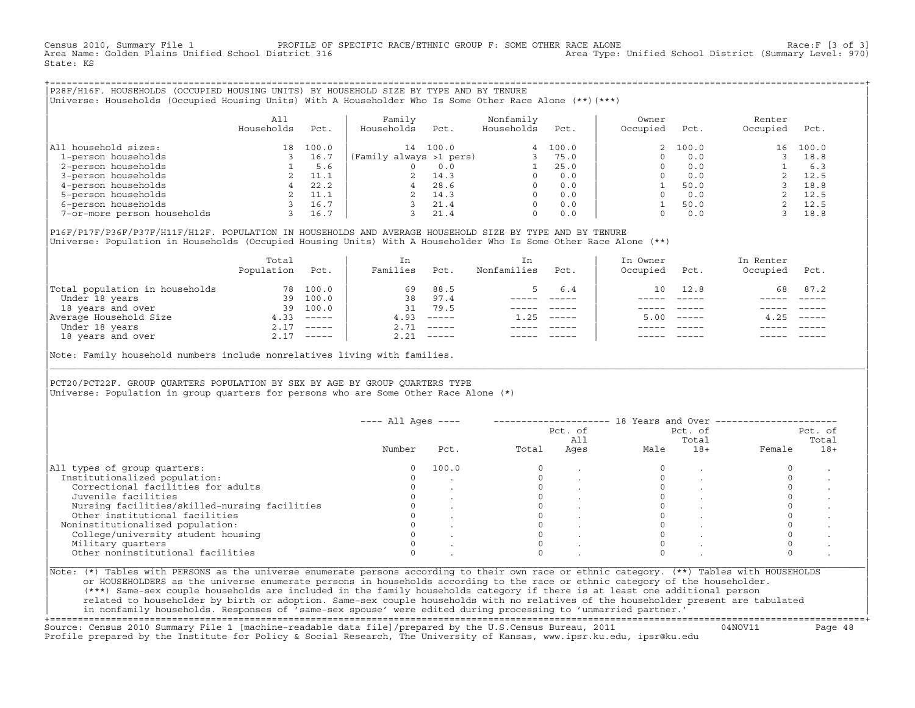Census 2010, Summary File 1 PROFILE OF SPECIFIC RACE/ETHNIC GROUP F: SOME OTHER RACE ALONE Race:F [3 of 3]
Area Name: Golden Plains Unified School District 316 Area Type: Unified School District (Summary Level: 970)
State: KS

## P28F/H16F. HOUSEHOLDS (OCCUPIED HOUSING UNITS) BY HOUSEHOLD SIZE BY TYPE AND BY TENURE

Universe: Households (Occupied Housing Units) With A Householder Who Is Some Other Race Alone (**)(***)

| | All Households | Pct. | Family Households | Pct. | Nonfamily Households | Pct. | Owner Occupied | Pct. | Renter Occupied | Pct. |
|---|---|---|---|---|---|---|---|---|---|---|
| All household sizes: | 18 | 100.0 | 14 | 100.0 | 4 | 100.0 | 2 | 100.0 | 16 | 100.0 |
| 1-person households | 3 | 16.7 | (Family always >1 pers) | | 3 | 75.0 | 0 | 0.0 | 3 | 18.8 |
| 2-person households | 1 | 5.6 | 0 | 0.0 | 1 | 25.0 | 0 | 0.0 | 1 | 6.3 |
| 3-person households | 2 | 11.1 | 2 | 14.3 | 0 | 0.0 | 0 | 0.0 | 2 | 12.5 |
| 4-person households | 4 | 22.2 | 4 | 28.6 | 0 | 0.0 | 1 | 50.0 | 3 | 18.8 |
| 5-person households | 2 | 11.1 | 2 | 14.3 | 0 | 0.0 | 0 | 0.0 | 2 | 12.5 |
| 6-person households | 3 | 16.7 | 3 | 21.4 | 0 | 0.0 | 1 | 50.0 | 2 | 12.5 |
| 7-or-more person households | 3 | 16.7 | 3 | 21.4 | 0 | 0.0 | 0 | 0.0 | 3 | 18.8 |

## P16F/P17F/P36F/P37F/H11F/H12F. POPULATION IN HOUSEHOLDS AND AVERAGE HOUSEHOLD SIZE BY TYPE AND BY TENURE

Universe: Population in Households (Occupied Housing Units) With A Householder Who Is Some Other Race Alone (**)

| | Total Population | Pct. | In Families | Pct. | In Nonfamilies | Pct. | In Owner Occupied | Pct. | In Renter Occupied | Pct. |
|---|---|---|---|---|---|---|---|---|---|---|
| Total population in households | 78 | 100.0 | 69 | 88.5 | 5 | 6.4 | 10 | 12.8 | 68 | 87.2 |
| Under 18 years | 39 | 100.0 | 38 | 97.4 | ----- | ----- | ----- | ----- | ----- | ----- |
| 18 years and over | 39 | 100.0 | 31 | 79.5 | ----- | ----- | ----- | ----- | ----- | ----- |
| Average Household Size | 4.33 | ----- | 4.93 | ----- | 1.25 | ----- | 5.00 | ----- | 4.25 | ----- |
| Under 18 years | 2.17 | ----- | 2.71 | ----- | ----- | ----- | ----- | ----- | ----- | ----- |
| 18 years and over | 2.17 | ----- | 2.21 | ----- | ----- | ----- | ----- | ----- | ----- | ----- |

Note: Family household numbers include nonrelatives living with families.

## PCT20/PCT22F. GROUP QUARTERS POPULATION BY SEX BY AGE BY GROUP QUARTERS TYPE

Universe: Population in group quarters for persons who are Some Other Race Alone (*)

| | ---- All Ages ---- | | 18 Years and Over | | | | | |
|---|---|---|---|---|---|---|---|---|
| | Number | Pct. | Total | Pct. of All Ages | Male | Pct. of Total 18+ | Female | Pct. of Total 18+ |
| All types of group quarters: | 0 | 100.0 | 0 | . | 0 | . | 0 | . |
| Institutionalized population: | 0 | . | 0 | . | 0 | . | 0 | . |
| Correctional facilities for adults | 0 | . | 0 | . | 0 | . | 0 | . |
| Juvenile facilities | 0 | . | 0 | . | 0 | . | 0 | . |
| Nursing facilities/skilled-nursing facilities | 0 | . | 0 | . | 0 | . | 0 | . |
| Other institutional facilities | 0 | . | 0 | . | 0 | . | 0 | . |
| Noninstitutionalized population: | 0 | . | 0 | . | 0 | . | 0 | . |
| College/university student housing | 0 | . | 0 | . | 0 | . | 0 | . |
| Military quarters | 0 | . | 0 | . | 0 | . | 0 | . |
| Other noninstitutional facilities | 0 | . | 0 | . | 0 | . | 0 | . |

Note: (*) Tables with PERSONS as the universe enumerate persons according to their own race or ethnic category. (**) Tables with HOUSEHOLDS or HOUSEHOLDERS as the universe enumerate persons in households according to the race or ethnic category of the householder. (***) Same-sex couple households are included in the family households category if there is at least one additional person related to householder by birth or adoption. Same-sex couple households with no relatives of the householder present are tabulated in nonfamily households. Responses of 'same-sex spouse' were edited during processing to 'unmarried partner.'

Source: Census 2010 Summary File 1 [machine-readable data file]/prepared by the U.S.Census Bureau, 2011 04NOV11
Profile prepared by the Institute for Policy & Social Research, The University of Kansas, www.ipsr.ku.edu, ipsr@ku.edu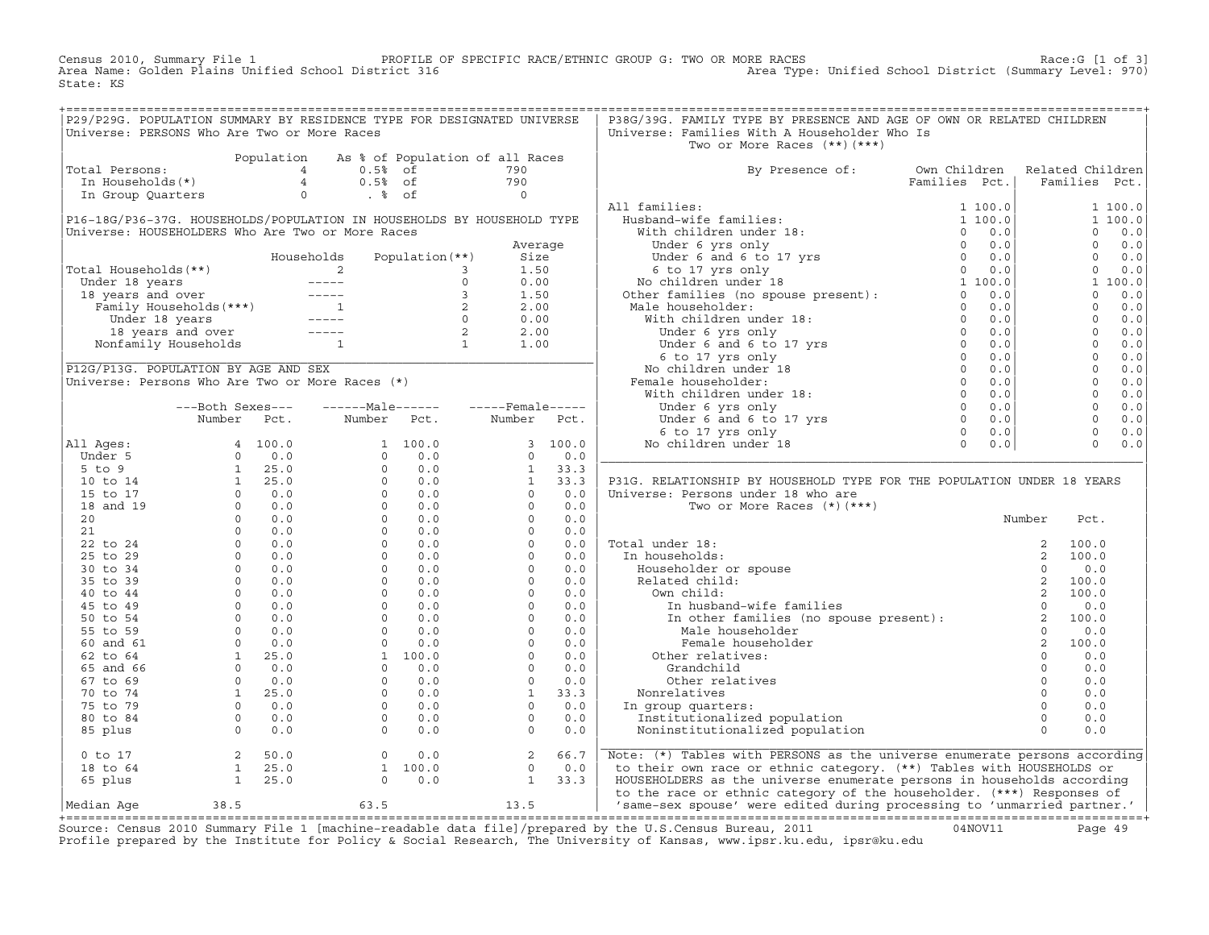Census 2010, Summary File 1 — PROFILE OF SPECIFIC RACE/ETHNIC GROUP G: TWO OR MORE RACES — Race:G [1 of 3]
Area Name: Golden Plains Unified School District 316 — Area Type: Unified School District (Summary Level: 970)
State: KS

## P29/P29G. POPULATION SUMMARY BY RESIDENCE TYPE FOR DESIGNATED UNIVERSE

Universe: PERSONS Who Are Two or More Races

| | Population | As % of Population of all Races | |
|---|---|---|---|
| Total Persons: | 4 | 0.5% of | 790 |
| In Households(*) | 4 | 0.5% of | 790 |
| In Group Quarters | 0 | . % of | 0 |

## P16-18G/P36-37G. HOUSEHOLDS/POPULATION IN HOUSEHOLDS BY HOUSEHOLD TYPE

Universe: HOUSEHOLDERS Who Are Two or More Races

| | Households | Population(**) | Average Size |
|---|---|---|---|
| Total Households(**) | 2 | 3 | 1.50 |
| Under 18 years | ----- | 0 | 0.00 |
| 18 years and over | ----- | 3 | 1.50 |
| Family Households(***) | 1 | 2 | 2.00 |
| Under 18 years | ----- | 0 | 0.00 |
| 18 years and over | ----- | 2 | 2.00 |
| Nonfamily Households | 1 | 1 | 1.00 |

## P12G/P13G. POPULATION BY AGE AND SEX

Universe: Persons Who Are Two or More Races (*)

| | Both Sexes Number | Both Sexes Pct. | Male Number | Male Pct. | Female Number | Female Pct. |
|---|---|---|---|---|---|---|
| All Ages: | 4 | 100.0 | 1 | 100.0 | 3 | 100.0 |
| Under 5 | 0 | 0.0 | 0 | 0.0 | 0 | 0.0 |
| 5 to 9 | 1 | 25.0 | 0 | 0.0 | 1 | 33.3 |
| 10 to 14 | 1 | 25.0 | 0 | 0.0 | 1 | 33.3 |
| 15 to 17 | 0 | 0.0 | 0 | 0.0 | 0 | 0.0 |
| 18 and 19 | 0 | 0.0 | 0 | 0.0 | 0 | 0.0 |
| 20 | 0 | 0.0 | 0 | 0.0 | 0 | 0.0 |
| 21 | 0 | 0.0 | 0 | 0.0 | 0 | 0.0 |
| 22 to 24 | 0 | 0.0 | 0 | 0.0 | 0 | 0.0 |
| 25 to 29 | 0 | 0.0 | 0 | 0.0 | 0 | 0.0 |
| 30 to 34 | 0 | 0.0 | 0 | 0.0 | 0 | 0.0 |
| 35 to 39 | 0 | 0.0 | 0 | 0.0 | 0 | 0.0 |
| 40 to 44 | 0 | 0.0 | 0 | 0.0 | 0 | 0.0 |
| 45 to 49 | 0 | 0.0 | 0 | 0.0 | 0 | 0.0 |
| 50 to 54 | 0 | 0.0 | 0 | 0.0 | 0 | 0.0 |
| 55 to 59 | 0 | 0.0 | 0 | 0.0 | 0 | 0.0 |
| 60 and 61 | 0 | 0.0 | 0 | 0.0 | 0 | 0.0 |
| 62 to 64 | 1 | 25.0 | 1 | 100.0 | 0 | 0.0 |
| 65 and 66 | 0 | 0.0 | 0 | 0.0 | 0 | 0.0 |
| 67 to 69 | 0 | 0.0 | 0 | 0.0 | 0 | 0.0 |
| 70 to 74 | 1 | 25.0 | 0 | 0.0 | 1 | 33.3 |
| 75 to 79 | 0 | 0.0 | 0 | 0.0 | 0 | 0.0 |
| 80 to 84 | 0 | 0.0 | 0 | 0.0 | 0 | 0.0 |
| 85 plus | 0 | 0.0 | 0 | 0.0 | 0 | 0.0 |
| 0 to 17 | 2 | 50.0 | 0 | 0.0 | 2 | 66.7 |
| 18 to 64 | 1 | 25.0 | 1 | 100.0 | 0 | 0.0 |
| 65 plus | 1 | 25.0 | 0 | 0.0 | 1 | 33.3 |
| Median Age | 38.5 | | 63.5 | | 13.5 | |

## P38G/39G. FAMILY TYPE BY PRESENCE AND AGE OF OWN OR RELATED CHILDREN

Universe: Families With A Householder Who Is Two or More Races (**)(***)

| By Presence of: | Own Children Families | Own Children Pct. | Related Children Families | Related Children Pct. |
|---|---|---|---|---|
| All families: | 1 | 100.0 | 1 | 100.0 |
| Husband-wife families: | 1 | 100.0 | 1 | 100.0 |
| With children under 18: | 0 | 0.0 | 0 | 0.0 |
| Under 6 yrs only | 0 | 0.0 | 0 | 0.0 |
| Under 6 and 6 to 17 yrs | 0 | 0.0 | 0 | 0.0 |
| 6 to 17 yrs only | 0 | 0.0 | 0 | 0.0 |
| No children under 18 | 1 | 100.0 | 1 | 100.0 |
| Other families (no spouse present): | 0 | 0.0 | 0 | 0.0 |
| Male householder: | 0 | 0.0 | 0 | 0.0 |
| With children under 18: | 0 | 0.0 | 0 | 0.0 |
| Under 6 yrs only | 0 | 0.0 | 0 | 0.0 |
| Under 6 and 6 to 17 yrs | 0 | 0.0 | 0 | 0.0 |
| 6 to 17 yrs only | 0 | 0.0 | 0 | 0.0 |
| No children under 18 | 0 | 0.0 | 0 | 0.0 |
| Female householder: | 0 | 0.0 | 0 | 0.0 |
| With children under 18: | 0 | 0.0 | 0 | 0.0 |
| Under 6 yrs only | 0 | 0.0 | 0 | 0.0 |
| Under 6 and 6 to 17 yrs | 0 | 0.0 | 0 | 0.0 |
| 6 to 17 yrs only | 0 | 0.0 | 0 | 0.0 |
| No children under 18 | 0 | 0.0 | 0 | 0.0 |

## P31G. RELATIONSHIP BY HOUSEHOLD TYPE FOR THE POPULATION UNDER 18 YEARS

Universe: Persons under 18 who are Two or More Races (*)(***)

| | Number | Pct. |
|---|---|---|
| Total under 18: | 2 | 100.0 |
| In households: | 2 | 100.0 |
| Householder or spouse | 0 | 0.0 |
| Related child: | 2 | 100.0 |
| Own child: | 2 | 100.0 |
| In husband-wife families | 0 | 0.0 |
| In other families (no spouse present): | 2 | 100.0 |
| Male householder | 0 | 0.0 |
| Female householder | 2 | 100.0 |
| Other relatives: | 0 | 0.0 |
| Grandchild | 0 | 0.0 |
| Other relatives | 0 | 0.0 |
| Nonrelatives | 0 | 0.0 |
| In group quarters: | 0 | 0.0 |
| Institutionalized population | 0 | 0.0 |
| Noninstitutionalized population | 0 | 0.0 |

Note: (*) Tables with PERSONS as the universe enumerate persons according to their own race or ethnic category. (**) Tables with HOUSEHOLDS or HOUSEHOLDERS as the universe enumerate persons in households according to the race or ethnic category of the householder. (***) Responses of 'same-sex spouse' were edited during processing to 'unmarried partner.'

Source: Census 2010 Summary File 1 [machine-readable data file]/prepared by the U.S.Census Bureau, 2011 04NOV11
Profile prepared by the Institute for Policy & Social Research, The University of Kansas, www.ipsr.ku.edu, ipsr@ku.edu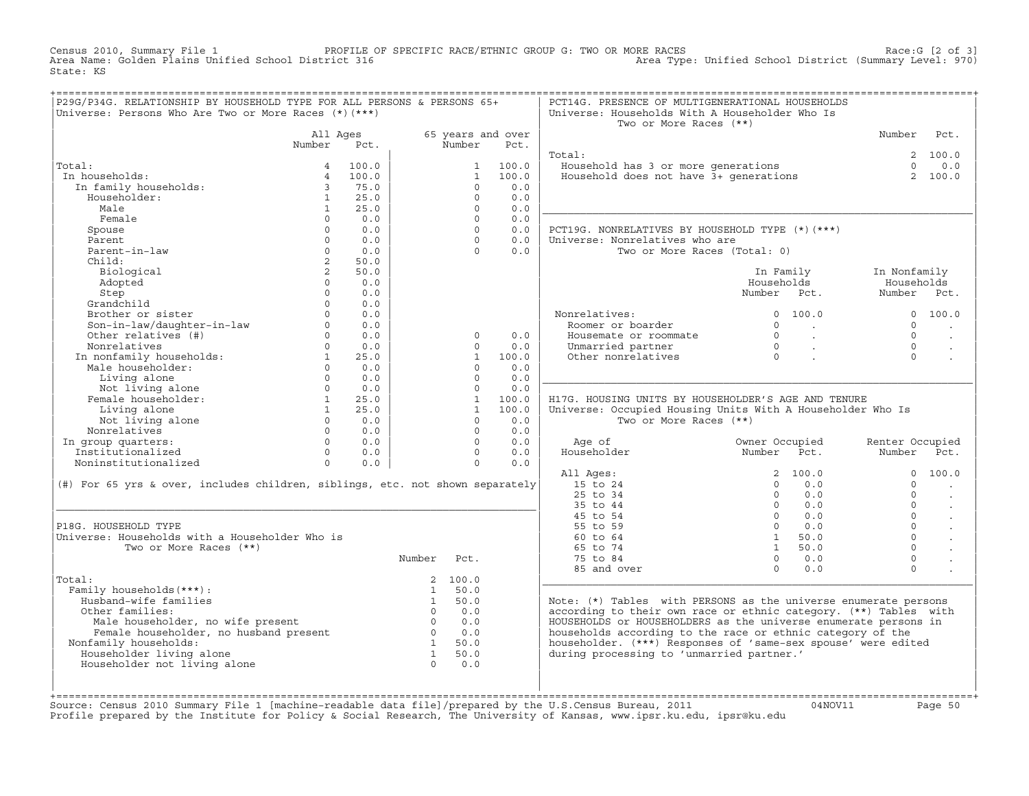Census 2010, Summary File 1 PROFILE OF SPECIFIC RACE/ETHNIC GROUP G: TWO OR MORE RACES Race:G [2 of 3]
Area Name: Golden Plains Unified School District 316 Area Type: Unified School District (Summary Level: 970)
State: KS

## P29G/P34G. RELATIONSHIP BY HOUSEHOLD TYPE FOR ALL PERSONS & PERSONS 65+
Universe: Persons Who Are Two or More Races (*)(***)

| | All Ages Number | All Ages Pct. | 65 years and over Number | 65 years and over Pct. |
|---|---|---|---|---|
| Total: | 4 | 100.0 | 1 | 100.0 |
| In households: | 4 | 100.0 | 1 | 100.0 |
| In family households: | 3 | 75.0 | 0 | 0.0 |
| Householder: | 1 | 25.0 | 0 | 0.0 |
| Male | 1 | 25.0 | 0 | 0.0 |
| Female | 0 | 0.0 | 0 | 0.0 |
| Spouse | 0 | 0.0 | 0 | 0.0 |
| Parent | 0 | 0.0 | 0 | 0.0 |
| Parent-in-law | 0 | 0.0 | 0 | 0.0 |
| Child: | 2 | 50.0 | | |
| Biological | 2 | 50.0 | | |
| Adopted | 0 | 0.0 | | |
| Step | 0 | 0.0 | | |
| Grandchild | 0 | 0.0 | | |
| Brother or sister | 0 | 0.0 | | |
| Son-in-law/daughter-in-law | 0 | 0.0 | | |
| Other relatives (#) | 0 | 0.0 | 0 | 0.0 |
| Nonrelatives | 0 | 0.0 | 0 | 0.0 |
| In nonfamily households: | 1 | 25.0 | 1 | 100.0 |
| Male householder: | 0 | 0.0 | 0 | 0.0 |
| Living alone | 0 | 0.0 | 0 | 0.0 |
| Not living alone | 0 | 0.0 | 0 | 0.0 |
| Female householder: | 1 | 25.0 | 1 | 100.0 |
| Living alone | 1 | 25.0 | 1 | 100.0 |
| Not living alone | 0 | 0.0 | 0 | 0.0 |
| Nonrelatives | 0 | 0.0 | 0 | 0.0 |
| In group quarters: | 0 | 0.0 | 0 | 0.0 |
| Institutionalized | 0 | 0.0 | 0 | 0.0 |
| Noninstitutionalized | 0 | 0.0 | 0 | 0.0 |

(#) For 65 yrs & over, includes children, siblings, etc. not shown separately

## P18G. HOUSEHOLD TYPE
Universe: Households with a Householder Who is Two or More Races (**)

| | Number | Pct. |
|---|---|---|
| Total: | 2 | 100.0 |
| Family households(***): | 1 | 50.0 |
| Husband-wife families | 1 | 50.0 |
| Other families: | 0 | 0.0 |
| Male householder, no wife present | 0 | 0.0 |
| Female householder, no husband present | 0 | 0.0 |
| Nonfamily households: | 1 | 50.0 |
| Householder living alone | 1 | 50.0 |
| Householder not living alone | 0 | 0.0 |

## PCT14G. PRESENCE OF MULTIGENERATIONAL HOUSEHOLDS
Universe: Households With A Householder Who Is Two or More Races (**)

| | Number | Pct. |
|---|---|---|
| Total: | 2 | 100.0 |
| Household has 3 or more generations | 0 | 0.0 |
| Household does not have 3+ generations | 2 | 100.0 |

## PCT19G. NONRELATIVES BY HOUSEHOLD TYPE (*)(***)
Universe: Nonrelatives who are Two or More Races (Total: 0)

| | In Family Households Number | In Family Households Pct. | In Nonfamily Households Number | In Nonfamily Households Pct. |
|---|---|---|---|---|
| Nonrelatives: | 0 | 100.0 | 0 | 100.0 |
| Roomer or boarder | 0 | . | 0 | . |
| Housemate or roommate | 0 | . | 0 | . |
| Unmarried partner | 0 | . | 0 | . |
| Other nonrelatives | 0 | . | 0 | . |

## H17G. HOUSING UNITS BY HOUSEHOLDER'S AGE AND TENURE
Universe: Occupied Housing Units With A Householder Who Is Two or More Races (**)

| Age of Householder | Owner Occupied Number | Owner Occupied Pct. | Renter Occupied Number | Renter Occupied Pct. |
|---|---|---|---|---|
| All Ages: | 2 | 100.0 | 0 | 100.0 |
| 15 to 24 | 0 | 0.0 | 0 | . |
| 25 to 34 | 0 | 0.0 | 0 | . |
| 35 to 44 | 0 | 0.0 | 0 | . |
| 45 to 54 | 0 | 0.0 | 0 | . |
| 55 to 59 | 0 | 0.0 | 0 | . |
| 60 to 64 | 1 | 50.0 | 0 | . |
| 65 to 74 | 1 | 50.0 | 0 | . |
| 75 to 84 | 0 | 0.0 | 0 | . |
| 85 and over | 0 | 0.0 | 0 | . |

Note: (*) Tables with PERSONS as the universe enumerate persons according to their own race or ethnic category. (**) Tables with HOUSEHOLDS or HOUSEHOLDERS as the universe enumerate persons in households according to the race or ethnic category of the householder. (***) Responses of 'same-sex spouse' were edited during processing to 'unmarried partner.'

Source: Census 2010 Summary File 1 [machine-readable data file]/prepared by the U.S.Census Bureau, 2011 04NOV11
Profile prepared by the Institute for Policy & Social Research, The University of Kansas, www.ipsr.ku.edu, ipsr@ku.edu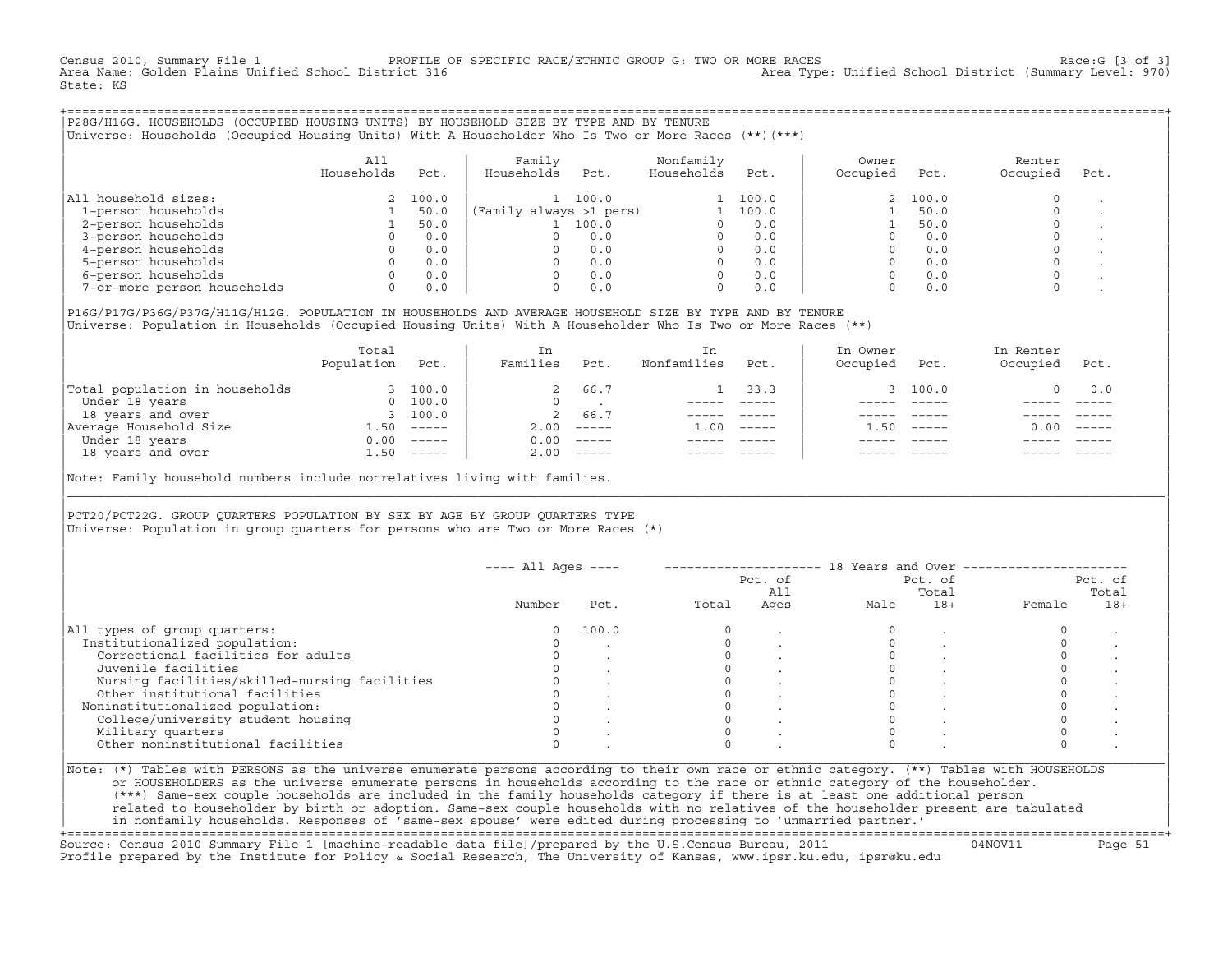Census 2010, Summary File 1 — PROFILE OF SPECIFIC RACE/ETHNIC GROUP G: TWO OR MORE RACES — Race:G [3 of 3]

Area Name: Golden Plains Unified School District 316 — Area Type: Unified School District (Summary Level: 970)

State: KS

## P28G/H16G. HOUSEHOLDS (OCCUPIED HOUSING UNITS) BY HOUSEHOLD SIZE BY TYPE AND BY TENURE

Universe: Households (Occupied Housing Units) With A Householder Who Is Two or More Races (**)(***)

| | All Households | Pct. | Family Households | Pct. | Nonfamily Households | Pct. | Owner Occupied | Pct. | Renter Occupied | Pct. |
|---|---|---|---|---|---|---|---|---|---|---|
| All household sizes: | 2 | 100.0 | 1 | 100.0 | 1 | 100.0 | 2 | 100.0 | 0 | . |
| 1-person households | 1 | 50.0 | (Family always >1 pers) | | 1 | 100.0 | 1 | 50.0 | 0 | . |
| 2-person households | 1 | 50.0 | 1 | 100.0 | 0 | 0.0 | 1 | 50.0 | 0 | . |
| 3-person households | 0 | 0.0 | 0 | 0.0 | 0 | 0.0 | 0 | 0.0 | 0 | . |
| 4-person households | 0 | 0.0 | 0 | 0.0 | 0 | 0.0 | 0 | 0.0 | 0 | . |
| 5-person households | 0 | 0.0 | 0 | 0.0 | 0 | 0.0 | 0 | 0.0 | 0 | . |
| 6-person households | 0 | 0.0 | 0 | 0.0 | 0 | 0.0 | 0 | 0.0 | 0 | . |
| 7-or-more person households | 0 | 0.0 | 0 | 0.0 | 0 | 0.0 | 0 | 0.0 | 0 | . |

## P16G/P17G/P36G/P37G/H11G/H12G. POPULATION IN HOUSEHOLDS AND AVERAGE HOUSEHOLD SIZE BY TYPE AND BY TENURE

Universe: Population in Households (Occupied Housing Units) With A Householder Who Is Two or More Races (**)

| | Total Population | Pct. | In Families | Pct. | In Nonfamilies | Pct. | In Owner Occupied | Pct. | In Renter Occupied | Pct. |
|---|---|---|---|---|---|---|---|---|---|---|
| Total population in households | 3 | 100.0 | 2 | 66.7 | 1 | 33.3 | 3 | 100.0 | 0 | 0.0 |
| Under 18 years | 0 | 100.0 | 0 | . | ----- | ----- | ----- | ----- | ----- | ----- |
| 18 years and over | 3 | 100.0 | 2 | 66.7 | ----- | ----- | ----- | ----- | ----- | ----- |
| Average Household Size | 1.50 | ----- | 2.00 | ----- | 1.00 | ----- | 1.50 | ----- | 0.00 | ----- |
| Under 18 years | 0.00 | ----- | 0.00 | ----- | ----- | ----- | ----- | ----- | ----- | ----- |
| 18 years and over | 1.50 | ----- | 2.00 | ----- | ----- | ----- | ----- | ----- | ----- | ----- |

Note: Family household numbers include nonrelatives living with families.

## PCT20/PCT22G. GROUP QUARTERS POPULATION BY SEX BY AGE BY GROUP QUARTERS TYPE

Universe: Population in group quarters for persons who are Two or More Races (*)

| | All Ages | | 18 Years and Over | | | | | |
|---|---|---|---|---|---|---|---|---|
| | Number | Pct. | Total | Pct. of All Ages | Male | Pct. of Total 18+ | Female | Pct. of Total 18+ |
| All types of group quarters: | 0 | 100.0 | 0 | . | 0 | . | 0 | . |
| Institutionalized population: | 0 | . | 0 | . | 0 | . | 0 | . |
| Correctional facilities for adults | 0 | . | 0 | . | 0 | . | 0 | . |
| Juvenile facilities | 0 | . | 0 | . | 0 | . | 0 | . |
| Nursing facilities/skilled-nursing facilities | 0 | . | 0 | . | 0 | . | 0 | . |
| Other institutional facilities | 0 | . | 0 | . | 0 | . | 0 | . |
| Noninstitutionalized population: | 0 | . | 0 | . | 0 | . | 0 | . |
| College/university student housing | 0 | . | 0 | . | 0 | . | 0 | . |
| Military quarters | 0 | . | 0 | . | 0 | . | 0 | . |
| Other noninstitutional facilities | 0 | . | 0 | . | 0 | . | 0 | . |

Note: (*) Tables with PERSONS as the universe enumerate persons according to their own race or ethnic category. (**) Tables with HOUSEHOLDS or HOUSEHOLDERS as the universe enumerate persons in households according to the race or ethnic category of the householder. (***) Same-sex couple households are included in the family households category if there is at least one additional person related to householder by birth or adoption. Same-sex couple households with no relatives of the householder present are tabulated in nonfamily households. Responses of 'same-sex spouse' were edited during processing to 'unmarried partner.'

Source: Census 2010 Summary File 1 [machine-readable data file]/prepared by the U.S.Census Bureau, 2011 — 04NOV11

Profile prepared by the Institute for Policy & Social Research, The University of Kansas, www.ipsr.ku.edu, ipsr@ku.edu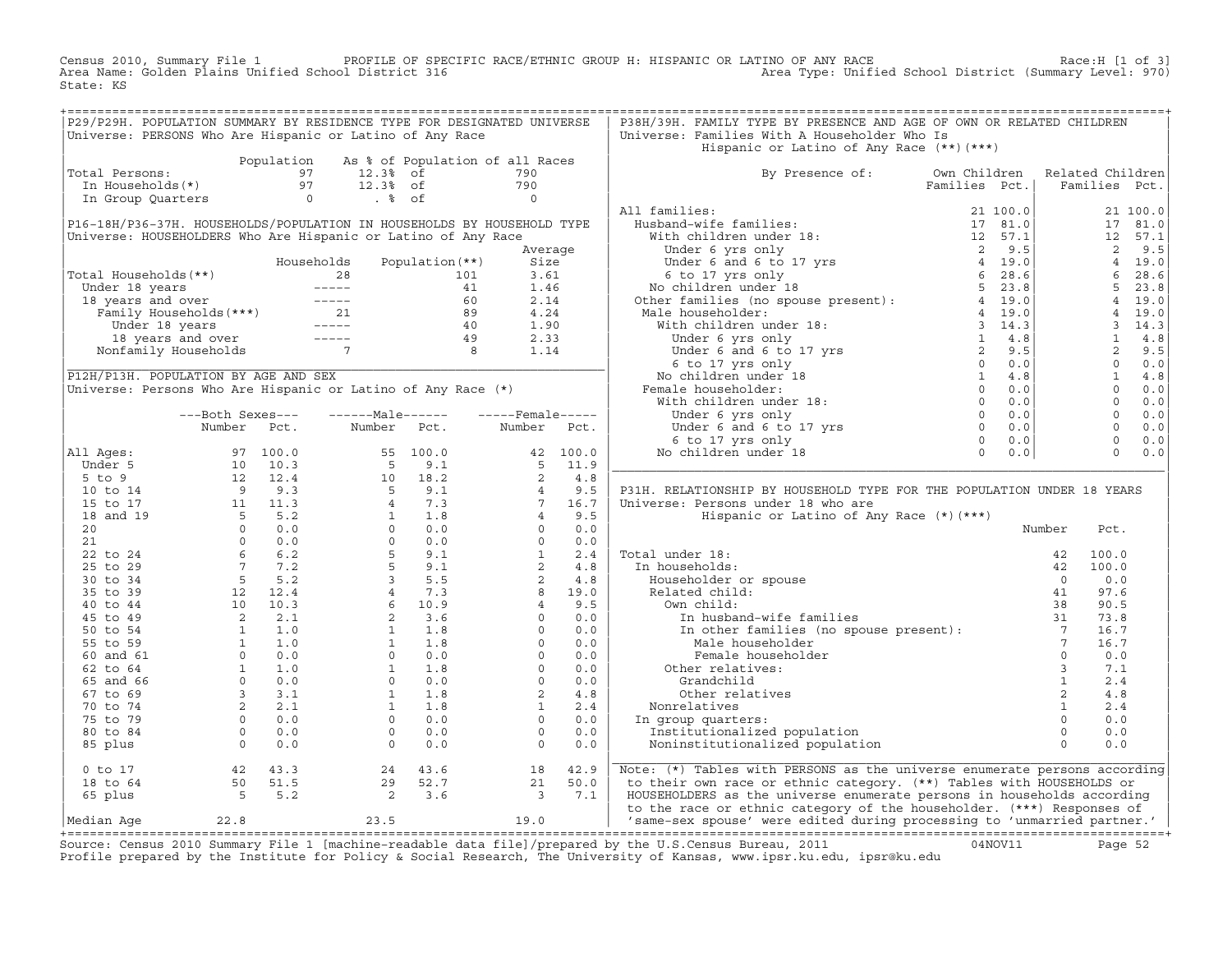Census 2010, Summary File 1 — PROFILE OF SPECIFIC RACE/ETHNIC GROUP H: HISPANIC OR LATINO OF ANY RACE — Race:H [1 of 3]
Area Name: Golden Plains Unified School District 316 — Area Type: Unified School District (Summary Level: 970)
State: KS

## P29/P29H. POPULATION SUMMARY BY RESIDENCE TYPE FOR DESIGNATED UNIVERSE

Universe: PERSONS Who Are Hispanic or Latino of Any Race

| | Population | As % of Population of all Races | |
|---|---|---|---|
| Total Persons: | 97 | 12.3% of | 790 |
| In Households(*) | 97 | 12.3% of | 790 |
| In Group Quarters | 0 | . % of | 0 |

## P16-18H/P36-37H. HOUSEHOLDS/POPULATION IN HOUSEHOLDS BY HOUSEHOLD TYPE

Universe: HOUSEHOLDERS Who Are Hispanic or Latino of Any Race

| | Households | Population(**) | Average Size |
|---|---|---|---|
| Total Households(**) | 28 | 101 | 3.61 |
| Under 18 years | ----- | 41 | 1.46 |
| 18 years and over | ----- | 60 | 2.14 |
| Family Households(***) | 21 | 89 | 4.24 |
| Under 18 years | ----- | 40 | 1.90 |
| 18 years and over | ----- | 49 | 2.33 |
| Nonfamily Households | 7 | 8 | 1.14 |

## P12H/P13H. POPULATION BY AGE AND SEX

Universe: Persons Who Are Hispanic or Latino of Any Race (*)

| | Both Sexes Number | Both Sexes Pct. | Male Number | Male Pct. | Female Number | Female Pct. |
|---|---|---|---|---|---|---|
| All Ages: | 97 | 100.0 | 55 | 100.0 | 42 | 100.0 |
| Under 5 | 10 | 10.3 | 5 | 9.1 | 5 | 11.9 |
| 5 to 9 | 12 | 12.4 | 10 | 18.2 | 2 | 4.8 |
| 10 to 14 | 9 | 9.3 | 5 | 9.1 | 4 | 9.5 |
| 15 to 17 | 11 | 11.3 | 4 | 7.3 | 7 | 16.7 |
| 18 and 19 | 5 | 5.2 | 1 | 1.8 | 4 | 9.5 |
| 20 | 0 | 0.0 | 0 | 0.0 | 0 | 0.0 |
| 21 | 0 | 0.0 | 0 | 0.0 | 0 | 0.0 |
| 22 to 24 | 6 | 6.2 | 5 | 9.1 | 1 | 2.4 |
| 25 to 29 | 7 | 7.2 | 5 | 9.1 | 2 | 4.8 |
| 30 to 34 | 5 | 5.2 | 3 | 5.5 | 2 | 4.8 |
| 35 to 39 | 12 | 12.4 | 4 | 7.3 | 8 | 19.0 |
| 40 to 44 | 10 | 10.3 | 6 | 10.9 | 4 | 9.5 |
| 45 to 49 | 2 | 2.1 | 2 | 3.6 | 0 | 0.0 |
| 50 to 54 | 1 | 1.0 | 1 | 1.8 | 0 | 0.0 |
| 55 to 59 | 1 | 1.0 | 1 | 1.8 | 0 | 0.0 |
| 60 and 61 | 0 | 0.0 | 0 | 0.0 | 0 | 0.0 |
| 62 to 64 | 1 | 1.0 | 1 | 1.8 | 0 | 0.0 |
| 65 and 66 | 0 | 0.0 | 0 | 0.0 | 0 | 0.0 |
| 67 to 69 | 3 | 3.1 | 1 | 1.8 | 2 | 4.8 |
| 70 to 74 | 2 | 2.1 | 1 | 1.8 | 1 | 2.4 |
| 75 to 79 | 0 | 0.0 | 0 | 0.0 | 0 | 0.0 |
| 80 to 84 | 0 | 0.0 | 0 | 0.0 | 0 | 0.0 |
| 85 plus | 0 | 0.0 | 0 | 0.0 | 0 | 0.0 |
| 0 to 17 | 42 | 43.3 | 24 | 43.6 | 18 | 42.9 |
| 18 to 64 | 50 | 51.5 | 29 | 52.7 | 21 | 50.0 |
| 65 plus | 5 | 5.2 | 2 | 3.6 | 3 | 7.1 |
| Median Age | 22.8 | | 23.5 | | 19.0 | |

## P38H/39H. FAMILY TYPE BY PRESENCE AND AGE OF OWN OR RELATED CHILDREN

Universe: Families With A Householder Who Is Hispanic or Latino of Any Race (**)(***)

| By Presence of: | Own Children Families | Own Children Pct. | Related Children Families | Related Children Pct. |
|---|---|---|---|---|
| All families: | 21 | 100.0 | 21 | 100.0 |
| Husband-wife families: | 17 | 81.0 | 17 | 81.0 |
| With children under 18: | 12 | 57.1 | 12 | 57.1 |
| Under 6 yrs only | 2 | 9.5 | 2 | 9.5 |
| Under 6 and 6 to 17 yrs | 4 | 19.0 | 4 | 19.0 |
| 6 to 17 yrs only | 6 | 28.6 | 6 | 28.6 |
| No children under 18 | 5 | 23.8 | 5 | 23.8 |
| Other families (no spouse present): | 4 | 19.0 | 4 | 19.0 |
| Male householder: | 4 | 19.0 | 4 | 19.0 |
| With children under 18: | 3 | 14.3 | 3 | 14.3 |
| Under 6 yrs only | 1 | 4.8 | 1 | 4.8 |
| Under 6 and 6 to 17 yrs | 2 | 9.5 | 2 | 9.5 |
| 6 to 17 yrs only | 0 | 0.0 | 0 | 0.0 |
| No children under 18 | 1 | 4.8 | 1 | 4.8 |
| Female householder: | 0 | 0.0 | 0 | 0.0 |
| With children under 18: | 0 | 0.0 | 0 | 0.0 |
| Under 6 yrs only | 0 | 0.0 | 0 | 0.0 |
| Under 6 and 6 to 17 yrs | 0 | 0.0 | 0 | 0.0 |
| 6 to 17 yrs only | 0 | 0.0 | 0 | 0.0 |
| No children under 18 | 0 | 0.0 | 0 | 0.0 |

## P31H. RELATIONSHIP BY HOUSEHOLD TYPE FOR THE POPULATION UNDER 18 YEARS

Universe: Persons under 18 who are Hispanic or Latino of Any Race (*)(***)

| | Number | Pct. |
|---|---|---|
| Total under 18: | 42 | 100.0 |
| In households: | 42 | 100.0 |
| Householder or spouse | 0 | 0.0 |
| Related child: | 41 | 97.6 |
| Own child: | 38 | 90.5 |
| In husband-wife families | 31 | 73.8 |
| In other families (no spouse present): | 7 | 16.7 |
| Male householder | 7 | 16.7 |
| Female householder | 0 | 0.0 |
| Other relatives: | 3 | 7.1 |
| Grandchild | 1 | 2.4 |
| Other relatives | 2 | 4.8 |
| Nonrelatives | 1 | 2.4 |
| In group quarters: | 0 | 0.0 |
| Institutionalized population | 0 | 0.0 |
| Noninstitutionalized population | 0 | 0.0 |

Note: (*) Tables with PERSONS as the universe enumerate persons according to their own race or ethnic category. (**) Tables with HOUSEHOLDS or HOUSEHOLDERS as the universe enumerate persons in households according to the race or ethnic category of the householder. (***) Responses of 'same-sex spouse' were edited during processing to 'unmarried partner.'

Source: Census 2010 Summary File 1 [machine-readable data file]/prepared by the U.S.Census Bureau, 2011 04NOV11
Profile prepared by the Institute for Policy & Social Research, The University of Kansas, www.ipsr.ku.edu, ipsr@ku.edu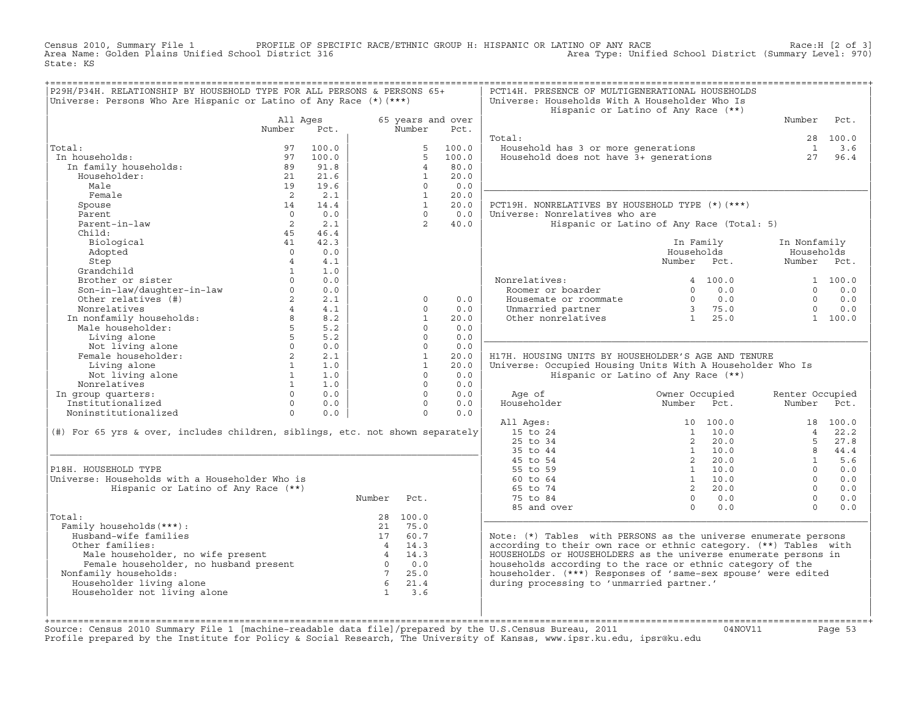Census 2010, Summary File 1 PROFILE OF SPECIFIC RACE/ETHNIC GROUP H: HISPANIC OR LATINO OF ANY RACE Race:H [2 of 3]
Area Name: Golden Plains Unified School District 316 Area Type: Unified School District (Summary Level: 970)
State: KS

## P29H/P34H. RELATIONSHIP BY HOUSEHOLD TYPE FOR ALL PERSONS & PERSONS 65+

Universe: Persons Who Are Hispanic or Latino of Any Race (*)(***)

| | All Ages Number | All Ages Pct. | 65 years and over Number | 65 years and over Pct. |
|---|---|---|---|---|
| Total: | 97 | 100.0 | 5 | 100.0 |
| In households: | 97 | 100.0 | 5 | 100.0 |
| In family households: | 89 | 91.8 | 4 | 80.0 |
| Householder: | 21 | 21.6 | 1 | 20.0 |
| Male | 19 | 19.6 | 0 | 0.0 |
| Female | 2 | 2.1 | 1 | 20.0 |
| Spouse | 14 | 14.4 | 1 | 20.0 |
| Parent | 0 | 0.0 | 0 | 0.0 |
| Parent-in-law | 2 | 2.1 | 2 | 40.0 |
| Child: | 45 | 46.4 | | |
| Biological | 41 | 42.3 | | |
| Adopted | 0 | 0.0 | | |
| Step | 4 | 4.1 | | |
| Grandchild | 1 | 1.0 | | |
| Brother or sister | 0 | 0.0 | | |
| Son-in-law/daughter-in-law | 0 | 0.0 | | |
| Other relatives (#) | 2 | 2.1 | 0 | 0.0 |
| Nonrelatives | 4 | 4.1 | 0 | 0.0 |
| In nonfamily households: | 8 | 8.2 | 1 | 20.0 |
| Male householder: | 5 | 5.2 | 0 | 0.0 |
| Living alone | 5 | 5.2 | 0 | 0.0 |
| Not living alone | 0 | 0.0 | 0 | 0.0 |
| Female householder: | 2 | 2.1 | 1 | 20.0 |
| Living alone | 1 | 1.0 | 1 | 20.0 |
| Not living alone | 1 | 1.0 | 0 | 0.0 |
| Nonrelatives | 1 | 1.0 | 0 | 0.0 |
| In group quarters: | 0 | 0.0 | 0 | 0.0 |
| Institutionalized | 0 | 0.0 | 0 | 0.0 |
| Noninstitutionalized | 0 | 0.0 | 0 | 0.0 |

(#) For 65 yrs & over, includes children, siblings, etc. not shown separately

## P18H. HOUSEHOLD TYPE

Universe: Households with a Householder Who is Hispanic or Latino of Any Race (**)

| | Number | Pct. |
|---|---|---|
| Total: | 28 | 100.0 |
| Family households(***): | 21 | 75.0 |
| Husband-wife families | 17 | 60.7 |
| Other families: | 4 | 14.3 |
| Male householder, no wife present | 4 | 14.3 |
| Female householder, no husband present | 0 | 0.0 |
| Nonfamily households: | 7 | 25.0 |
| Householder living alone | 6 | 21.4 |
| Householder not living alone | 1 | 3.6 |

## PCT14H. PRESENCE OF MULTIGENERATIONAL HOUSEHOLDS

Universe: Households With A Householder Who Is Hispanic or Latino of Any Race (**)

| | Number | Pct. |
|---|---|---|
| Total: | 28 | 100.0 |
| Household has 3 or more generations | 1 | 3.6 |
| Household does not have 3+ generations | 27 | 96.4 |

## PCT19H. NONRELATIVES BY HOUSEHOLD TYPE (*)(***)

Universe: Nonrelatives who are Hispanic or Latino of Any Race (Total: 5)

| | In Family Households Number | In Family Households Pct. | In Nonfamily Households Number | In Nonfamily Households Pct. |
|---|---|---|---|---|
| Nonrelatives: | 4 | 100.0 | 1 | 100.0 |
| Roomer or boarder | 0 | 0.0 | 0 | 0.0 |
| Housemate or roommate | 0 | 0.0 | 0 | 0.0 |
| Unmarried partner | 3 | 75.0 | 0 | 0.0 |
| Other nonrelatives | 1 | 25.0 | 1 | 100.0 |

## H17H. HOUSING UNITS BY HOUSEHOLDER'S AGE AND TENURE

Universe: Occupied Housing Units With A Householder Who Is Hispanic or Latino of Any Race (**)

| Age of Householder | Owner Occupied Number | Owner Occupied Pct. | Renter Occupied Number | Renter Occupied Pct. |
|---|---|---|---|---|
| All Ages: | 10 | 100.0 | 18 | 100.0 |
| 15 to 24 | 1 | 10.0 | 4 | 22.2 |
| 25 to 34 | 2 | 20.0 | 5 | 27.8 |
| 35 to 44 | 1 | 10.0 | 8 | 44.4 |
| 45 to 54 | 2 | 20.0 | 1 | 5.6 |
| 55 to 59 | 1 | 10.0 | 0 | 0.0 |
| 60 to 64 | 1 | 10.0 | 0 | 0.0 |
| 65 to 74 | 2 | 20.0 | 0 | 0.0 |
| 75 to 84 | 0 | 0.0 | 0 | 0.0 |
| 85 and over | 0 | 0.0 | 0 | 0.0 |

Note: (*) Tables with PERSONS as the universe enumerate persons according to their own race or ethnic category. (**) Tables with HOUSEHOLDS or HOUSEHOLDERS as the universe enumerate persons in households according to the race or ethnic category of the householder. (***) Responses of 'same-sex spouse' were edited during processing to 'unmarried partner.'

Source: Census 2010 Summary File 1 [machine-readable data file]/prepared by the U.S.Census Bureau, 2011 04NOV11
Profile prepared by the Institute for Policy & Social Research, The University of Kansas, www.ipsr.ku.edu, ipsr@ku.edu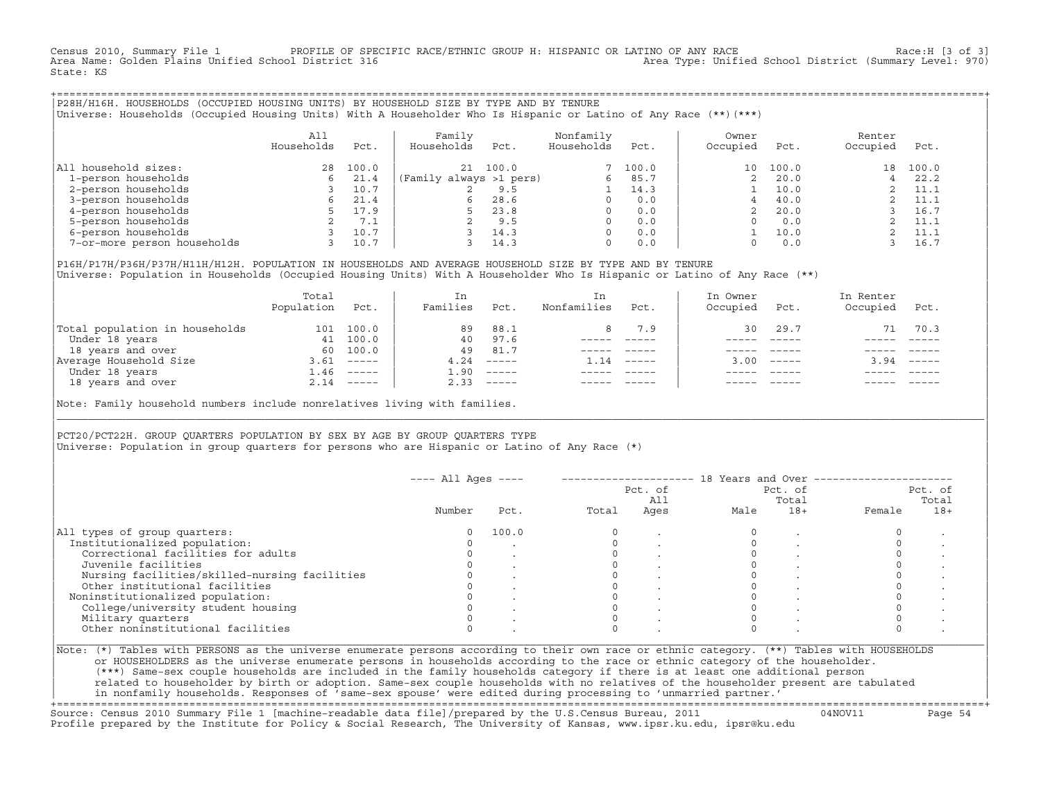Census 2010, Summary File 1 PROFILE OF SPECIFIC RACE/ETHNIC GROUP H: HISPANIC OR LATINO OF ANY RACE Race:H [3 of 3]
Area Name: Golden Plains Unified School District 316 Area Type: Unified School District (Summary Level: 970)
State: KS

## P28H/H16H. HOUSEHOLDS (OCCUPIED HOUSING UNITS) BY HOUSEHOLD SIZE BY TYPE AND BY TENURE

Universe: Households (Occupied Housing Units) With A Householder Who Is Hispanic or Latino of Any Race (**)(***)

| | All Households | Pct. | Family Households | Pct. | Nonfamily Households | Pct. | Owner Occupied | Pct. | Renter Occupied | Pct. |
|---|---|---|---|---|---|---|---|---|---|---|
| All household sizes: | 28 | 100.0 | 21 | 100.0 | 7 | 100.0 | 10 | 100.0 | 18 | 100.0 |
| 1-person households | 6 | 21.4 | (Family always >1 pers) | | 6 | 85.7 | 2 | 20.0 | 4 | 22.2 |
| 2-person households | 3 | 10.7 | 2 | 9.5 | 1 | 14.3 | 1 | 10.0 | 2 | 11.1 |
| 3-person households | 6 | 21.4 | 6 | 28.6 | 0 | 0.0 | 4 | 40.0 | 2 | 11.1 |
| 4-person households | 5 | 17.9 | 5 | 23.8 | 0 | 0.0 | 2 | 20.0 | 3 | 16.7 |
| 5-person households | 2 | 7.1 | 2 | 9.5 | 0 | 0.0 | 0 | 0.0 | 2 | 11.1 |
| 6-person households | 3 | 10.7 | 3 | 14.3 | 0 | 0.0 | 1 | 10.0 | 2 | 11.1 |
| 7-or-more person households | 3 | 10.7 | 3 | 14.3 | 0 | 0.0 | 0 | 0.0 | 3 | 16.7 |

## P16H/P17H/P36H/P37H/H11H/H12H. POPULATION IN HOUSEHOLDS AND AVERAGE HOUSEHOLD SIZE BY TYPE AND BY TENURE

Universe: Population in Households (Occupied Housing Units) With A Householder Who Is Hispanic or Latino of Any Race (**)

| | Total Population | Pct. | In Families | Pct. | In Nonfamilies | Pct. | In Owner Occupied | Pct. | In Renter Occupied | Pct. |
|---|---|---|---|---|---|---|---|---|---|---|
| Total population in households | 101 | 100.0 | 89 | 88.1 | 8 | 7.9 | 30 | 29.7 | 71 | 70.3 |
| Under 18 years | 41 | 100.0 | 40 | 97.6 | ----- | ----- | ----- | ----- | ----- | ----- |
| 18 years and over | 60 | 100.0 | 49 | 81.7 | ----- | ----- | ----- | ----- | ----- | ----- |
| Average Household Size | 3.61 | ----- | 4.24 | ----- | 1.14 | ----- | 3.00 | ----- | 3.94 | ----- |
| Under 18 years | 1.46 | ----- | 1.90 | ----- | ----- | ----- | ----- | ----- | ----- | ----- |
| 18 years and over | 2.14 | ----- | 2.33 | ----- | ----- | ----- | ----- | ----- | ----- | ----- |

Note: Family household numbers include nonrelatives living with families.

## PCT20/PCT22H. GROUP QUARTERS POPULATION BY SEX BY AGE BY GROUP QUARTERS TYPE

Universe: Population in group quarters for persons who are Hispanic or Latino of Any Race (*)

| | All Ages | | 18 Years and Over | | | | | |
|---|---|---|---|---|---|---|---|---|
| | Number | Pct. | Total | Pct. of All Ages | Male | Pct. of Total 18+ | Female | Pct. of Total 18+ |
| All types of group quarters: | 0 | 100.0 | 0 | . | 0 | . | 0 | . |
| Institutionalized population: | 0 | . | 0 | . | 0 | . | 0 | . |
| Correctional facilities for adults | 0 | . | 0 | . | 0 | . | 0 | . |
| Juvenile facilities | 0 | . | 0 | . | 0 | . | 0 | . |
| Nursing facilities/skilled-nursing facilities | 0 | . | 0 | . | 0 | . | 0 | . |
| Other institutional facilities | 0 | . | 0 | . | 0 | . | 0 | . |
| Noninstitutionalized population: | 0 | . | 0 | . | 0 | . | 0 | . |
| College/university student housing | 0 | . | 0 | . | 0 | . | 0 | . |
| Military quarters | 0 | . | 0 | . | 0 | . | 0 | . |
| Other noninstitutional facilities | 0 | . | 0 | . | 0 | . | 0 | . |

Note: (*) Tables with PERSONS as the universe enumerate persons according to their own race or ethnic category. (**) Tables with HOUSEHOLDS or HOUSEHOLDERS as the universe enumerate persons in households according to the race or ethnic category of the householder. (***) Same-sex couple households are included in the family households category if there is at least one additional person related to householder by birth or adoption. Same-sex couple households with no relatives of the householder present are tabulated in nonfamily households. Responses of 'same-sex spouse' were edited during processing to 'unmarried partner.'

Source: Census 2010 Summary File 1 [machine-readable data file]/prepared by the U.S.Census Bureau, 2011 04NOV11
Profile prepared by the Institute for Policy & Social Research, The University of Kansas, www.ipsr.ku.edu, ipsr@ku.edu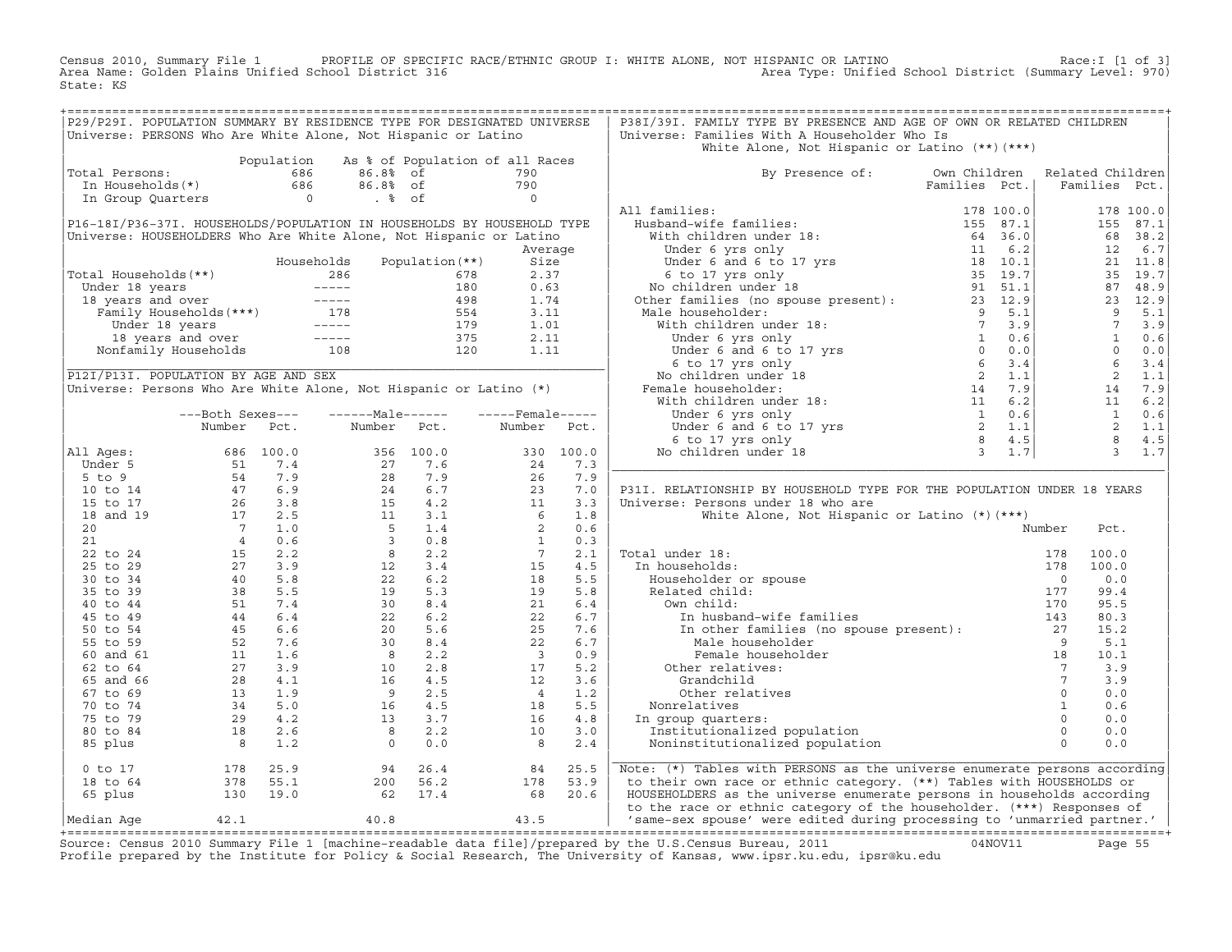Census 2010, Summary File 1 PROFILE OF SPECIFIC RACE/ETHNIC GROUP I: WHITE ALONE, NOT HISPANIC OR LATINO Race:I [1 of 3]
Area Name: Golden Plains Unified School District 316 Area Type: Unified School District (Summary Level: 970)
State: KS

## P29/P29I. POPULATION SUMMARY BY RESIDENCE TYPE FOR DESIGNATED UNIVERSE

Universe: PERSONS Who Are White Alone, Not Hispanic or Latino

| | Population | As % of Population of all Races | | |
|---|---|---|---|---|
| Total Persons: | 686 | 86.8% | of | 790 |
| In Households(*) | 686 | 86.8% | of | 790 |
| In Group Quarters | 0 | . % | of | 0 |

## P16-18I/P36-37I. HOUSEHOLDS/POPULATION IN HOUSEHOLDS BY HOUSEHOLD TYPE

Universe: HOUSEHOLDERS Who Are White Alone, Not Hispanic or Latino

| | Households | Population(**) | Average Size |
|---|---|---|---|
| Total Households(**) | 286 | 678 | 2.37 |
| Under 18 years | ----- | 180 | 0.63 |
| 18 years and over | ----- | 498 | 1.74 |
| Family Households(***) | 178 | 554 | 3.11 |
| Under 18 years | ----- | 179 | 1.01 |
| 18 years and over | ----- | 375 | 2.11 |
| Nonfamily Households | 108 | 120 | 1.11 |

## P12I/P13I. POPULATION BY AGE AND SEX

Universe: Persons Who Are White Alone, Not Hispanic or Latino (*)

| | Both Sexes Number | Both Sexes Pct. | Male Number | Male Pct. | Female Number | Female Pct. |
|---|---|---|---|---|---|---|
| All Ages: | 686 | 100.0 | 356 | 100.0 | 330 | 100.0 |
| Under 5 | 51 | 7.4 | 27 | 7.6 | 24 | 7.3 |
| 5 to 9 | 54 | 7.9 | 28 | 7.9 | 26 | 7.9 |
| 10 to 14 | 47 | 6.9 | 24 | 6.7 | 23 | 7.0 |
| 15 to 17 | 26 | 3.8 | 15 | 4.2 | 11 | 3.3 |
| 18 and 19 | 17 | 2.5 | 11 | 3.1 | 6 | 1.8 |
| 20 | 7 | 1.0 | 5 | 1.4 | 2 | 0.6 |
| 21 | 4 | 0.6 | 3 | 0.8 | 1 | 0.3 |
| 22 to 24 | 15 | 2.2 | 8 | 2.2 | 7 | 2.1 |
| 25 to 29 | 27 | 3.9 | 12 | 3.4 | 15 | 4.5 |
| 30 to 34 | 40 | 5.8 | 22 | 6.2 | 18 | 5.5 |
| 35 to 39 | 38 | 5.5 | 19 | 5.3 | 19 | 5.8 |
| 40 to 44 | 51 | 7.4 | 30 | 8.4 | 21 | 6.4 |
| 45 to 49 | 44 | 6.4 | 22 | 6.2 | 22 | 6.7 |
| 50 to 54 | 45 | 6.6 | 20 | 5.6 | 25 | 7.6 |
| 55 to 59 | 52 | 7.6 | 30 | 8.4 | 22 | 6.7 |
| 60 and 61 | 11 | 1.6 | 8 | 2.2 | 3 | 0.9 |
| 62 to 64 | 27 | 3.9 | 10 | 2.8 | 17 | 5.2 |
| 65 and 66 | 28 | 4.1 | 16 | 4.5 | 12 | 3.6 |
| 67 to 69 | 13 | 1.9 | 9 | 2.5 | 4 | 1.2 |
| 70 to 74 | 34 | 5.0 | 16 | 4.5 | 18 | 5.5 |
| 75 to 79 | 29 | 4.2 | 13 | 3.7 | 16 | 4.8 |
| 80 to 84 | 18 | 2.6 | 8 | 2.2 | 10 | 3.0 |
| 85 plus | 8 | 1.2 | 0 | 0.0 | 8 | 2.4 |
| 0 to 17 | 178 | 25.9 | 94 | 26.4 | 84 | 25.5 |
| 18 to 64 | 378 | 55.1 | 200 | 56.2 | 178 | 53.9 |
| 65 plus | 130 | 19.0 | 62 | 17.4 | 68 | 20.6 |
| Median Age | 42.1 | | 40.8 | | 43.5 | |

## P38I/39I. FAMILY TYPE BY PRESENCE AND AGE OF OWN OR RELATED CHILDREN

Universe: Families With A Householder Who Is White Alone, Not Hispanic or Latino (**)(***)

| By Presence of: | Own Children Families | Own Children Pct. | Related Children Families | Related Children Pct. |
|---|---|---|---|---|
| All families: | 178 | 100.0 | 178 | 100.0 |
| Husband-wife families: | 155 | 87.1 | 155 | 87.1 |
| With children under 18: | 64 | 36.0 | 68 | 38.2 |
| Under 6 yrs only | 11 | 6.2 | 12 | 6.7 |
| Under 6 and 6 to 17 yrs | 18 | 10.1 | 21 | 11.8 |
| 6 to 17 yrs only | 35 | 19.7 | 35 | 19.7 |
| No children under 18 | 91 | 51.1 | 87 | 48.9 |
| Other families (no spouse present): | 23 | 12.9 | 23 | 12.9 |
| Male householder: | 9 | 5.1 | 9 | 5.1 |
| With children under 18: | 7 | 3.9 | 7 | 3.9 |
| Under 6 yrs only | 1 | 0.6 | 1 | 0.6 |
| Under 6 and 6 to 17 yrs | 0 | 0.0 | 0 | 0.0 |
| 6 to 17 yrs only | 6 | 3.4 | 6 | 3.4 |
| No children under 18 | 2 | 1.1 | 2 | 1.1 |
| Female householder: | 14 | 7.9 | 14 | 7.9 |
| With children under 18: | 11 | 6.2 | 11 | 6.2 |
| Under 6 yrs only | 1 | 0.6 | 1 | 0.6 |
| Under 6 and 6 to 17 yrs | 2 | 1.1 | 2 | 1.1 |
| 6 to 17 yrs only | 8 | 4.5 | 8 | 4.5 |
| No children under 18 | 3 | 1.7 | 3 | 1.7 |

## P31I. RELATIONSHIP BY HOUSEHOLD TYPE FOR THE POPULATION UNDER 18 YEARS

Universe: Persons under 18 who are White Alone, Not Hispanic or Latino (*)(***)

| | Number | Pct. |
|---|---|---|
| Total under 18: | 178 | 100.0 |
| In households: | 178 | 100.0 |
| Householder or spouse | 0 | 0.0 |
| Related child: | 177 | 99.4 |
| Own child: | 170 | 95.5 |
| In husband-wife families | 143 | 80.3 |
| In other families (no spouse present): | 27 | 15.2 |
| Male householder | 9 | 5.1 |
| Female householder | 18 | 10.1 |
| Other relatives: | 7 | 3.9 |
| Grandchild | 7 | 3.9 |
| Other relatives | 0 | 0.0 |
| Nonrelatives | 1 | 0.6 |
| In group quarters: | 0 | 0.0 |
| Institutionalized population | 0 | 0.0 |
| Noninstitutionalized population | 0 | 0.0 |

Note: (*) Tables with PERSONS as the universe enumerate persons according to their own race or ethnic category. (**) Tables with HOUSEHOLDS or HOUSEHOLDERS as the universe enumerate persons in households according to the race or ethnic category of the householder. (***) Responses of 'same-sex spouse' were edited during processing to 'unmarried partner.'

Source: Census 2010 Summary File 1 [machine-readable data file]/prepared by the U.S.Census Bureau, 2011 04NOV11
Profile prepared by the Institute for Policy & Social Research, The University of Kansas, www.ipsr.ku.edu, ipsr@ku.edu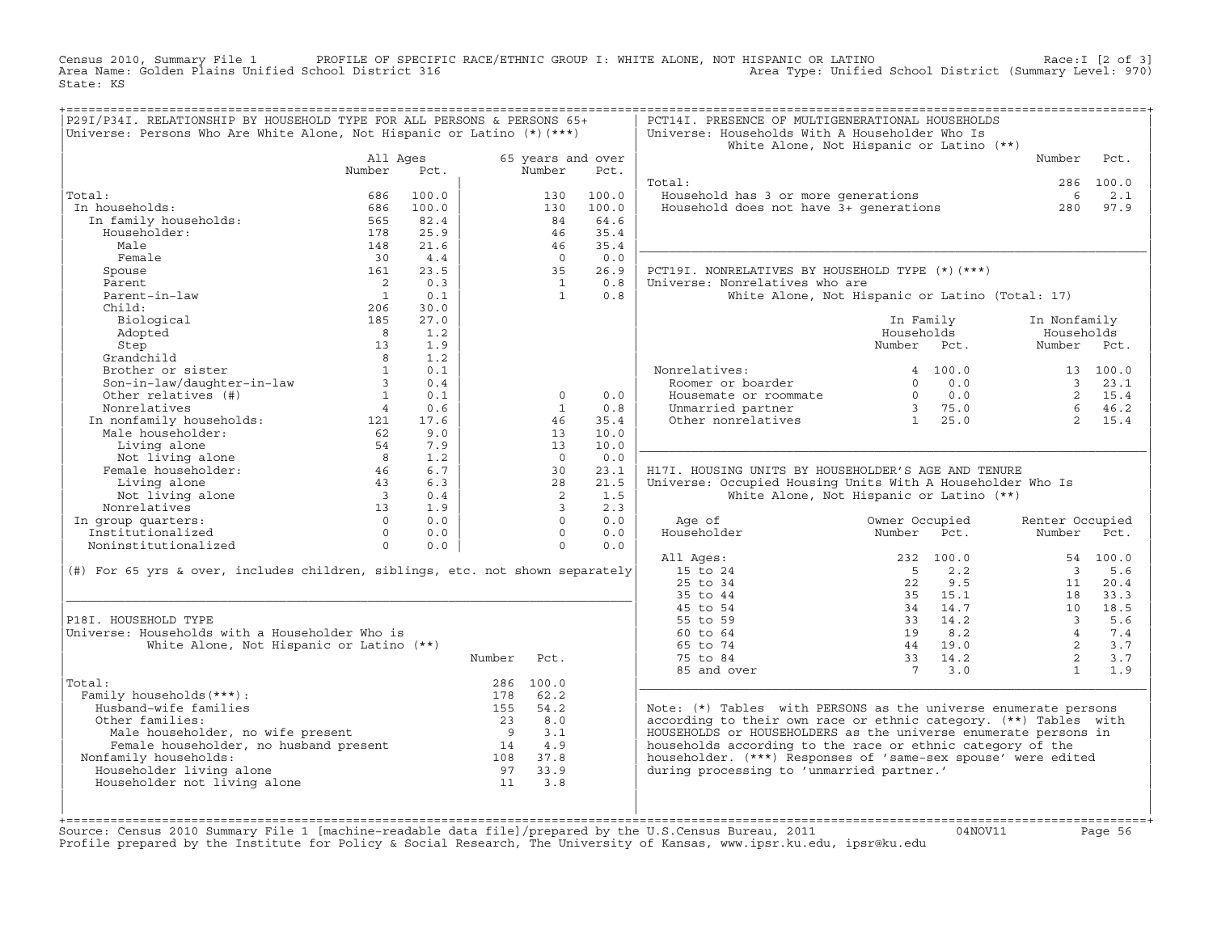Census 2010, Summary File 1 PROFILE OF SPECIFIC RACE/ETHNIC GROUP I: WHITE ALONE, NOT HISPANIC OR LATINO Race:I [2 of 3]
Area Name: Golden Plains Unified School District 316 Area Type: Unified School District (Summary Level: 970)
State: KS

## P29I/P34I. RELATIONSHIP BY HOUSEHOLD TYPE FOR ALL PERSONS & PERSONS 65+

Universe: Persons Who Are White Alone, Not Hispanic or Latino (*)(***)

| | All Ages Number | All Ages Pct. | 65 years and over Number | 65 years and over Pct. |
|---|---|---|---|---|
| Total: | 686 | 100.0 | 130 | 100.0 |
| In households: | 686 | 100.0 | 130 | 100.0 |
| In family households: | 565 | 82.4 | 84 | 64.6 |
| Householder: | 178 | 25.9 | 46 | 35.4 |
| Male | 148 | 21.6 | 46 | 35.4 |
| Female | 30 | 4.4 | 0 | 0.0 |
| Spouse | 161 | 23.5 | 35 | 26.9 |
| Parent | 2 | 0.3 | 1 | 0.8 |
| Parent-in-law | 1 | 0.1 | 1 | 0.8 |
| Child: | 206 | 30.0 | | |
| Biological | 185 | 27.0 | | |
| Adopted | 8 | 1.2 | | |
| Step | 13 | 1.9 | | |
| Grandchild | 8 | 1.2 | | |
| Brother or sister | 1 | 0.1 | | |
| Son-in-law/daughter-in-law | 3 | 0.4 | | |
| Other relatives (#) | 1 | 0.1 | 0 | 0.0 |
| Nonrelatives | 4 | 0.6 | 1 | 0.8 |
| In nonfamily households: | 121 | 17.6 | 46 | 35.4 |
| Male householder: | 62 | 9.0 | 13 | 10.0 |
| Living alone | 54 | 7.9 | 13 | 10.0 |
| Not living alone | 8 | 1.2 | 0 | 0.0 |
| Female householder: | 46 | 6.7 | 30 | 23.1 |
| Living alone | 43 | 6.3 | 28 | 21.5 |
| Not living alone | 3 | 0.4 | 2 | 1.5 |
| Nonrelatives | 13 | 1.9 | 3 | 2.3 |
| In group quarters: | 0 | 0.0 | 0 | 0.0 |
| Institutionalized | 0 | 0.0 | 0 | 0.0 |
| Noninstitutionalized | 0 | 0.0 | 0 | 0.0 |

(#) For 65 yrs & over, includes children, siblings, etc. not shown separately

## P18I. HOUSEHOLD TYPE

Universe: Households with a Householder Who is White Alone, Not Hispanic or Latino (**)

| | Number | Pct. |
|---|---|---|
| Total: | 286 | 100.0 |
| Family households(***): | 178 | 62.2 |
| Husband-wife families | 155 | 54.2 |
| Other families: | 23 | 8.0 |
| Male householder, no wife present | 9 | 3.1 |
| Female householder, no husband present | 14 | 4.9 |
| Nonfamily households: | 108 | 37.8 |
| Householder living alone | 97 | 33.9 |
| Householder not living alone | 11 | 3.8 |

## PCT14I. PRESENCE OF MULTIGENERATIONAL HOUSEHOLDS

Universe: Households With A Householder Who Is White Alone, Not Hispanic or Latino (**)

| | Number | Pct. |
|---|---|---|
| Total: | 286 | 100.0 |
| Household has 3 or more generations | 6 | 2.1 |
| Household does not have 3+ generations | 280 | 97.9 |

## PCT19I. NONRELATIVES BY HOUSEHOLD TYPE (*)(***)

Universe: Nonrelatives who are White Alone, Not Hispanic or Latino (Total: 17)

| | In Family Households Number | In Family Households Pct. | In Nonfamily Households Number | In Nonfamily Households Pct. |
|---|---|---|---|---|
| Nonrelatives: | 4 | 100.0 | 13 | 100.0 |
| Roomer or boarder | 0 | 0.0 | 3 | 23.1 |
| Housemate or roommate | 0 | 0.0 | 2 | 15.4 |
| Unmarried partner | 3 | 75.0 | 6 | 46.2 |
| Other nonrelatives | 1 | 25.0 | 2 | 15.4 |

## H17I. HOUSING UNITS BY HOUSEHOLDER'S AGE AND TENURE

Universe: Occupied Housing Units With A Householder Who Is White Alone, Not Hispanic or Latino (**)

| Age of Householder | Owner Occupied Number | Owner Occupied Pct. | Renter Occupied Number | Renter Occupied Pct. |
|---|---|---|---|---|
| All Ages: | 232 | 100.0 | 54 | 100.0 |
| 15 to 24 | 5 | 2.2 | 3 | 5.6 |
| 25 to 34 | 22 | 9.5 | 11 | 20.4 |
| 35 to 44 | 35 | 15.1 | 18 | 33.3 |
| 45 to 54 | 34 | 14.7 | 10 | 18.5 |
| 55 to 59 | 33 | 14.2 | 3 | 5.6 |
| 60 to 64 | 19 | 8.2 | 4 | 7.4 |
| 65 to 74 | 44 | 19.0 | 2 | 3.7 |
| 75 to 84 | 33 | 14.2 | 2 | 3.7 |
| 85 and over | 7 | 3.0 | 1 | 1.9 |

Note: (*) Tables with PERSONS as the universe enumerate persons according to their own race or ethnic category. (**) Tables with HOUSEHOLDS or HOUSEHOLDERS as the universe enumerate persons in households according to the race or ethnic category of the householder. (***) Responses of 'same-sex spouse' were edited during processing to 'unmarried partner.'

Source: Census 2010 Summary File 1 [machine-readable data file]/prepared by the U.S.Census Bureau, 2011 04NOV11
Profile prepared by the Institute for Policy & Social Research, The University of Kansas, www.ipsr.ku.edu, ipsr@ku.edu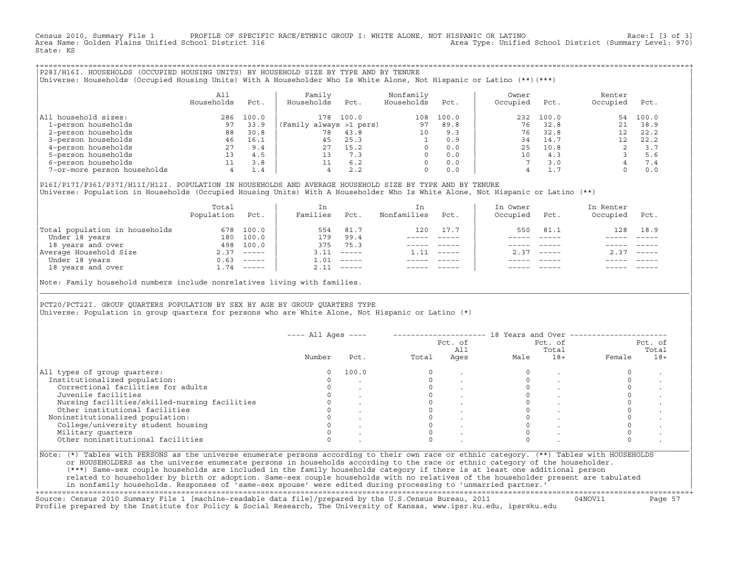Census 2010, Summary File 1 PROFILE OF SPECIFIC RACE/ETHNIC GROUP I: WHITE ALONE, NOT HISPANIC OR LATINO Race:I [3 of 3]
Area Name: Golden Plains Unified School District 316 Area Type: Unified School District (Summary Level: 970)
State: KS

## P28I/H16I. HOUSEHOLDS (OCCUPIED HOUSING UNITS) BY HOUSEHOLD SIZE BY TYPE AND BY TENURE

Universe: Households (Occupied Housing Units) With A Householder Who Is White Alone, Not Hispanic or Latino (**)(***)

| | All Households | Pct. | Family Households | Pct. | Nonfamily Households | Pct. | Owner Occupied | Pct. | Renter Occupied | Pct. |
|---|---|---|---|---|---|---|---|---|---|---|
| All household sizes: | 286 | 100.0 | 178 | 100.0 | 108 | 100.0 | 232 | 100.0 | 54 | 100.0 |
| 1-person households | 97 | 33.9 | (Family always >1 pers) | | 97 | 89.8 | 76 | 32.8 | 21 | 38.9 |
| 2-person households | 88 | 30.8 | 78 | 43.8 | 10 | 9.3 | 76 | 32.8 | 12 | 22.2 |
| 3-person households | 46 | 16.1 | 45 | 25.3 | 1 | 0.9 | 34 | 14.7 | 12 | 22.2 |
| 4-person households | 27 | 9.4 | 27 | 15.2 | 0 | 0.0 | 25 | 10.8 | 2 | 3.7 |
| 5-person households | 13 | 4.5 | 13 | 7.3 | 0 | 0.0 | 10 | 4.3 | 3 | 5.6 |
| 6-person households | 11 | 3.8 | 11 | 6.2 | 0 | 0.0 | 7 | 3.0 | 4 | 7.4 |
| 7-or-more person households | 4 | 1.4 | 4 | 2.2 | 0 | 0.0 | 4 | 1.7 | 0 | 0.0 |

## P16I/P17I/P36I/P37I/H11I/H12I. POPULATION IN HOUSEHOLDS AND AVERAGE HOUSEHOLD SIZE BY TYPE AND BY TENURE

Universe: Population in Households (Occupied Housing Units) With A Householder Who Is White Alone, Not Hispanic or Latino (**)

| | Total Population | Pct. | In Families | Pct. | In Nonfamilies | Pct. | In Owner Occupied | Pct. | In Renter Occupied | Pct. |
|---|---|---|---|---|---|---|---|---|---|---|
| Total population in households | 678 | 100.0 | 554 | 81.7 | 120 | 17.7 | 550 | 81.1 | 128 | 18.9 |
| Under 18 years | 180 | 100.0 | 179 | 99.4 | ----- | ----- | ----- | ----- | ----- | ----- |
| 18 years and over | 498 | 100.0 | 375 | 75.3 | ----- | ----- | ----- | ----- | ----- | ----- |
| Average Household Size | 2.37 | ----- | 3.11 | ----- | 1.11 | ----- | 2.37 | ----- | 2.37 | ----- |
| Under 18 years | 0.63 | ----- | 1.01 | ----- | ----- | ----- | ----- | ----- | ----- | ----- |
| 18 years and over | 1.74 | ----- | 2.11 | ----- | ----- | ----- | ----- | ----- | ----- | ----- |

Note: Family household numbers include nonrelatives living with families.

## PCT20/PCT22I. GROUP QUARTERS POPULATION BY SEX BY AGE BY GROUP QUARTERS TYPE

Universe: Population in group quarters for persons who are White Alone, Not Hispanic or Latino (*)

| | All Ages | | 18 Years and Over | | | | | |
|---|---|---|---|---|---|---|---|---|
| | Number | Pct. | Total | Pct. of All Ages | Male | Pct. of Total 18+ | Female | Pct. of Total 18+ |
| All types of group quarters: | 0 | 100.0 | 0 | . | 0 | . | 0 | . |
| Institutionalized population: | 0 | . | 0 | . | 0 | . | 0 | . |
| Correctional facilities for adults | 0 | . | 0 | . | 0 | . | 0 | . |
| Juvenile facilities | 0 | . | 0 | . | 0 | . | 0 | . |
| Nursing facilities/skilled-nursing facilities | 0 | . | 0 | . | 0 | . | 0 | . |
| Other institutional facilities | 0 | . | 0 | . | 0 | . | 0 | . |
| Noninstitutionalized population: | 0 | . | 0 | . | 0 | . | 0 | . |
| College/university student housing | 0 | . | 0 | . | 0 | . | 0 | . |
| Military quarters | 0 | . | 0 | . | 0 | . | 0 | . |
| Other noninstitutional facilities | 0 | . | 0 | . | 0 | . | 0 | . |

Note: (*) Tables with PERSONS as the universe enumerate persons according to their own race or ethnic category. (**) Tables with HOUSEHOLDS or HOUSEHOLDERS as the universe enumerate persons in households according to the race or ethnic category of the householder. (***) Same-sex couple households are included in the family households category if there is at least one additional person related to householder by birth or adoption. Same-sex couple households with no relatives of the householder present are tabulated in nonfamily households. Responses of 'same-sex spouse' were edited during processing to 'unmarried partner.'

Source: Census 2010 Summary File 1 [machine-readable data file]/prepared by the U.S.Census Bureau, 2011 04NOV11
Profile prepared by the Institute for Policy & Social Research, The University of Kansas, www.ipsr.ku.edu, ipsr@ku.edu